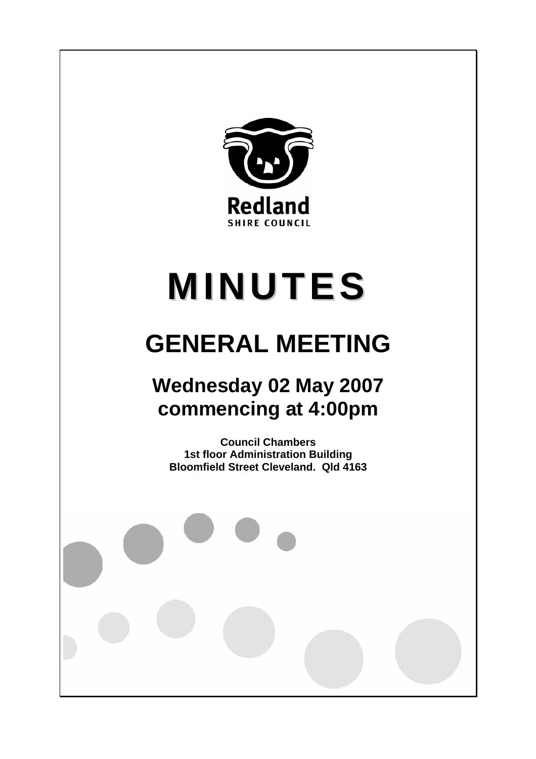Redland

SHIRE COUNCIL

# MINUTES

# GENERAL MEETING

## Wednesday 02 May 2007 commencing at 4:00pm

**Council Chambers**
**1st floor Administration Building**
**Bloomfield Street Cleveland. Qld 4163**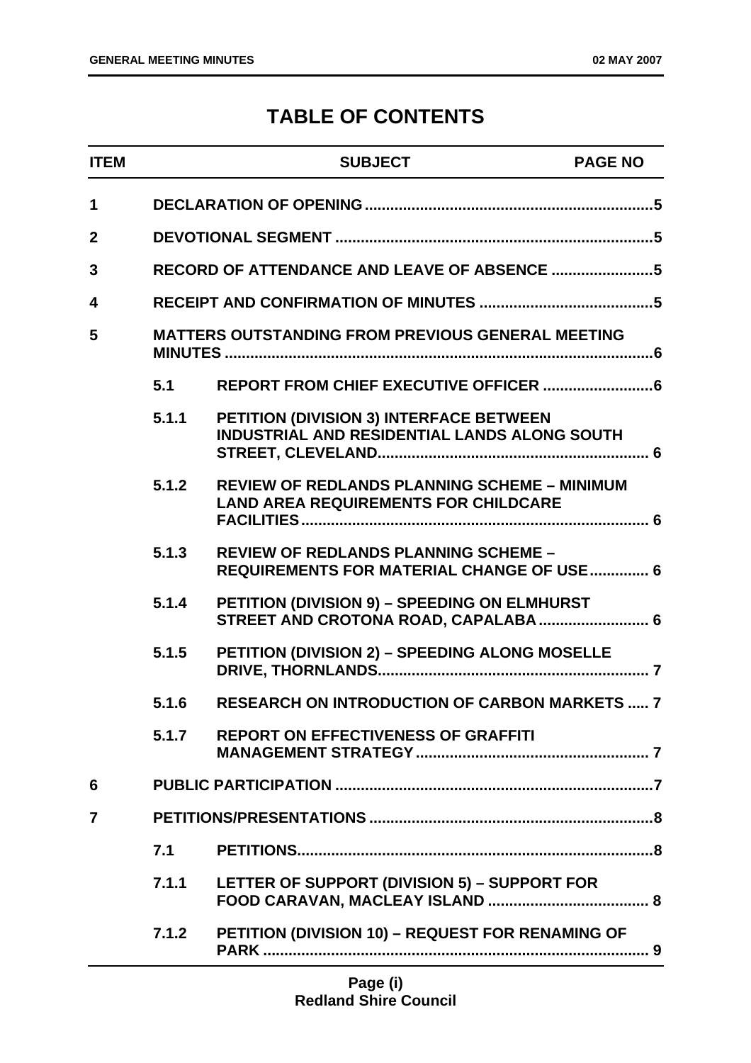# TABLE OF CONTENTS

| ITEM | | SUBJECT | PAGE NO |
|---|---|---|---|
| 1 | | DECLARATION OF OPENING | 5 |
| 2 | | DEVOTIONAL SEGMENT | 5 |
| 3 | | RECORD OF ATTENDANCE AND LEAVE OF ABSENCE | 5 |
| 4 | | RECEIPT AND CONFIRMATION OF MINUTES | 5 |
| 5 | | MATTERS OUTSTANDING FROM PREVIOUS GENERAL MEETING MINUTES | 6 |
| | 5.1 | REPORT FROM CHIEF EXECUTIVE OFFICER | 6 |
| | 5.1.1 | PETITION (DIVISION 3) INTERFACE BETWEEN INDUSTRIAL AND RESIDENTIAL LANDS ALONG SOUTH STREET, CLEVELAND | 6 |
| | 5.1.2 | REVIEW OF REDLANDS PLANNING SCHEME – MINIMUM LAND AREA REQUIREMENTS FOR CHILDCARE FACILITIES | 6 |
| | 5.1.3 | REVIEW OF REDLANDS PLANNING SCHEME – REQUIREMENTS FOR MATERIAL CHANGE OF USE | 6 |
| | 5.1.4 | PETITION (DIVISION 9) – SPEEDING ON ELMHURST STREET AND CROTONA ROAD, CAPALABA | 6 |
| | 5.1.5 | PETITION (DIVISION 2) – SPEEDING ALONG MOSELLE DRIVE, THORNLANDS | 7 |
| | 5.1.6 | RESEARCH ON INTRODUCTION OF CARBON MARKETS | 7 |
| | 5.1.7 | REPORT ON EFFECTIVENESS OF GRAFFITI MANAGEMENT STRATEGY | 7 |
| 6 | | PUBLIC PARTICIPATION | 7 |
| 7 | | PETITIONS/PRESENTATIONS | 8 |
| | 7.1 | PETITIONS | 8 |
| | 7.1.1 | LETTER OF SUPPORT (DIVISION 5) – SUPPORT FOR FOOD CARAVAN, MACLEAY ISLAND | 8 |
| | 7.1.2 | PETITION (DIVISION 10) – REQUEST FOR RENAMING OF PARK | 9 |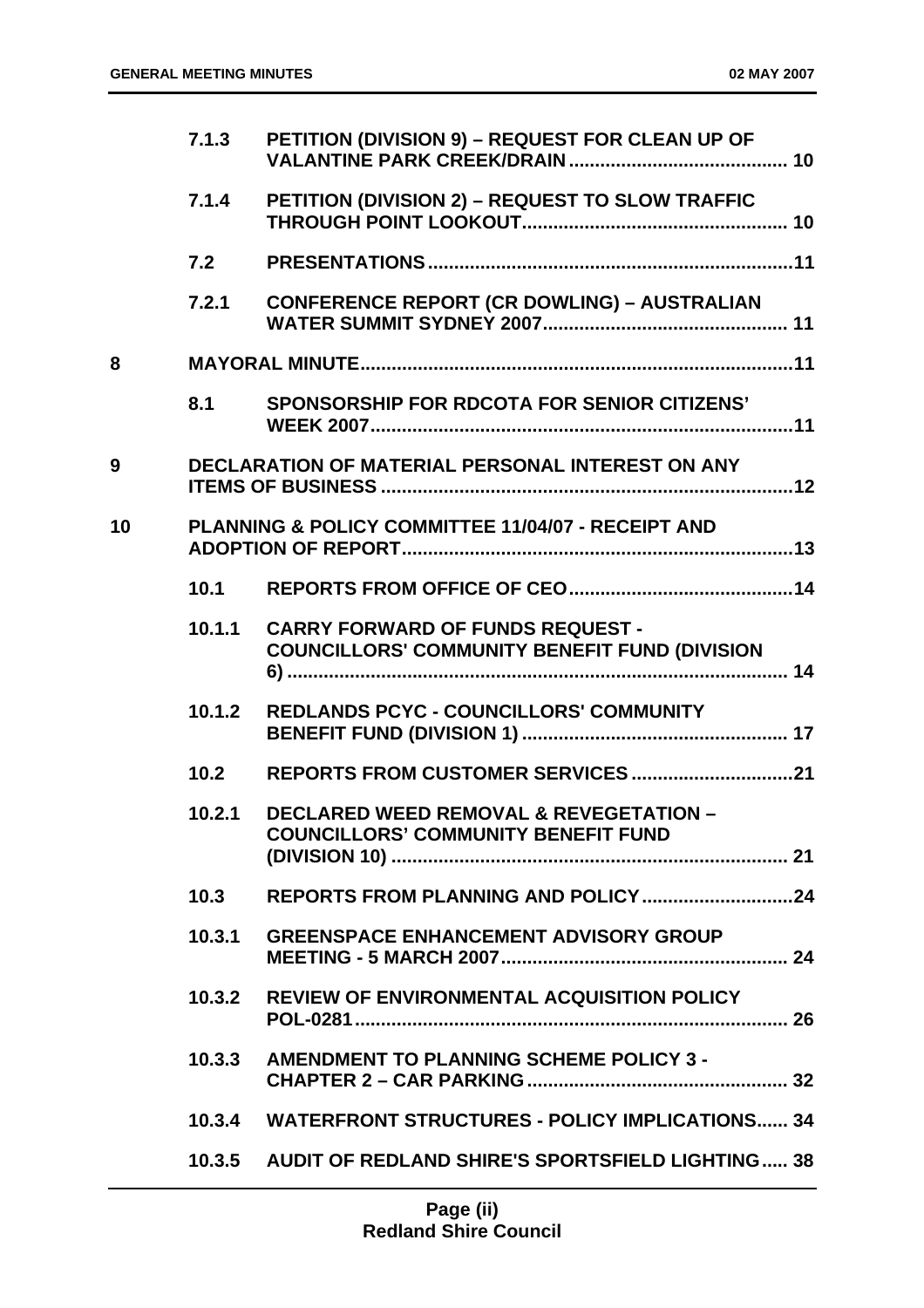| | | | |
|---|---|---|---|
| | 7.1.3 | PETITION (DIVISION 9) – REQUEST FOR CLEAN UP OF VALANTINE PARK CREEK/DRAIN | 10 |
| | 7.1.4 | PETITION (DIVISION 2) – REQUEST TO SLOW TRAFFIC THROUGH POINT LOOKOUT | 10 |
| | 7.2 | PRESENTATIONS | 11 |
| | 7.2.1 | CONFERENCE REPORT (CR DOWLING) – AUSTRALIAN WATER SUMMIT SYDNEY 2007 | 11 |
| 8 | | MAYORAL MINUTE | 11 |
| | 8.1 | SPONSORSHIP FOR RDCOTA FOR SENIOR CITIZENS' WEEK 2007 | 11 |
| 9 | | DECLARATION OF MATERIAL PERSONAL INTEREST ON ANY ITEMS OF BUSINESS | 12 |
| 10 | | PLANNING & POLICY COMMITTEE 11/04/07 - RECEIPT AND ADOPTION OF REPORT | 13 |
| | 10.1 | REPORTS FROM OFFICE OF CEO | 14 |
| | 10.1.1 | CARRY FORWARD OF FUNDS REQUEST - COUNCILLORS' COMMUNITY BENEFIT FUND (DIVISION 6) | 14 |
| | 10.1.2 | REDLANDS PCYC - COUNCILLORS' COMMUNITY BENEFIT FUND (DIVISION 1) | 17 |
| | 10.2 | REPORTS FROM CUSTOMER SERVICES | 21 |
| | 10.2.1 | DECLARED WEED REMOVAL & REVEGETATION – COUNCILLORS' COMMUNITY BENEFIT FUND (DIVISION 10) | 21 |
| | 10.3 | REPORTS FROM PLANNING AND POLICY | 24 |
| | 10.3.1 | GREENSPACE ENHANCEMENT ADVISORY GROUP MEETING - 5 MARCH 2007 | 24 |
| | 10.3.2 | REVIEW OF ENVIRONMENTAL ACQUISITION POLICY POL-0281 | 26 |
| | 10.3.3 | AMENDMENT TO PLANNING SCHEME POLICY 3 - CHAPTER 2 – CAR PARKING | 32 |
| | 10.3.4 | WATERFRONT STRUCTURES - POLICY IMPLICATIONS | 34 |
| | 10.3.5 | AUDIT OF REDLAND SHIRE'S SPORTSFIELD LIGHTING | 38 |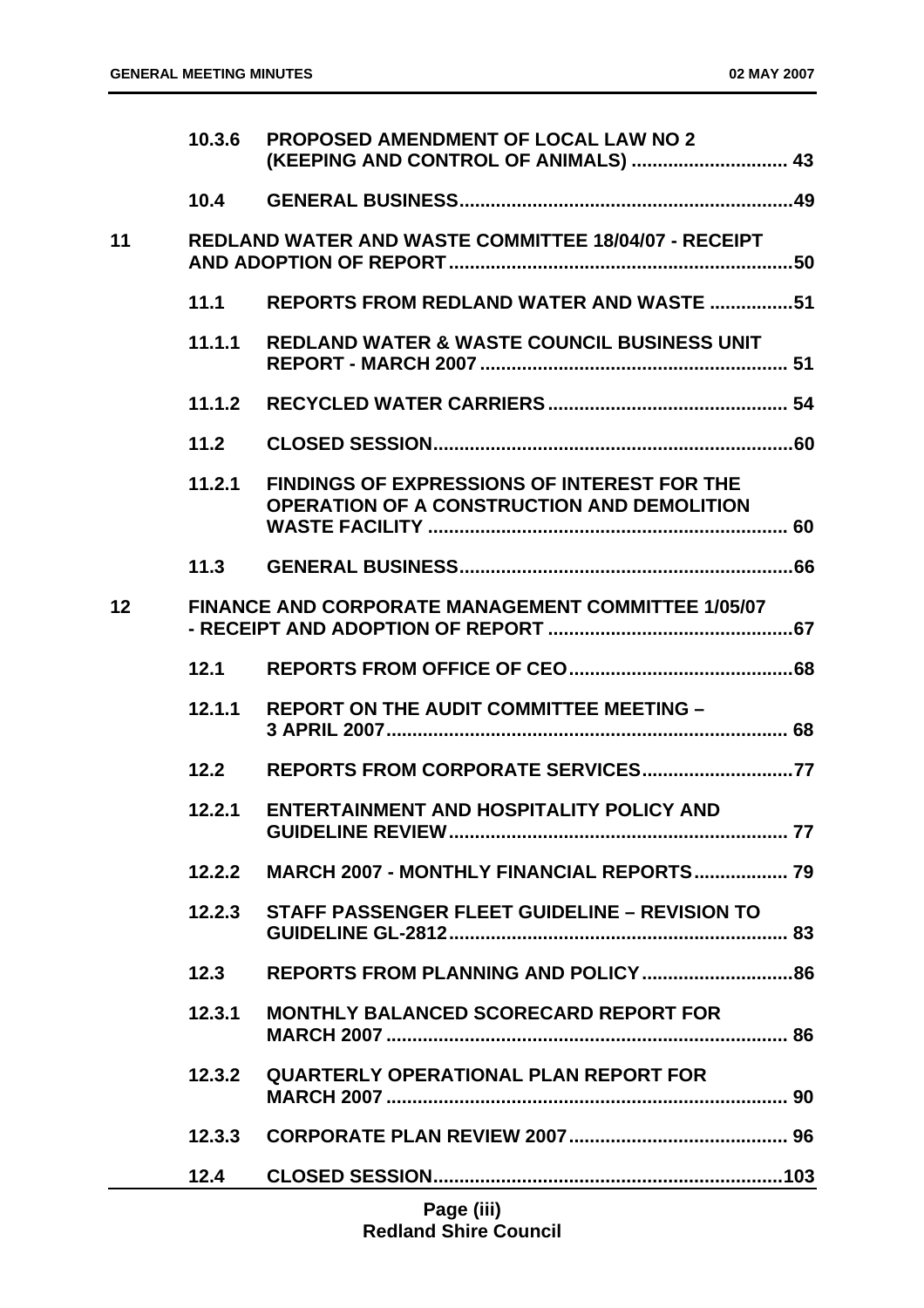| | | | |
|---|---|---|---|
| | **10.3.6** | **PROPOSED AMENDMENT OF LOCAL LAW NO 2 (KEEPING AND CONTROL OF ANIMALS)** | **43** |
| | **10.4** | **GENERAL BUSINESS** | **49** |
| **11** | **REDLAND WATER AND WASTE COMMITTEE 18/04/07 - RECEIPT AND ADOPTION OF REPORT** | | **50** |
| | **11.1** | **REPORTS FROM REDLAND WATER AND WASTE** | **51** |
| | **11.1.1** | **REDLAND WATER & WASTE COUNCIL BUSINESS UNIT REPORT - MARCH 2007** | **51** |
| | **11.1.2** | **RECYCLED WATER CARRIERS** | **54** |
| | **11.2** | **CLOSED SESSION** | **60** |
| | **11.2.1** | **FINDINGS OF EXPRESSIONS OF INTEREST FOR THE OPERATION OF A CONSTRUCTION AND DEMOLITION WASTE FACILITY** | **60** |
| | **11.3** | **GENERAL BUSINESS** | **66** |
| **12** | **FINANCE AND CORPORATE MANAGEMENT COMMITTEE 1/05/07 - RECEIPT AND ADOPTION OF REPORT** | | **67** |
| | **12.1** | **REPORTS FROM OFFICE OF CEO** | **68** |
| | **12.1.1** | **REPORT ON THE AUDIT COMMITTEE MEETING – 3 APRIL 2007** | **68** |
| | **12.2** | **REPORTS FROM CORPORATE SERVICES** | **77** |
| | **12.2.1** | **ENTERTAINMENT AND HOSPITALITY POLICY AND GUIDELINE REVIEW** | **77** |
| | **12.2.2** | **MARCH 2007 - MONTHLY FINANCIAL REPORTS** | **79** |
| | **12.2.3** | **STAFF PASSENGER FLEET GUIDELINE – REVISION TO GUIDELINE GL-2812** | **83** |
| | **12.3** | **REPORTS FROM PLANNING AND POLICY** | **86** |
| | **12.3.1** | **MONTHLY BALANCED SCORECARD REPORT FOR MARCH 2007** | **86** |
| | **12.3.2** | **QUARTERLY OPERATIONAL PLAN REPORT FOR MARCH 2007** | **90** |
| | **12.3.3** | **CORPORATE PLAN REVIEW 2007** | **96** |
| | **12.4** | **CLOSED SESSION** | **103** |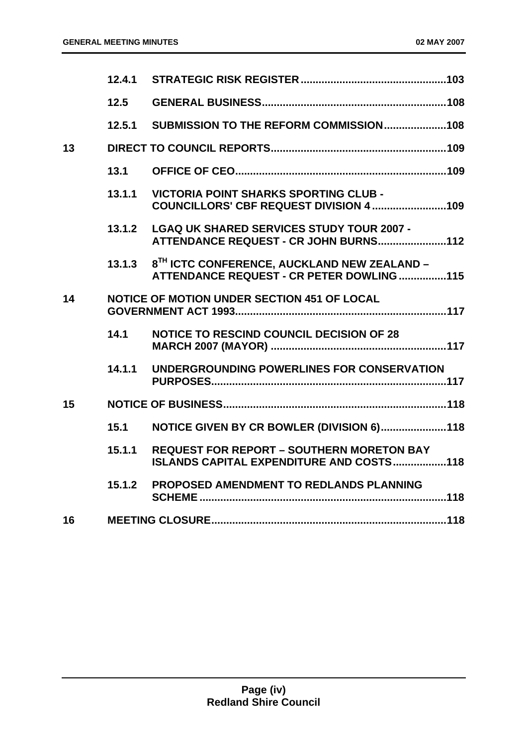| | | | |
|---|---|---|---|
| | 12.4.1 | STRATEGIC RISK REGISTER | 103 |
| | 12.5 | GENERAL BUSINESS | 108 |
| | 12.5.1 | SUBMISSION TO THE REFORM COMMISSION | 108 |
| 13 | | DIRECT TO COUNCIL REPORTS | 109 |
| | 13.1 | OFFICE OF CEO | 109 |
| | 13.1.1 | VICTORIA POINT SHARKS SPORTING CLUB - COUNCILLORS' CBF REQUEST DIVISION 4 | 109 |
| | 13.1.2 | LGAQ UK SHARED SERVICES STUDY TOUR 2007 - ATTENDANCE REQUEST - CR JOHN BURNS | 112 |
| | 13.1.3 | 8TH ICTC CONFERENCE, AUCKLAND NEW ZEALAND – ATTENDANCE REQUEST - CR PETER DOWLING | 115 |
| 14 | | NOTICE OF MOTION UNDER SECTION 451 OF LOCAL GOVERNMENT ACT 1993 | 117 |
| | 14.1 | NOTICE TO RESCIND COUNCIL DECISION OF 28 MARCH 2007 (MAYOR) | 117 |
| | 14.1.1 | UNDERGROUNDING POWERLINES FOR CONSERVATION PURPOSES | 117 |
| 15 | | NOTICE OF BUSINESS | 118 |
| | 15.1 | NOTICE GIVEN BY CR BOWLER (DIVISION 6) | 118 |
| | 15.1.1 | REQUEST FOR REPORT – SOUTHERN MORETON BAY ISLANDS CAPITAL EXPENDITURE AND COSTS | 118 |
| | 15.1.2 | PROPOSED AMENDMENT TO REDLANDS PLANNING SCHEME | 118 |
| 16 | | MEETING CLOSURE | 118 |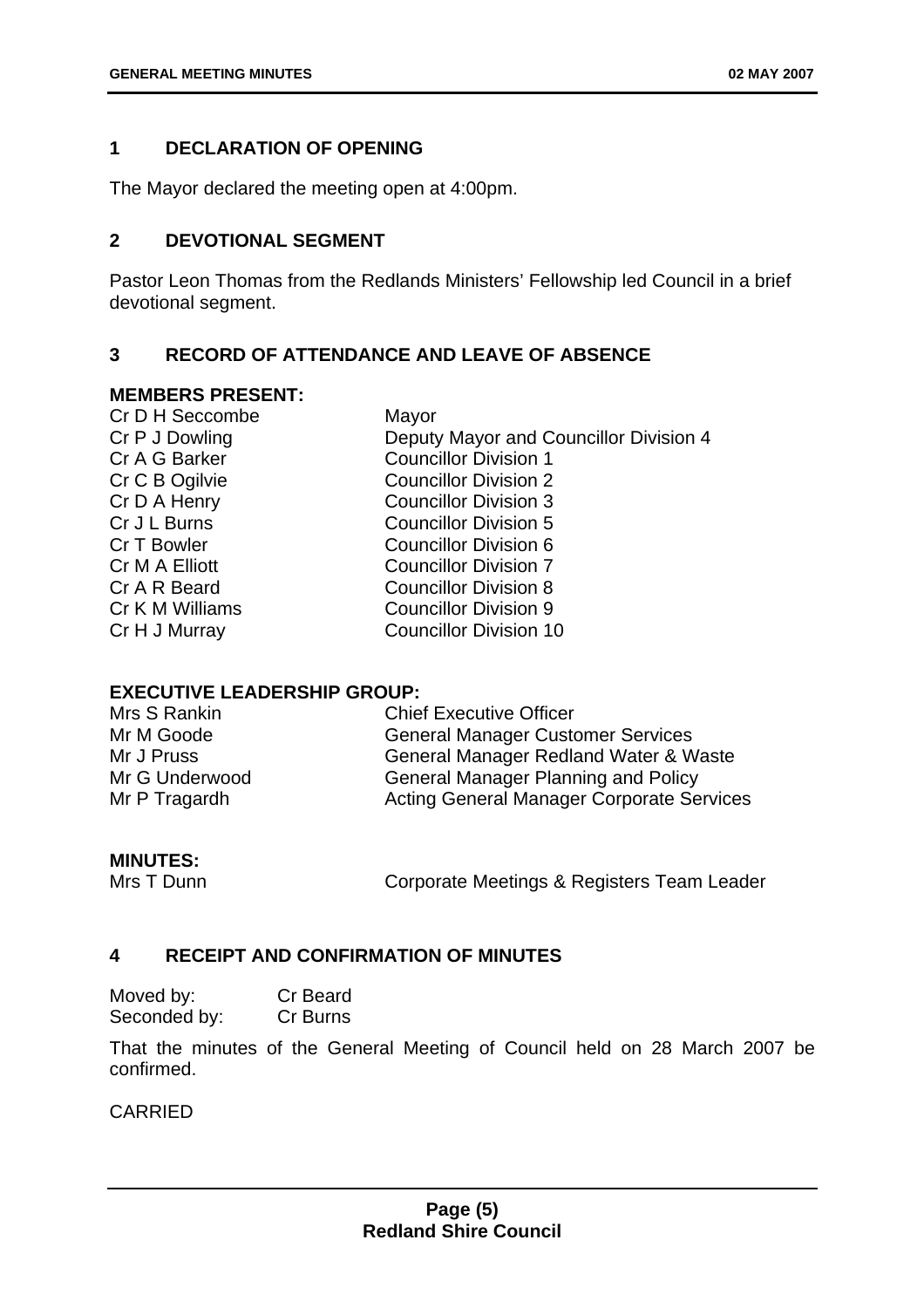## 1 DECLARATION OF OPENING

The Mayor declared the meeting open at 4:00pm.

## 2 DEVOTIONAL SEGMENT

Pastor Leon Thomas from the Redlands Ministers' Fellowship led Council in a brief devotional segment.

## 3 RECORD OF ATTENDANCE AND LEAVE OF ABSENCE

**MEMBERS PRESENT:**

| | |
|---|---|
| Cr D H Seccombe | Mayor |
| Cr P J Dowling | Deputy Mayor and Councillor Division 4 |
| Cr A G Barker | Councillor Division 1 |
| Cr C B Ogilvie | Councillor Division 2 |
| Cr D A Henry | Councillor Division 3 |
| Cr J L Burns | Councillor Division 5 |
| Cr T Bowler | Councillor Division 6 |
| Cr M A Elliott | Councillor Division 7 |
| Cr A R Beard | Councillor Division 8 |
| Cr K M Williams | Councillor Division 9 |
| Cr H J Murray | Councillor Division 10 |

**EXECUTIVE LEADERSHIP GROUP:**

| | |
|---|---|
| Mrs S Rankin | Chief Executive Officer |
| Mr M Goode | General Manager Customer Services |
| Mr J Pruss | General Manager Redland Water & Waste |
| Mr G Underwood | General Manager Planning and Policy |
| Mr P Tragardh | Acting General Manager Corporate Services |

**MINUTES:**

| | |
|---|---|
| Mrs T Dunn | Corporate Meetings & Registers Team Leader |

## 4 RECEIPT AND CONFIRMATION OF MINUTES

Moved by: Cr Beard
Seconded by: Cr Burns

That the minutes of the General Meeting of Council held on 28 March 2007 be confirmed.

CARRIED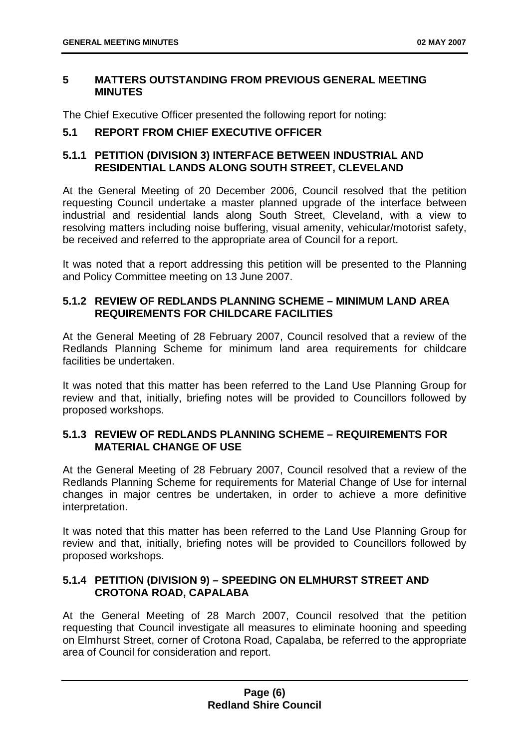## 5 MATTERS OUTSTANDING FROM PREVIOUS GENERAL MEETING MINUTES

The Chief Executive Officer presented the following report for noting:

### 5.1 REPORT FROM CHIEF EXECUTIVE OFFICER

#### 5.1.1 PETITION (DIVISION 3) INTERFACE BETWEEN INDUSTRIAL AND RESIDENTIAL LANDS ALONG SOUTH STREET, CLEVELAND

At the General Meeting of 20 December 2006, Council resolved that the petition requesting Council undertake a master planned upgrade of the interface between industrial and residential lands along South Street, Cleveland, with a view to resolving matters including noise buffering, visual amenity, vehicular/motorist safety, be received and referred to the appropriate area of Council for a report.

It was noted that a report addressing this petition will be presented to the Planning and Policy Committee meeting on 13 June 2007.

#### 5.1.2 REVIEW OF REDLANDS PLANNING SCHEME – MINIMUM LAND AREA REQUIREMENTS FOR CHILDCARE FACILITIES

At the General Meeting of 28 February 2007, Council resolved that a review of the Redlands Planning Scheme for minimum land area requirements for childcare facilities be undertaken.

It was noted that this matter has been referred to the Land Use Planning Group for review and that, initially, briefing notes will be provided to Councillors followed by proposed workshops.

#### 5.1.3 REVIEW OF REDLANDS PLANNING SCHEME – REQUIREMENTS FOR MATERIAL CHANGE OF USE

At the General Meeting of 28 February 2007, Council resolved that a review of the Redlands Planning Scheme for requirements for Material Change of Use for internal changes in major centres be undertaken, in order to achieve a more definitive interpretation.

It was noted that this matter has been referred to the Land Use Planning Group for review and that, initially, briefing notes will be provided to Councillors followed by proposed workshops.

#### 5.1.4 PETITION (DIVISION 9) – SPEEDING ON ELMHURST STREET AND CROTONA ROAD, CAPALABA

At the General Meeting of 28 March 2007, Council resolved that the petition requesting that Council investigate all measures to eliminate hooning and speeding on Elmhurst Street, corner of Crotona Road, Capalaba, be referred to the appropriate area of Council for consideration and report.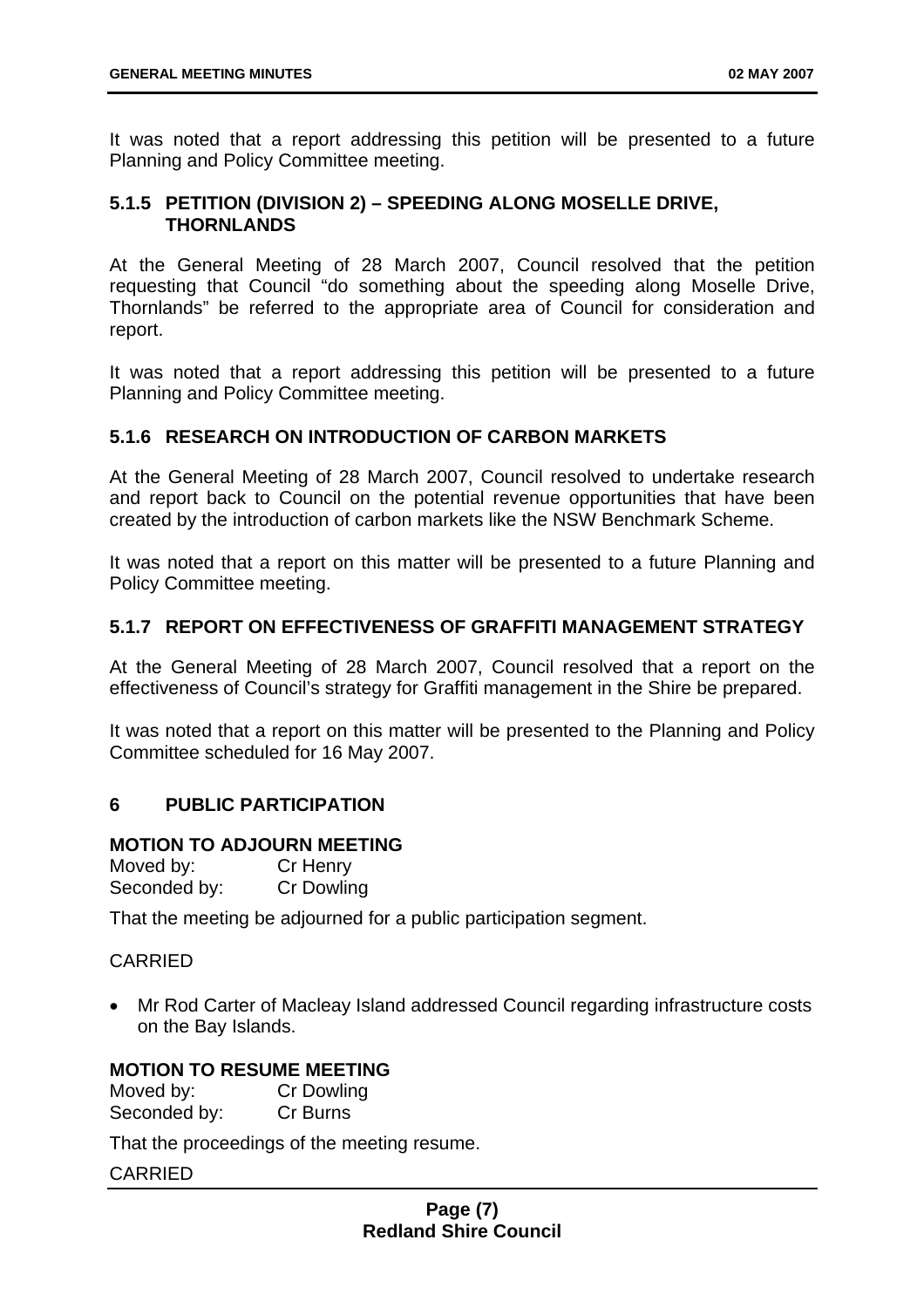It was noted that a report addressing this petition will be presented to a future Planning and Policy Committee meeting.

### 5.1.5 PETITION (DIVISION 2) – SPEEDING ALONG MOSELLE DRIVE, THORNLANDS

At the General Meeting of 28 March 2007, Council resolved that the petition requesting that Council "do something about the speeding along Moselle Drive, Thornlands" be referred to the appropriate area of Council for consideration and report.

It was noted that a report addressing this petition will be presented to a future Planning and Policy Committee meeting.

### 5.1.6 RESEARCH ON INTRODUCTION OF CARBON MARKETS

At the General Meeting of 28 March 2007, Council resolved to undertake research and report back to Council on the potential revenue opportunities that have been created by the introduction of carbon markets like the NSW Benchmark Scheme.

It was noted that a report on this matter will be presented to a future Planning and Policy Committee meeting.

### 5.1.7 REPORT ON EFFECTIVENESS OF GRAFFITI MANAGEMENT STRATEGY

At the General Meeting of 28 March 2007, Council resolved that a report on the effectiveness of Council's strategy for Graffiti management in the Shire be prepared.

It was noted that a report on this matter will be presented to the Planning and Policy Committee scheduled for 16 May 2007.

## 6 PUBLIC PARTICIPATION

**MOTION TO ADJOURN MEETING**

Moved by: Cr Henry
Seconded by: Cr Dowling

That the meeting be adjourned for a public participation segment.

CARRIED

- Mr Rod Carter of Macleay Island addressed Council regarding infrastructure costs on the Bay Islands.

**MOTION TO RESUME MEETING**

Moved by: Cr Dowling
Seconded by: Cr Burns

That the proceedings of the meeting resume.

CARRIED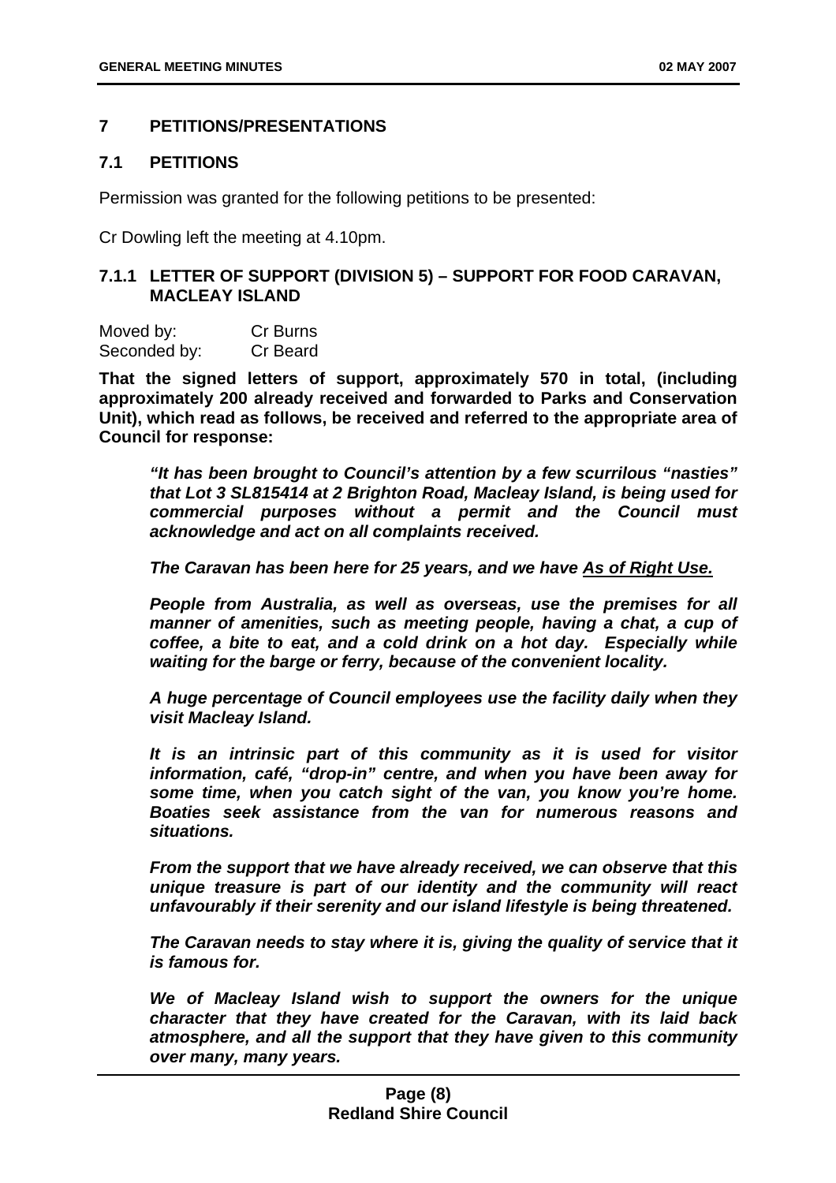## 7 PETITIONS/PRESENTATIONS

### 7.1 PETITIONS

Permission was granted for the following petitions to be presented:

Cr Dowling left the meeting at 4.10pm.

#### 7.1.1 LETTER OF SUPPORT (DIVISION 5) – SUPPORT FOR FOOD CARAVAN, MACLEAY ISLAND

| Moved by: | Cr Burns |
|---|---|
| Seconded by: | Cr Beard |

**That the signed letters of support, approximately 570 in total, (including approximately 200 already received and forwarded to Parks and Conservation Unit), which read as follows, be received and referred to the appropriate area of Council for response:**

> ***"It has been brought to Council's attention by a few scurrilous "nasties" that Lot 3 SL815414 at 2 Brighton Road, Macleay Island, is being used for commercial purposes without a permit and the Council must acknowledge and act on all complaints received.***
>
> ***The Caravan has been here for 25 years, and we have <u>As of Right Use.</u>***
>
> ***People from Australia, as well as overseas, use the premises for all manner of amenities, such as meeting people, having a chat, a cup of coffee, a bite to eat, and a cold drink on a hot day. Especially while waiting for the barge or ferry, because of the convenient locality.***
>
> ***A huge percentage of Council employees use the facility daily when they visit Macleay Island.***
>
> ***It is an intrinsic part of this community as it is used for visitor information, café, "drop-in" centre, and when you have been away for some time, when you catch sight of the van, you know you're home. Boaties seek assistance from the van for numerous reasons and situations.***
>
> ***From the support that we have already received, we can observe that this unique treasure is part of our identity and the community will react unfavourably if their serenity and our island lifestyle is being threatened.***
>
> ***The Caravan needs to stay where it is, giving the quality of service that it is famous for.***
>
> ***We of Macleay Island wish to support the owners for the unique character that they have created for the Caravan, with its laid back atmosphere, and all the support that they have given to this community over many, many years.***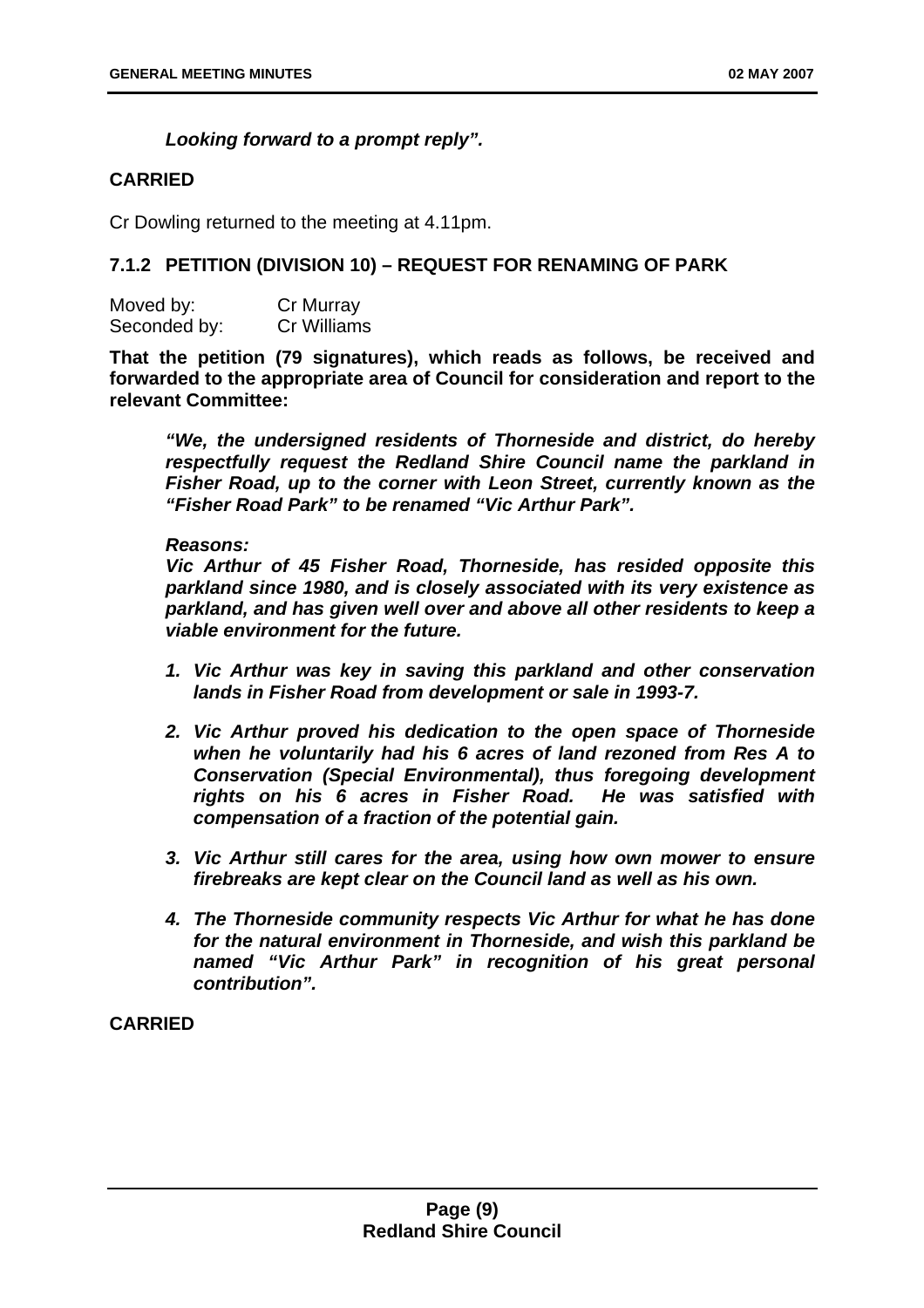***Looking forward to a prompt reply".***

**CARRIED**

Cr Dowling returned to the meeting at 4.11pm.

### 7.1.2 PETITION (DIVISION 10) – REQUEST FOR RENAMING OF PARK

Moved by: Cr Murray
Seconded by: Cr Williams

**That the petition (79 signatures), which reads as follows, be received and forwarded to the appropriate area of Council for consideration and report to the relevant Committee:**

> ***"We, the undersigned residents of Thorneside and district, do hereby respectfully request the Redland Shire Council name the parkland in Fisher Road, up to the corner with Leon Street, currently known as the "Fisher Road Park" to be renamed "Vic Arthur Park".***
>
> ***Reasons:***
> ***Vic Arthur of 45 Fisher Road, Thorneside, has resided opposite this parkland since 1980, and is closely associated with its very existence as parkland, and has given well over and above all other residents to keep a viable environment for the future.***
>
> 1. ***Vic Arthur was key in saving this parkland and other conservation lands in Fisher Road from development or sale in 1993-7.***
> 2. ***Vic Arthur proved his dedication to the open space of Thorneside when he voluntarily had his 6 acres of land rezoned from Res A to Conservation (Special Environmental), thus foregoing development rights on his 6 acres in Fisher Road. He was satisfied with compensation of a fraction of the potential gain.***
> 3. ***Vic Arthur still cares for the area, using how own mower to ensure firebreaks are kept clear on the Council land as well as his own.***
> 4. ***The Thorneside community respects Vic Arthur for what he has done for the natural environment in Thorneside, and wish this parkland be named "Vic Arthur Park" in recognition of his great personal contribution".***

**CARRIED**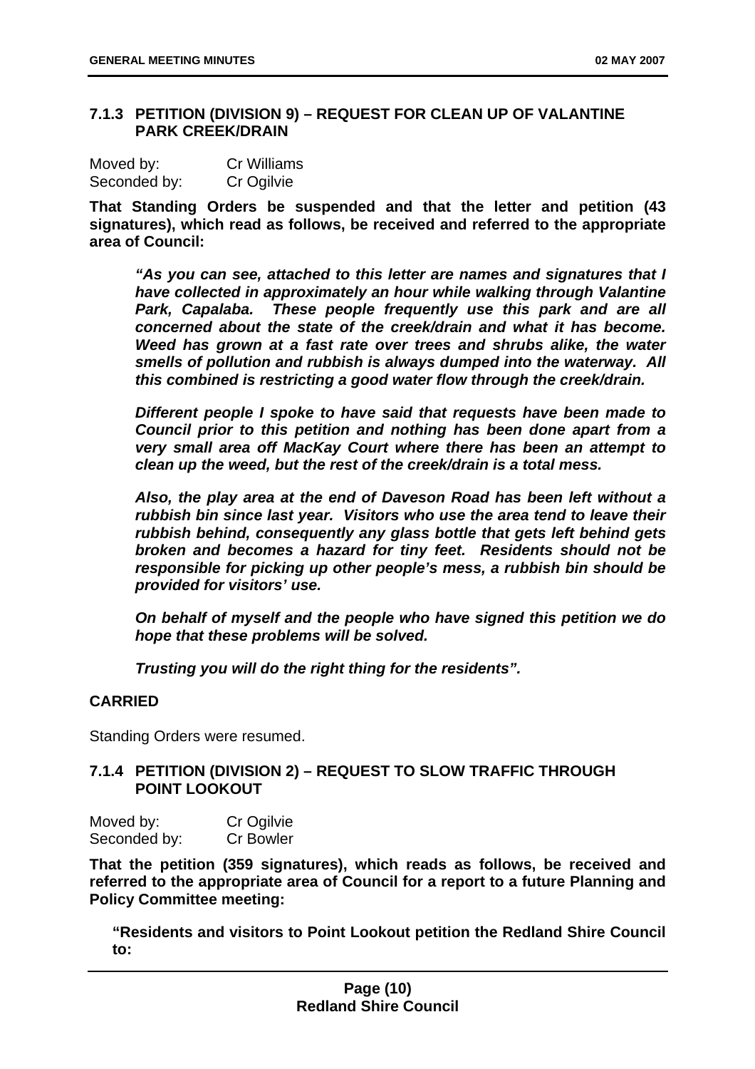### 7.1.3 PETITION (DIVISION 9) – REQUEST FOR CLEAN UP OF VALANTINE PARK CREEK/DRAIN

Moved by: Cr Williams
Seconded by: Cr Ogilvie

**That Standing Orders be suspended and that the letter and petition (43 signatures), which read as follows, be received and referred to the appropriate area of Council:**

> ***"As you can see, attached to this letter are names and signatures that I have collected in approximately an hour while walking through Valantine Park, Capalaba. These people frequently use this park and are all concerned about the state of the creek/drain and what it has become. Weed has grown at a fast rate over trees and shrubs alike, the water smells of pollution and rubbish is always dumped into the waterway. All this combined is restricting a good water flow through the creek/drain.***
>
> ***Different people I spoke to have said that requests have been made to Council prior to this petition and nothing has been done apart from a very small area off MacKay Court where there has been an attempt to clean up the weed, but the rest of the creek/drain is a total mess.***
>
> ***Also, the play area at the end of Daveson Road has been left without a rubbish bin since last year. Visitors who use the area tend to leave their rubbish behind, consequently any glass bottle that gets left behind gets broken and becomes a hazard for tiny feet. Residents should not be responsible for picking up other people's mess, a rubbish bin should be provided for visitors' use.***
>
> ***On behalf of myself and the people who have signed this petition we do hope that these problems will be solved.***
>
> ***Trusting you will do the right thing for the residents".***

**CARRIED**

Standing Orders were resumed.

### 7.1.4 PETITION (DIVISION 2) – REQUEST TO SLOW TRAFFIC THROUGH POINT LOOKOUT

Moved by: Cr Ogilvie
Seconded by: Cr Bowler

**That the petition (359 signatures), which reads as follows, be received and referred to the appropriate area of Council for a report to a future Planning and Policy Committee meeting:**

> **"Residents and visitors to Point Lookout petition the Redland Shire Council to:**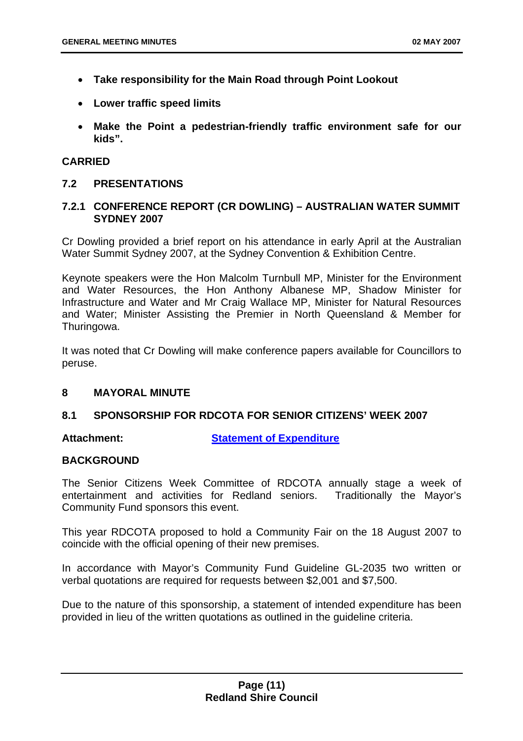- **Take responsibility for the Main Road through Point Lookout**
- **Lower traffic speed limits**
- **Make the Point a pedestrian-friendly traffic environment safe for our kids".**

**CARRIED**

## 7.2 PRESENTATIONS

### 7.2.1 CONFERENCE REPORT (CR DOWLING) – AUSTRALIAN WATER SUMMIT SYDNEY 2007

Cr Dowling provided a brief report on his attendance in early April at the Australian Water Summit Sydney 2007, at the Sydney Convention & Exhibition Centre.

Keynote speakers were the Hon Malcolm Turnbull MP, Minister for the Environment and Water Resources, the Hon Anthony Albanese MP, Shadow Minister for Infrastructure and Water and Mr Craig Wallace MP, Minister for Natural Resources and Water; Minister Assisting the Premier in North Queensland & Member for Thuringowa.

It was noted that Cr Dowling will make conference papers available for Councillors to peruse.

## 8 MAYORAL MINUTE

## 8.1 SPONSORSHIP FOR RDCOTA FOR SENIOR CITIZENS' WEEK 2007

**Attachment:** **Statement of Expenditure**

**BACKGROUND**

The Senior Citizens Week Committee of RDCOTA annually stage a week of entertainment and activities for Redland seniors. Traditionally the Mayor's Community Fund sponsors this event.

This year RDCOTA proposed to hold a Community Fair on the 18 August 2007 to coincide with the official opening of their new premises.

In accordance with Mayor's Community Fund Guideline GL-2035 two written or verbal quotations are required for requests between $2,001 and $7,500.

Due to the nature of this sponsorship, a statement of intended expenditure has been provided in lieu of the written quotations as outlined in the guideline criteria.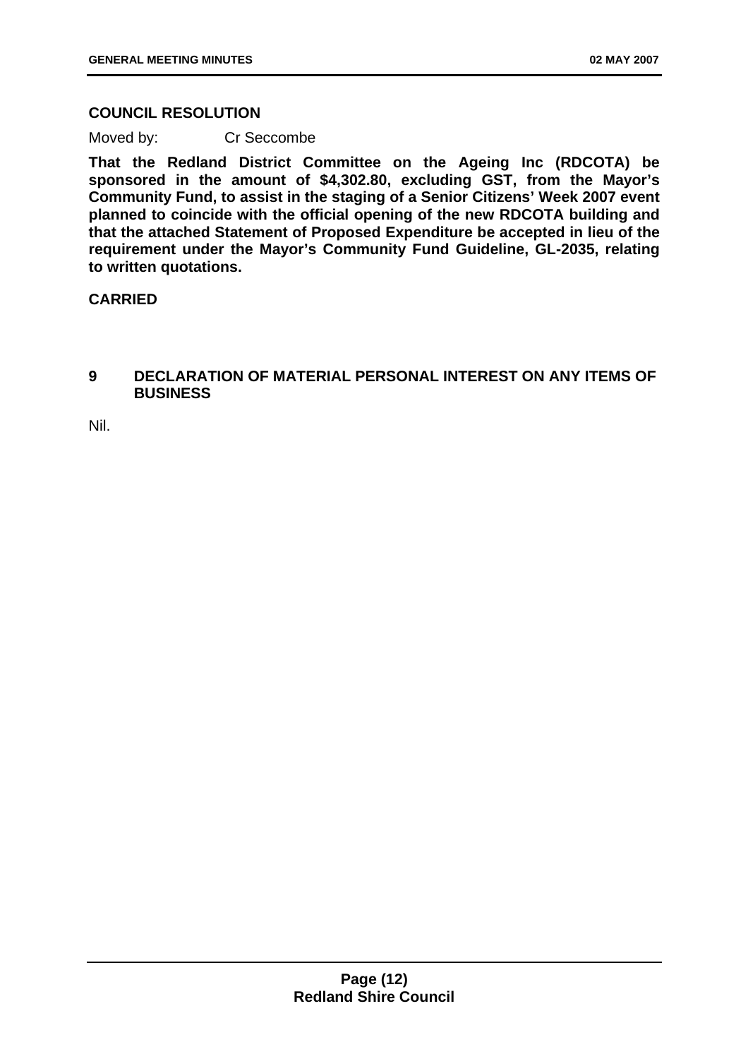**COUNCIL RESOLUTION**

Moved by: Cr Seccombe

**That the Redland District Committee on the Ageing Inc (RDCOTA) be sponsored in the amount of $4,302.80, excluding GST, from the Mayor's Community Fund, to assist in the staging of a Senior Citizens' Week 2007 event planned to coincide with the official opening of the new RDCOTA building and that the attached Statement of Proposed Expenditure be accepted in lieu of the requirement under the Mayor's Community Fund Guideline, GL-2035, relating to written quotations.**

**CARRIED**

## 9 DECLARATION OF MATERIAL PERSONAL INTEREST ON ANY ITEMS OF BUSINESS

Nil.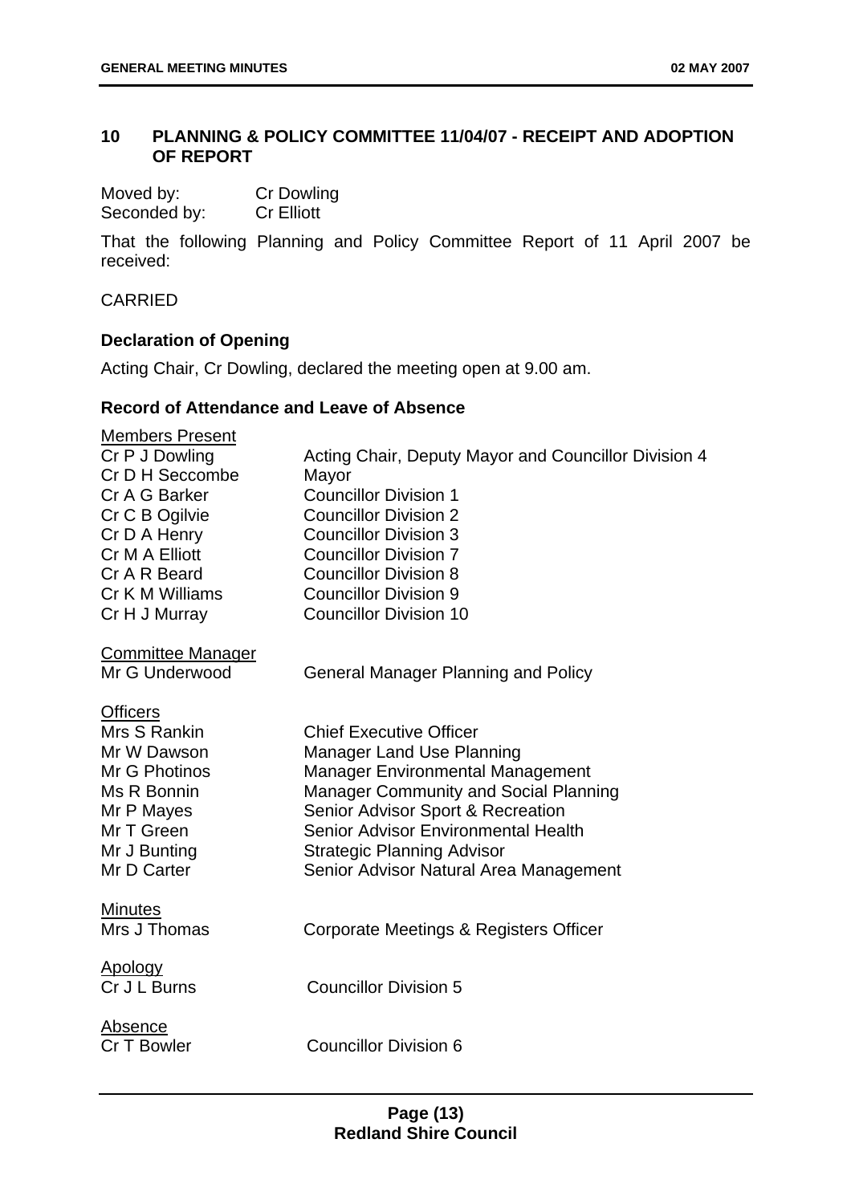## 10 PLANNING & POLICY COMMITTEE 11/04/07 - RECEIPT AND ADOPTION OF REPORT

Moved by: Cr Dowling
Seconded by: Cr Elliott

That the following Planning and Policy Committee Report of 11 April 2007 be received:

CARRIED

### Declaration of Opening

Acting Chair, Cr Dowling, declared the meeting open at 9.00 am.

### Record of Attendance and Leave of Absence

<u>Members Present</u>

| | |
|---|---|
| Cr P J Dowling | Acting Chair, Deputy Mayor and Councillor Division 4 |
| Cr D H Seccombe | Mayor |
| Cr A G Barker | Councillor Division 1 |
| Cr C B Ogilvie | Councillor Division 2 |
| Cr D A Henry | Councillor Division 3 |
| Cr M A Elliott | Councillor Division 7 |
| Cr A R Beard | Councillor Division 8 |
| Cr K M Williams | Councillor Division 9 |
| Cr H J Murray | Councillor Division 10 |

<u>Committee Manager</u>

| | |
|---|---|
| Mr G Underwood | General Manager Planning and Policy |

<u>Officers</u>

| | |
|---|---|
| Mrs S Rankin | Chief Executive Officer |
| Mr W Dawson | Manager Land Use Planning |
| Mr G Photinos | Manager Environmental Management |
| Ms R Bonnin | Manager Community and Social Planning |
| Mr P Mayes | Senior Advisor Sport & Recreation |
| Mr T Green | Senior Advisor Environmental Health |
| Mr J Bunting | Strategic Planning Advisor |
| Mr D Carter | Senior Advisor Natural Area Management |

<u>Minutes</u>

| | |
|---|---|
| Mrs J Thomas | Corporate Meetings & Registers Officer |

<u>Apology</u>

| | |
|---|---|
| Cr J L Burns | Councillor Division 5 |

<u>Absence</u>

| | |
|---|---|
| Cr T Bowler | Councillor Division 6 |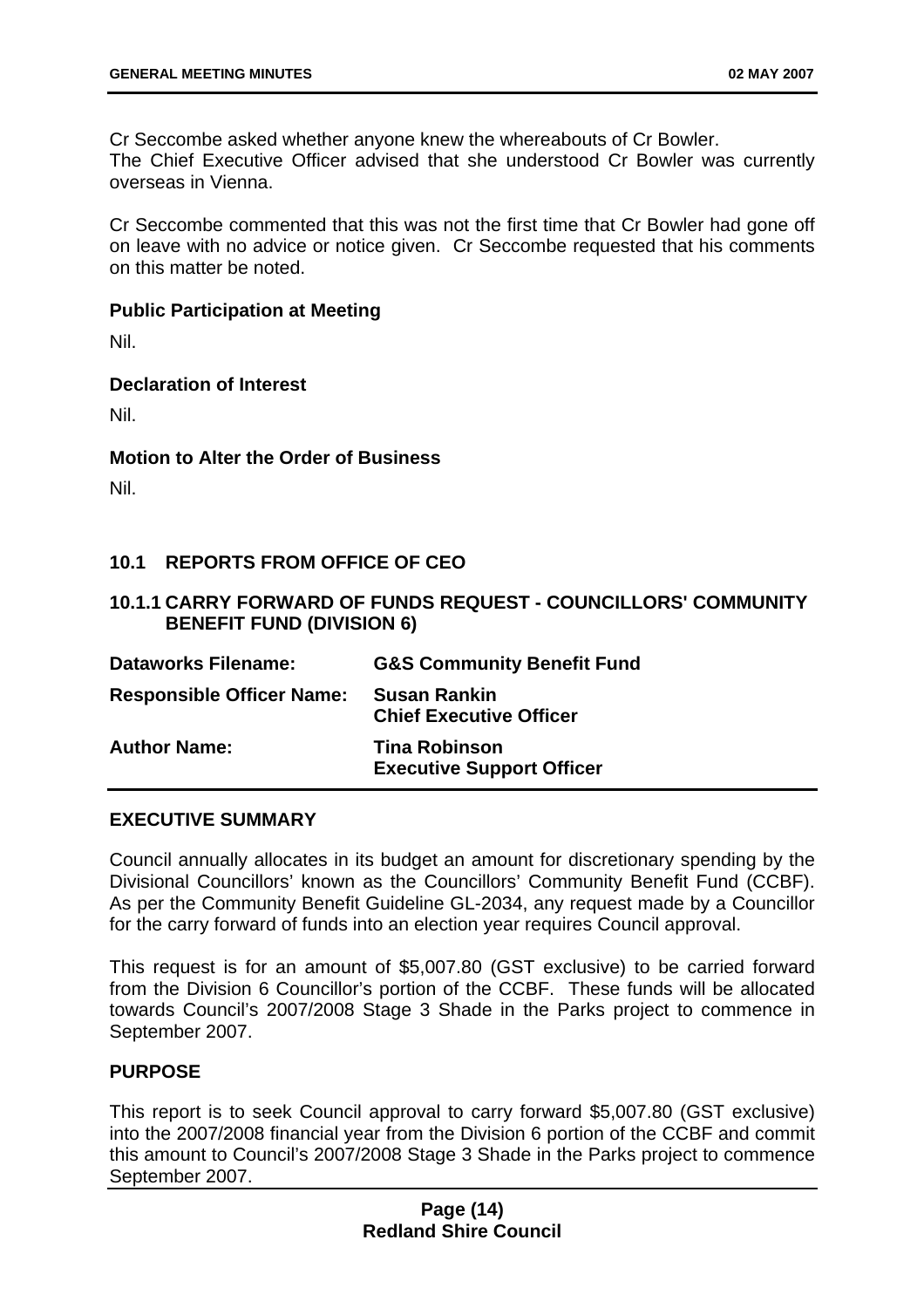Cr Seccombe asked whether anyone knew the whereabouts of Cr Bowler.
The Chief Executive Officer advised that she understood Cr Bowler was currently overseas in Vienna.

Cr Seccombe commented that this was not the first time that Cr Bowler had gone off on leave with no advice or notice given. Cr Seccombe requested that his comments on this matter be noted.

**Public Participation at Meeting**

Nil.

**Declaration of Interest**

Nil.

**Motion to Alter the Order of Business**

Nil.

## 10.1 REPORTS FROM OFFICE OF CEO

### 10.1.1 CARRY FORWARD OF FUNDS REQUEST - COUNCILLORS' COMMUNITY BENEFIT FUND (DIVISION 6)

| | |
|---|---|
| **Dataworks Filename:** | **G&S Community Benefit Fund** |
| **Responsible Officer Name:** | **Susan Rankin**<br>**Chief Executive Officer** |
| **Author Name:** | **Tina Robinson**<br>**Executive Support Officer** |

**EXECUTIVE SUMMARY**

Council annually allocates in its budget an amount for discretionary spending by the Divisional Councillors' known as the Councillors' Community Benefit Fund (CCBF). As per the Community Benefit Guideline GL-2034, any request made by a Councillor for the carry forward of funds into an election year requires Council approval.

This request is for an amount of $5,007.80 (GST exclusive) to be carried forward from the Division 6 Councillor's portion of the CCBF. These funds will be allocated towards Council's 2007/2008 Stage 3 Shade in the Parks project to commence in September 2007.

**PURPOSE**

This report is to seek Council approval to carry forward $5,007.80 (GST exclusive) into the 2007/2008 financial year from the Division 6 portion of the CCBF and commit this amount to Council's 2007/2008 Stage 3 Shade in the Parks project to commence September 2007.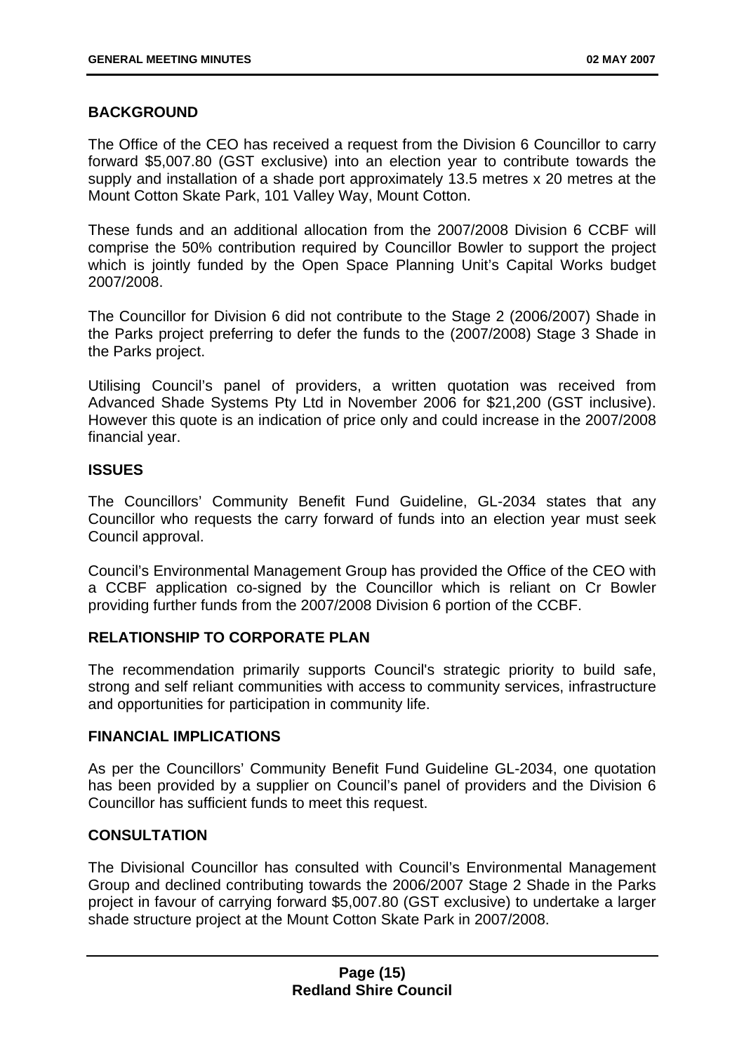**BACKGROUND**

The Office of the CEO has received a request from the Division 6 Councillor to carry forward $5,007.80 (GST exclusive) into an election year to contribute towards the supply and installation of a shade port approximately 13.5 metres x 20 metres at the Mount Cotton Skate Park, 101 Valley Way, Mount Cotton.

These funds and an additional allocation from the 2007/2008 Division 6 CCBF will comprise the 50% contribution required by Councillor Bowler to support the project which is jointly funded by the Open Space Planning Unit's Capital Works budget 2007/2008.

The Councillor for Division 6 did not contribute to the Stage 2 (2006/2007) Shade in the Parks project preferring to defer the funds to the (2007/2008) Stage 3 Shade in the Parks project.

Utilising Council's panel of providers, a written quotation was received from Advanced Shade Systems Pty Ltd in November 2006 for $21,200 (GST inclusive). However this quote is an indication of price only and could increase in the 2007/2008 financial year.

**ISSUES**

The Councillors' Community Benefit Fund Guideline, GL-2034 states that any Councillor who requests the carry forward of funds into an election year must seek Council approval.

Council's Environmental Management Group has provided the Office of the CEO with a CCBF application co-signed by the Councillor which is reliant on Cr Bowler providing further funds from the 2007/2008 Division 6 portion of the CCBF.

**RELATIONSHIP TO CORPORATE PLAN**

The recommendation primarily supports Council's strategic priority to build safe, strong and self reliant communities with access to community services, infrastructure and opportunities for participation in community life.

**FINANCIAL IMPLICATIONS**

As per the Councillors' Community Benefit Fund Guideline GL-2034, one quotation has been provided by a supplier on Council's panel of providers and the Division 6 Councillor has sufficient funds to meet this request.

**CONSULTATION**

The Divisional Councillor has consulted with Council's Environmental Management Group and declined contributing towards the 2006/2007 Stage 2 Shade in the Parks project in favour of carrying forward $5,007.80 (GST exclusive) to undertake a larger shade structure project at the Mount Cotton Skate Park in 2007/2008.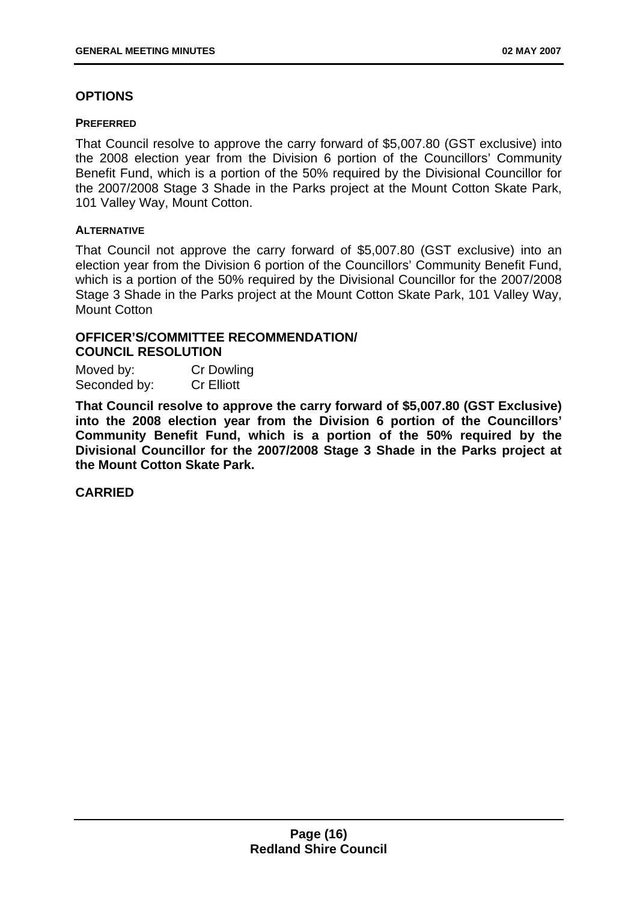## OPTIONS

#### PREFERRED

That Council resolve to approve the carry forward of $5,007.80 (GST exclusive) into the 2008 election year from the Division 6 portion of the Councillors' Community Benefit Fund, which is a portion of the 50% required by the Divisional Councillor for the 2007/2008 Stage 3 Shade in the Parks project at the Mount Cotton Skate Park, 101 Valley Way, Mount Cotton.

#### ALTERNATIVE

That Council not approve the carry forward of $5,007.80 (GST exclusive) into an election year from the Division 6 portion of the Councillors' Community Benefit Fund, which is a portion of the 50% required by the Divisional Councillor for the 2007/2008 Stage 3 Shade in the Parks project at the Mount Cotton Skate Park, 101 Valley Way, Mount Cotton

## OFFICER'S/COMMITTEE RECOMMENDATION/ COUNCIL RESOLUTION

Moved by: Cr Dowling
Seconded by: Cr Elliott

**That Council resolve to approve the carry forward of $5,007.80 (GST Exclusive) into the 2008 election year from the Division 6 portion of the Councillors' Community Benefit Fund, which is a portion of the 50% required by the Divisional Councillor for the 2007/2008 Stage 3 Shade in the Parks project at the Mount Cotton Skate Park.**

**CARRIED**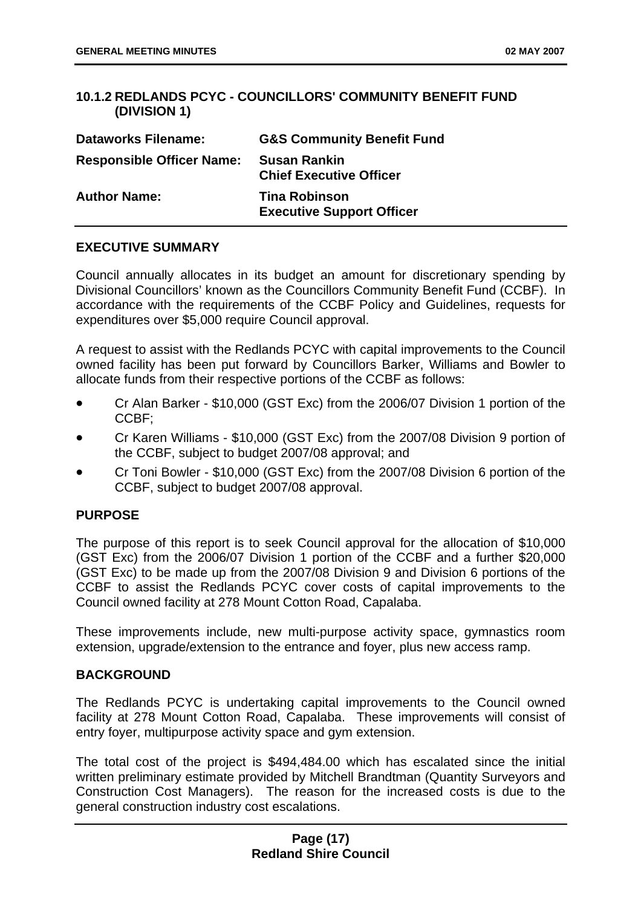## 10.1.2 REDLANDS PCYC - COUNCILLORS' COMMUNITY BENEFIT FUND (DIVISION 1)

| | |
|---|---|
| **Dataworks Filename:** | **G&S Community Benefit Fund** |
| **Responsible Officer Name:** | **Susan Rankin**<br>**Chief Executive Officer** |
| **Author Name:** | **Tina Robinson**<br>**Executive Support Officer** |

### EXECUTIVE SUMMARY

Council annually allocates in its budget an amount for discretionary spending by Divisional Councillors' known as the Councillors Community Benefit Fund (CCBF). In accordance with the requirements of the CCBF Policy and Guidelines, requests for expenditures over $5,000 require Council approval.

A request to assist with the Redlands PCYC with capital improvements to the Council owned facility has been put forward by Councillors Barker, Williams and Bowler to allocate funds from their respective portions of the CCBF as follows:

- Cr Alan Barker - $10,000 (GST Exc) from the 2006/07 Division 1 portion of the CCBF;
- Cr Karen Williams - $10,000 (GST Exc) from the 2007/08 Division 9 portion of the CCBF, subject to budget 2007/08 approval; and
- Cr Toni Bowler - $10,000 (GST Exc) from the 2007/08 Division 6 portion of the CCBF, subject to budget 2007/08 approval.

### PURPOSE

The purpose of this report is to seek Council approval for the allocation of $10,000 (GST Exc) from the 2006/07 Division 1 portion of the CCBF and a further $20,000 (GST Exc) to be made up from the 2007/08 Division 9 and Division 6 portions of the CCBF to assist the Redlands PCYC cover costs of capital improvements to the Council owned facility at 278 Mount Cotton Road, Capalaba.

These improvements include, new multi-purpose activity space, gymnastics room extension, upgrade/extension to the entrance and foyer, plus new access ramp.

### BACKGROUND

The Redlands PCYC is undertaking capital improvements to the Council owned facility at 278 Mount Cotton Road, Capalaba. These improvements will consist of entry foyer, multipurpose activity space and gym extension.

The total cost of the project is $494,484.00 which has escalated since the initial written preliminary estimate provided by Mitchell Brandtman (Quantity Surveyors and Construction Cost Managers). The reason for the increased costs is due to the general construction industry cost escalations.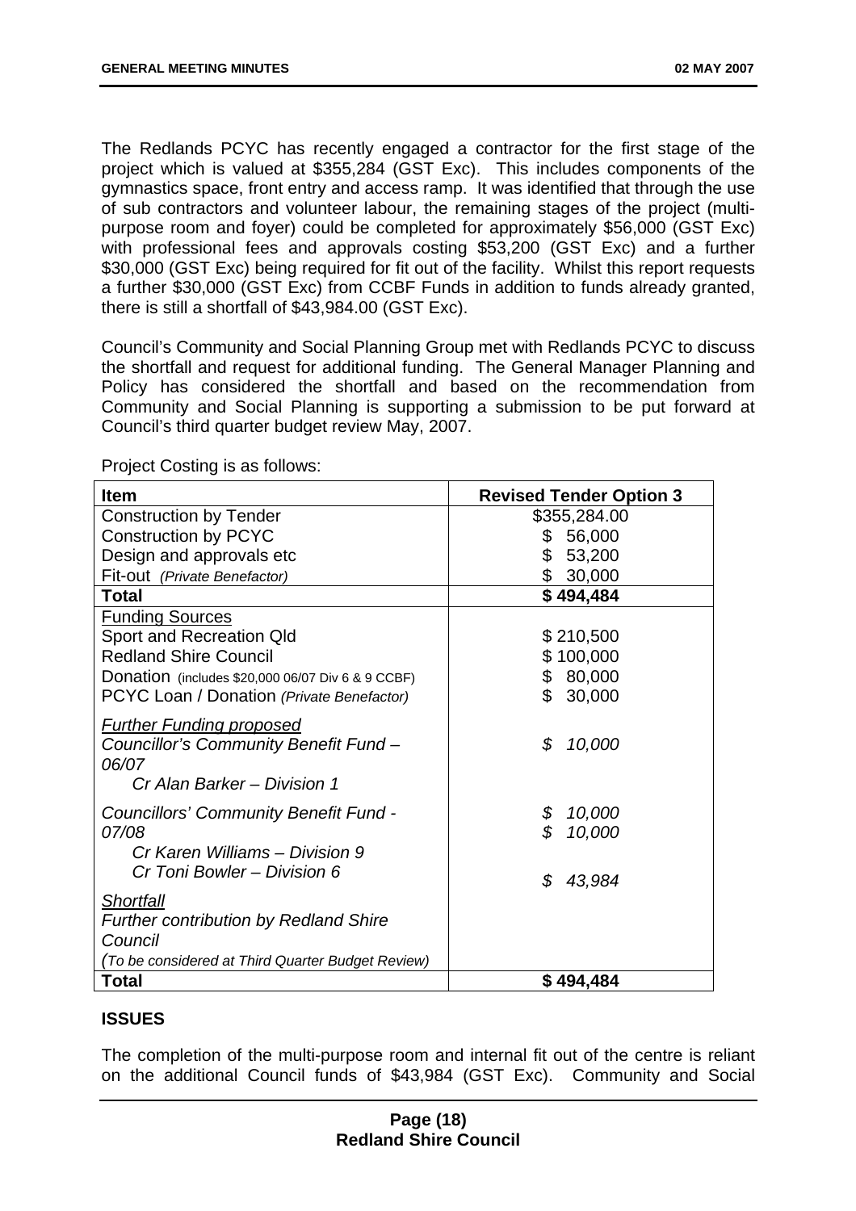The Redlands PCYC has recently engaged a contractor for the first stage of the project which is valued at $355,284 (GST Exc). This includes components of the gymnastics space, front entry and access ramp. It was identified that through the use of sub contractors and volunteer labour, the remaining stages of the project (multi-purpose room and foyer) could be completed for approximately $56,000 (GST Exc) with professional fees and approvals costing $53,200 (GST Exc) and a further $30,000 (GST Exc) being required for fit out of the facility. Whilst this report requests a further $30,000 (GST Exc) from CCBF Funds in addition to funds already granted, there is still a shortfall of $43,984.00 (GST Exc).

Council's Community and Social Planning Group met with Redlands PCYC to discuss the shortfall and request for additional funding. The General Manager Planning and Policy has considered the shortfall and based on the recommendation from Community and Social Planning is supporting a submission to be put forward at Council's third quarter budget review May, 2007.

Project Costing is as follows:

| Item | Revised Tender Option 3 |
|---|---|
| Construction by Tender | $355,284.00 |
| Construction by PCYC | $ 56,000 |
| Design and approvals etc | $ 53,200 |
| Fit-out *(Private Benefactor)* | $ 30,000 |
| **Total** | **$ 494,484** |
| Funding Sources | |
| Sport and Recreation Qld | $ 210,500 |
| Redland Shire Council | $ 100,000 |
| Donation (includes $20,000 06/07 Div 6 & 9 CCBF) | $ 80,000 |
| PCYC Loan / Donation *(Private Benefactor)* | $ 30,000 |
| *Further Funding proposed* | |
| *Councillor's Community Benefit Fund – 06/07* | *$ 10,000* |
| *Cr Alan Barker – Division 1* | |
| *Councillors' Community Benefit Fund - 07/08* | *$ 10,000* |
| *Cr Karen Williams – Division 9* | *$ 10,000* |
| *Cr Toni Bowler – Division 6* | |
| *Shortfall* | *$ 43,984* |
| *Further contribution by Redland Shire Council* | |
| *(To be considered at Third Quarter Budget Review)* | |
| **Total** | **$ 494,484** |

## ISSUES

The completion of the multi-purpose room and internal fit out of the centre is reliant on the additional Council funds of $43,984 (GST Exc). Community and Social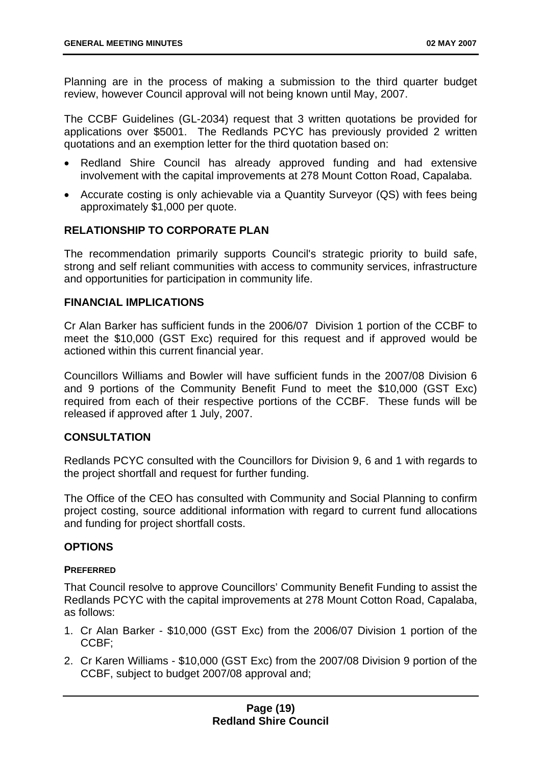Planning are in the process of making a submission to the third quarter budget review, however Council approval will not being known until May, 2007.

The CCBF Guidelines (GL-2034) request that 3 written quotations be provided for applications over $5001. The Redlands PCYC has previously provided 2 written quotations and an exemption letter for the third quotation based on:

- Redland Shire Council has already approved funding and had extensive involvement with the capital improvements at 278 Mount Cotton Road, Capalaba.
- Accurate costing is only achievable via a Quantity Surveyor (QS) with fees being approximately $1,000 per quote.

## RELATIONSHIP TO CORPORATE PLAN

The recommendation primarily supports Council's strategic priority to build safe, strong and self reliant communities with access to community services, infrastructure and opportunities for participation in community life.

## FINANCIAL IMPLICATIONS

Cr Alan Barker has sufficient funds in the 2006/07 Division 1 portion of the CCBF to meet the $10,000 (GST Exc) required for this request and if approved would be actioned within this current financial year.

Councillors Williams and Bowler will have sufficient funds in the 2007/08 Division 6 and 9 portions of the Community Benefit Fund to meet the $10,000 (GST Exc) required from each of their respective portions of the CCBF. These funds will be released if approved after 1 July, 2007.

## CONSULTATION

Redlands PCYC consulted with the Councillors for Division 9, 6 and 1 with regards to the project shortfall and request for further funding.

The Office of the CEO has consulted with Community and Social Planning to confirm project costing, source additional information with regard to current fund allocations and funding for project shortfall costs.

## OPTIONS

### PREFERRED

That Council resolve to approve Councillors' Community Benefit Funding to assist the Redlands PCYC with the capital improvements at 278 Mount Cotton Road, Capalaba, as follows:

1. Cr Alan Barker - $10,000 (GST Exc) from the 2006/07 Division 1 portion of the CCBF;
2. Cr Karen Williams - $10,000 (GST Exc) from the 2007/08 Division 9 portion of the CCBF, subject to budget 2007/08 approval and;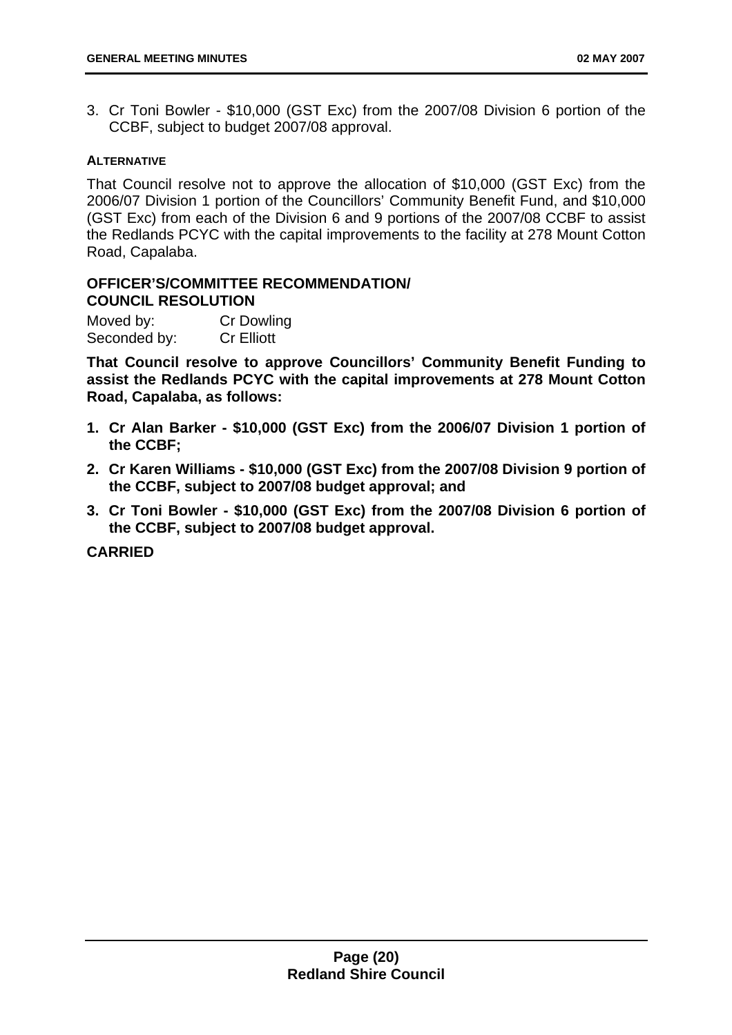3. Cr Toni Bowler - $10,000 (GST Exc) from the 2007/08 Division 6 portion of the CCBF, subject to budget 2007/08 approval.

**ALTERNATIVE**

That Council resolve not to approve the allocation of $10,000 (GST Exc) from the 2006/07 Division 1 portion of the Councillors' Community Benefit Fund, and $10,000 (GST Exc) from each of the Division 6 and 9 portions of the 2007/08 CCBF to assist the Redlands PCYC with the capital improvements to the facility at 278 Mount Cotton Road, Capalaba.

**OFFICER'S/COMMITTEE RECOMMENDATION/**
**COUNCIL RESOLUTION**

Moved by: Cr Dowling
Seconded by: Cr Elliott

**That Council resolve to approve Councillors' Community Benefit Funding to assist the Redlands PCYC with the capital improvements at 278 Mount Cotton Road, Capalaba, as follows:**

1. **Cr Alan Barker - $10,000 (GST Exc) from the 2006/07 Division 1 portion of the CCBF;**
2. **Cr Karen Williams - $10,000 (GST Exc) from the 2007/08 Division 9 portion of the CCBF, subject to 2007/08 budget approval; and**
3. **Cr Toni Bowler - $10,000 (GST Exc) from the 2007/08 Division 6 portion of the CCBF, subject to 2007/08 budget approval.**

**CARRIED**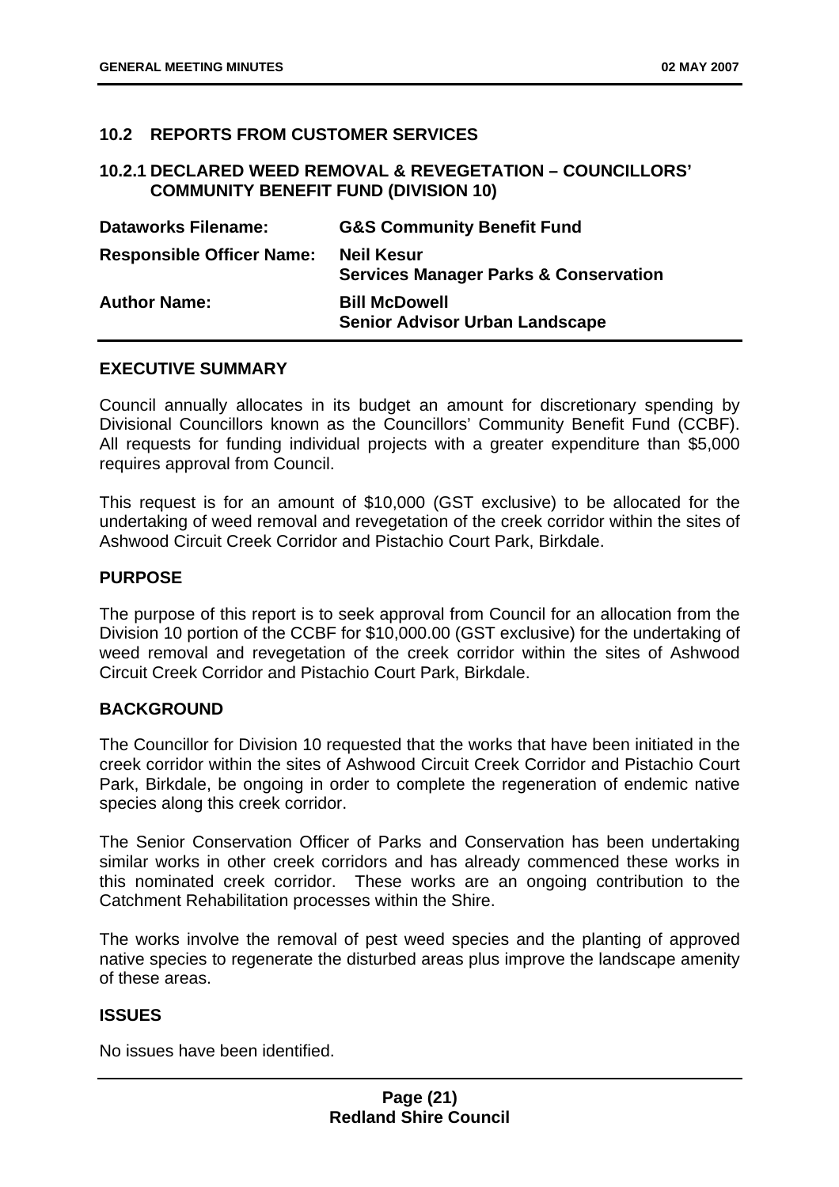## 10.2 REPORTS FROM CUSTOMER SERVICES

### 10.2.1 DECLARED WEED REMOVAL & REVEGETATION – COUNCILLORS' COMMUNITY BENEFIT FUND (DIVISION 10)

| | |
|---|---|
| **Dataworks Filename:** | **G&S Community Benefit Fund** |
| **Responsible Officer Name:** | **Neil Kesur**<br>**Services Manager Parks & Conservation** |
| **Author Name:** | **Bill McDowell**<br>**Senior Advisor Urban Landscape** |

#### EXECUTIVE SUMMARY

Council annually allocates in its budget an amount for discretionary spending by Divisional Councillors known as the Councillors' Community Benefit Fund (CCBF). All requests for funding individual projects with a greater expenditure than $5,000 requires approval from Council.

This request is for an amount of $10,000 (GST exclusive) to be allocated for the undertaking of weed removal and revegetation of the creek corridor within the sites of Ashwood Circuit Creek Corridor and Pistachio Court Park, Birkdale.

#### PURPOSE

The purpose of this report is to seek approval from Council for an allocation from the Division 10 portion of the CCBF for $10,000.00 (GST exclusive) for the undertaking of weed removal and revegetation of the creek corridor within the sites of Ashwood Circuit Creek Corridor and Pistachio Court Park, Birkdale.

#### BACKGROUND

The Councillor for Division 10 requested that the works that have been initiated in the creek corridor within the sites of Ashwood Circuit Creek Corridor and Pistachio Court Park, Birkdale, be ongoing in order to complete the regeneration of endemic native species along this creek corridor.

The Senior Conservation Officer of Parks and Conservation has been undertaking similar works in other creek corridors and has already commenced these works in this nominated creek corridor. These works are an ongoing contribution to the Catchment Rehabilitation processes within the Shire.

The works involve the removal of pest weed species and the planting of approved native species to regenerate the disturbed areas plus improve the landscape amenity of these areas.

#### ISSUES

No issues have been identified.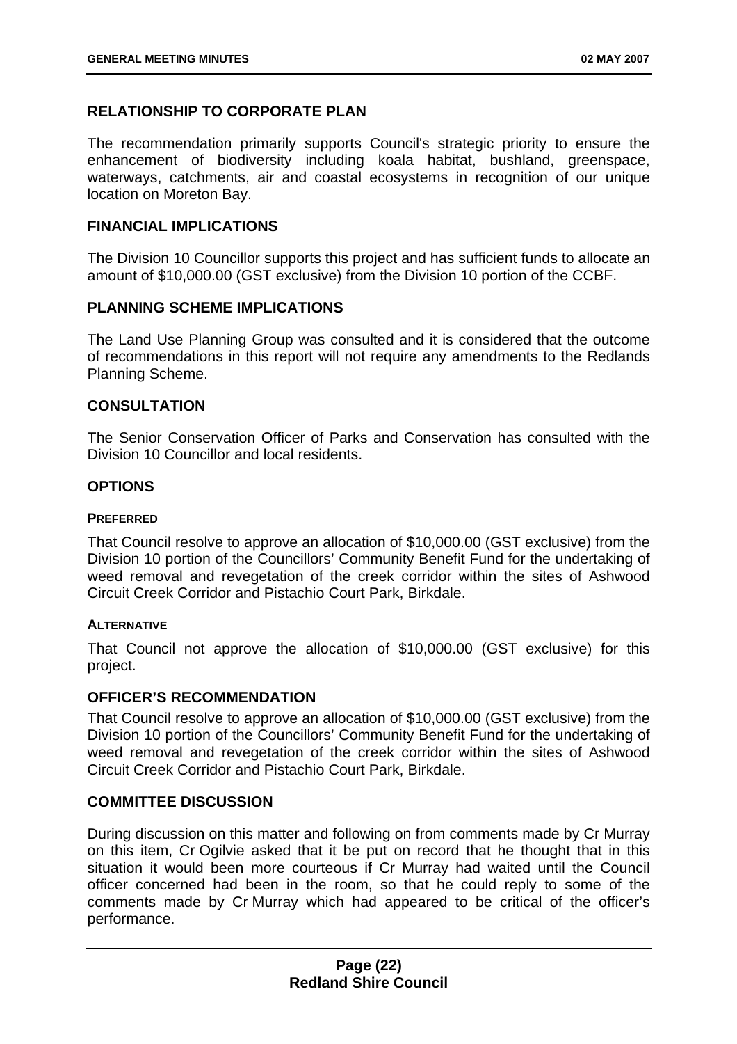## RELATIONSHIP TO CORPORATE PLAN

The recommendation primarily supports Council's strategic priority to ensure the enhancement of biodiversity including koala habitat, bushland, greenspace, waterways, catchments, air and coastal ecosystems in recognition of our unique location on Moreton Bay.

## FINANCIAL IMPLICATIONS

The Division 10 Councillor supports this project and has sufficient funds to allocate an amount of $10,000.00 (GST exclusive) from the Division 10 portion of the CCBF.

## PLANNING SCHEME IMPLICATIONS

The Land Use Planning Group was consulted and it is considered that the outcome of recommendations in this report will not require any amendments to the Redlands Planning Scheme.

## CONSULTATION

The Senior Conservation Officer of Parks and Conservation has consulted with the Division 10 Councillor and local residents.

## OPTIONS

### PREFERRED

That Council resolve to approve an allocation of $10,000.00 (GST exclusive) from the Division 10 portion of the Councillors' Community Benefit Fund for the undertaking of weed removal and revegetation of the creek corridor within the sites of Ashwood Circuit Creek Corridor and Pistachio Court Park, Birkdale.

### ALTERNATIVE

That Council not approve the allocation of $10,000.00 (GST exclusive) for this project.

## OFFICER'S RECOMMENDATION

That Council resolve to approve an allocation of $10,000.00 (GST exclusive) from the Division 10 portion of the Councillors' Community Benefit Fund for the undertaking of weed removal and revegetation of the creek corridor within the sites of Ashwood Circuit Creek Corridor and Pistachio Court Park, Birkdale.

## COMMITTEE DISCUSSION

During discussion on this matter and following on from comments made by Cr Murray on this item, Cr Ogilvie asked that it be put on record that he thought that in this situation it would been more courteous if Cr Murray had waited until the Council officer concerned had been in the room, so that he could reply to some of the comments made by Cr Murray which had appeared to be critical of the officer's performance.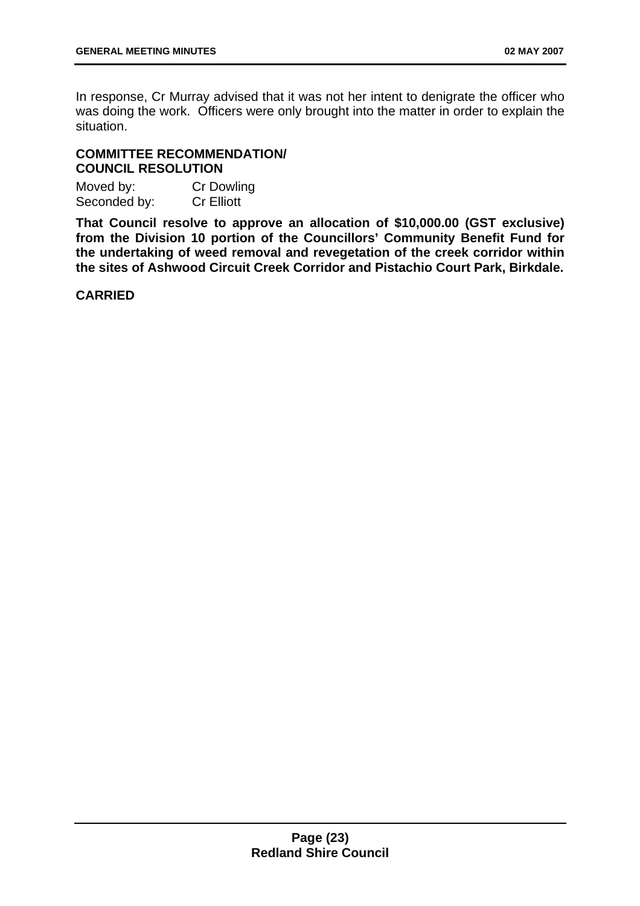In response, Cr Murray advised that it was not her intent to denigrate the officer who was doing the work. Officers were only brought into the matter in order to explain the situation.

**COMMITTEE RECOMMENDATION/ COUNCIL RESOLUTION**

Moved by: Cr Dowling
Seconded by: Cr Elliott

**That Council resolve to approve an allocation of $10,000.00 (GST exclusive) from the Division 10 portion of the Councillors' Community Benefit Fund for the undertaking of weed removal and revegetation of the creek corridor within the sites of Ashwood Circuit Creek Corridor and Pistachio Court Park, Birkdale.**

**CARRIED**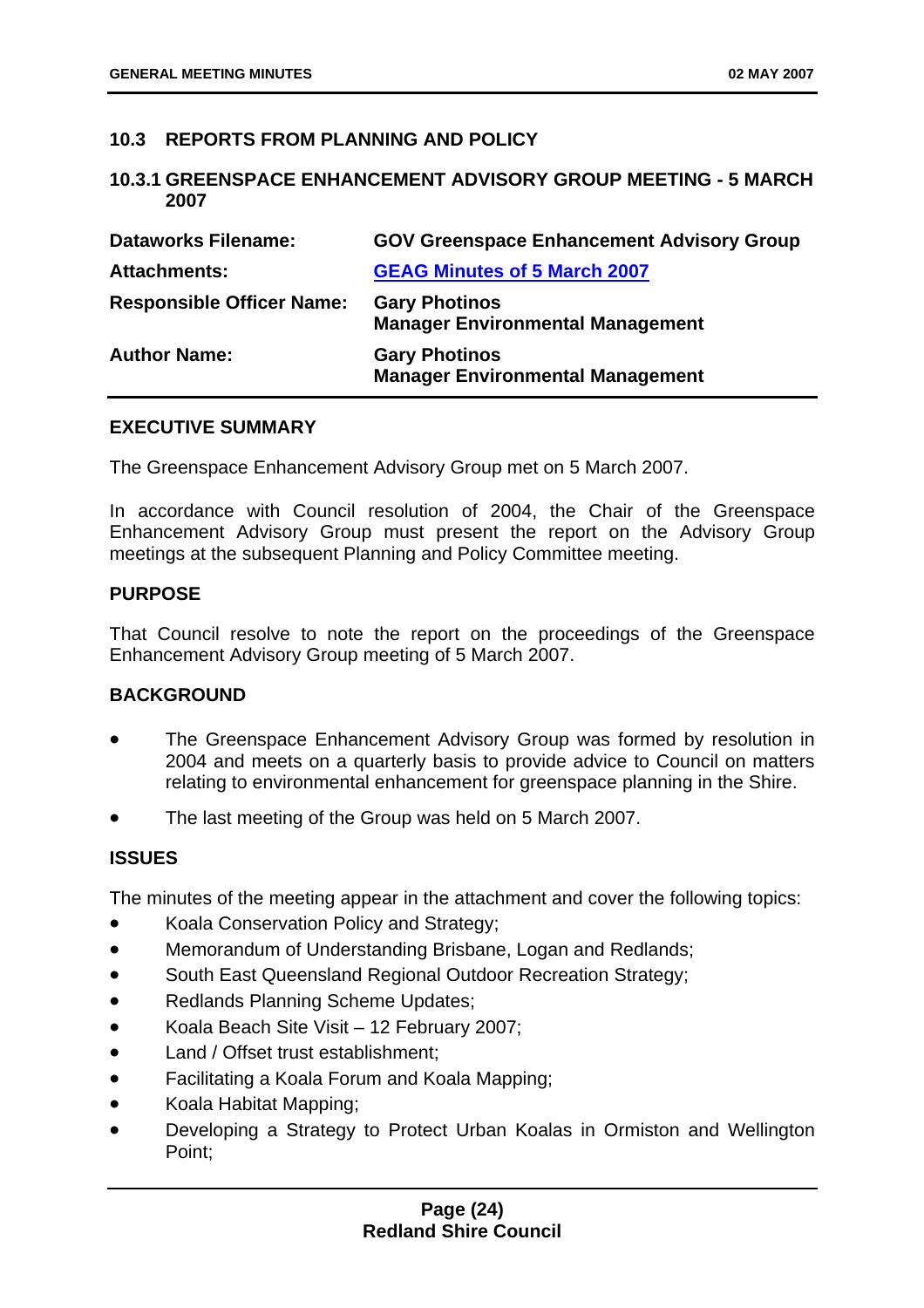## 10.3 REPORTS FROM PLANNING AND POLICY

### 10.3.1 GREENSPACE ENHANCEMENT ADVISORY GROUP MEETING - 5 MARCH 2007

| | |
|---|---|
| **Dataworks Filename:** | **GOV Greenspace Enhancement Advisory Group** |
| **Attachments:** | **GEAG Minutes of 5 March 2007** |
| **Responsible Officer Name:** | **Gary Photinos**<br>**Manager Environmental Management** |
| **Author Name:** | **Gary Photinos**<br>**Manager Environmental Management** |

**EXECUTIVE SUMMARY**

The Greenspace Enhancement Advisory Group met on 5 March 2007.

In accordance with Council resolution of 2004, the Chair of the Greenspace Enhancement Advisory Group must present the report on the Advisory Group meetings at the subsequent Planning and Policy Committee meeting.

**PURPOSE**

That Council resolve to note the report on the proceedings of the Greenspace Enhancement Advisory Group meeting of 5 March 2007.

**BACKGROUND**

- The Greenspace Enhancement Advisory Group was formed by resolution in 2004 and meets on a quarterly basis to provide advice to Council on matters relating to environmental enhancement for greenspace planning in the Shire.
- The last meeting of the Group was held on 5 March 2007.

**ISSUES**

The minutes of the meeting appear in the attachment and cover the following topics:

- Koala Conservation Policy and Strategy;
- Memorandum of Understanding Brisbane, Logan and Redlands;
- South East Queensland Regional Outdoor Recreation Strategy;
- Redlands Planning Scheme Updates;
- Koala Beach Site Visit – 12 February 2007;
- Land / Offset trust establishment;
- Facilitating a Koala Forum and Koala Mapping;
- Koala Habitat Mapping;
- Developing a Strategy to Protect Urban Koalas in Ormiston and Wellington Point;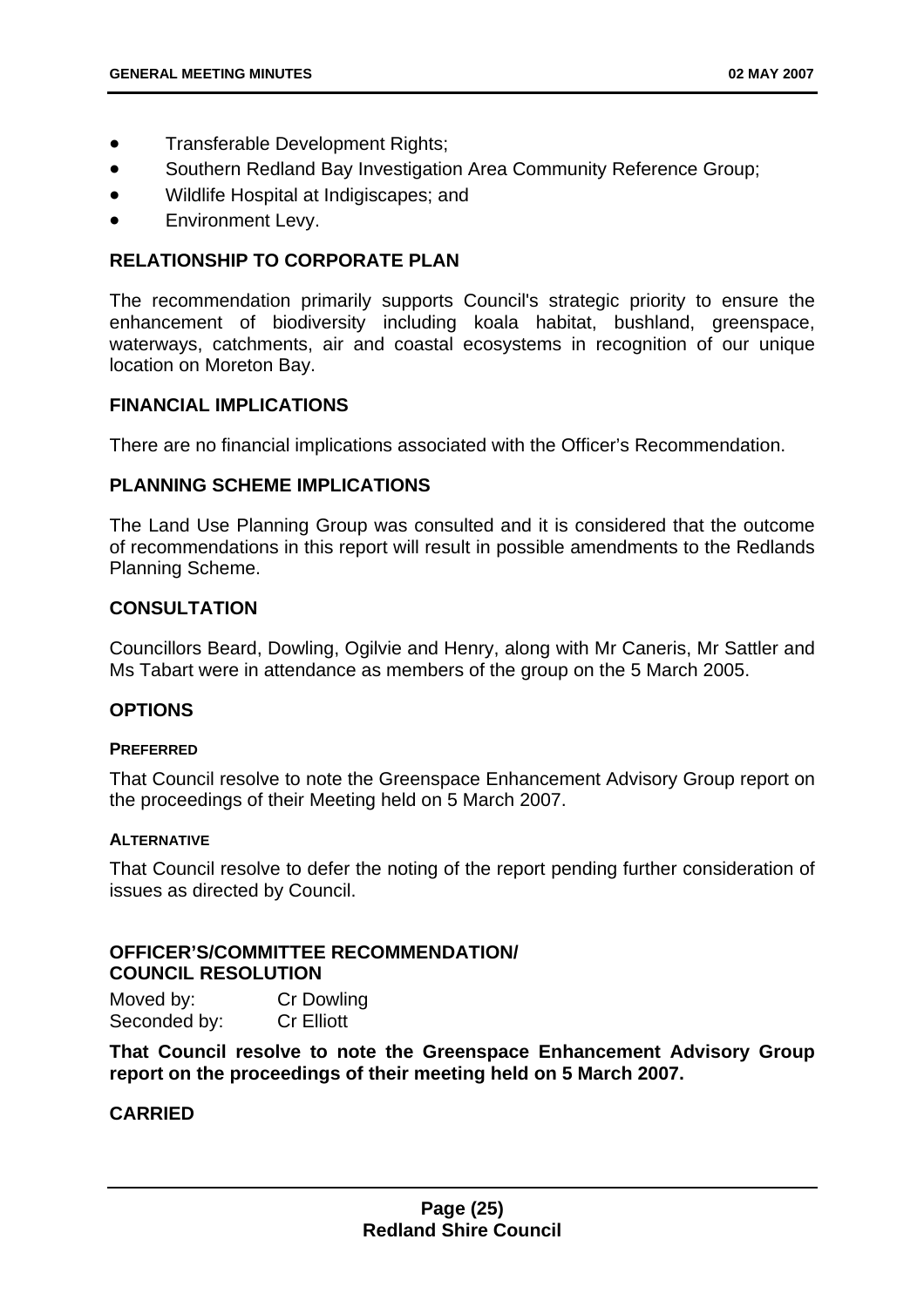- Transferable Development Rights;
- Southern Redland Bay Investigation Area Community Reference Group;
- Wildlife Hospital at Indigiscapes; and
- Environment Levy.

## RELATIONSHIP TO CORPORATE PLAN

The recommendation primarily supports Council's strategic priority to ensure the enhancement of biodiversity including koala habitat, bushland, greenspace, waterways, catchments, air and coastal ecosystems in recognition of our unique location on Moreton Bay.

## FINANCIAL IMPLICATIONS

There are no financial implications associated with the Officer's Recommendation.

## PLANNING SCHEME IMPLICATIONS

The Land Use Planning Group was consulted and it is considered that the outcome of recommendations in this report will result in possible amendments to the Redlands Planning Scheme.

## CONSULTATION

Councillors Beard, Dowling, Ogilvie and Henry, along with Mr Caneris, Mr Sattler and Ms Tabart were in attendance as members of the group on the 5 March 2005.

## OPTIONS

### PREFERRED

That Council resolve to note the Greenspace Enhancement Advisory Group report on the proceedings of their Meeting held on 5 March 2007.

### ALTERNATIVE

That Council resolve to defer the noting of the report pending further consideration of issues as directed by Council.

## OFFICER'S/COMMITTEE RECOMMENDATION/ COUNCIL RESOLUTION

Moved by: Cr Dowling
Seconded by: Cr Elliott

**That Council resolve to note the Greenspace Enhancement Advisory Group report on the proceedings of their meeting held on 5 March 2007.**

**CARRIED**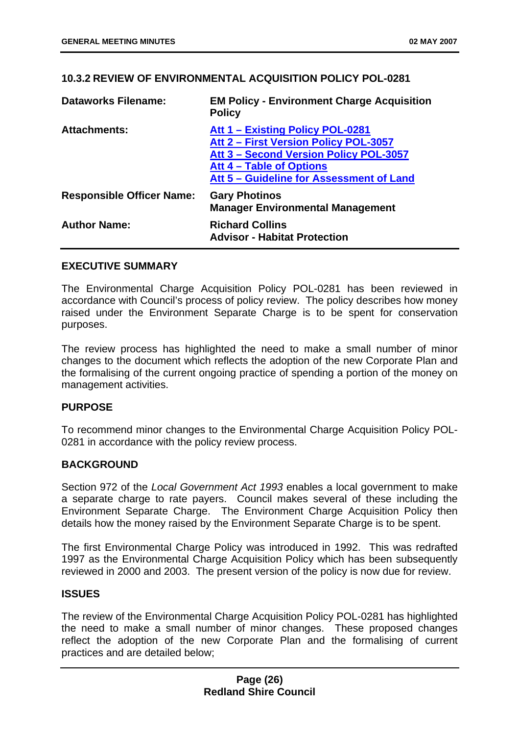## 10.3.2 REVIEW OF ENVIRONMENTAL ACQUISITION POLICY POL-0281

| | |
|---|---|
| **Dataworks Filename:** | **EM Policy - Environment Charge Acquisition Policy** |
| **Attachments:** | **Att 1 – Existing Policy POL-0281**<br>**Att 2 – First Version Policy POL-3057**<br>**Att 3 – Second Version Policy POL-3057**<br>**Att 4 – Table of Options**<br>**Att 5 – Guideline for Assessment of Land** |
| **Responsible Officer Name:** | **Gary Photinos**<br>**Manager Environmental Management** |
| **Author Name:** | **Richard Collins**<br>**Advisor - Habitat Protection** |

### EXECUTIVE SUMMARY

The Environmental Charge Acquisition Policy POL-0281 has been reviewed in accordance with Council's process of policy review. The policy describes how money raised under the Environment Separate Charge is to be spent for conservation purposes.

The review process has highlighted the need to make a small number of minor changes to the document which reflects the adoption of the new Corporate Plan and the formalising of the current ongoing practice of spending a portion of the money on management activities.

### PURPOSE

To recommend minor changes to the Environmental Charge Acquisition Policy POL-0281 in accordance with the policy review process.

### BACKGROUND

Section 972 of the *Local Government Act 1993* enables a local government to make a separate charge to rate payers. Council makes several of these including the Environment Separate Charge. The Environment Charge Acquisition Policy then details how the money raised by the Environment Separate Charge is to be spent.

The first Environmental Charge Policy was introduced in 1992. This was redrafted 1997 as the Environmental Charge Acquisition Policy which has been subsequently reviewed in 2000 and 2003. The present version of the policy is now due for review.

### ISSUES

The review of the Environmental Charge Acquisition Policy POL-0281 has highlighted the need to make a small number of minor changes. These proposed changes reflect the adoption of the new Corporate Plan and the formalising of current practices and are detailed below;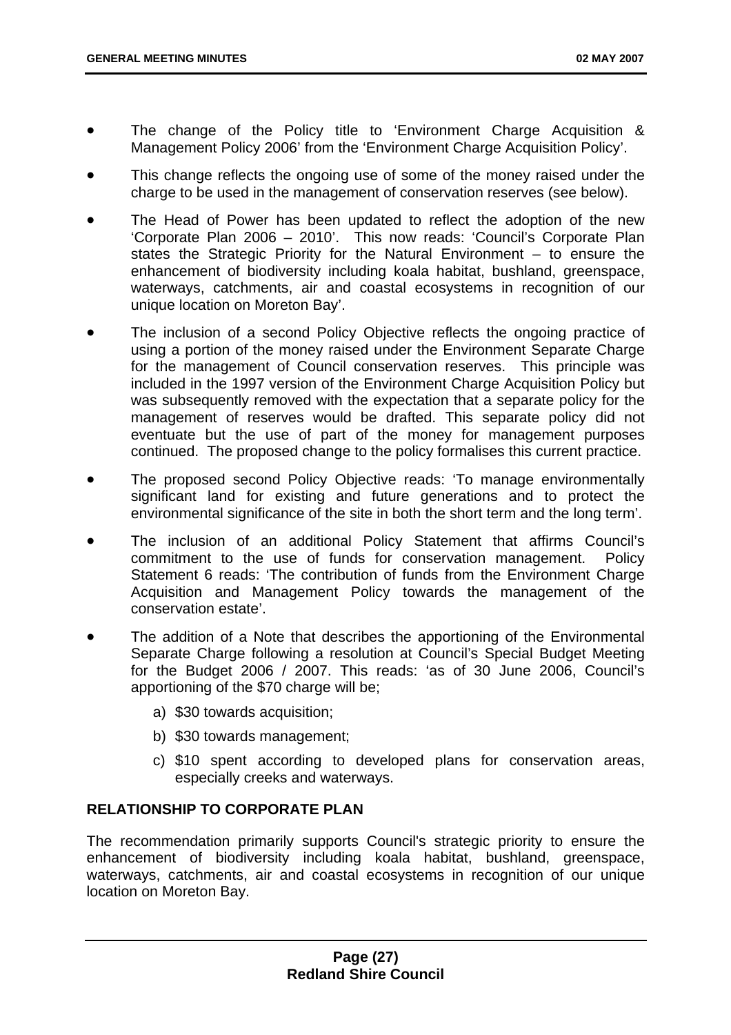- The change of the Policy title to 'Environment Charge Acquisition & Management Policy 2006' from the 'Environment Charge Acquisition Policy'.
- This change reflects the ongoing use of some of the money raised under the charge to be used in the management of conservation reserves (see below).
- The Head of Power has been updated to reflect the adoption of the new 'Corporate Plan 2006 – 2010'. This now reads: 'Council's Corporate Plan states the Strategic Priority for the Natural Environment – to ensure the enhancement of biodiversity including koala habitat, bushland, greenspace, waterways, catchments, air and coastal ecosystems in recognition of our unique location on Moreton Bay'.
- The inclusion of a second Policy Objective reflects the ongoing practice of using a portion of the money raised under the Environment Separate Charge for the management of Council conservation reserves. This principle was included in the 1997 version of the Environment Charge Acquisition Policy but was subsequently removed with the expectation that a separate policy for the management of reserves would be drafted. This separate policy did not eventuate but the use of part of the money for management purposes continued. The proposed change to the policy formalises this current practice.
- The proposed second Policy Objective reads: 'To manage environmentally significant land for existing and future generations and to protect the environmental significance of the site in both the short term and the long term'.
- The inclusion of an additional Policy Statement that affirms Council's commitment to the use of funds for conservation management. Policy Statement 6 reads: 'The contribution of funds from the Environment Charge Acquisition and Management Policy towards the management of the conservation estate'.
- The addition of a Note that describes the apportioning of the Environmental Separate Charge following a resolution at Council's Special Budget Meeting for the Budget 2006 / 2007. This reads: 'as of 30 June 2006, Council's apportioning of the $70 charge will be;
    a) $30 towards acquisition;
    b) $30 towards management;
    c) $10 spent according to developed plans for conservation areas, especially creeks and waterways.

## RELATIONSHIP TO CORPORATE PLAN

The recommendation primarily supports Council's strategic priority to ensure the enhancement of biodiversity including koala habitat, bushland, greenspace, waterways, catchments, air and coastal ecosystems in recognition of our unique location on Moreton Bay.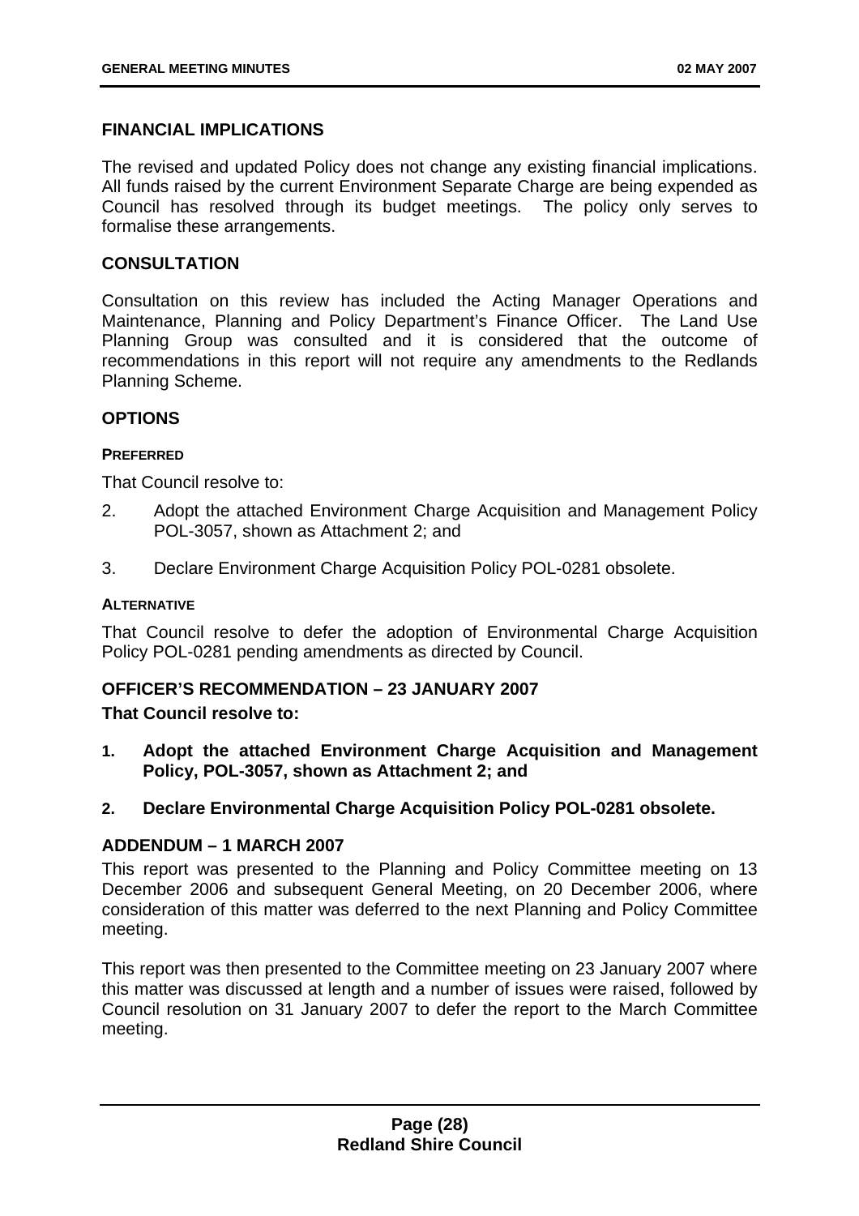## FINANCIAL IMPLICATIONS

The revised and updated Policy does not change any existing financial implications. All funds raised by the current Environment Separate Charge are being expended as Council has resolved through its budget meetings. The policy only serves to formalise these arrangements.

## CONSULTATION

Consultation on this review has included the Acting Manager Operations and Maintenance, Planning and Policy Department's Finance Officer. The Land Use Planning Group was consulted and it is considered that the outcome of recommendations in this report will not require any amendments to the Redlands Planning Scheme.

## OPTIONS

#### PREFERRED

That Council resolve to:

2. Adopt the attached Environment Charge Acquisition and Management Policy POL-3057, shown as Attachment 2; and

3. Declare Environment Charge Acquisition Policy POL-0281 obsolete.

#### ALTERNATIVE

That Council resolve to defer the adoption of Environmental Charge Acquisition Policy POL-0281 pending amendments as directed by Council.

## OFFICER'S RECOMMENDATION – 23 JANUARY 2007

**That Council resolve to:**

1. **Adopt the attached Environment Charge Acquisition and Management Policy, POL-3057, shown as Attachment 2; and**

2. **Declare Environmental Charge Acquisition Policy POL-0281 obsolete.**

## ADDENDUM – 1 MARCH 2007

This report was presented to the Planning and Policy Committee meeting on 13 December 2006 and subsequent General Meeting, on 20 December 2006, where consideration of this matter was deferred to the next Planning and Policy Committee meeting.

This report was then presented to the Committee meeting on 23 January 2007 where this matter was discussed at length and a number of issues were raised, followed by Council resolution on 31 January 2007 to defer the report to the March Committee meeting.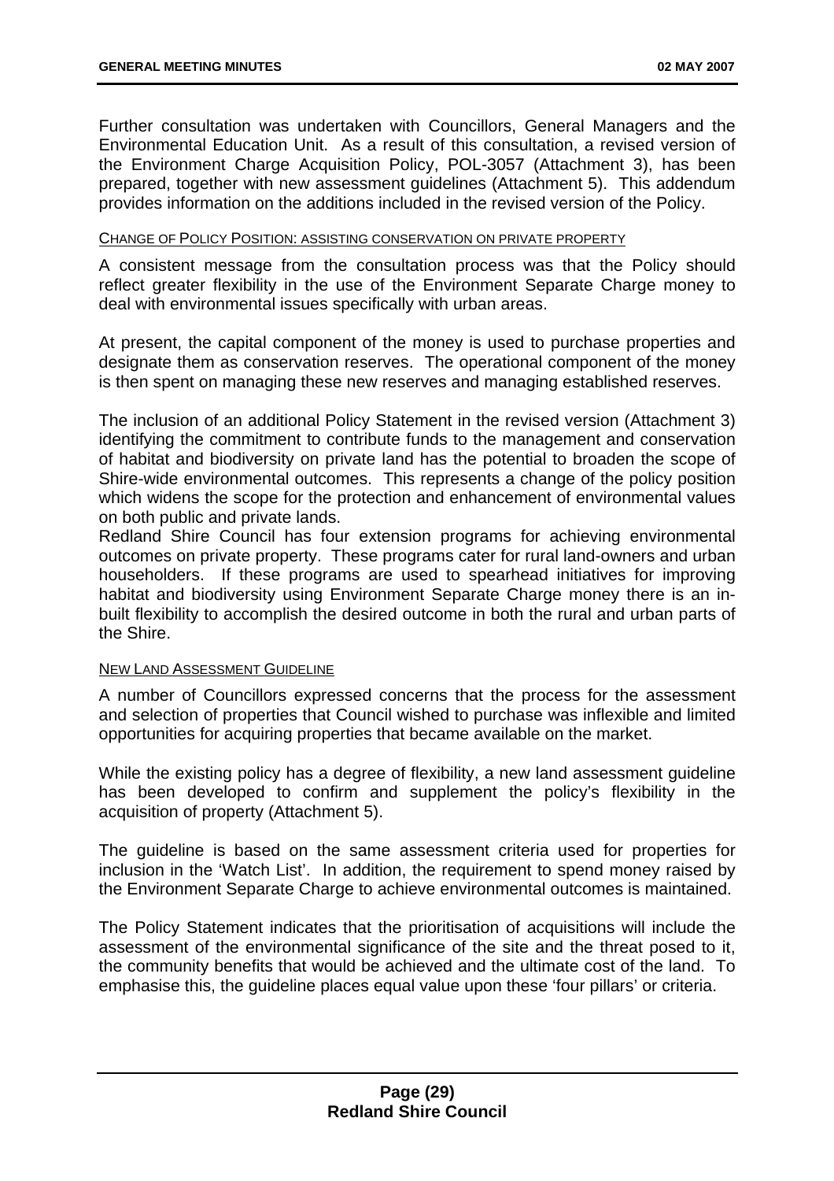Further consultation was undertaken with Councillors, General Managers and the Environmental Education Unit. As a result of this consultation, a revised version of the Environment Charge Acquisition Policy, POL-3057 (Attachment 3), has been prepared, together with new assessment guidelines (Attachment 5). This addendum provides information on the additions included in the revised version of the Policy.

#### CHANGE OF POLICY POSITION: ASSISTING CONSERVATION ON PRIVATE PROPERTY

A consistent message from the consultation process was that the Policy should reflect greater flexibility in the use of the Environment Separate Charge money to deal with environmental issues specifically with urban areas.

At present, the capital component of the money is used to purchase properties and designate them as conservation reserves. The operational component of the money is then spent on managing these new reserves and managing established reserves.

The inclusion of an additional Policy Statement in the revised version (Attachment 3) identifying the commitment to contribute funds to the management and conservation of habitat and biodiversity on private land has the potential to broaden the scope of Shire-wide environmental outcomes. This represents a change of the policy position which widens the scope for the protection and enhancement of environmental values on both public and private lands.

Redland Shire Council has four extension programs for achieving environmental outcomes on private property. These programs cater for rural land-owners and urban householders. If these programs are used to spearhead initiatives for improving habitat and biodiversity using Environment Separate Charge money there is an in-built flexibility to accomplish the desired outcome in both the rural and urban parts of the Shire.

#### NEW LAND ASSESSMENT GUIDELINE

A number of Councillors expressed concerns that the process for the assessment and selection of properties that Council wished to purchase was inflexible and limited opportunities for acquiring properties that became available on the market.

While the existing policy has a degree of flexibility, a new land assessment guideline has been developed to confirm and supplement the policy's flexibility in the acquisition of property (Attachment 5).

The guideline is based on the same assessment criteria used for properties for inclusion in the 'Watch List'. In addition, the requirement to spend money raised by the Environment Separate Charge to achieve environmental outcomes is maintained.

The Policy Statement indicates that the prioritisation of acquisitions will include the assessment of the environmental significance of the site and the threat posed to it, the community benefits that would be achieved and the ultimate cost of the land. To emphasise this, the guideline places equal value upon these 'four pillars' or criteria.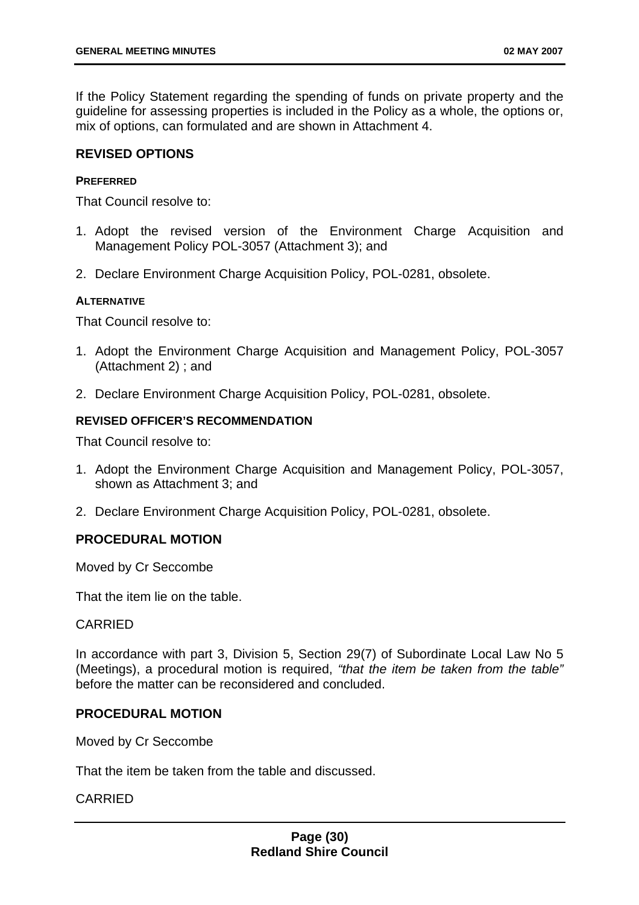If the Policy Statement regarding the spending of funds on private property and the guideline for assessing properties is included in the Policy as a whole, the options or, mix of options, can formulated and are shown in Attachment 4.

## REVISED OPTIONS

#### PREFERRED

That Council resolve to:

1. Adopt the revised version of the Environment Charge Acquisition and Management Policy POL-3057 (Attachment 3); and
2. Declare Environment Charge Acquisition Policy, POL-0281, obsolete.

#### ALTERNATIVE

That Council resolve to:

1. Adopt the Environment Charge Acquisition and Management Policy, POL-3057 (Attachment 2) ; and
2. Declare Environment Charge Acquisition Policy, POL-0281, obsolete.

### REVISED OFFICER'S RECOMMENDATION

That Council resolve to:

1. Adopt the Environment Charge Acquisition and Management Policy, POL-3057, shown as Attachment 3; and
2. Declare Environment Charge Acquisition Policy, POL-0281, obsolete.

## PROCEDURAL MOTION

Moved by Cr Seccombe

That the item lie on the table.

CARRIED

In accordance with part 3, Division 5, Section 29(7) of Subordinate Local Law No 5 (Meetings), a procedural motion is required, *"that the item be taken from the table"* before the matter can be reconsidered and concluded.

## PROCEDURAL MOTION

Moved by Cr Seccombe

That the item be taken from the table and discussed.

CARRIED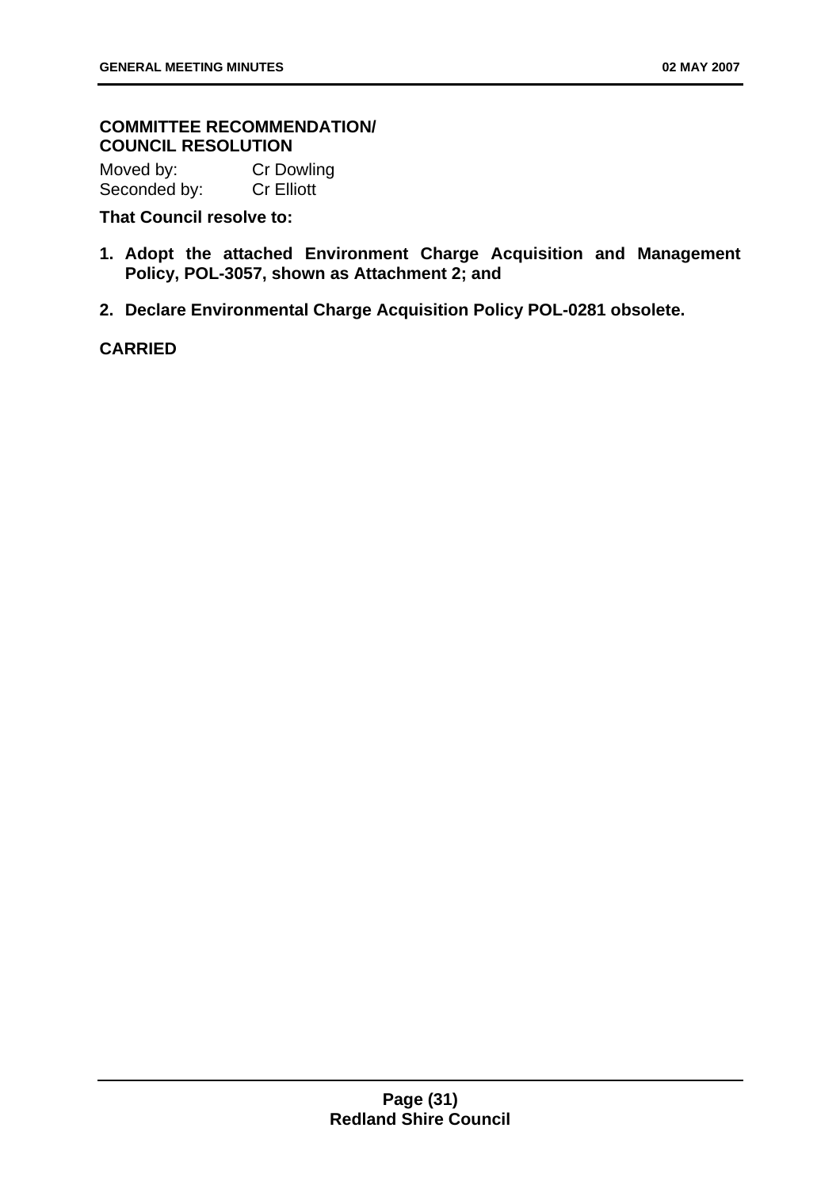**COMMITTEE RECOMMENDATION/ COUNCIL RESOLUTION**

Moved by: Cr Dowling
Seconded by: Cr Elliott

**That Council resolve to:**

1. **Adopt the attached Environment Charge Acquisition and Management Policy, POL-3057, shown as Attachment 2; and**
2. **Declare Environmental Charge Acquisition Policy POL-0281 obsolete.**

**CARRIED**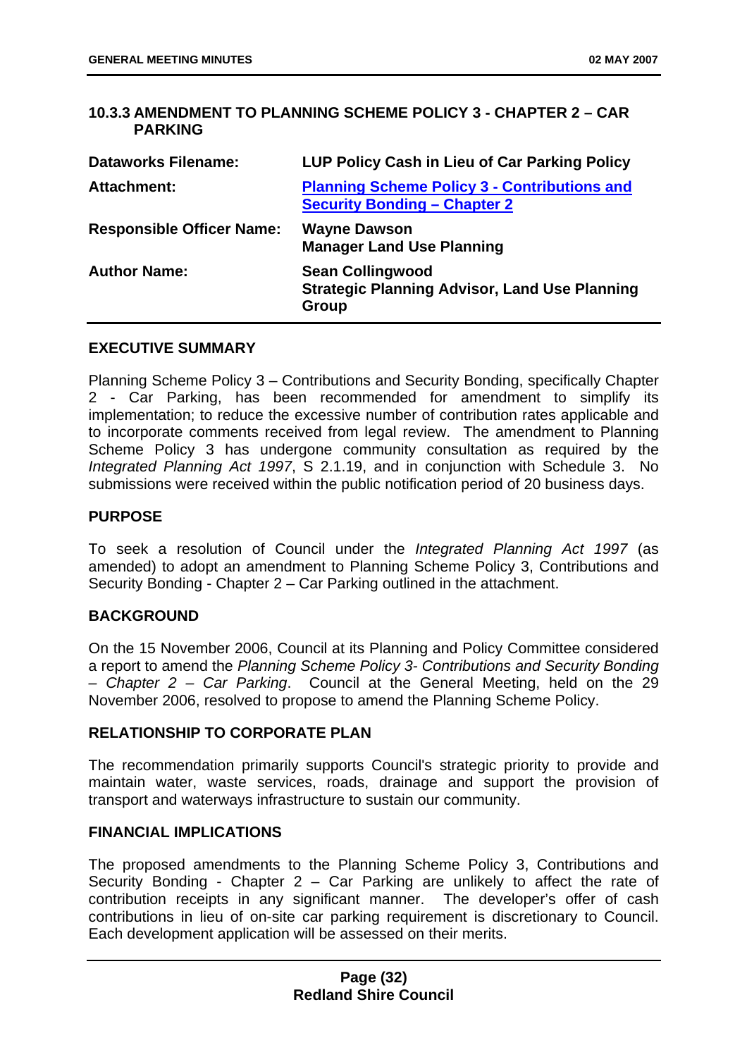## 10.3.3 AMENDMENT TO PLANNING SCHEME POLICY 3 - CHAPTER 2 – CAR PARKING

| | |
|---|---|
| **Dataworks Filename:** | **LUP Policy Cash in Lieu of Car Parking Policy** |
| **Attachment:** | **Planning Scheme Policy 3 - Contributions and Security Bonding – Chapter 2** |
| **Responsible Officer Name:** | **Wayne Dawson**<br>**Manager Land Use Planning** |
| **Author Name:** | **Sean Collingwood**<br>**Strategic Planning Advisor, Land Use Planning Group** |

### EXECUTIVE SUMMARY

Planning Scheme Policy 3 – Contributions and Security Bonding, specifically Chapter 2 - Car Parking, has been recommended for amendment to simplify its implementation; to reduce the excessive number of contribution rates applicable and to incorporate comments received from legal review. The amendment to Planning Scheme Policy 3 has undergone community consultation as required by the *Integrated Planning Act 1997*, S 2.1.19, and in conjunction with Schedule 3. No submissions were received within the public notification period of 20 business days.

### PURPOSE

To seek a resolution of Council under the *Integrated Planning Act 1997* (as amended) to adopt an amendment to Planning Scheme Policy 3, Contributions and Security Bonding - Chapter 2 – Car Parking outlined in the attachment.

### BACKGROUND

On the 15 November 2006, Council at its Planning and Policy Committee considered a report to amend the *Planning Scheme Policy 3- Contributions and Security Bonding – Chapter 2 – Car Parking*. Council at the General Meeting, held on the 29 November 2006, resolved to propose to amend the Planning Scheme Policy.

### RELATIONSHIP TO CORPORATE PLAN

The recommendation primarily supports Council's strategic priority to provide and maintain water, waste services, roads, drainage and support the provision of transport and waterways infrastructure to sustain our community.

### FINANCIAL IMPLICATIONS

The proposed amendments to the Planning Scheme Policy 3, Contributions and Security Bonding - Chapter 2 – Car Parking are unlikely to affect the rate of contribution receipts in any significant manner. The developer's offer of cash contributions in lieu of on-site car parking requirement is discretionary to Council. Each development application will be assessed on their merits.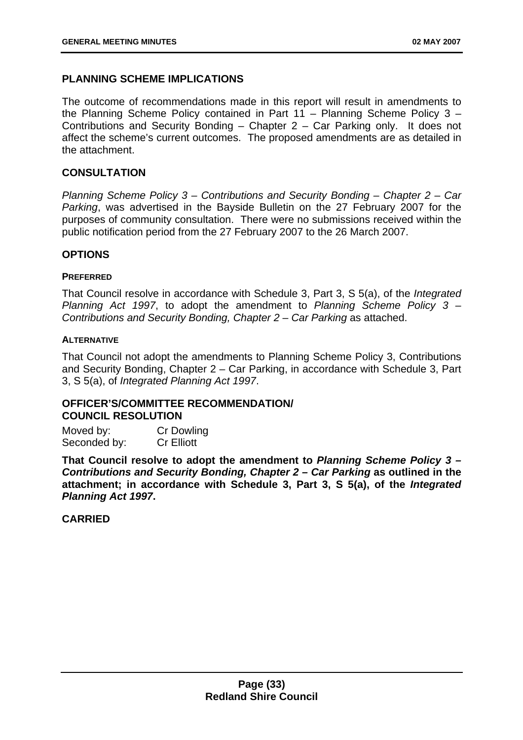## PLANNING SCHEME IMPLICATIONS

The outcome of recommendations made in this report will result in amendments to the Planning Scheme Policy contained in Part 11 – Planning Scheme Policy 3 – Contributions and Security Bonding – Chapter 2 – Car Parking only. It does not affect the scheme's current outcomes. The proposed amendments are as detailed in the attachment.

## CONSULTATION

*Planning Scheme Policy 3 – Contributions and Security Bonding – Chapter 2 – Car Parking*, was advertised in the Bayside Bulletin on the 27 February 2007 for the purposes of community consultation. There were no submissions received within the public notification period from the 27 February 2007 to the 26 March 2007.

## OPTIONS

#### PREFERRED

That Council resolve in accordance with Schedule 3, Part 3, S 5(a), of the *Integrated Planning Act 1997*, to adopt the amendment to *Planning Scheme Policy 3 – Contributions and Security Bonding, Chapter 2 – Car Parking* as attached.

#### ALTERNATIVE

That Council not adopt the amendments to Planning Scheme Policy 3, Contributions and Security Bonding, Chapter 2 – Car Parking, in accordance with Schedule 3, Part 3, S 5(a), of *Integrated Planning Act 1997*.

## OFFICER'S/COMMITTEE RECOMMENDATION/ COUNCIL RESOLUTION

Moved by: Cr Dowling
Seconded by: Cr Elliott

**That Council resolve to adopt the amendment to *Planning Scheme Policy 3 – Contributions and Security Bonding, Chapter 2 – Car Parking* as outlined in the attachment; in accordance with Schedule 3, Part 3, S 5(a), of the *Integrated Planning Act 1997*.**

**CARRIED**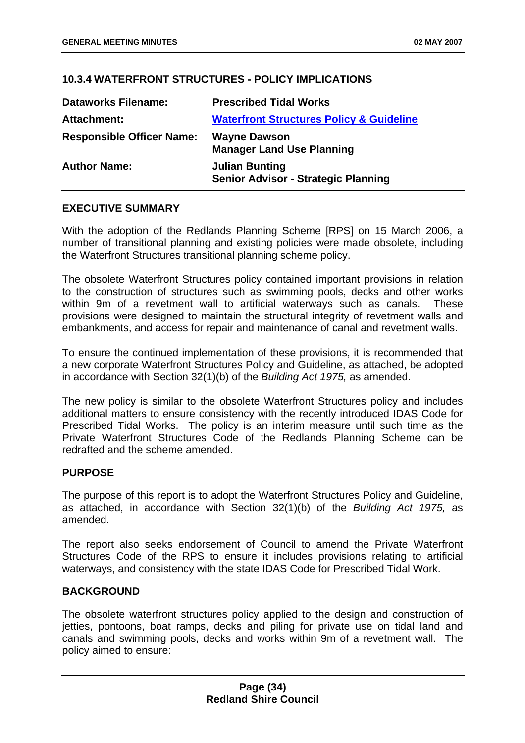## 10.3.4 WATERFRONT STRUCTURES - POLICY IMPLICATIONS

| | |
|---|---|
| **Dataworks Filename:** | **Prescribed Tidal Works** |
| **Attachment:** | **Waterfront Structures Policy & Guideline** |
| **Responsible Officer Name:** | **Wayne Dawson**<br>**Manager Land Use Planning** |
| **Author Name:** | **Julian Bunting**<br>**Senior Advisor - Strategic Planning** |

### EXECUTIVE SUMMARY

With the adoption of the Redlands Planning Scheme [RPS] on 15 March 2006, a number of transitional planning and existing policies were made obsolete, including the Waterfront Structures transitional planning scheme policy.

The obsolete Waterfront Structures policy contained important provisions in relation to the construction of structures such as swimming pools, decks and other works within 9m of a revetment wall to artificial waterways such as canals. These provisions were designed to maintain the structural integrity of revetment walls and embankments, and access for repair and maintenance of canal and revetment walls.

To ensure the continued implementation of these provisions, it is recommended that a new corporate Waterfront Structures Policy and Guideline, as attached, be adopted in accordance with Section 32(1)(b) of the *Building Act 1975,* as amended.

The new policy is similar to the obsolete Waterfront Structures policy and includes additional matters to ensure consistency with the recently introduced IDAS Code for Prescribed Tidal Works. The policy is an interim measure until such time as the Private Waterfront Structures Code of the Redlands Planning Scheme can be redrafted and the scheme amended.

### PURPOSE

The purpose of this report is to adopt the Waterfront Structures Policy and Guideline, as attached, in accordance with Section 32(1)(b) of the *Building Act 1975,* as amended.

The report also seeks endorsement of Council to amend the Private Waterfront Structures Code of the RPS to ensure it includes provisions relating to artificial waterways, and consistency with the state IDAS Code for Prescribed Tidal Work.

### BACKGROUND

The obsolete waterfront structures policy applied to the design and construction of jetties, pontoons, boat ramps, decks and piling for private use on tidal land and canals and swimming pools, decks and works within 9m of a revetment wall. The policy aimed to ensure: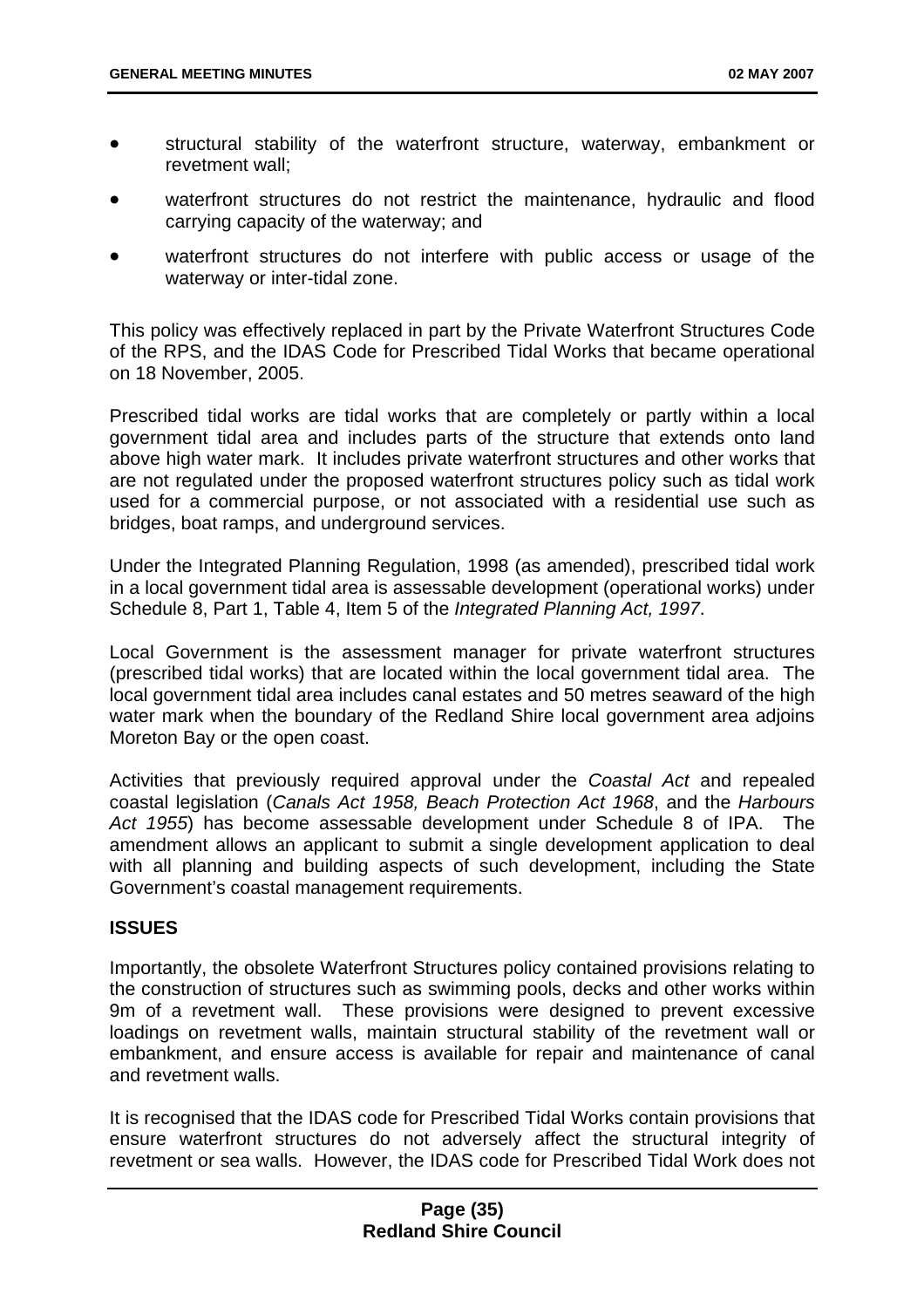- structural stability of the waterfront structure, waterway, embankment or revetment wall;
- waterfront structures do not restrict the maintenance, hydraulic and flood carrying capacity of the waterway; and
- waterfront structures do not interfere with public access or usage of the waterway or inter-tidal zone.

This policy was effectively replaced in part by the Private Waterfront Structures Code of the RPS, and the IDAS Code for Prescribed Tidal Works that became operational on 18 November, 2005.

Prescribed tidal works are tidal works that are completely or partly within a local government tidal area and includes parts of the structure that extends onto land above high water mark. It includes private waterfront structures and other works that are not regulated under the proposed waterfront structures policy such as tidal work used for a commercial purpose, or not associated with a residential use such as bridges, boat ramps, and underground services.

Under the Integrated Planning Regulation, 1998 (as amended), prescribed tidal work in a local government tidal area is assessable development (operational works) under Schedule 8, Part 1, Table 4, Item 5 of the *Integrated Planning Act, 1997*.

Local Government is the assessment manager for private waterfront structures (prescribed tidal works) that are located within the local government tidal area. The local government tidal area includes canal estates and 50 metres seaward of the high water mark when the boundary of the Redland Shire local government area adjoins Moreton Bay or the open coast.

Activities that previously required approval under the *Coastal Act* and repealed coastal legislation (*Canals Act 1958, Beach Protection Act 1968*, and the *Harbours Act 1955*) has become assessable development under Schedule 8 of IPA. The amendment allows an applicant to submit a single development application to deal with all planning and building aspects of such development, including the State Government's coastal management requirements.

**ISSUES**

Importantly, the obsolete Waterfront Structures policy contained provisions relating to the construction of structures such as swimming pools, decks and other works within 9m of a revetment wall. These provisions were designed to prevent excessive loadings on revetment walls, maintain structural stability of the revetment wall or embankment, and ensure access is available for repair and maintenance of canal and revetment walls.

It is recognised that the IDAS code for Prescribed Tidal Works contain provisions that ensure waterfront structures do not adversely affect the structural integrity of revetment or sea walls. However, the IDAS code for Prescribed Tidal Work does not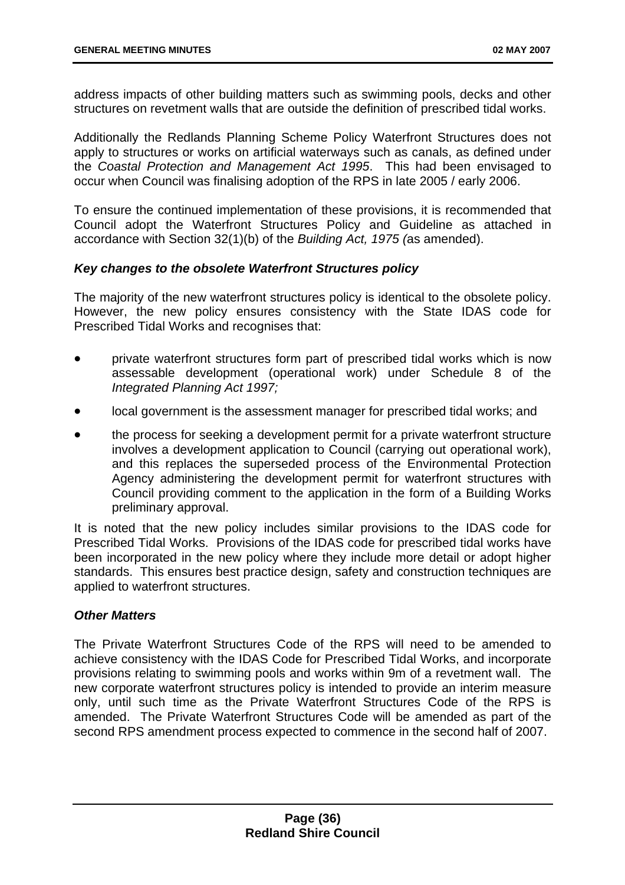address impacts of other building matters such as swimming pools, decks and other structures on revetment walls that are outside the definition of prescribed tidal works.

Additionally the Redlands Planning Scheme Policy Waterfront Structures does not apply to structures or works on artificial waterways such as canals, as defined under the *Coastal Protection and Management Act 1995*. This had been envisaged to occur when Council was finalising adoption of the RPS in late 2005 / early 2006.

To ensure the continued implementation of these provisions, it is recommended that Council adopt the Waterfront Structures Policy and Guideline as attached in accordance with Section 32(1)(b) of the *Building Act, 1975 (*as amended).

***Key changes to the obsolete Waterfront Structures policy***

The majority of the new waterfront structures policy is identical to the obsolete policy. However, the new policy ensures consistency with the State IDAS code for Prescribed Tidal Works and recognises that:

- private waterfront structures form part of prescribed tidal works which is now assessable development (operational work) under Schedule 8 of the *Integrated Planning Act 1997;*
- local government is the assessment manager for prescribed tidal works; and
- the process for seeking a development permit for a private waterfront structure involves a development application to Council (carrying out operational work), and this replaces the superseded process of the Environmental Protection Agency administering the development permit for waterfront structures with Council providing comment to the application in the form of a Building Works preliminary approval.

It is noted that the new policy includes similar provisions to the IDAS code for Prescribed Tidal Works. Provisions of the IDAS code for prescribed tidal works have been incorporated in the new policy where they include more detail or adopt higher standards. This ensures best practice design, safety and construction techniques are applied to waterfront structures.

***Other Matters***

The Private Waterfront Structures Code of the RPS will need to be amended to achieve consistency with the IDAS Code for Prescribed Tidal Works, and incorporate provisions relating to swimming pools and works within 9m of a revetment wall. The new corporate waterfront structures policy is intended to provide an interim measure only, until such time as the Private Waterfront Structures Code of the RPS is amended. The Private Waterfront Structures Code will be amended as part of the second RPS amendment process expected to commence in the second half of 2007.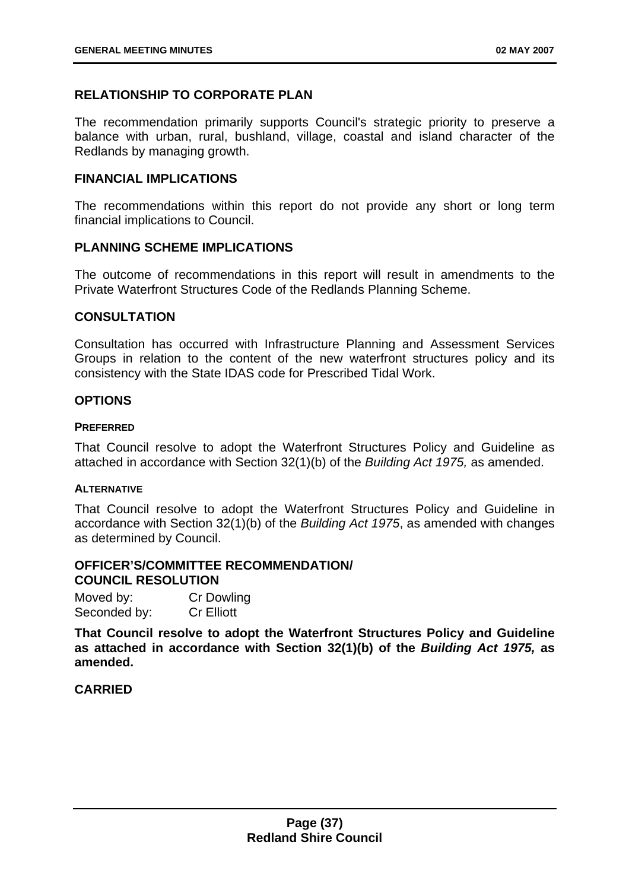## RELATIONSHIP TO CORPORATE PLAN

The recommendation primarily supports Council's strategic priority to preserve a balance with urban, rural, bushland, village, coastal and island character of the Redlands by managing growth.

## FINANCIAL IMPLICATIONS

The recommendations within this report do not provide any short or long term financial implications to Council.

## PLANNING SCHEME IMPLICATIONS

The outcome of recommendations in this report will result in amendments to the Private Waterfront Structures Code of the Redlands Planning Scheme.

## CONSULTATION

Consultation has occurred with Infrastructure Planning and Assessment Services Groups in relation to the content of the new waterfront structures policy and its consistency with the State IDAS code for Prescribed Tidal Work.

## OPTIONS

### PREFERRED

That Council resolve to adopt the Waterfront Structures Policy and Guideline as attached in accordance with Section 32(1)(b) of the *Building Act 1975,* as amended.

### ALTERNATIVE

That Council resolve to adopt the Waterfront Structures Policy and Guideline in accordance with Section 32(1)(b) of the *Building Act 1975*, as amended with changes as determined by Council.

## OFFICER'S/COMMITTEE RECOMMENDATION/ COUNCIL RESOLUTION

Moved by: Cr Dowling
Seconded by: Cr Elliott

**That Council resolve to adopt the Waterfront Structures Policy and Guideline as attached in accordance with Section 32(1)(b) of the *Building Act 1975,* as amended.**

**CARRIED**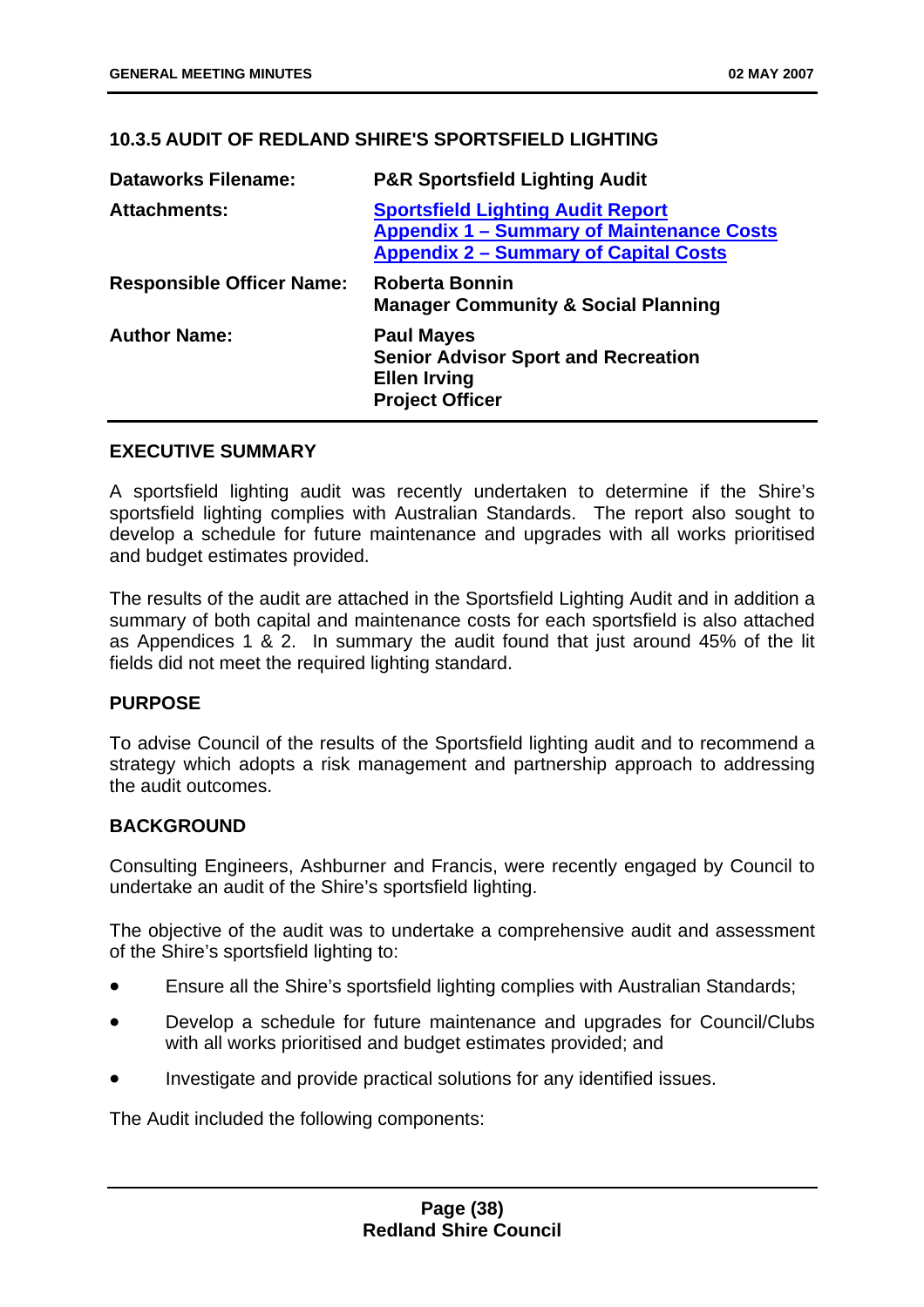### 10.3.5 AUDIT OF REDLAND SHIRE'S SPORTSFIELD LIGHTING

| | |
|---|---|
| **Dataworks Filename:** | **P&R Sportsfield Lighting Audit** |
| **Attachments:** | **Sportsfield Lighting Audit Report**<br>**Appendix 1 – Summary of Maintenance Costs**<br>**Appendix 2 – Summary of Capital Costs** |
| **Responsible Officer Name:** | **Roberta Bonnin**<br>**Manager Community & Social Planning** |
| **Author Name:** | **Paul Mayes**<br>**Senior Advisor Sport and Recreation**<br>**Ellen Irving**<br>**Project Officer** |

**EXECUTIVE SUMMARY**

A sportsfield lighting audit was recently undertaken to determine if the Shire's sportsfield lighting complies with Australian Standards. The report also sought to develop a schedule for future maintenance and upgrades with all works prioritised and budget estimates provided.

The results of the audit are attached in the Sportsfield Lighting Audit and in addition a summary of both capital and maintenance costs for each sportsfield is also attached as Appendices 1 & 2. In summary the audit found that just around 45% of the lit fields did not meet the required lighting standard.

**PURPOSE**

To advise Council of the results of the Sportsfield lighting audit and to recommend a strategy which adopts a risk management and partnership approach to addressing the audit outcomes.

**BACKGROUND**

Consulting Engineers, Ashburner and Francis, were recently engaged by Council to undertake an audit of the Shire's sportsfield lighting.

The objective of the audit was to undertake a comprehensive audit and assessment of the Shire's sportsfield lighting to:

- Ensure all the Shire's sportsfield lighting complies with Australian Standards;
- Develop a schedule for future maintenance and upgrades for Council/Clubs with all works prioritised and budget estimates provided; and
- Investigate and provide practical solutions for any identified issues.

The Audit included the following components: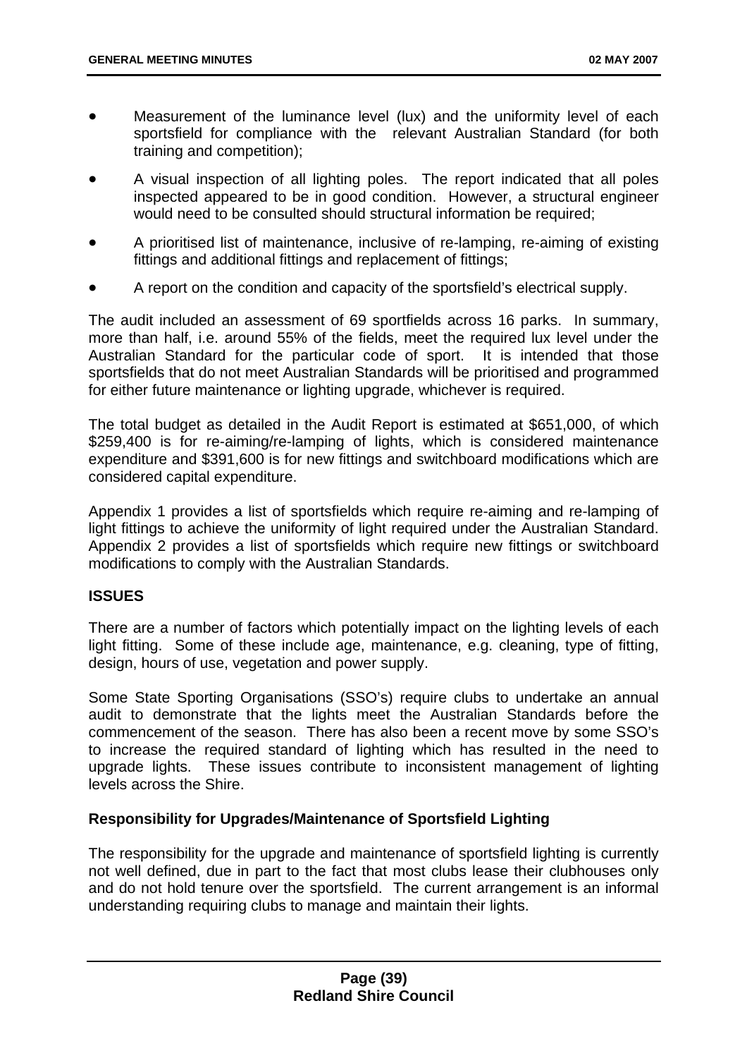- Measurement of the luminance level (lux) and the uniformity level of each sportsfield for compliance with the relevant Australian Standard (for both training and competition);
- A visual inspection of all lighting poles. The report indicated that all poles inspected appeared to be in good condition. However, a structural engineer would need to be consulted should structural information be required;
- A prioritised list of maintenance, inclusive of re-lamping, re-aiming of existing fittings and additional fittings and replacement of fittings;
- A report on the condition and capacity of the sportsfield's electrical supply.

The audit included an assessment of 69 sportfields across 16 parks. In summary, more than half, i.e. around 55% of the fields, meet the required lux level under the Australian Standard for the particular code of sport. It is intended that those sportsfields that do not meet Australian Standards will be prioritised and programmed for either future maintenance or lighting upgrade, whichever is required.

The total budget as detailed in the Audit Report is estimated at $651,000, of which $259,400 is for re-aiming/re-lamping of lights, which is considered maintenance expenditure and $391,600 is for new fittings and switchboard modifications which are considered capital expenditure.

Appendix 1 provides a list of sportsfields which require re-aiming and re-lamping of light fittings to achieve the uniformity of light required under the Australian Standard. Appendix 2 provides a list of sportsfields which require new fittings or switchboard modifications to comply with the Australian Standards.

## ISSUES

There are a number of factors which potentially impact on the lighting levels of each light fitting. Some of these include age, maintenance, e.g. cleaning, type of fitting, design, hours of use, vegetation and power supply.

Some State Sporting Organisations (SSO's) require clubs to undertake an annual audit to demonstrate that the lights meet the Australian Standards before the commencement of the season. There has also been a recent move by some SSO's to increase the required standard of lighting which has resulted in the need to upgrade lights. These issues contribute to inconsistent management of lighting levels across the Shire.

### Responsibility for Upgrades/Maintenance of Sportsfield Lighting

The responsibility for the upgrade and maintenance of sportsfield lighting is currently not well defined, due in part to the fact that most clubs lease their clubhouses only and do not hold tenure over the sportsfield. The current arrangement is an informal understanding requiring clubs to manage and maintain their lights.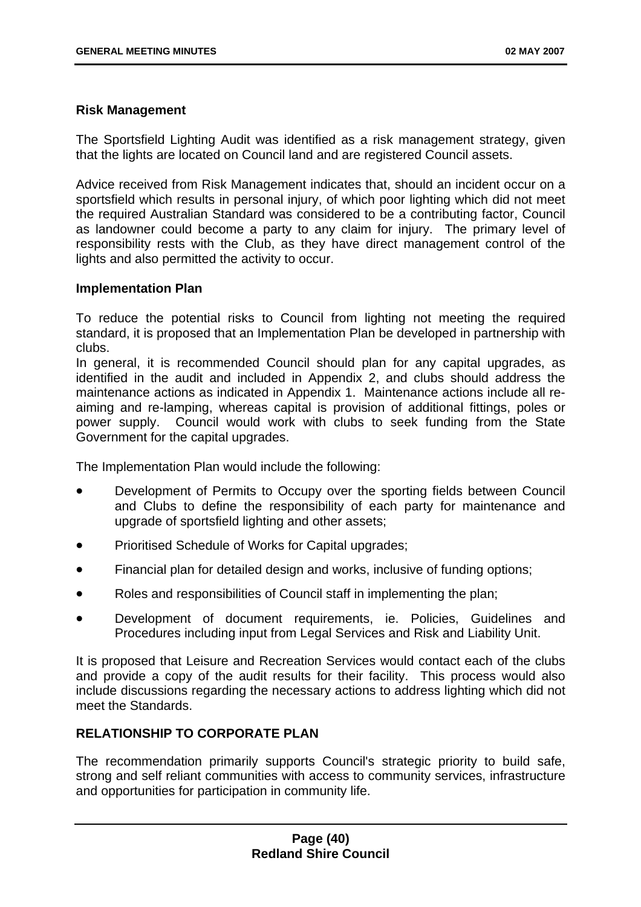**Risk Management**

The Sportsfield Lighting Audit was identified as a risk management strategy, given that the lights are located on Council land and are registered Council assets.

Advice received from Risk Management indicates that, should an incident occur on a sportsfield which results in personal injury, of which poor lighting which did not meet the required Australian Standard was considered to be a contributing factor, Council as landowner could become a party to any claim for injury. The primary level of responsibility rests with the Club, as they have direct management control of the lights and also permitted the activity to occur.

**Implementation Plan**

To reduce the potential risks to Council from lighting not meeting the required standard, it is proposed that an Implementation Plan be developed in partnership with clubs.

In general, it is recommended Council should plan for any capital upgrades, as identified in the audit and included in Appendix 2, and clubs should address the maintenance actions as indicated in Appendix 1. Maintenance actions include all re-aiming and re-lamping, whereas capital is provision of additional fittings, poles or power supply. Council would work with clubs to seek funding from the State Government for the capital upgrades.

The Implementation Plan would include the following:

- Development of Permits to Occupy over the sporting fields between Council and Clubs to define the responsibility of each party for maintenance and upgrade of sportsfield lighting and other assets;
- Prioritised Schedule of Works for Capital upgrades;
- Financial plan for detailed design and works, inclusive of funding options;
- Roles and responsibilities of Council staff in implementing the plan;
- Development of document requirements, ie. Policies, Guidelines and Procedures including input from Legal Services and Risk and Liability Unit.

It is proposed that Leisure and Recreation Services would contact each of the clubs and provide a copy of the audit results for their facility. This process would also include discussions regarding the necessary actions to address lighting which did not meet the Standards.

**RELATIONSHIP TO CORPORATE PLAN**

The recommendation primarily supports Council's strategic priority to build safe, strong and self reliant communities with access to community services, infrastructure and opportunities for participation in community life.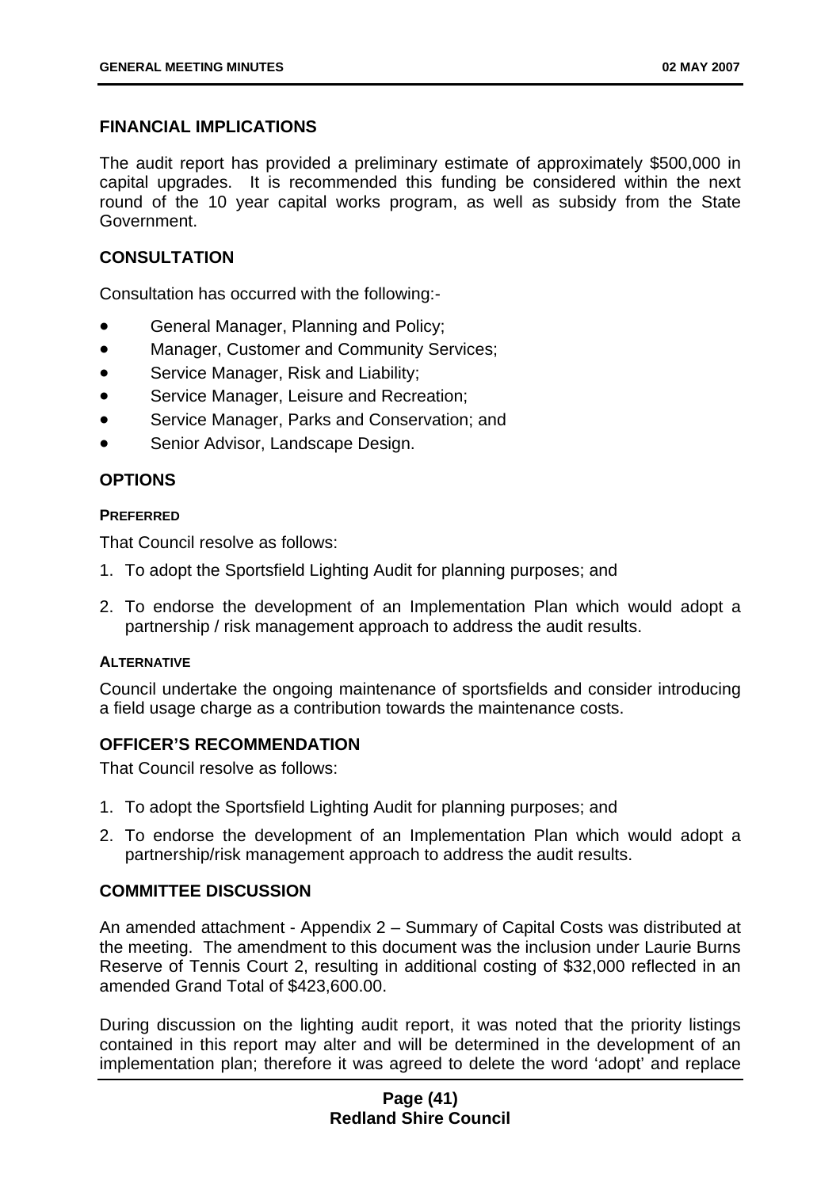## FINANCIAL IMPLICATIONS

The audit report has provided a preliminary estimate of approximately $500,000 in capital upgrades. It is recommended this funding be considered within the next round of the 10 year capital works program, as well as subsidy from the State Government.

## CONSULTATION

Consultation has occurred with the following:-

- General Manager, Planning and Policy;
- Manager, Customer and Community Services;
- Service Manager, Risk and Liability;
- Service Manager, Leisure and Recreation;
- Service Manager, Parks and Conservation; and
- Senior Advisor, Landscape Design.

## OPTIONS

#### PREFERRED

That Council resolve as follows:

1. To adopt the Sportsfield Lighting Audit for planning purposes; and
2. To endorse the development of an Implementation Plan which would adopt a partnership / risk management approach to address the audit results.

#### ALTERNATIVE

Council undertake the ongoing maintenance of sportsfields and consider introducing a field usage charge as a contribution towards the maintenance costs.

## OFFICER'S RECOMMENDATION

That Council resolve as follows:

1. To adopt the Sportsfield Lighting Audit for planning purposes; and
2. To endorse the development of an Implementation Plan which would adopt a partnership/risk management approach to address the audit results.

## COMMITTEE DISCUSSION

An amended attachment - Appendix 2 – Summary of Capital Costs was distributed at the meeting. The amendment to this document was the inclusion under Laurie Burns Reserve of Tennis Court 2, resulting in additional costing of $32,000 reflected in an amended Grand Total of $423,600.00.

During discussion on the lighting audit report, it was noted that the priority listings contained in this report may alter and will be determined in the development of an implementation plan; therefore it was agreed to delete the word 'adopt' and replace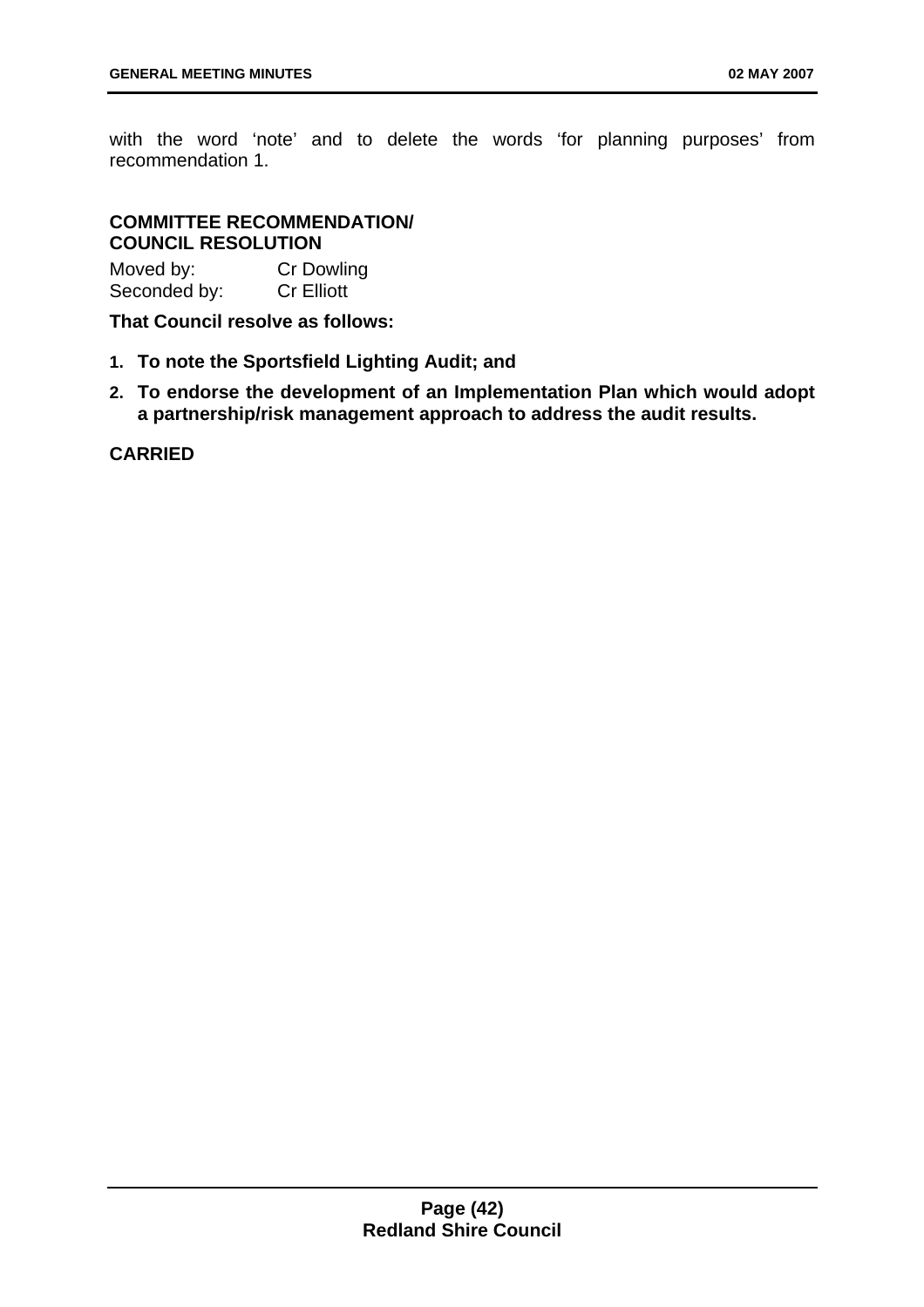with the word 'note' and to delete the words 'for planning purposes' from recommendation 1.

**COMMITTEE RECOMMENDATION/**
**COUNCIL RESOLUTION**

Moved by: Cr Dowling
Seconded by: Cr Elliott

**That Council resolve as follows:**

1. **To note the Sportsfield Lighting Audit; and**
2. **To endorse the development of an Implementation Plan which would adopt a partnership/risk management approach to address the audit results.**

**CARRIED**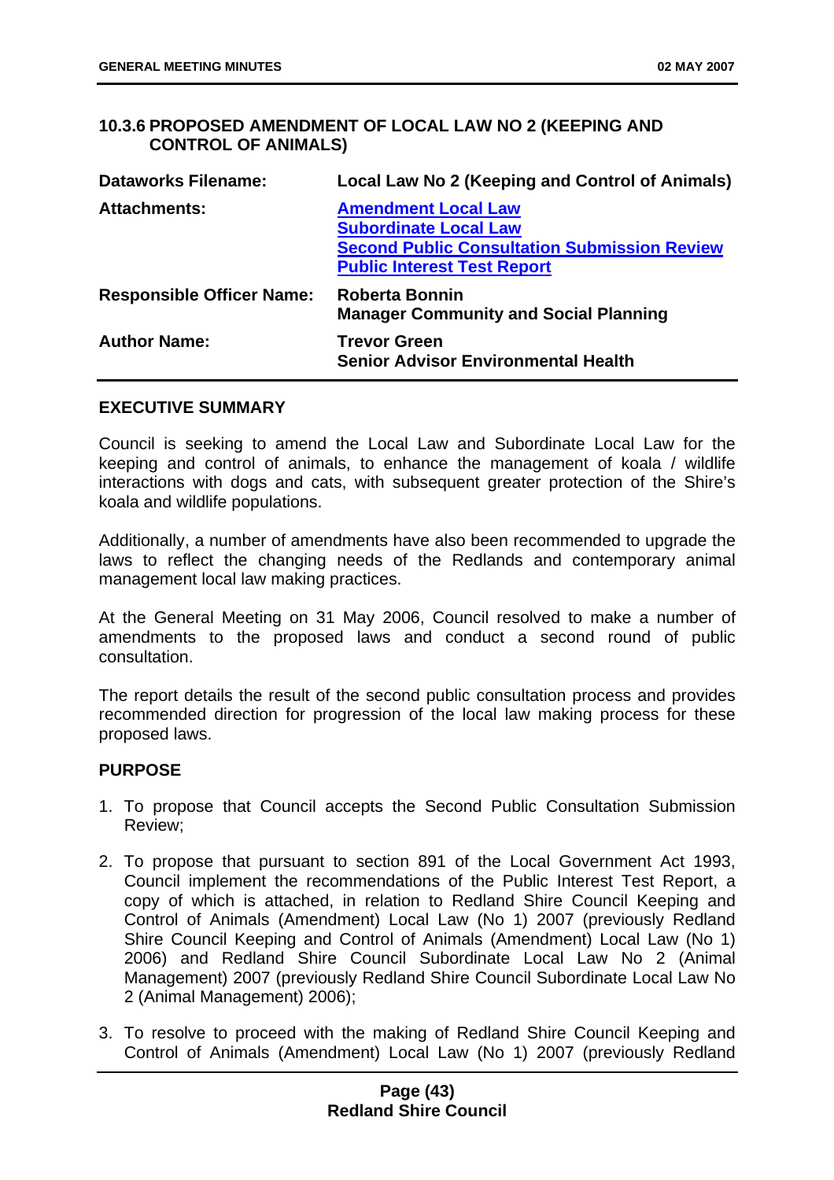## 10.3.6 PROPOSED AMENDMENT OF LOCAL LAW NO 2 (KEEPING AND CONTROL OF ANIMALS)

| | |
|---|---|
| **Dataworks Filename:** | **Local Law No 2 (Keeping and Control of Animals)** |
| **Attachments:** | **Amendment Local Law**<br>**Subordinate Local Law**<br>**Second Public Consultation Submission Review**<br>**Public Interest Test Report** |
| **Responsible Officer Name:** | **Roberta Bonnin**<br>**Manager Community and Social Planning** |
| **Author Name:** | **Trevor Green**<br>**Senior Advisor Environmental Health** |

### EXECUTIVE SUMMARY

Council is seeking to amend the Local Law and Subordinate Local Law for the keeping and control of animals, to enhance the management of koala / wildlife interactions with dogs and cats, with subsequent greater protection of the Shire's koala and wildlife populations.

Additionally, a number of amendments have also been recommended to upgrade the laws to reflect the changing needs of the Redlands and contemporary animal management local law making practices.

At the General Meeting on 31 May 2006, Council resolved to make a number of amendments to the proposed laws and conduct a second round of public consultation.

The report details the result of the second public consultation process and provides recommended direction for progression of the local law making process for these proposed laws.

### PURPOSE

1. To propose that Council accepts the Second Public Consultation Submission Review;
2. To propose that pursuant to section 891 of the Local Government Act 1993, Council implement the recommendations of the Public Interest Test Report, a copy of which is attached, in relation to Redland Shire Council Keeping and Control of Animals (Amendment) Local Law (No 1) 2007 (previously Redland Shire Council Keeping and Control of Animals (Amendment) Local Law (No 1) 2006) and Redland Shire Council Subordinate Local Law No 2 (Animal Management) 2007 (previously Redland Shire Council Subordinate Local Law No 2 (Animal Management) 2006);
3. To resolve to proceed with the making of Redland Shire Council Keeping and Control of Animals (Amendment) Local Law (No 1) 2007 (previously Redland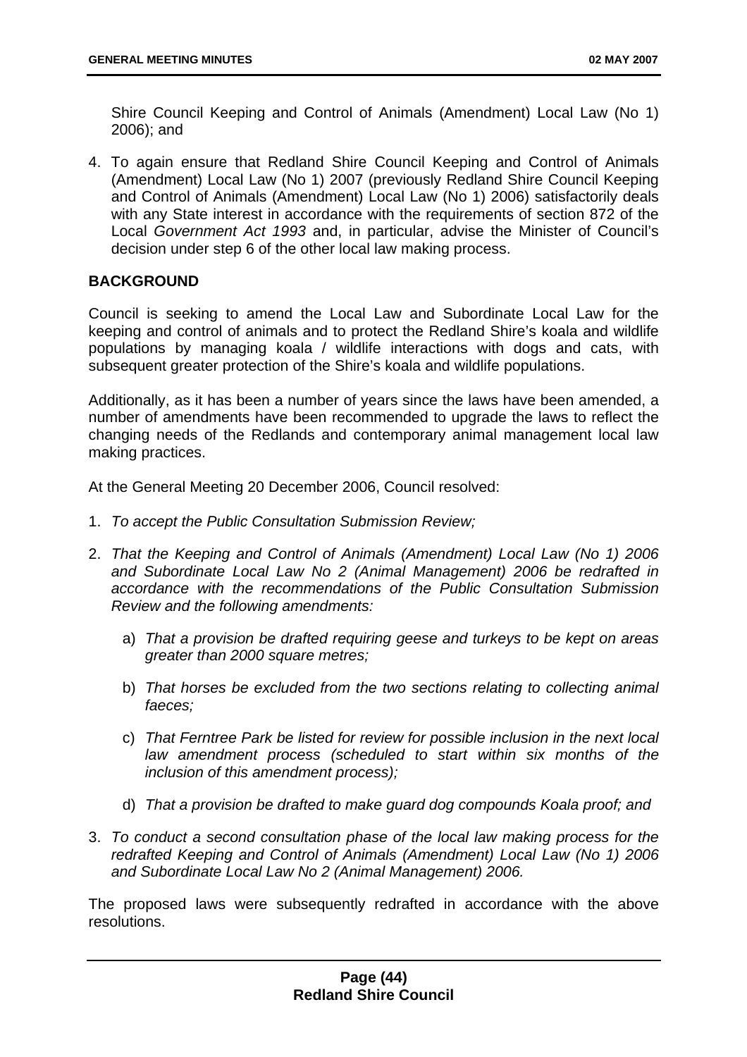Shire Council Keeping and Control of Animals (Amendment) Local Law (No 1) 2006); and

4. To again ensure that Redland Shire Council Keeping and Control of Animals (Amendment) Local Law (No 1) 2007 (previously Redland Shire Council Keeping and Control of Animals (Amendment) Local Law (No 1) 2006) satisfactorily deals with any State interest in accordance with the requirements of section 872 of the Local *Government Act 1993* and, in particular, advise the Minister of Council's decision under step 6 of the other local law making process.

## BACKGROUND

Council is seeking to amend the Local Law and Subordinate Local Law for the keeping and control of animals and to protect the Redland Shire's koala and wildlife populations by managing koala / wildlife interactions with dogs and cats, with subsequent greater protection of the Shire's koala and wildlife populations.

Additionally, as it has been a number of years since the laws have been amended, a number of amendments have been recommended to upgrade the laws to reflect the changing needs of the Redlands and contemporary animal management local law making practices.

At the General Meeting 20 December 2006, Council resolved:

1. *To accept the Public Consultation Submission Review;*

2. *That the Keeping and Control of Animals (Amendment) Local Law (No 1) 2006 and Subordinate Local Law No 2 (Animal Management) 2006 be redrafted in accordance with the recommendations of the Public Consultation Submission Review and the following amendments:*

   a) *That a provision be drafted requiring geese and turkeys to be kept on areas greater than 2000 square metres;*

   b) *That horses be excluded from the two sections relating to collecting animal faeces;*

   c) *That Ferntree Park be listed for review for possible inclusion in the next local law amendment process (scheduled to start within six months of the inclusion of this amendment process);*

   d) *That a provision be drafted to make guard dog compounds Koala proof; and*

3. *To conduct a second consultation phase of the local law making process for the redrafted Keeping and Control of Animals (Amendment) Local Law (No 1) 2006 and Subordinate Local Law No 2 (Animal Management) 2006.*

The proposed laws were subsequently redrafted in accordance with the above resolutions.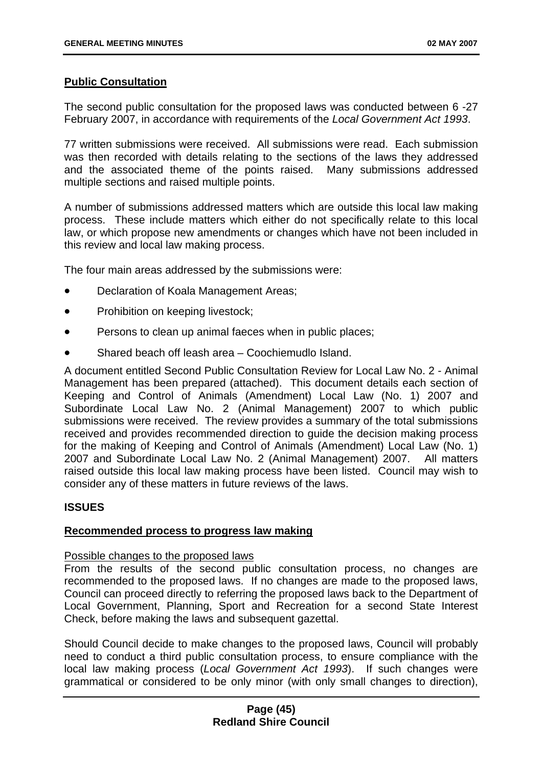## Public Consultation

The second public consultation for the proposed laws was conducted between 6 -27 February 2007, in accordance with requirements of the *Local Government Act 1993*.

77 written submissions were received. All submissions were read. Each submission was then recorded with details relating to the sections of the laws they addressed and the associated theme of the points raised. Many submissions addressed multiple sections and raised multiple points.

A number of submissions addressed matters which are outside this local law making process. These include matters which either do not specifically relate to this local law, or which propose new amendments or changes which have not been included in this review and local law making process.

The four main areas addressed by the submissions were:

- Declaration of Koala Management Areas;
- Prohibition on keeping livestock;
- Persons to clean up animal faeces when in public places;
- Shared beach off leash area – Coochiemudlo Island.

A document entitled Second Public Consultation Review for Local Law No. 2 - Animal Management has been prepared (attached). This document details each section of Keeping and Control of Animals (Amendment) Local Law (No. 1) 2007 and Subordinate Local Law No. 2 (Animal Management) 2007 to which public submissions were received. The review provides a summary of the total submissions received and provides recommended direction to guide the decision making process for the making of Keeping and Control of Animals (Amendment) Local Law (No. 1) 2007 and Subordinate Local Law No. 2 (Animal Management) 2007. All matters raised outside this local law making process have been listed. Council may wish to consider any of these matters in future reviews of the laws.

## ISSUES

### Recommended process to progress law making

Possible changes to the proposed laws

From the results of the second public consultation process, no changes are recommended to the proposed laws. If no changes are made to the proposed laws, Council can proceed directly to referring the proposed laws back to the Department of Local Government, Planning, Sport and Recreation for a second State Interest Check, before making the laws and subsequent gazettal.

Should Council decide to make changes to the proposed laws, Council will probably need to conduct a third public consultation process, to ensure compliance with the local law making process (*Local Government Act 1993*). If such changes were grammatical or considered to be only minor (with only small changes to direction),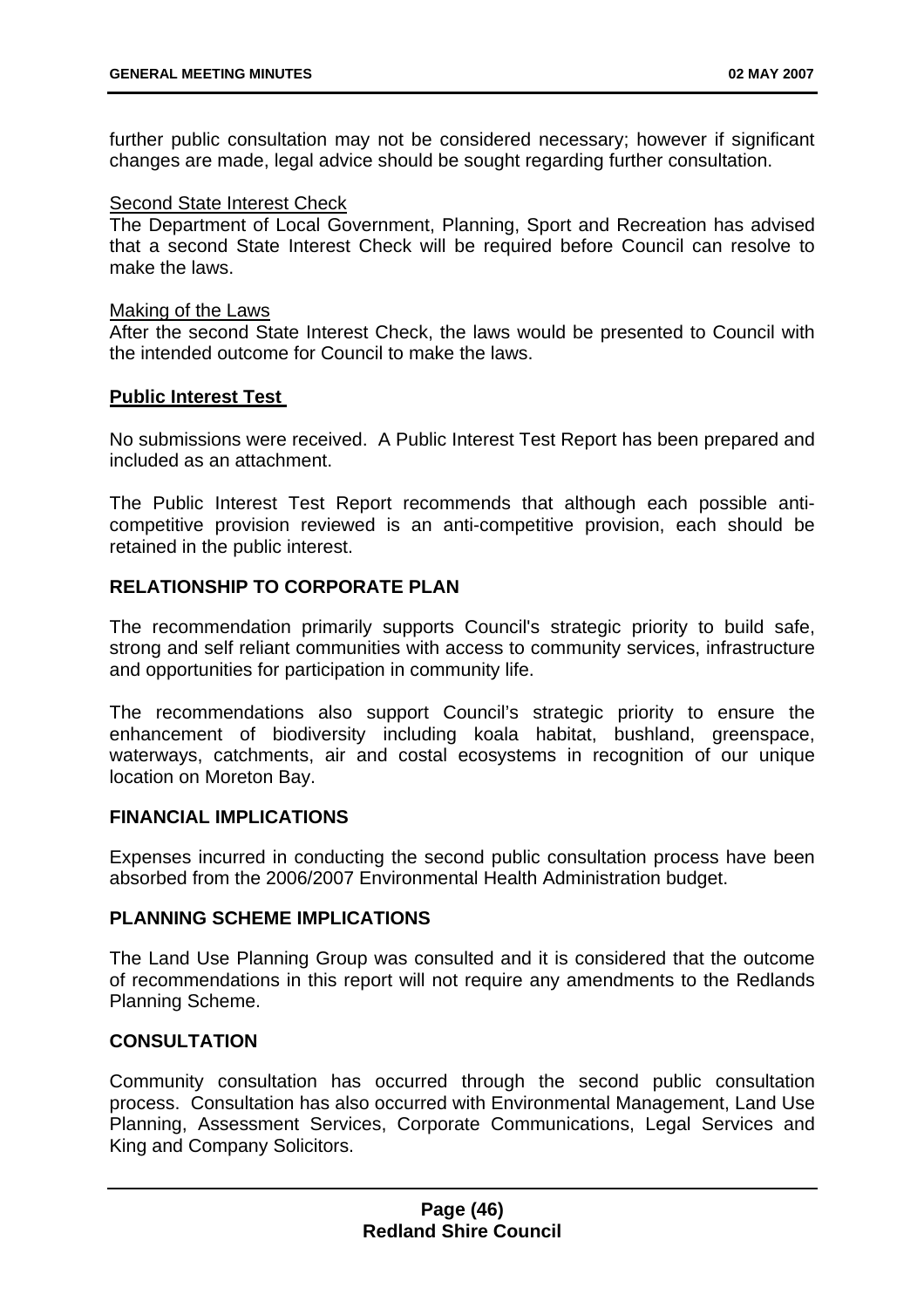further public consultation may not be considered necessary; however if significant changes are made, legal advice should be sought regarding further consultation.

Second State Interest Check
The Department of Local Government, Planning, Sport and Recreation has advised that a second State Interest Check will be required before Council can resolve to make the laws.

Making of the Laws
After the second State Interest Check, the laws would be presented to Council with the intended outcome for Council to make the laws.

**Public Interest Test**

No submissions were received. A Public Interest Test Report has been prepared and included as an attachment.

The Public Interest Test Report recommends that although each possible anti-competitive provision reviewed is an anti-competitive provision, each should be retained in the public interest.

**RELATIONSHIP TO CORPORATE PLAN**

The recommendation primarily supports Council's strategic priority to build safe, strong and self reliant communities with access to community services, infrastructure and opportunities for participation in community life.

The recommendations also support Council's strategic priority to ensure the enhancement of biodiversity including koala habitat, bushland, greenspace, waterways, catchments, air and costal ecosystems in recognition of our unique location on Moreton Bay.

**FINANCIAL IMPLICATIONS**

Expenses incurred in conducting the second public consultation process have been absorbed from the 2006/2007 Environmental Health Administration budget.

**PLANNING SCHEME IMPLICATIONS**

The Land Use Planning Group was consulted and it is considered that the outcome of recommendations in this report will not require any amendments to the Redlands Planning Scheme.

**CONSULTATION**

Community consultation has occurred through the second public consultation process. Consultation has also occurred with Environmental Management, Land Use Planning, Assessment Services, Corporate Communications, Legal Services and King and Company Solicitors.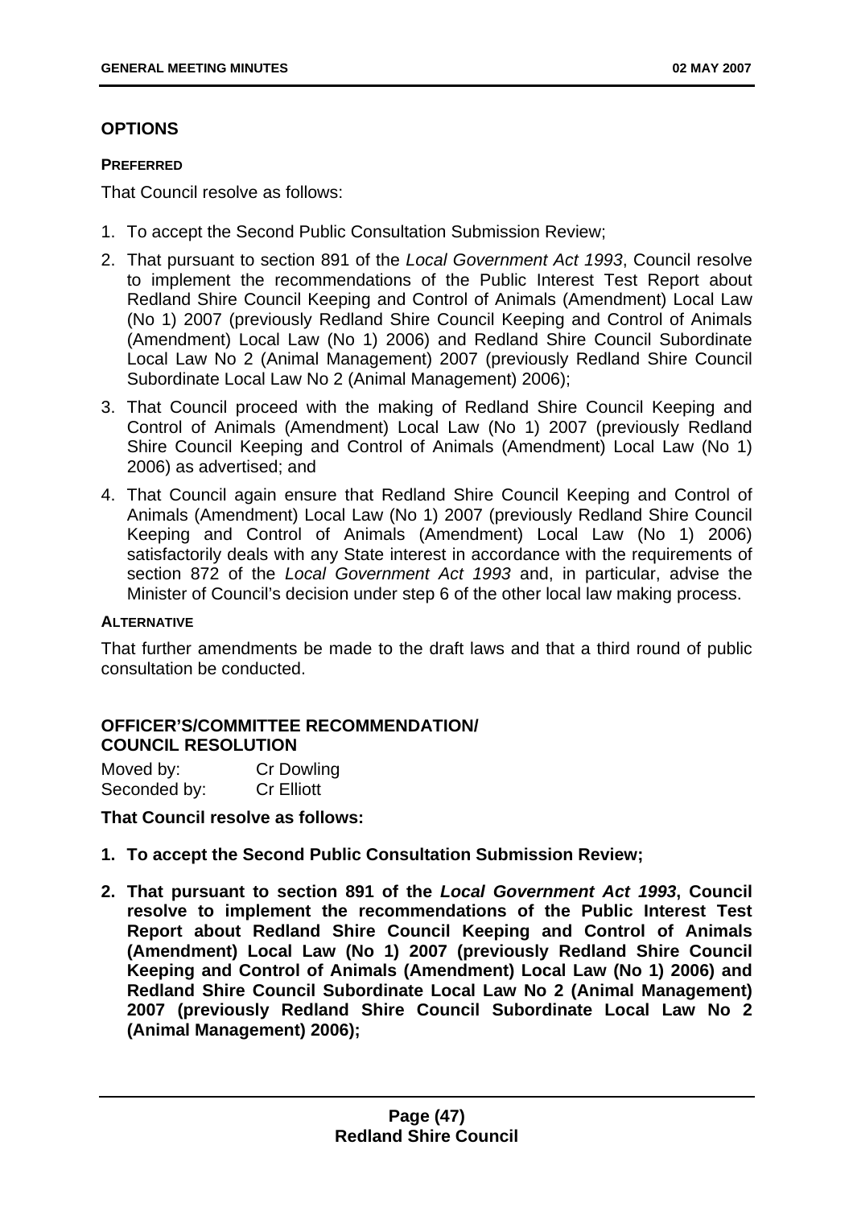## OPTIONS

#### PREFERRED

That Council resolve as follows:

1. To accept the Second Public Consultation Submission Review;
2. That pursuant to section 891 of the *Local Government Act 1993*, Council resolve to implement the recommendations of the Public Interest Test Report about Redland Shire Council Keeping and Control of Animals (Amendment) Local Law (No 1) 2007 (previously Redland Shire Council Keeping and Control of Animals (Amendment) Local Law (No 1) 2006) and Redland Shire Council Subordinate Local Law No 2 (Animal Management) 2007 (previously Redland Shire Council Subordinate Local Law No 2 (Animal Management) 2006);
3. That Council proceed with the making of Redland Shire Council Keeping and Control of Animals (Amendment) Local Law (No 1) 2007 (previously Redland Shire Council Keeping and Control of Animals (Amendment) Local Law (No 1) 2006) as advertised; and
4. That Council again ensure that Redland Shire Council Keeping and Control of Animals (Amendment) Local Law (No 1) 2007 (previously Redland Shire Council Keeping and Control of Animals (Amendment) Local Law (No 1) 2006) satisfactorily deals with any State interest in accordance with the requirements of section 872 of the *Local Government Act 1993* and, in particular, advise the Minister of Council's decision under step 6 of the other local law making process.

#### ALTERNATIVE

That further amendments be made to the draft laws and that a third round of public consultation be conducted.

## OFFICER'S/COMMITTEE RECOMMENDATION/ COUNCIL RESOLUTION

Moved by: Cr Dowling
Seconded by: Cr Elliott

**That Council resolve as follows:**

1. **To accept the Second Public Consultation Submission Review;**
2. **That pursuant to section 891 of the *Local Government Act 1993*, Council resolve to implement the recommendations of the Public Interest Test Report about Redland Shire Council Keeping and Control of Animals (Amendment) Local Law (No 1) 2007 (previously Redland Shire Council Keeping and Control of Animals (Amendment) Local Law (No 1) 2006) and Redland Shire Council Subordinate Local Law No 2 (Animal Management) 2007 (previously Redland Shire Council Subordinate Local Law No 2 (Animal Management) 2006);**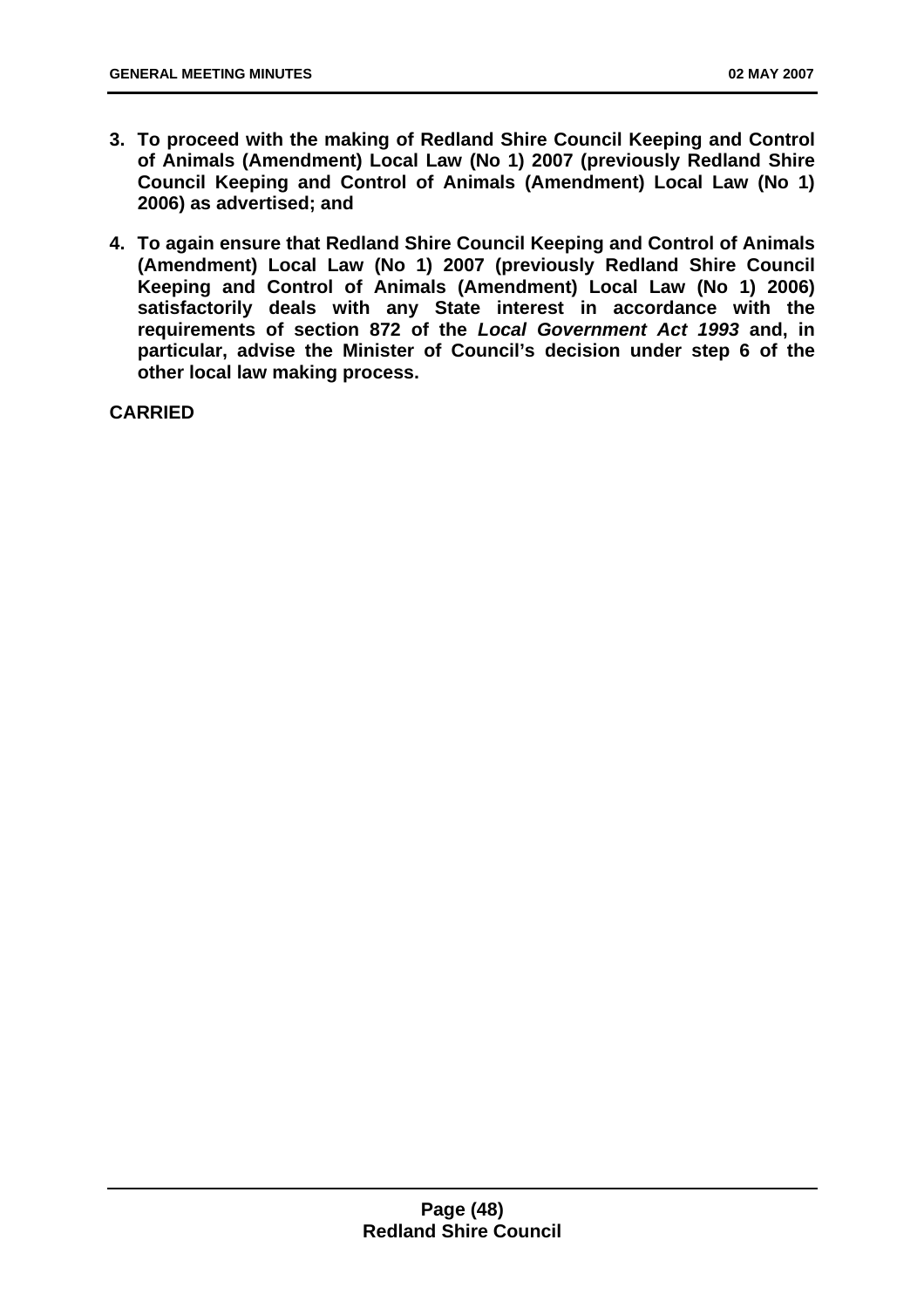3. **To proceed with the making of Redland Shire Council Keeping and Control of Animals (Amendment) Local Law (No 1) 2007 (previously Redland Shire Council Keeping and Control of Animals (Amendment) Local Law (No 1) 2006) as advertised; and**

4. **To again ensure that Redland Shire Council Keeping and Control of Animals (Amendment) Local Law (No 1) 2007 (previously Redland Shire Council Keeping and Control of Animals (Amendment) Local Law (No 1) 2006) satisfactorily deals with any State interest in accordance with the requirements of section 872 of the *Local Government Act 1993* and, in particular, advise the Minister of Council's decision under step 6 of the other local law making process.**

**CARRIED**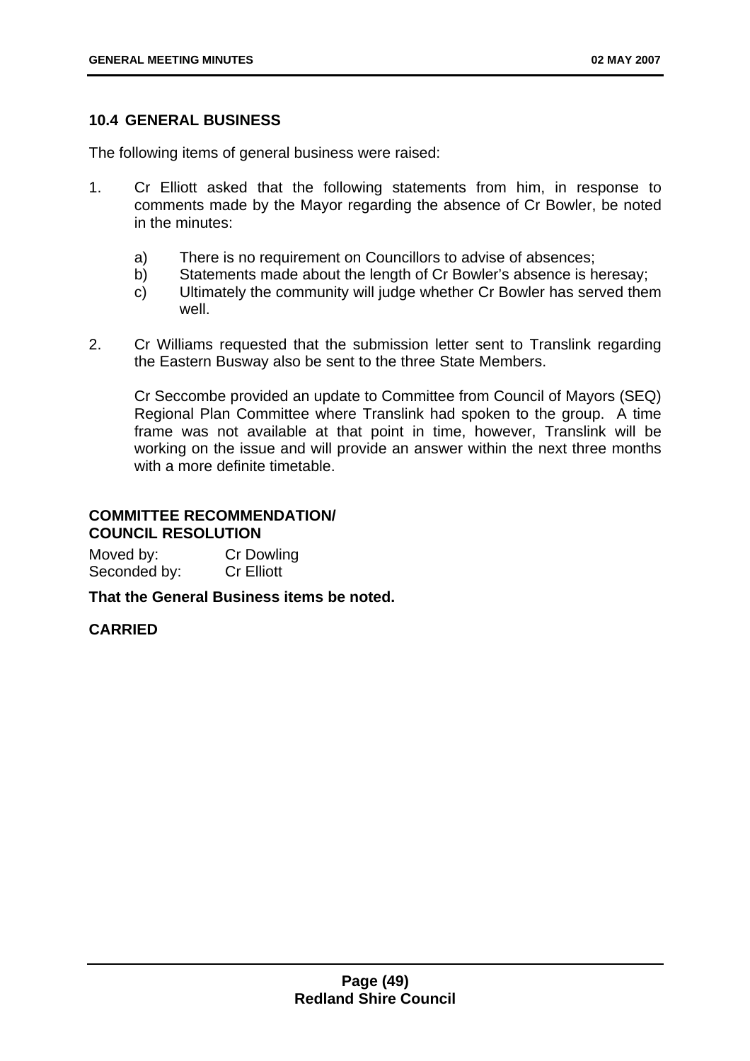## 10.4 GENERAL BUSINESS

The following items of general business were raised:

1. Cr Elliott asked that the following statements from him, in response to comments made by the Mayor regarding the absence of Cr Bowler, be noted in the minutes:

   a) There is no requirement on Councillors to advise of absences;
   b) Statements made about the length of Cr Bowler's absence is heresay;
   c) Ultimately the community will judge whether Cr Bowler has served them well.

2. Cr Williams requested that the submission letter sent to Translink regarding the Eastern Busway also be sent to the three State Members.

   Cr Seccombe provided an update to Committee from Council of Mayors (SEQ) Regional Plan Committee where Translink had spoken to the group. A time frame was not available at that point in time, however, Translink will be working on the issue and will provide an answer within the next three months with a more definite timetable.

**COMMITTEE RECOMMENDATION/**
**COUNCIL RESOLUTION**

Moved by: Cr Dowling
Seconded by: Cr Elliott

**That the General Business items be noted.**

**CARRIED**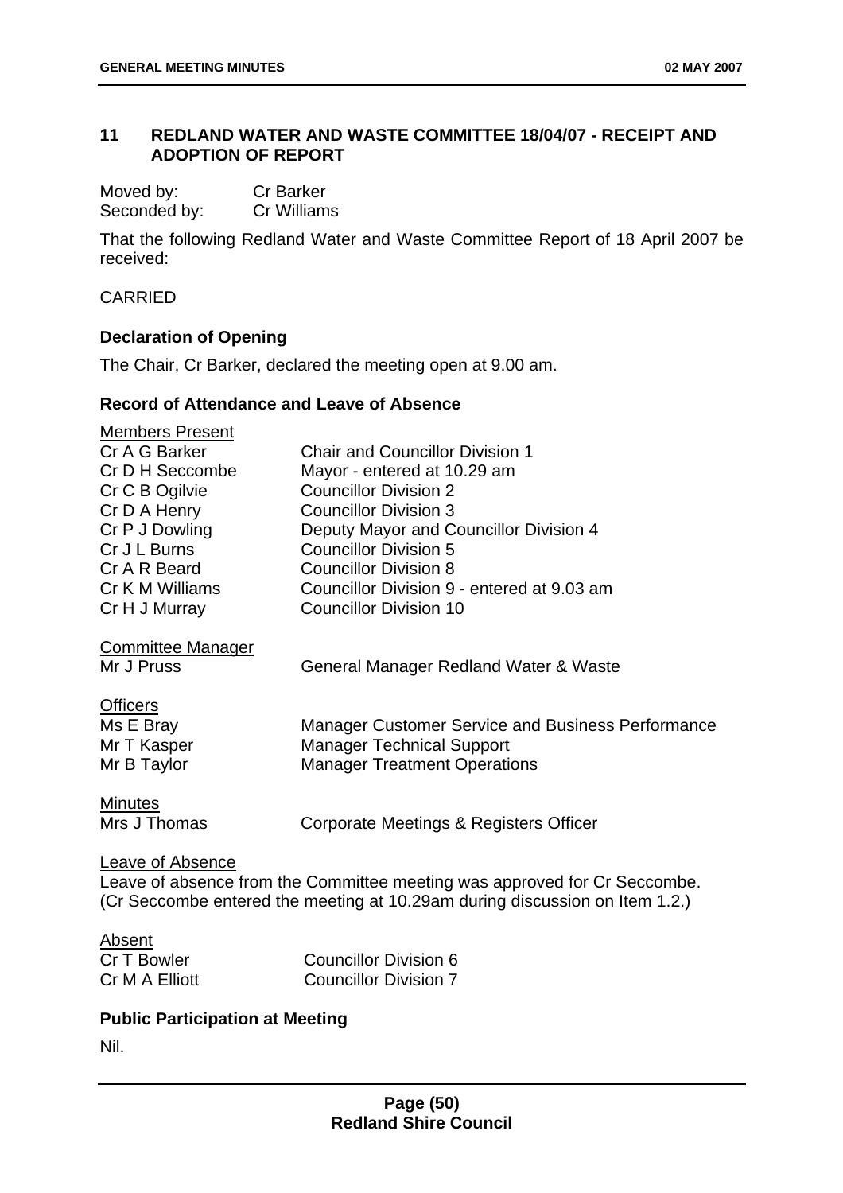## 11 REDLAND WATER AND WASTE COMMITTEE 18/04/07 - RECEIPT AND ADOPTION OF REPORT

Moved by: Cr Barker
Seconded by: Cr Williams

That the following Redland Water and Waste Committee Report of 18 April 2007 be received:

CARRIED

### Declaration of Opening

The Chair, Cr Barker, declared the meeting open at 9.00 am.

### Record of Attendance and Leave of Absence

Members Present

| | |
|---|---|
| Cr A G Barker | Chair and Councillor Division 1 |
| Cr D H Seccombe | Mayor - entered at 10.29 am |
| Cr C B Ogilvie | Councillor Division 2 |
| Cr D A Henry | Councillor Division 3 |
| Cr P J Dowling | Deputy Mayor and Councillor Division 4 |
| Cr J L Burns | Councillor Division 5 |
| Cr A R Beard | Councillor Division 8 |
| Cr K M Williams | Councillor Division 9 - entered at 9.03 am |
| Cr H J Murray | Councillor Division 10 |

Committee Manager

| | |
|---|---|
| Mr J Pruss | General Manager Redland Water & Waste |

Officers

| | |
|---|---|
| Ms E Bray | Manager Customer Service and Business Performance |
| Mr T Kasper | Manager Technical Support |
| Mr B Taylor | Manager Treatment Operations |

Minutes

| | |
|---|---|
| Mrs J Thomas | Corporate Meetings & Registers Officer |

Leave of Absence

Leave of absence from the Committee meeting was approved for Cr Seccombe. (Cr Seccombe entered the meeting at 10.29am during discussion on Item 1.2.)

Absent

| | |
|---|---|
| Cr T Bowler | Councillor Division 6 |
| Cr M A Elliott | Councillor Division 7 |

### Public Participation at Meeting

Nil.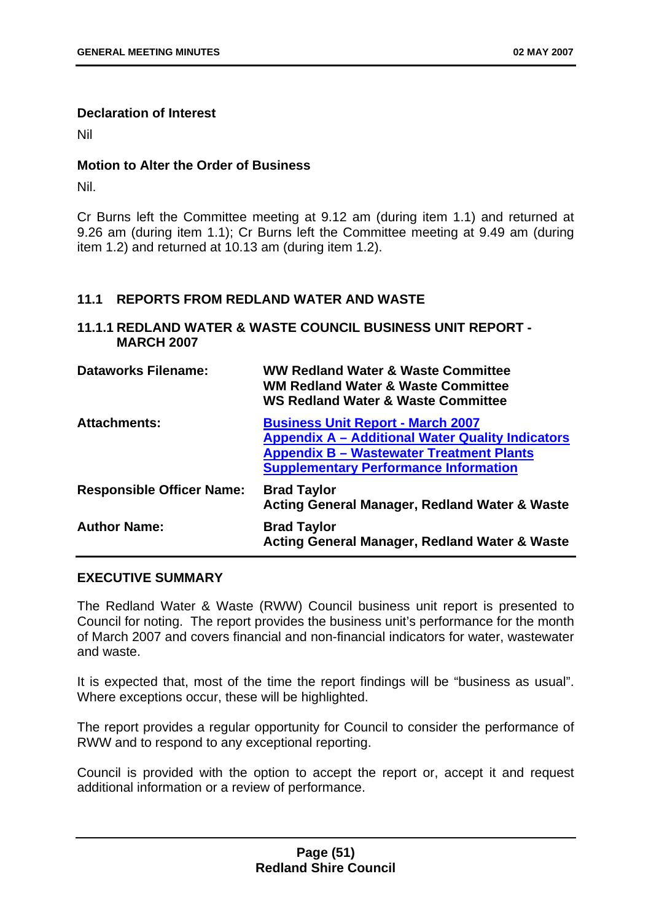**Declaration of Interest**

Nil

**Motion to Alter the Order of Business**

Nil.

Cr Burns left the Committee meeting at 9.12 am (during item 1.1) and returned at 9.26 am (during item 1.1); Cr Burns left the Committee meeting at 9.49 am (during item 1.2) and returned at 10.13 am (during item 1.2).

## 11.1 REPORTS FROM REDLAND WATER AND WASTE

### 11.1.1 REDLAND WATER & WASTE COUNCIL BUSINESS UNIT REPORT - MARCH 2007

| | |
|---|---|
| **Dataworks Filename:** | **WW Redland Water & Waste Committee**<br>**WM Redland Water & Waste Committee**<br>**WS Redland Water & Waste Committee** |
| **Attachments:** | **Business Unit Report - March 2007**<br>**Appendix A – Additional Water Quality Indicators**<br>**Appendix B – Wastewater Treatment Plants Supplementary Performance Information** |
| **Responsible Officer Name:** | **Brad Taylor**<br>**Acting General Manager, Redland Water & Waste** |
| **Author Name:** | **Brad Taylor**<br>**Acting General Manager, Redland Water & Waste** |

**EXECUTIVE SUMMARY**

The Redland Water & Waste (RWW) Council business unit report is presented to Council for noting. The report provides the business unit's performance for the month of March 2007 and covers financial and non-financial indicators for water, wastewater and waste.

It is expected that, most of the time the report findings will be "business as usual". Where exceptions occur, these will be highlighted.

The report provides a regular opportunity for Council to consider the performance of RWW and to respond to any exceptional reporting.

Council is provided with the option to accept the report or, accept it and request additional information or a review of performance.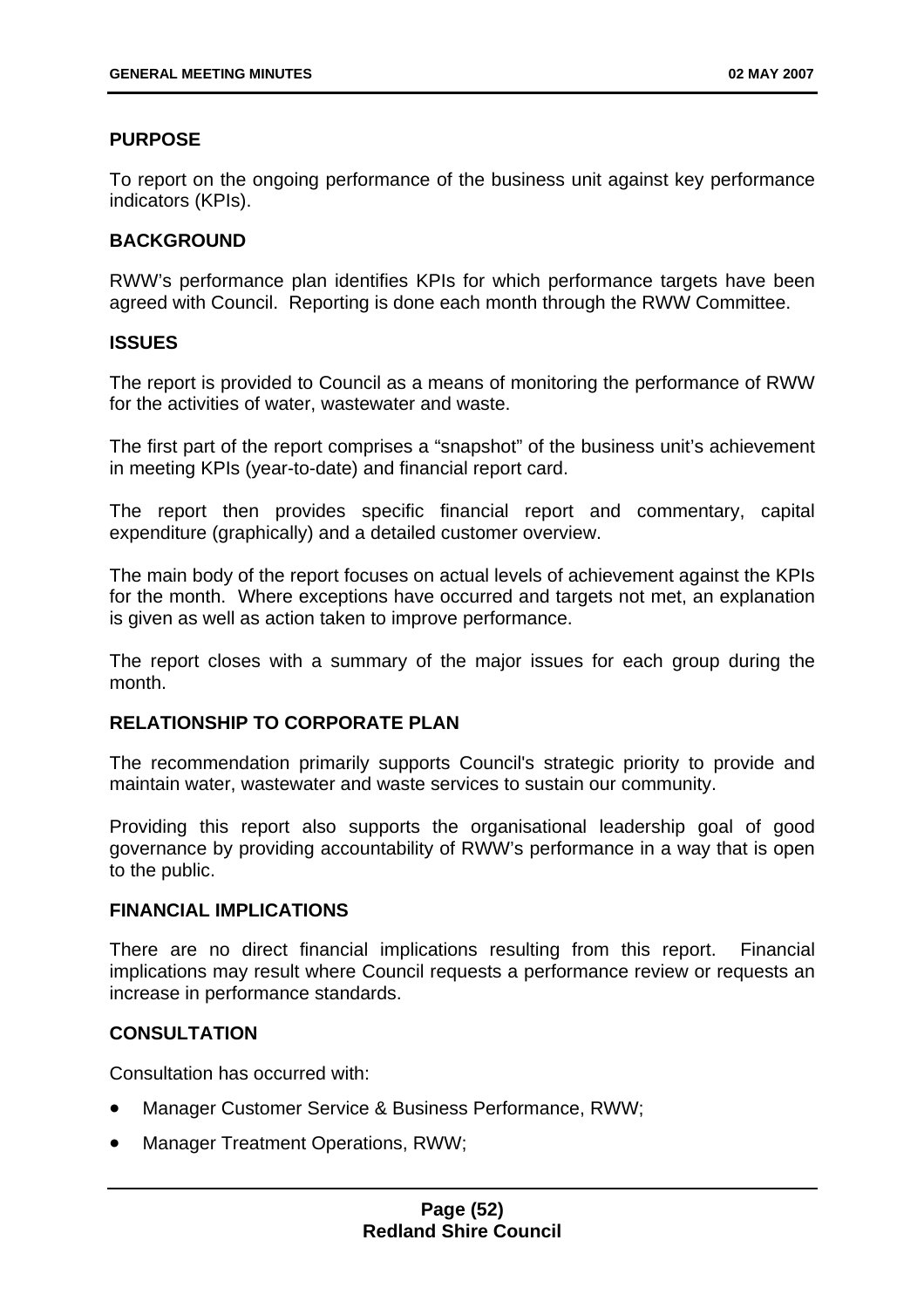## PURPOSE

To report on the ongoing performance of the business unit against key performance indicators (KPIs).

## BACKGROUND

RWW's performance plan identifies KPIs for which performance targets have been agreed with Council. Reporting is done each month through the RWW Committee.

## ISSUES

The report is provided to Council as a means of monitoring the performance of RWW for the activities of water, wastewater and waste.

The first part of the report comprises a "snapshot" of the business unit's achievement in meeting KPIs (year-to-date) and financial report card.

The report then provides specific financial report and commentary, capital expenditure (graphically) and a detailed customer overview.

The main body of the report focuses on actual levels of achievement against the KPIs for the month. Where exceptions have occurred and targets not met, an explanation is given as well as action taken to improve performance.

The report closes with a summary of the major issues for each group during the month.

## RELATIONSHIP TO CORPORATE PLAN

The recommendation primarily supports Council's strategic priority to provide and maintain water, wastewater and waste services to sustain our community.

Providing this report also supports the organisational leadership goal of good governance by providing accountability of RWW's performance in a way that is open to the public.

## FINANCIAL IMPLICATIONS

There are no direct financial implications resulting from this report. Financial implications may result where Council requests a performance review or requests an increase in performance standards.

## CONSULTATION

Consultation has occurred with:

- Manager Customer Service & Business Performance, RWW;
- Manager Treatment Operations, RWW;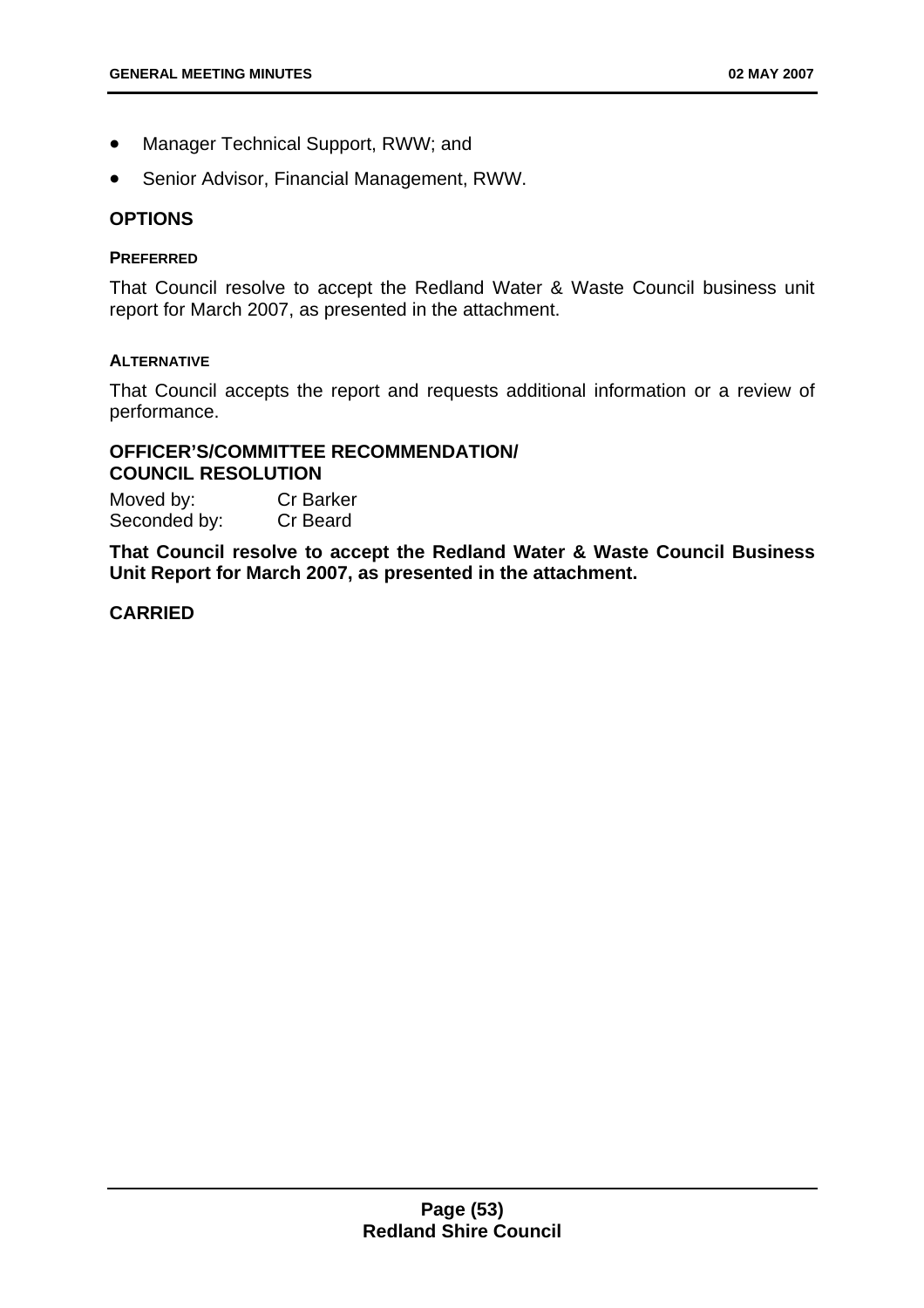- Manager Technical Support, RWW; and
- Senior Advisor, Financial Management, RWW.

## OPTIONS

#### PREFERRED

That Council resolve to accept the Redland Water & Waste Council business unit report for March 2007, as presented in the attachment.

#### ALTERNATIVE

That Council accepts the report and requests additional information or a review of performance.

### OFFICER'S/COMMITTEE RECOMMENDATION/ COUNCIL RESOLUTION

Moved by: Cr Barker
Seconded by: Cr Beard

**That Council resolve to accept the Redland Water & Waste Council Business Unit Report for March 2007, as presented in the attachment.**

**CARRIED**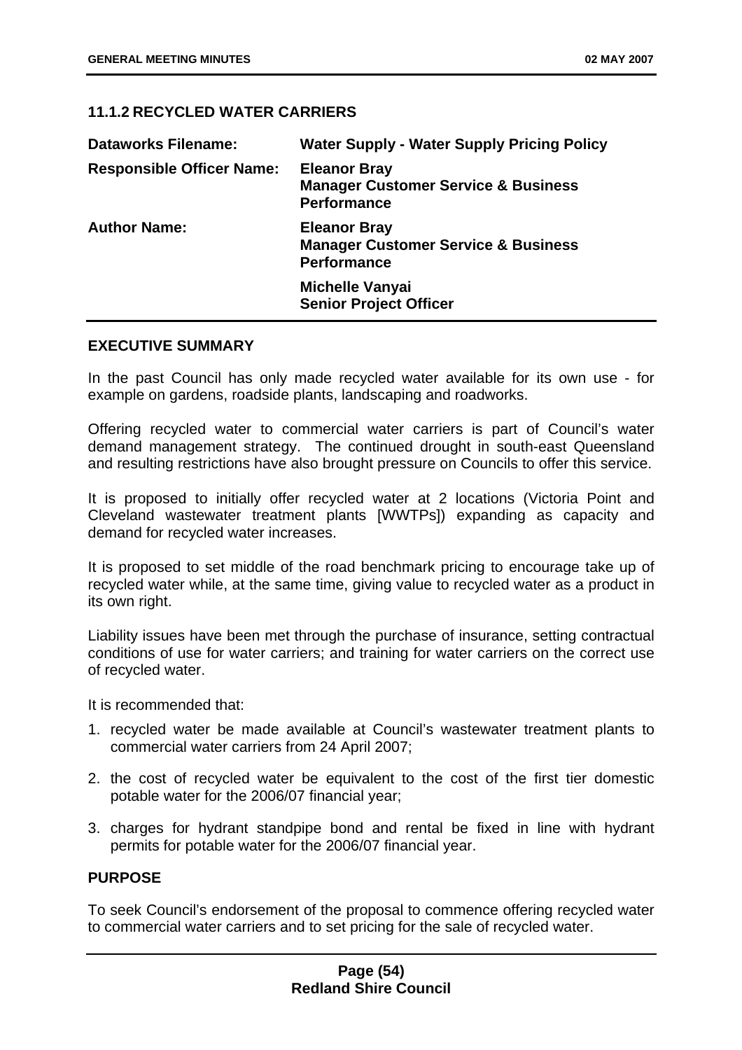## 11.1.2 RECYCLED WATER CARRIERS

| | |
|---|---|
| **Dataworks Filename:** | **Water Supply - Water Supply Pricing Policy** |
| **Responsible Officer Name:** | **Eleanor Bray**<br>**Manager Customer Service & Business Performance** |
| **Author Name:** | **Eleanor Bray**<br>**Manager Customer Service & Business Performance** |
| | **Michelle Vanyai**<br>**Senior Project Officer** |

### EXECUTIVE SUMMARY

In the past Council has only made recycled water available for its own use - for example on gardens, roadside plants, landscaping and roadworks.

Offering recycled water to commercial water carriers is part of Council's water demand management strategy. The continued drought in south-east Queensland and resulting restrictions have also brought pressure on Councils to offer this service.

It is proposed to initially offer recycled water at 2 locations (Victoria Point and Cleveland wastewater treatment plants [WWTPs]) expanding as capacity and demand for recycled water increases.

It is proposed to set middle of the road benchmark pricing to encourage take up of recycled water while, at the same time, giving value to recycled water as a product in its own right.

Liability issues have been met through the purchase of insurance, setting contractual conditions of use for water carriers; and training for water carriers on the correct use of recycled water.

It is recommended that:

1. recycled water be made available at Council's wastewater treatment plants to commercial water carriers from 24 April 2007;
2. the cost of recycled water be equivalent to the cost of the first tier domestic potable water for the 2006/07 financial year;
3. charges for hydrant standpipe bond and rental be fixed in line with hydrant permits for potable water for the 2006/07 financial year.

### PURPOSE

To seek Council's endorsement of the proposal to commence offering recycled water to commercial water carriers and to set pricing for the sale of recycled water.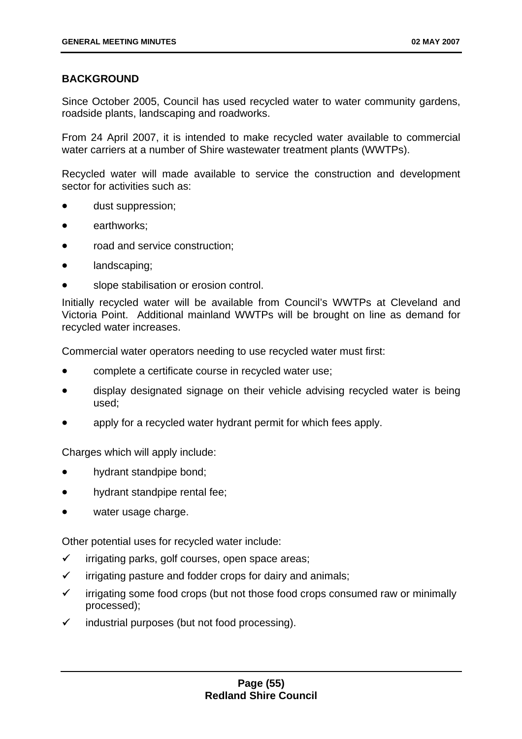## BACKGROUND

Since October 2005, Council has used recycled water to water community gardens, roadside plants, landscaping and roadworks.

From 24 April 2007, it is intended to make recycled water available to commercial water carriers at a number of Shire wastewater treatment plants (WWTPs).

Recycled water will made available to service the construction and development sector for activities such as:

- dust suppression;
- earthworks;
- road and service construction;
- landscaping;
- slope stabilisation or erosion control.

Initially recycled water will be available from Council's WWTPs at Cleveland and Victoria Point. Additional mainland WWTPs will be brought on line as demand for recycled water increases.

Commercial water operators needing to use recycled water must first:

- complete a certificate course in recycled water use;
- display designated signage on their vehicle advising recycled water is being used;
- apply for a recycled water hydrant permit for which fees apply.

Charges which will apply include:

- hydrant standpipe bond;
- hydrant standpipe rental fee;
- water usage charge.

Other potential uses for recycled water include:

- ✓ irrigating parks, golf courses, open space areas;
- ✓ irrigating pasture and fodder crops for dairy and animals;
- ✓ irrigating some food crops (but not those food crops consumed raw or minimally processed);
- ✓ industrial purposes (but not food processing).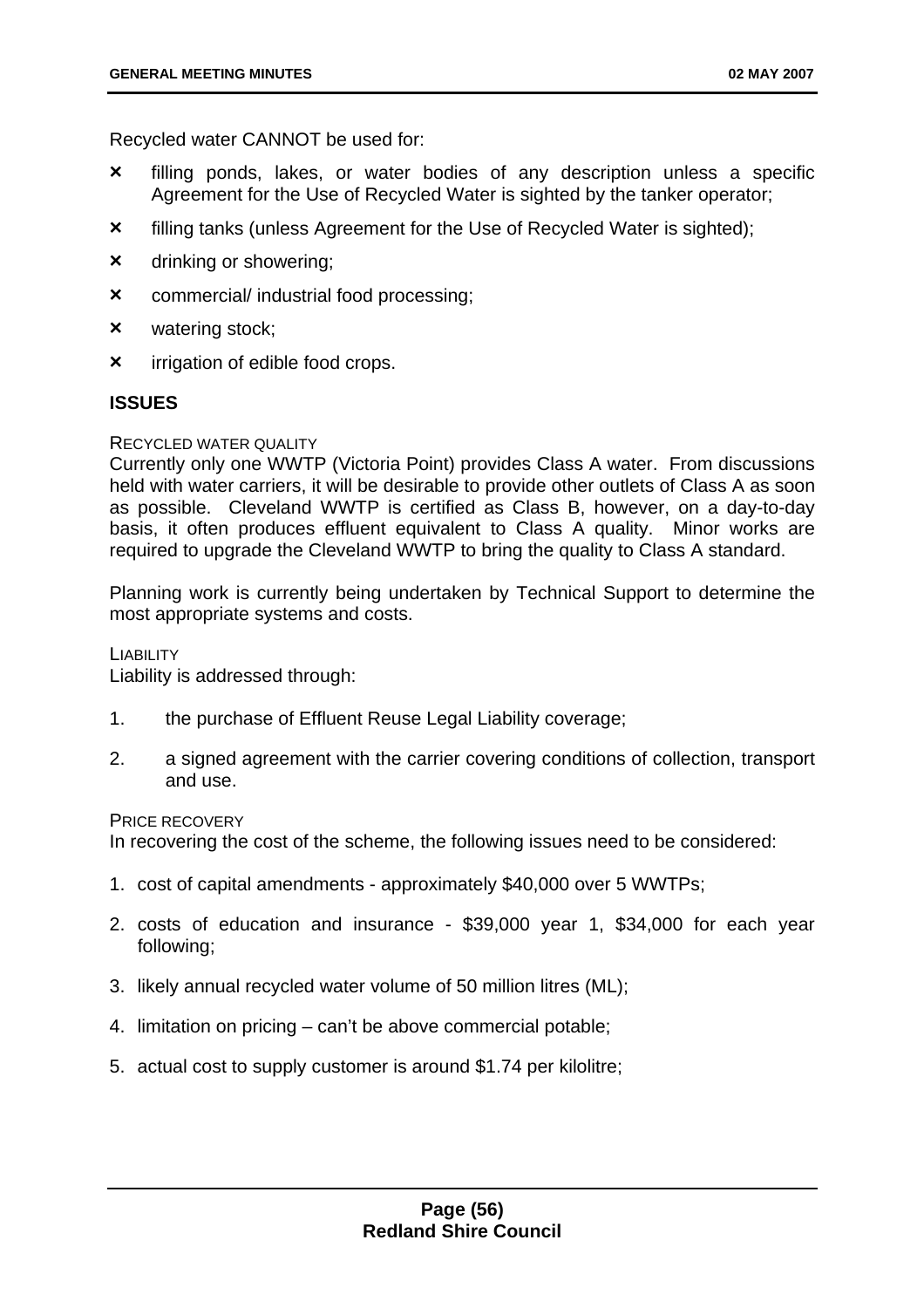Recycled water CANNOT be used for:

- × filling ponds, lakes, or water bodies of any description unless a specific Agreement for the Use of Recycled Water is sighted by the tanker operator;
- × filling tanks (unless Agreement for the Use of Recycled Water is sighted);
- × drinking or showering;
- × commercial/ industrial food processing;
- × watering stock;
- × irrigation of edible food crops.

**ISSUES**

RECYCLED WATER QUALITY

Currently only one WWTP (Victoria Point) provides Class A water. From discussions held with water carriers, it will be desirable to provide other outlets of Class A as soon as possible. Cleveland WWTP is certified as Class B, however, on a day-to-day basis, it often produces effluent equivalent to Class A quality. Minor works are required to upgrade the Cleveland WWTP to bring the quality to Class A standard.

Planning work is currently being undertaken by Technical Support to determine the most appropriate systems and costs.

LIABILITY

Liability is addressed through:

1. the purchase of Effluent Reuse Legal Liability coverage;
2. a signed agreement with the carrier covering conditions of collection, transport and use.

PRICE RECOVERY

In recovering the cost of the scheme, the following issues need to be considered:

1. cost of capital amendments - approximately $40,000 over 5 WWTPs;
2. costs of education and insurance - $39,000 year 1, $34,000 for each year following;
3. likely annual recycled water volume of 50 million litres (ML);
4. limitation on pricing – can't be above commercial potable;
5. actual cost to supply customer is around $1.74 per kilolitre;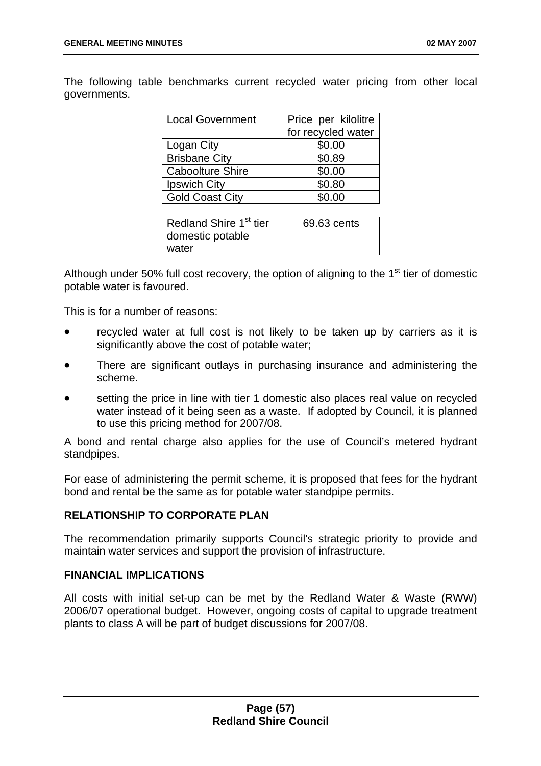The following table benchmarks current recycled water pricing from other local governments.

| Local Government | Price per kilolitre for recycled water |
| --- | --- |
| Logan City | \$0.00 |
| Brisbane City | \$0.89 |
| Caboolture Shire | \$0.00 |
| Ipswich City | \$0.80 |
| Gold Coast City | \$0.00 |

| Redland Shire 1st tier domestic potable water | 69.63 cents |
| --- | --- |

Although under 50% full cost recovery, the option of aligning to the 1st tier of domestic potable water is favoured.

This is for a number of reasons:

- recycled water at full cost is not likely to be taken up by carriers as it is significantly above the cost of potable water;
- There are significant outlays in purchasing insurance and administering the scheme.
- setting the price in line with tier 1 domestic also places real value on recycled water instead of it being seen as a waste. If adopted by Council, it is planned to use this pricing method for 2007/08.

A bond and rental charge also applies for the use of Council's metered hydrant standpipes.

For ease of administering the permit scheme, it is proposed that fees for the hydrant bond and rental be the same as for potable water standpipe permits.

**RELATIONSHIP TO CORPORATE PLAN**

The recommendation primarily supports Council's strategic priority to provide and maintain water services and support the provision of infrastructure.

**FINANCIAL IMPLICATIONS**

All costs with initial set-up can be met by the Redland Water & Waste (RWW) 2006/07 operational budget. However, ongoing costs of capital to upgrade treatment plants to class A will be part of budget discussions for 2007/08.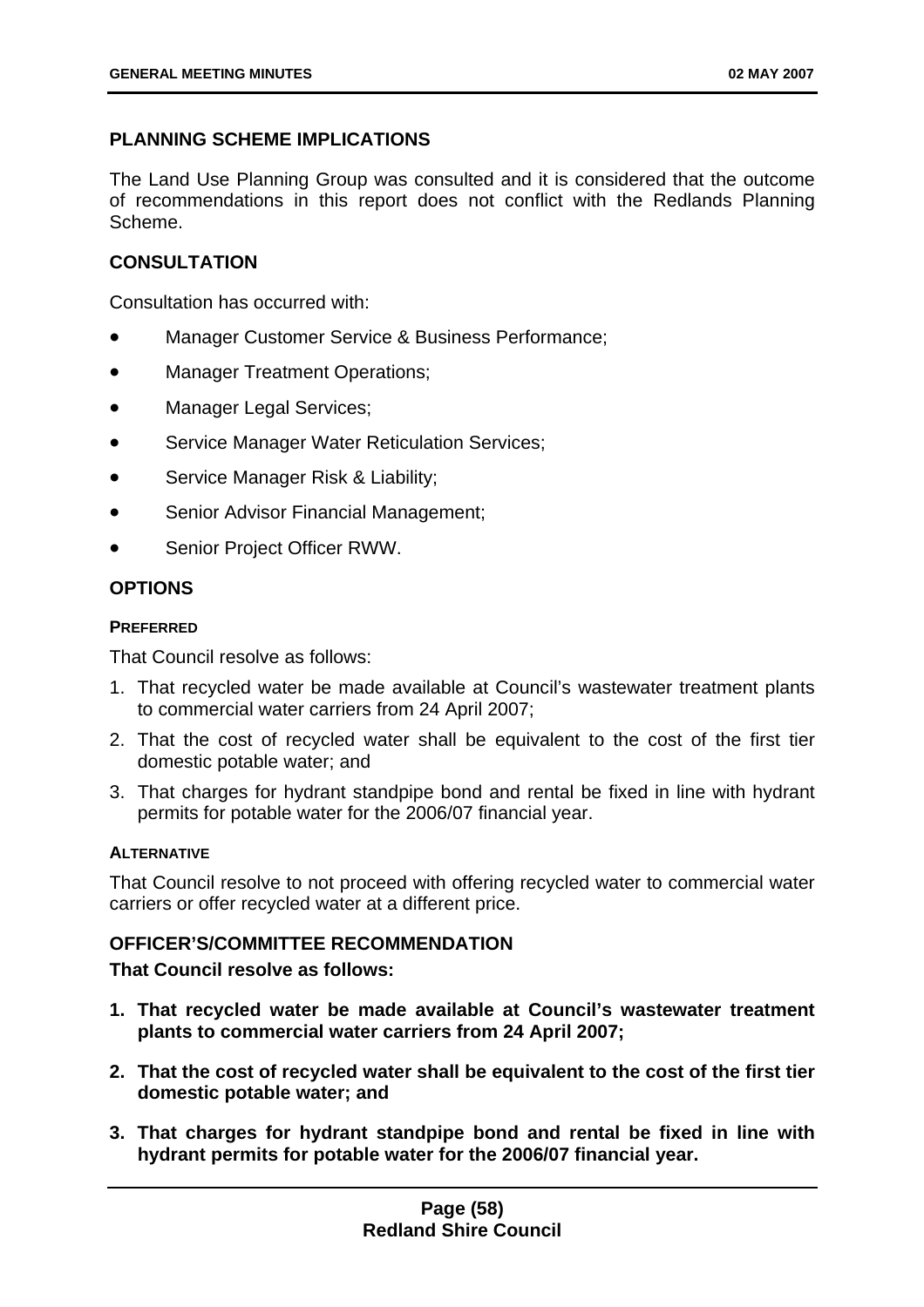## PLANNING SCHEME IMPLICATIONS

The Land Use Planning Group was consulted and it is considered that the outcome of recommendations in this report does not conflict with the Redlands Planning Scheme.

## CONSULTATION

Consultation has occurred with:

- Manager Customer Service & Business Performance;
- Manager Treatment Operations;
- Manager Legal Services;
- Service Manager Water Reticulation Services;
- Service Manager Risk & Liability;
- Senior Advisor Financial Management;
- Senior Project Officer RWW.

## OPTIONS

### PREFERRED

That Council resolve as follows:

1. That recycled water be made available at Council's wastewater treatment plants to commercial water carriers from 24 April 2007;
2. That the cost of recycled water shall be equivalent to the cost of the first tier domestic potable water; and
3. That charges for hydrant standpipe bond and rental be fixed in line with hydrant permits for potable water for the 2006/07 financial year.

### ALTERNATIVE

That Council resolve to not proceed with offering recycled water to commercial water carriers or offer recycled water at a different price.

## OFFICER'S/COMMITTEE RECOMMENDATION

**That Council resolve as follows:**

1. **That recycled water be made available at Council's wastewater treatment plants to commercial water carriers from 24 April 2007;**
2. **That the cost of recycled water shall be equivalent to the cost of the first tier domestic potable water; and**
3. **That charges for hydrant standpipe bond and rental be fixed in line with hydrant permits for potable water for the 2006/07 financial year.**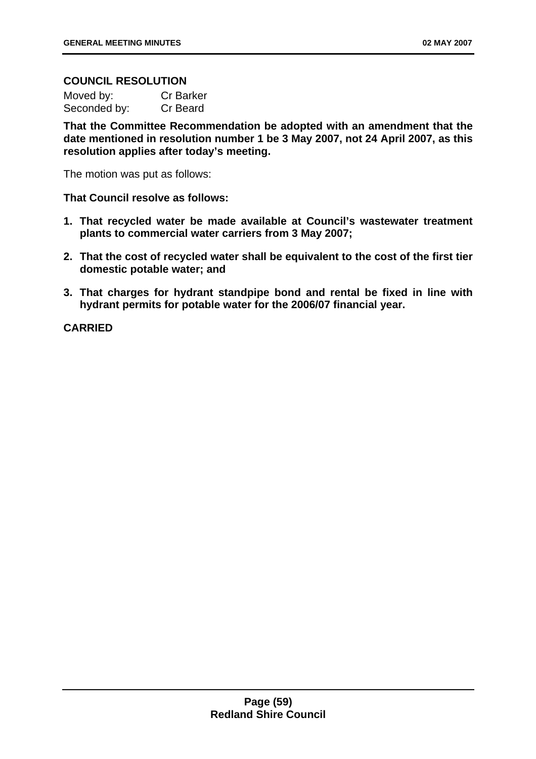**COUNCIL RESOLUTION**

Moved by: Cr Barker
Seconded by: Cr Beard

**That the Committee Recommendation be adopted with an amendment that the date mentioned in resolution number 1 be 3 May 2007, not 24 April 2007, as this resolution applies after today's meeting.**

The motion was put as follows:

**That Council resolve as follows:**

1. **That recycled water be made available at Council's wastewater treatment plants to commercial water carriers from 3 May 2007;**
2. **That the cost of recycled water shall be equivalent to the cost of the first tier domestic potable water; and**
3. **That charges for hydrant standpipe bond and rental be fixed in line with hydrant permits for potable water for the 2006/07 financial year.**

**CARRIED**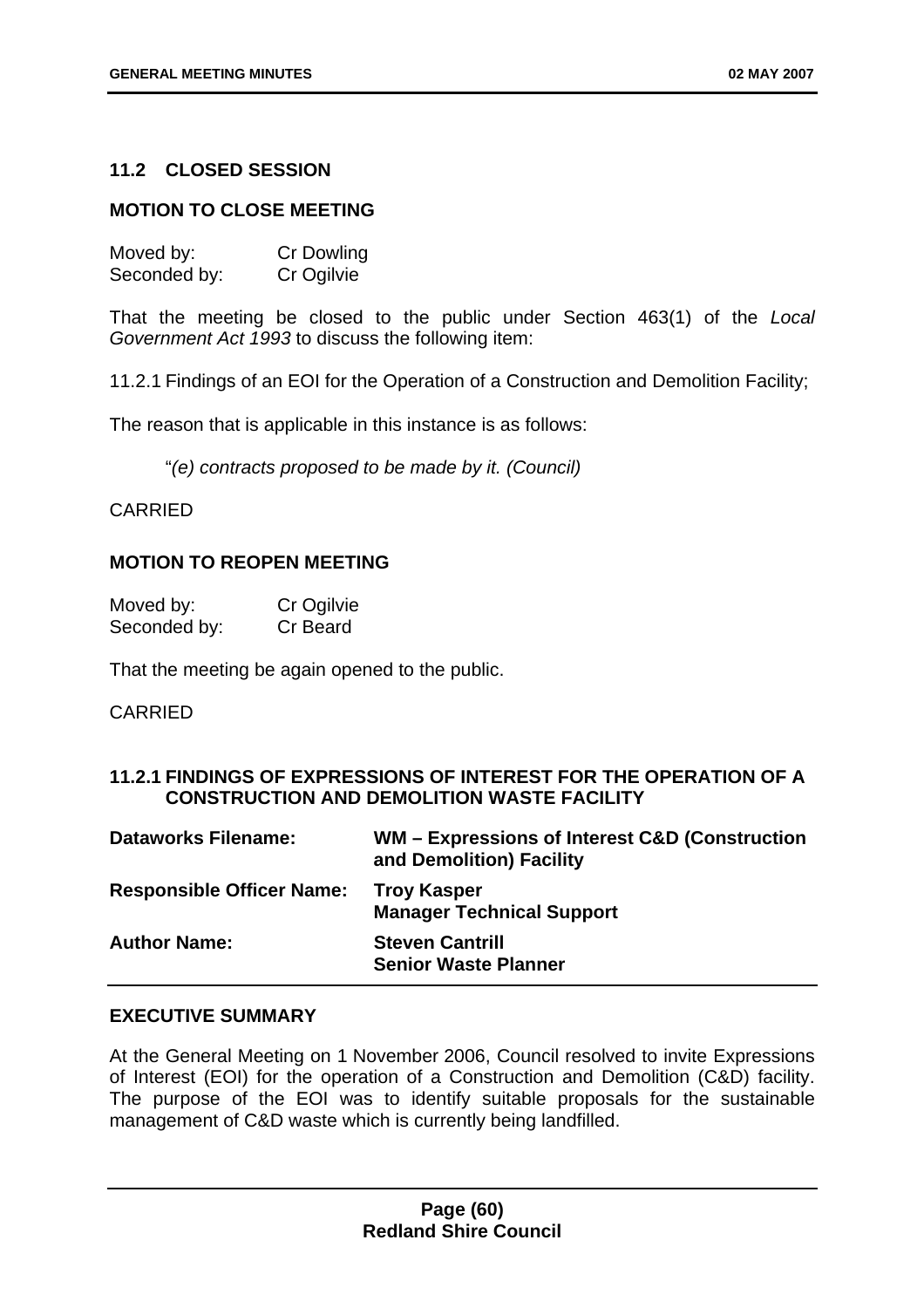## 11.2 CLOSED SESSION

### MOTION TO CLOSE MEETING

Moved by: Cr Dowling
Seconded by: Cr Ogilvie

That the meeting be closed to the public under Section 463(1) of the *Local Government Act 1993* to discuss the following item:

11.2.1 Findings of an EOI for the Operation of a Construction and Demolition Facility;

The reason that is applicable in this instance is as follows:

"*(e) contracts proposed to be made by it. (Council)*

CARRIED

### MOTION TO REOPEN MEETING

Moved by: Cr Ogilvie
Seconded by: Cr Beard

That the meeting be again opened to the public.

CARRIED

### 11.2.1 FINDINGS OF EXPRESSIONS OF INTEREST FOR THE OPERATION OF A CONSTRUCTION AND DEMOLITION WASTE FACILITY

| | |
|---|---|
| **Dataworks Filename:** | **WM – Expressions of Interest C&D (Construction and Demolition) Facility** |
| **Responsible Officer Name:** | **Troy Kasper**<br>**Manager Technical Support** |
| **Author Name:** | **Steven Cantrill**<br>**Senior Waste Planner** |

### EXECUTIVE SUMMARY

At the General Meeting on 1 November 2006, Council resolved to invite Expressions of Interest (EOI) for the operation of a Construction and Demolition (C&D) facility. The purpose of the EOI was to identify suitable proposals for the sustainable management of C&D waste which is currently being landfilled.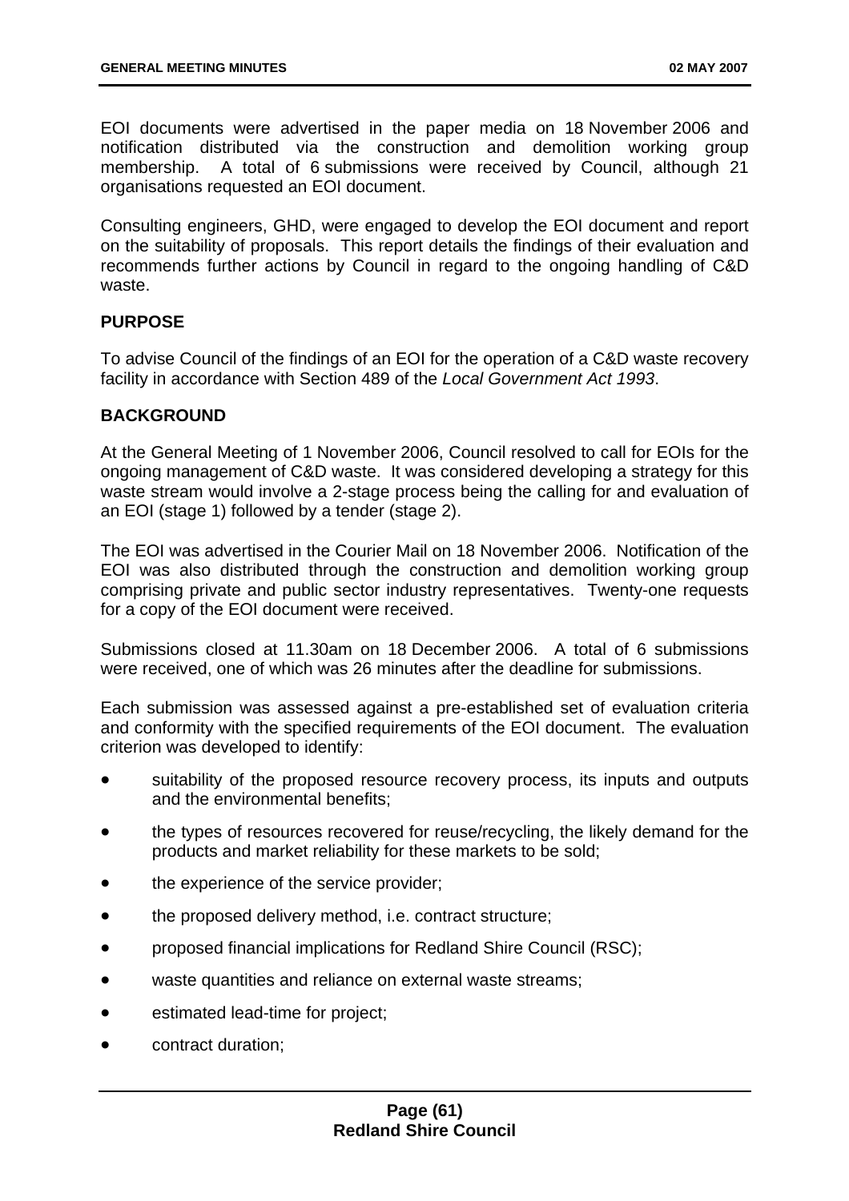EOI documents were advertised in the paper media on 18 November 2006 and notification distributed via the construction and demolition working group membership. A total of 6 submissions were received by Council, although 21 organisations requested an EOI document.

Consulting engineers, GHD, were engaged to develop the EOI document and report on the suitability of proposals. This report details the findings of their evaluation and recommends further actions by Council in regard to the ongoing handling of C&D waste.

**PURPOSE**

To advise Council of the findings of an EOI for the operation of a C&D waste recovery facility in accordance with Section 489 of the *Local Government Act 1993*.

**BACKGROUND**

At the General Meeting of 1 November 2006, Council resolved to call for EOIs for the ongoing management of C&D waste. It was considered developing a strategy for this waste stream would involve a 2-stage process being the calling for and evaluation of an EOI (stage 1) followed by a tender (stage 2).

The EOI was advertised in the Courier Mail on 18 November 2006. Notification of the EOI was also distributed through the construction and demolition working group comprising private and public sector industry representatives. Twenty-one requests for a copy of the EOI document were received.

Submissions closed at 11.30am on 18 December 2006. A total of 6 submissions were received, one of which was 26 minutes after the deadline for submissions.

Each submission was assessed against a pre-established set of evaluation criteria and conformity with the specified requirements of the EOI document. The evaluation criterion was developed to identify:

- suitability of the proposed resource recovery process, its inputs and outputs and the environmental benefits;
- the types of resources recovered for reuse/recycling, the likely demand for the products and market reliability for these markets to be sold;
- the experience of the service provider;
- the proposed delivery method, i.e. contract structure;
- proposed financial implications for Redland Shire Council (RSC);
- waste quantities and reliance on external waste streams;
- estimated lead-time for project;
- contract duration;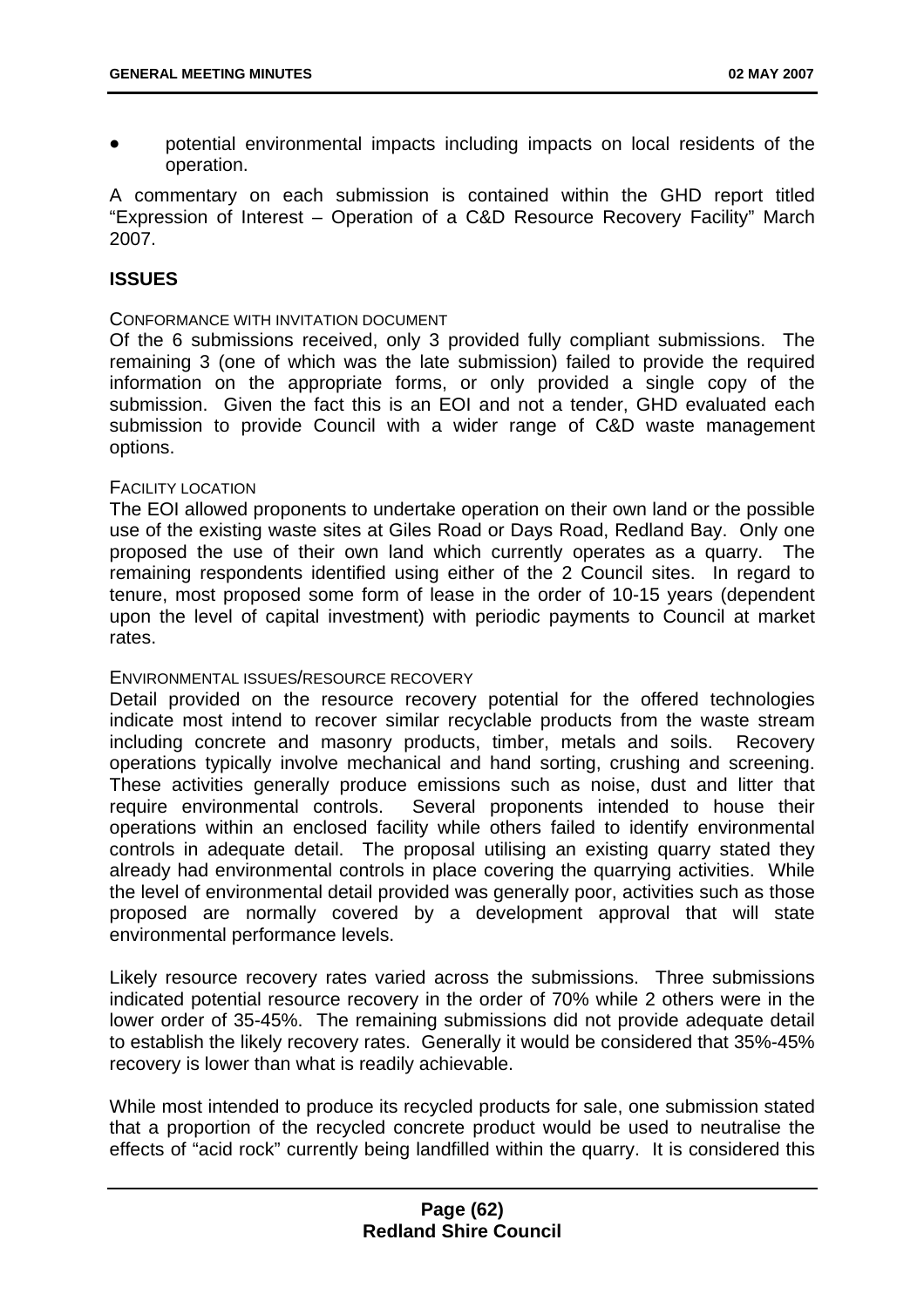- potential environmental impacts including impacts on local residents of the operation.

A commentary on each submission is contained within the GHD report titled "Expression of Interest – Operation of a C&D Resource Recovery Facility" March 2007.

## ISSUES

CONFORMANCE WITH INVITATION DOCUMENT

Of the 6 submissions received, only 3 provided fully compliant submissions. The remaining 3 (one of which was the late submission) failed to provide the required information on the appropriate forms, or only provided a single copy of the submission. Given the fact this is an EOI and not a tender, GHD evaluated each submission to provide Council with a wider range of C&D waste management options.

FACILITY LOCATION

The EOI allowed proponents to undertake operation on their own land or the possible use of the existing waste sites at Giles Road or Days Road, Redland Bay. Only one proposed the use of their own land which currently operates as a quarry. The remaining respondents identified using either of the 2 Council sites. In regard to tenure, most proposed some form of lease in the order of 10-15 years (dependent upon the level of capital investment) with periodic payments to Council at market rates.

ENVIRONMENTAL ISSUES/RESOURCE RECOVERY

Detail provided on the resource recovery potential for the offered technologies indicate most intend to recover similar recyclable products from the waste stream including concrete and masonry products, timber, metals and soils. Recovery operations typically involve mechanical and hand sorting, crushing and screening. These activities generally produce emissions such as noise, dust and litter that require environmental controls. Several proponents intended to house their operations within an enclosed facility while others failed to identify environmental controls in adequate detail. The proposal utilising an existing quarry stated they already had environmental controls in place covering the quarrying activities. While the level of environmental detail provided was generally poor, activities such as those proposed are normally covered by a development approval that will state environmental performance levels.

Likely resource recovery rates varied across the submissions. Three submissions indicated potential resource recovery in the order of 70% while 2 others were in the lower order of 35-45%. The remaining submissions did not provide adequate detail to establish the likely recovery rates. Generally it would be considered that 35%-45% recovery is lower than what is readily achievable.

While most intended to produce its recycled products for sale, one submission stated that a proportion of the recycled concrete product would be used to neutralise the effects of "acid rock" currently being landfilled within the quarry. It is considered this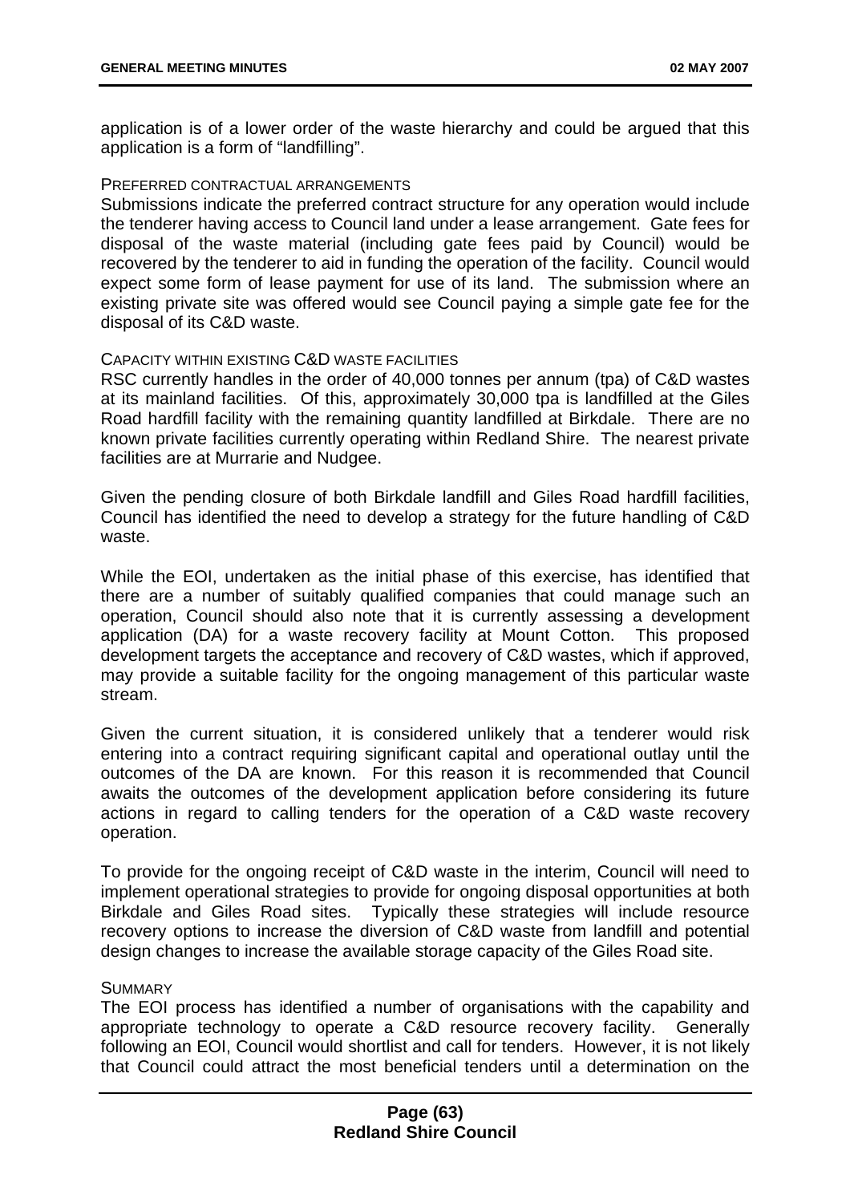application is of a lower order of the waste hierarchy and could be argued that this application is a form of "landfilling".

PREFERRED CONTRACTUAL ARRANGEMENTS

Submissions indicate the preferred contract structure for any operation would include the tenderer having access to Council land under a lease arrangement. Gate fees for disposal of the waste material (including gate fees paid by Council) would be recovered by the tenderer to aid in funding the operation of the facility. Council would expect some form of lease payment for use of its land. The submission where an existing private site was offered would see Council paying a simple gate fee for the disposal of its C&D waste.

CAPACITY WITHIN EXISTING C&D WASTE FACILITIES

RSC currently handles in the order of 40,000 tonnes per annum (tpa) of C&D wastes at its mainland facilities. Of this, approximately 30,000 tpa is landfilled at the Giles Road hardfill facility with the remaining quantity landfilled at Birkdale. There are no known private facilities currently operating within Redland Shire. The nearest private facilities are at Murrarie and Nudgee.

Given the pending closure of both Birkdale landfill and Giles Road hardfill facilities, Council has identified the need to develop a strategy for the future handling of C&D waste.

While the EOI, undertaken as the initial phase of this exercise, has identified that there are a number of suitably qualified companies that could manage such an operation, Council should also note that it is currently assessing a development application (DA) for a waste recovery facility at Mount Cotton. This proposed development targets the acceptance and recovery of C&D wastes, which if approved, may provide a suitable facility for the ongoing management of this particular waste stream.

Given the current situation, it is considered unlikely that a tenderer would risk entering into a contract requiring significant capital and operational outlay until the outcomes of the DA are known. For this reason it is recommended that Council awaits the outcomes of the development application before considering its future actions in regard to calling tenders for the operation of a C&D waste recovery operation.

To provide for the ongoing receipt of C&D waste in the interim, Council will need to implement operational strategies to provide for ongoing disposal opportunities at both Birkdale and Giles Road sites. Typically these strategies will include resource recovery options to increase the diversion of C&D waste from landfill and potential design changes to increase the available storage capacity of the Giles Road site.

SUMMARY

The EOI process has identified a number of organisations with the capability and appropriate technology to operate a C&D resource recovery facility. Generally following an EOI, Council would shortlist and call for tenders. However, it is not likely that Council could attract the most beneficial tenders until a determination on the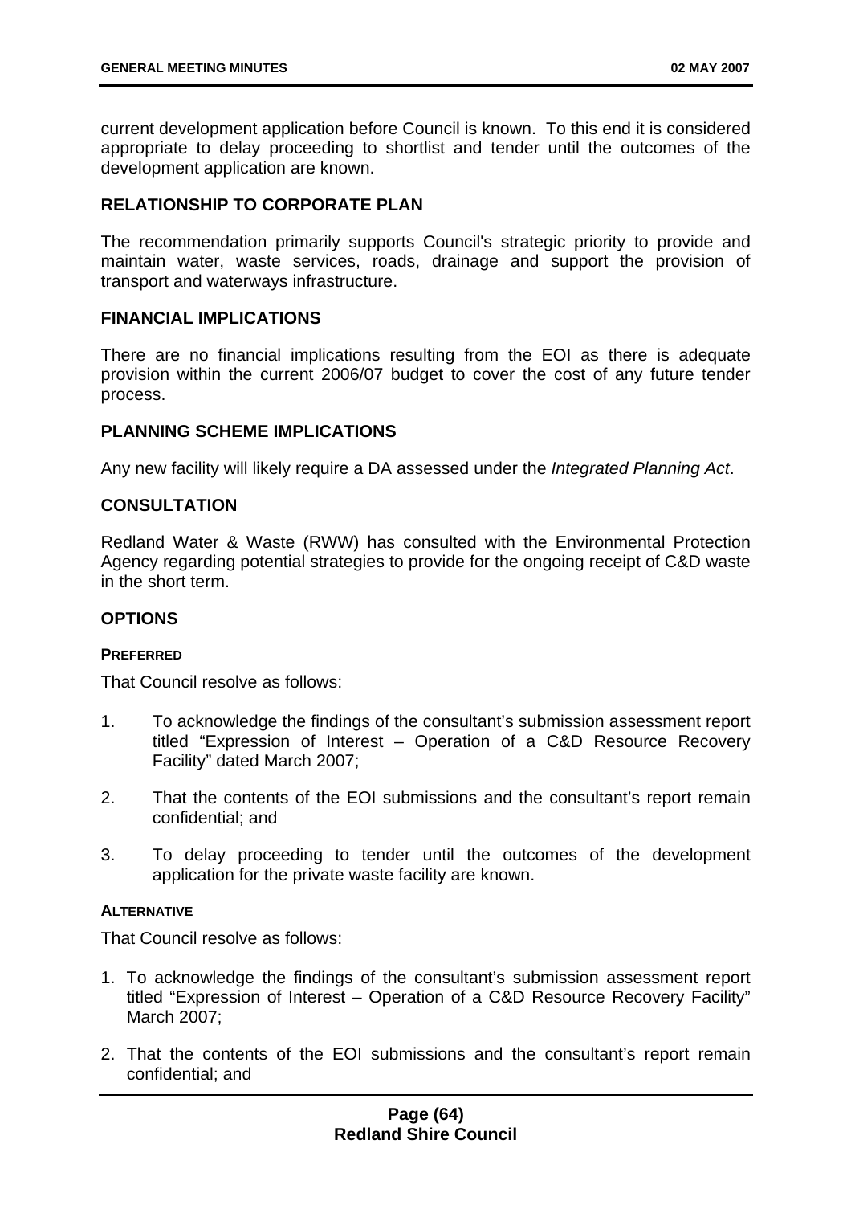current development application before Council is known. To this end it is considered appropriate to delay proceeding to shortlist and tender until the outcomes of the development application are known.

## RELATIONSHIP TO CORPORATE PLAN

The recommendation primarily supports Council's strategic priority to provide and maintain water, waste services, roads, drainage and support the provision of transport and waterways infrastructure.

## FINANCIAL IMPLICATIONS

There are no financial implications resulting from the EOI as there is adequate provision within the current 2006/07 budget to cover the cost of any future tender process.

## PLANNING SCHEME IMPLICATIONS

Any new facility will likely require a DA assessed under the *Integrated Planning Act*.

## CONSULTATION

Redland Water & Waste (RWW) has consulted with the Environmental Protection Agency regarding potential strategies to provide for the ongoing receipt of C&D waste in the short term.

## OPTIONS

### PREFERRED

That Council resolve as follows:

1. To acknowledge the findings of the consultant's submission assessment report titled "Expression of Interest – Operation of a C&D Resource Recovery Facility" dated March 2007;

2. That the contents of the EOI submissions and the consultant's report remain confidential; and

3. To delay proceeding to tender until the outcomes of the development application for the private waste facility are known.

### ALTERNATIVE

That Council resolve as follows:

1. To acknowledge the findings of the consultant's submission assessment report titled "Expression of Interest – Operation of a C&D Resource Recovery Facility" March 2007;

2. That the contents of the EOI submissions and the consultant's report remain confidential; and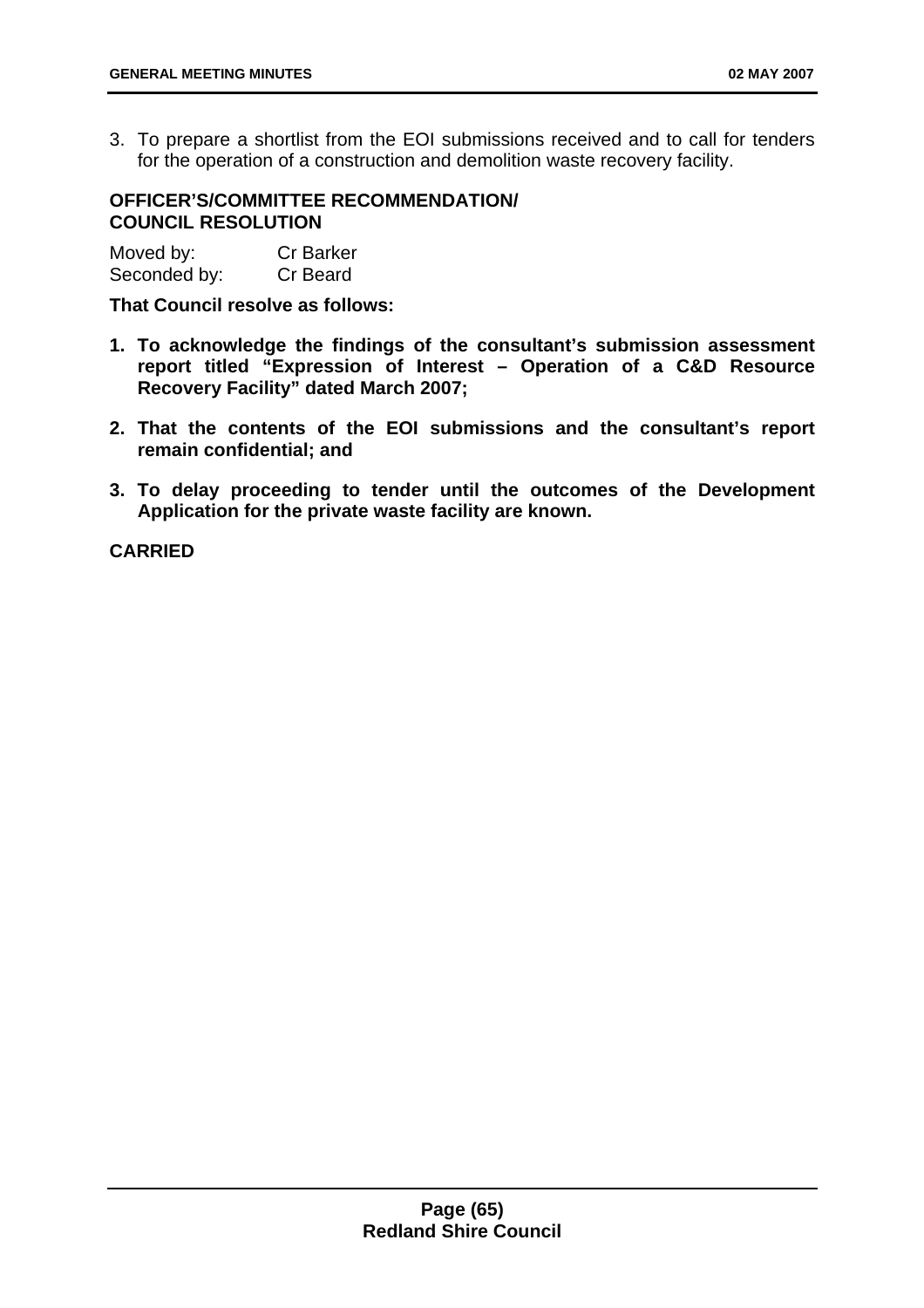3. To prepare a shortlist from the EOI submissions received and to call for tenders for the operation of a construction and demolition waste recovery facility.

**OFFICER'S/COMMITTEE RECOMMENDATION/ COUNCIL RESOLUTION**

Moved by: Cr Barker
Seconded by: Cr Beard

**That Council resolve as follows:**

1. **To acknowledge the findings of the consultant's submission assessment report titled "Expression of Interest – Operation of a C&D Resource Recovery Facility" dated March 2007;**
2. **That the contents of the EOI submissions and the consultant's report remain confidential; and**
3. **To delay proceeding to tender until the outcomes of the Development Application for the private waste facility are known.**

**CARRIED**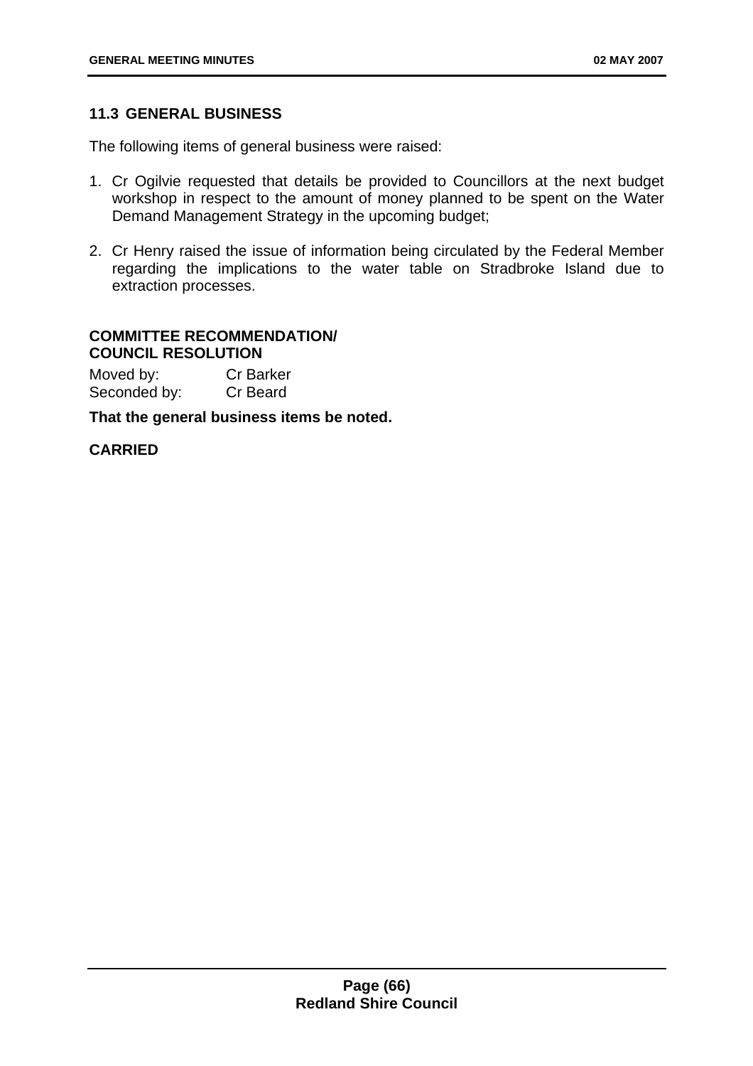## 11.3 GENERAL BUSINESS

The following items of general business were raised:

1. Cr Ogilvie requested that details be provided to Councillors at the next budget workshop in respect to the amount of money planned to be spent on the Water Demand Management Strategy in the upcoming budget;

2. Cr Henry raised the issue of information being circulated by the Federal Member regarding the implications to the water table on Stradbroke Island due to extraction processes.

**COMMITTEE RECOMMENDATION/**
**COUNCIL RESOLUTION**

Moved by: Cr Barker
Seconded by: Cr Beard

**That the general business items be noted.**

**CARRIED**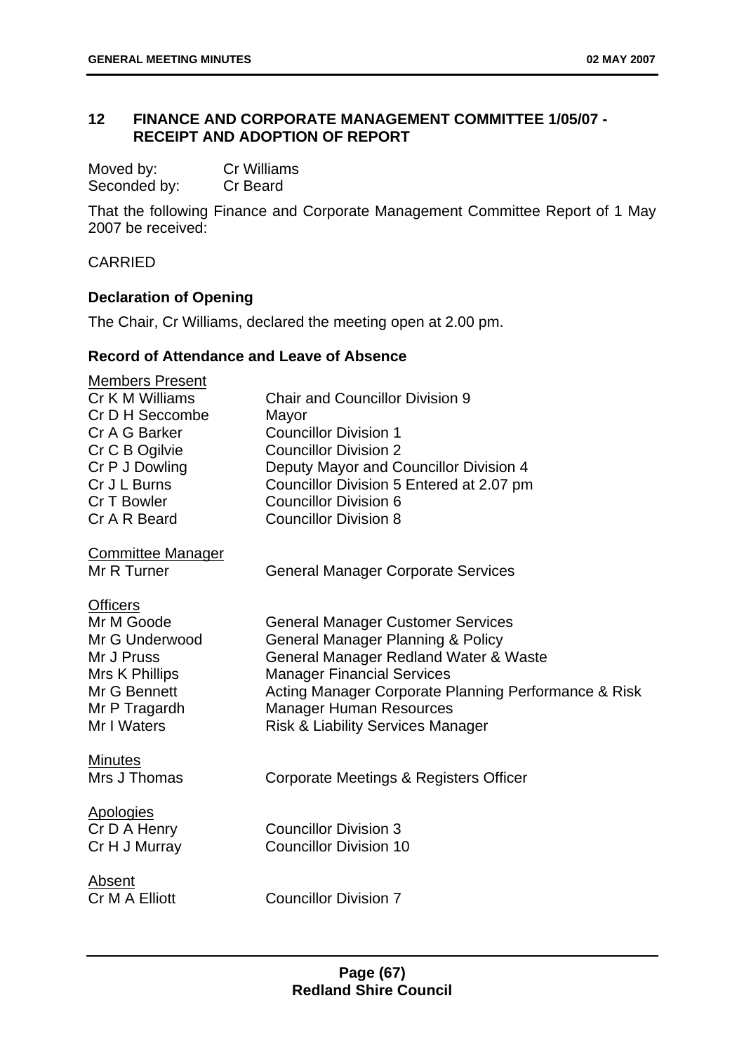## 12 FINANCE AND CORPORATE MANAGEMENT COMMITTEE 1/05/07 - RECEIPT AND ADOPTION OF REPORT

Moved by: Cr Williams
Seconded by: Cr Beard

That the following Finance and Corporate Management Committee Report of 1 May 2007 be received:

CARRIED

### Declaration of Opening

The Chair, Cr Williams, declared the meeting open at 2.00 pm.

### Record of Attendance and Leave of Absence

Members Present

| | |
|---|---|
| Cr K M Williams | Chair and Councillor Division 9 |
| Cr D H Seccombe | Mayor |
| Cr A G Barker | Councillor Division 1 |
| Cr C B Ogilvie | Councillor Division 2 |
| Cr P J Dowling | Deputy Mayor and Councillor Division 4 |
| Cr J L Burns | Councillor Division 5 Entered at 2.07 pm |
| Cr T Bowler | Councillor Division 6 |
| Cr A R Beard | Councillor Division 8 |

Committee Manager

| | |
|---|---|
| Mr R Turner | General Manager Corporate Services |

Officers

| | |
|---|---|
| Mr M Goode | General Manager Customer Services |
| Mr G Underwood | General Manager Planning & Policy |
| Mr J Pruss | General Manager Redland Water & Waste |
| Mrs K Phillips | Manager Financial Services |
| Mr G Bennett | Acting Manager Corporate Planning Performance & Risk |
| Mr P Tragardh | Manager Human Resources |
| Mr I Waters | Risk & Liability Services Manager |

Minutes

| | |
|---|---|
| Mrs J Thomas | Corporate Meetings & Registers Officer |

Apologies

| | |
|---|---|
| Cr D A Henry | Councillor Division 3 |
| Cr H J Murray | Councillor Division 10 |

Absent

| | |
|---|---|
| Cr M A Elliott | Councillor Division 7 |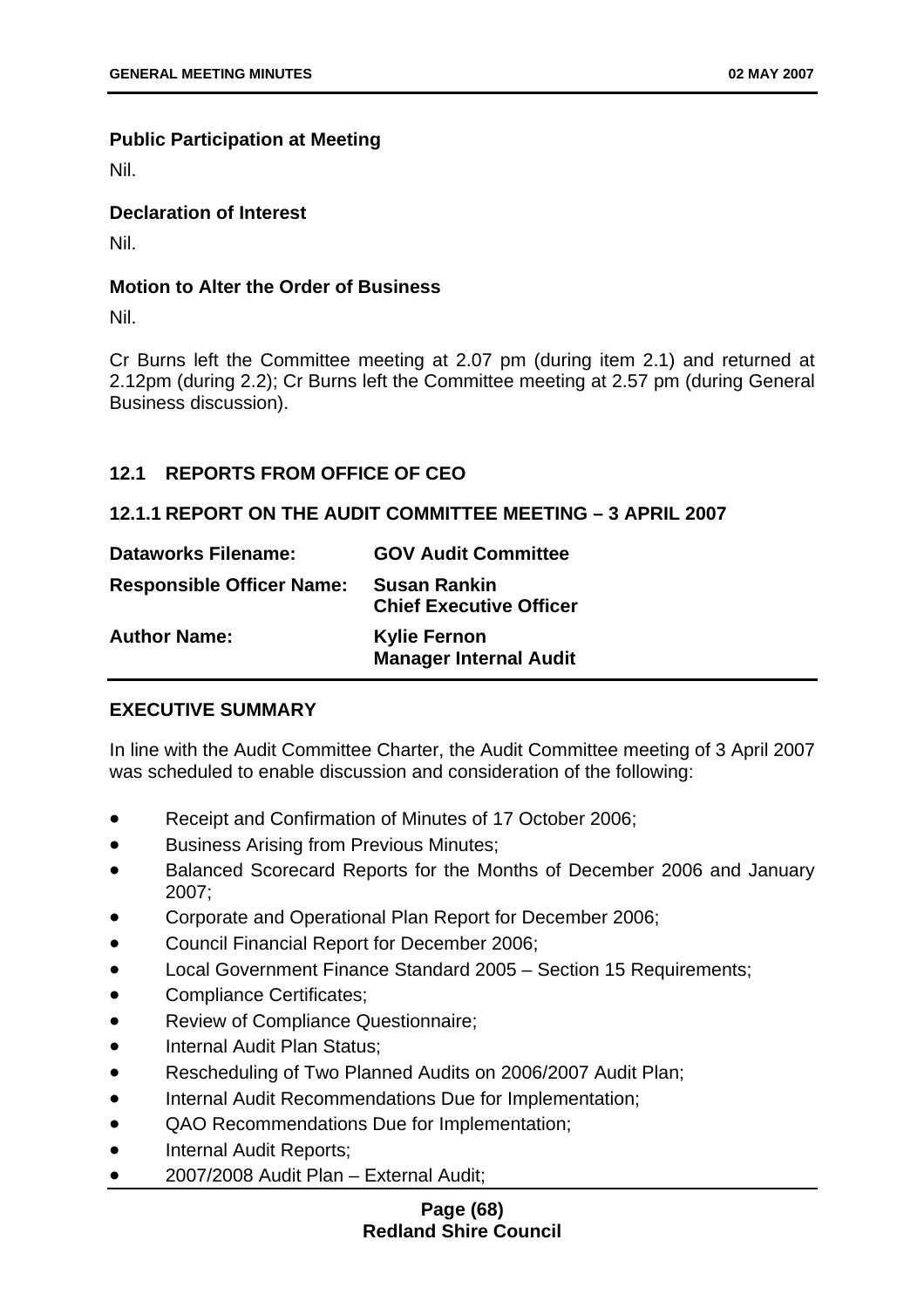### Public Participation at Meeting

Nil.

### Declaration of Interest

Nil.

### Motion to Alter the Order of Business

Nil.

Cr Burns left the Committee meeting at 2.07 pm (during item 2.1) and returned at 2.12pm (during 2.2); Cr Burns left the Committee meeting at 2.57 pm (during General Business discussion).

## 12.1 REPORTS FROM OFFICE OF CEO

### 12.1.1 REPORT ON THE AUDIT COMMITTEE MEETING – 3 APRIL 2007

| | |
|---|---|
| **Dataworks Filename:** | **GOV Audit Committee** |
| **Responsible Officer Name:** | **Susan Rankin**<br>**Chief Executive Officer** |
| **Author Name:** | **Kylie Fernon**<br>**Manager Internal Audit** |

### EXECUTIVE SUMMARY

In line with the Audit Committee Charter, the Audit Committee meeting of 3 April 2007 was scheduled to enable discussion and consideration of the following:

- Receipt and Confirmation of Minutes of 17 October 2006;
- Business Arising from Previous Minutes;
- Balanced Scorecard Reports for the Months of December 2006 and January 2007;
- Corporate and Operational Plan Report for December 2006;
- Council Financial Report for December 2006;
- Local Government Finance Standard 2005 – Section 15 Requirements;
- Compliance Certificates;
- Review of Compliance Questionnaire;
- Internal Audit Plan Status;
- Rescheduling of Two Planned Audits on 2006/2007 Audit Plan;
- Internal Audit Recommendations Due for Implementation;
- QAO Recommendations Due for Implementation;
- Internal Audit Reports;
- 2007/2008 Audit Plan – External Audit;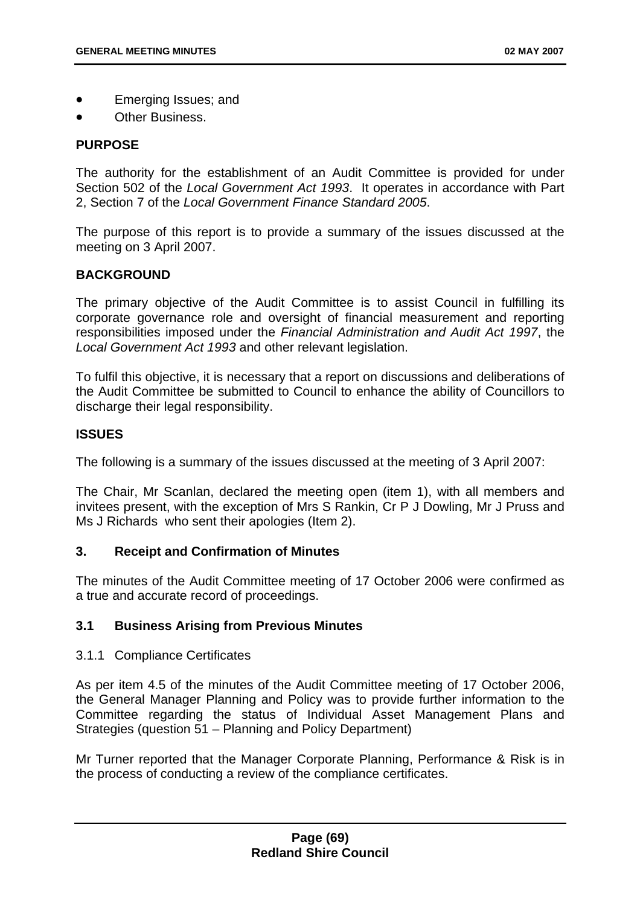- Emerging Issues; and
- Other Business.

**PURPOSE**

The authority for the establishment of an Audit Committee is provided for under Section 502 of the *Local Government Act 1993*. It operates in accordance with Part 2, Section 7 of the *Local Government Finance Standard 2005*.

The purpose of this report is to provide a summary of the issues discussed at the meeting on 3 April 2007.

**BACKGROUND**

The primary objective of the Audit Committee is to assist Council in fulfilling its corporate governance role and oversight of financial measurement and reporting responsibilities imposed under the *Financial Administration and Audit Act 1997*, the *Local Government Act 1993* and other relevant legislation.

To fulfil this objective, it is necessary that a report on discussions and deliberations of the Audit Committee be submitted to Council to enhance the ability of Councillors to discharge their legal responsibility.

**ISSUES**

The following is a summary of the issues discussed at the meeting of 3 April 2007:

The Chair, Mr Scanlan, declared the meeting open (item 1), with all members and invitees present, with the exception of Mrs S Rankin, Cr P J Dowling, Mr J Pruss and Ms J Richards who sent their apologies (Item 2).

**3. Receipt and Confirmation of Minutes**

The minutes of the Audit Committee meeting of 17 October 2006 were confirmed as a true and accurate record of proceedings.

**3.1 Business Arising from Previous Minutes**

3.1.1 Compliance Certificates

As per item 4.5 of the minutes of the Audit Committee meeting of 17 October 2006, the General Manager Planning and Policy was to provide further information to the Committee regarding the status of Individual Asset Management Plans and Strategies (question 51 – Planning and Policy Department)

Mr Turner reported that the Manager Corporate Planning, Performance & Risk is in the process of conducting a review of the compliance certificates.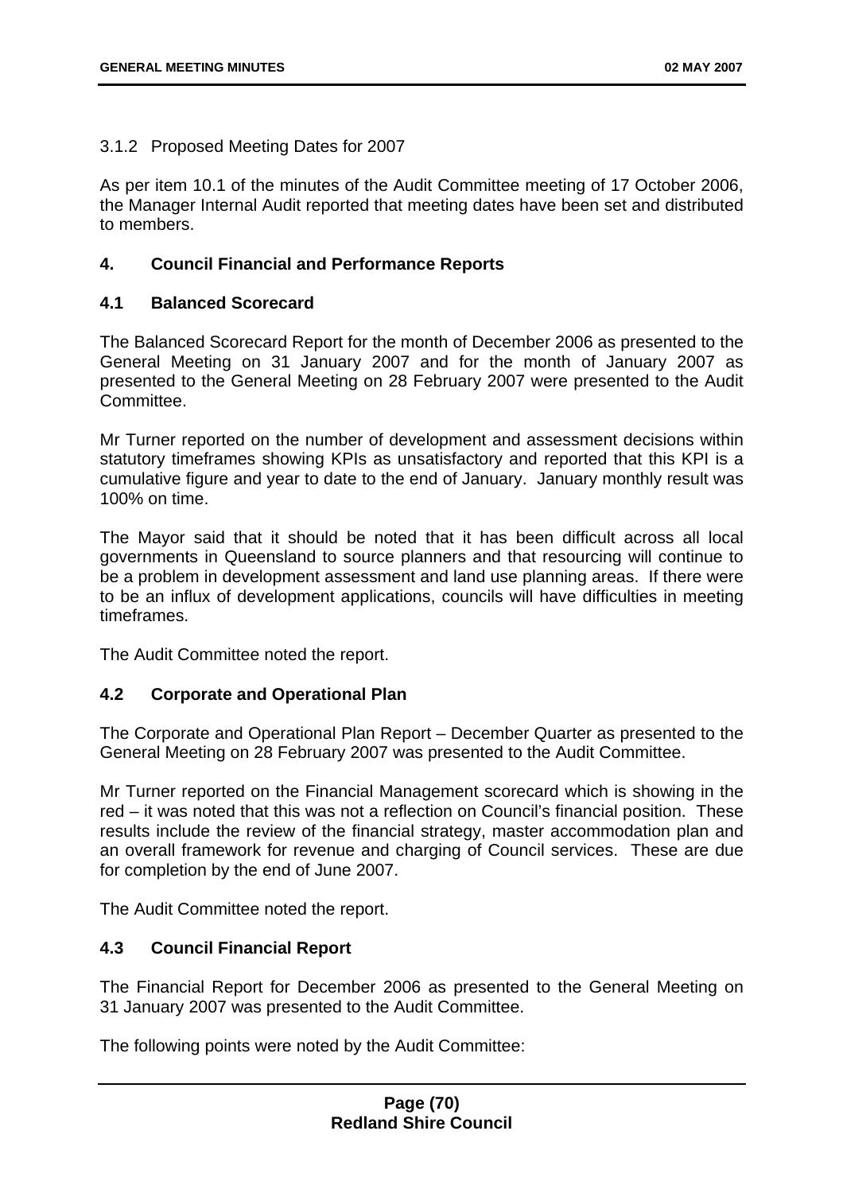3.1.2 Proposed Meeting Dates for 2007

As per item 10.1 of the minutes of the Audit Committee meeting of 17 October 2006, the Manager Internal Audit reported that meeting dates have been set and distributed to members.

## 4. Council Financial and Performance Reports

### 4.1 Balanced Scorecard

The Balanced Scorecard Report for the month of December 2006 as presented to the General Meeting on 31 January 2007 and for the month of January 2007 as presented to the General Meeting on 28 February 2007 were presented to the Audit Committee.

Mr Turner reported on the number of development and assessment decisions within statutory timeframes showing KPIs as unsatisfactory and reported that this KPI is a cumulative figure and year to date to the end of January. January monthly result was 100% on time.

The Mayor said that it should be noted that it has been difficult across all local governments in Queensland to source planners and that resourcing will continue to be a problem in development assessment and land use planning areas. If there were to be an influx of development applications, councils will have difficulties in meeting timeframes.

The Audit Committee noted the report.

### 4.2 Corporate and Operational Plan

The Corporate and Operational Plan Report – December Quarter as presented to the General Meeting on 28 February 2007 was presented to the Audit Committee.

Mr Turner reported on the Financial Management scorecard which is showing in the red – it was noted that this was not a reflection on Council's financial position. These results include the review of the financial strategy, master accommodation plan and an overall framework for revenue and charging of Council services. These are due for completion by the end of June 2007.

The Audit Committee noted the report.

### 4.3 Council Financial Report

The Financial Report for December 2006 as presented to the General Meeting on 31 January 2007 was presented to the Audit Committee.

The following points were noted by the Audit Committee: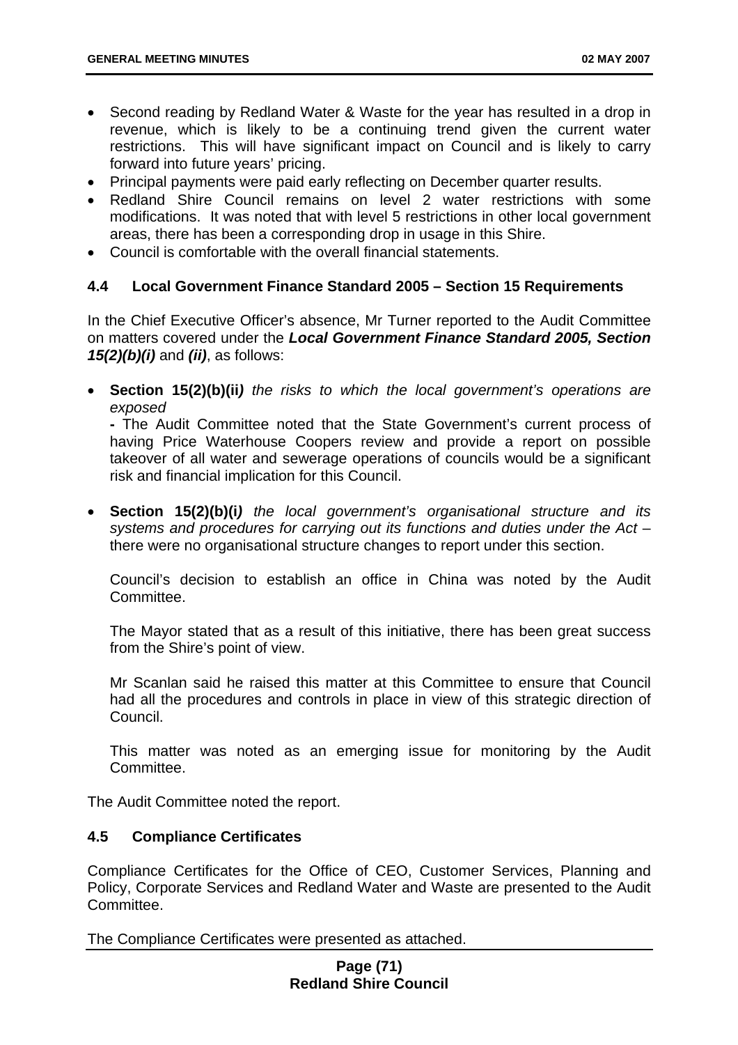- Second reading by Redland Water & Waste for the year has resulted in a drop in revenue, which is likely to be a continuing trend given the current water restrictions. This will have significant impact on Council and is likely to carry forward into future years' pricing.
- Principal payments were paid early reflecting on December quarter results.
- Redland Shire Council remains on level 2 water restrictions with some modifications. It was noted that with level 5 restrictions in other local government areas, there has been a corresponding drop in usage in this Shire.
- Council is comfortable with the overall financial statements.

### 4.4 Local Government Finance Standard 2005 – Section 15 Requirements

In the Chief Executive Officer's absence, Mr Turner reported to the Audit Committee on matters covered under the ***Local Government Finance Standard 2005, Section 15(2)(b)(i)*** and ***(ii)***, as follows:

- **Section 15(2)(b)(ii***)* *the risks to which the local government's operations are exposed*

  **-** The Audit Committee noted that the State Government's current process of having Price Waterhouse Coopers review and provide a report on possible takeover of all water and sewerage operations of councils would be a significant risk and financial implication for this Council.

- **Section 15(2)(b)(i***)* *the local government's organisational structure and its systems and procedures for carrying out its functions and duties under the Act* – there were no organisational structure changes to report under this section.

  Council's decision to establish an office in China was noted by the Audit Committee.

  The Mayor stated that as a result of this initiative, there has been great success from the Shire's point of view.

  Mr Scanlan said he raised this matter at this Committee to ensure that Council had all the procedures and controls in place in view of this strategic direction of Council.

  This matter was noted as an emerging issue for monitoring by the Audit Committee.

The Audit Committee noted the report.

### 4.5 Compliance Certificates

Compliance Certificates for the Office of CEO, Customer Services, Planning and Policy, Corporate Services and Redland Water and Waste are presented to the Audit Committee.

The Compliance Certificates were presented as attached.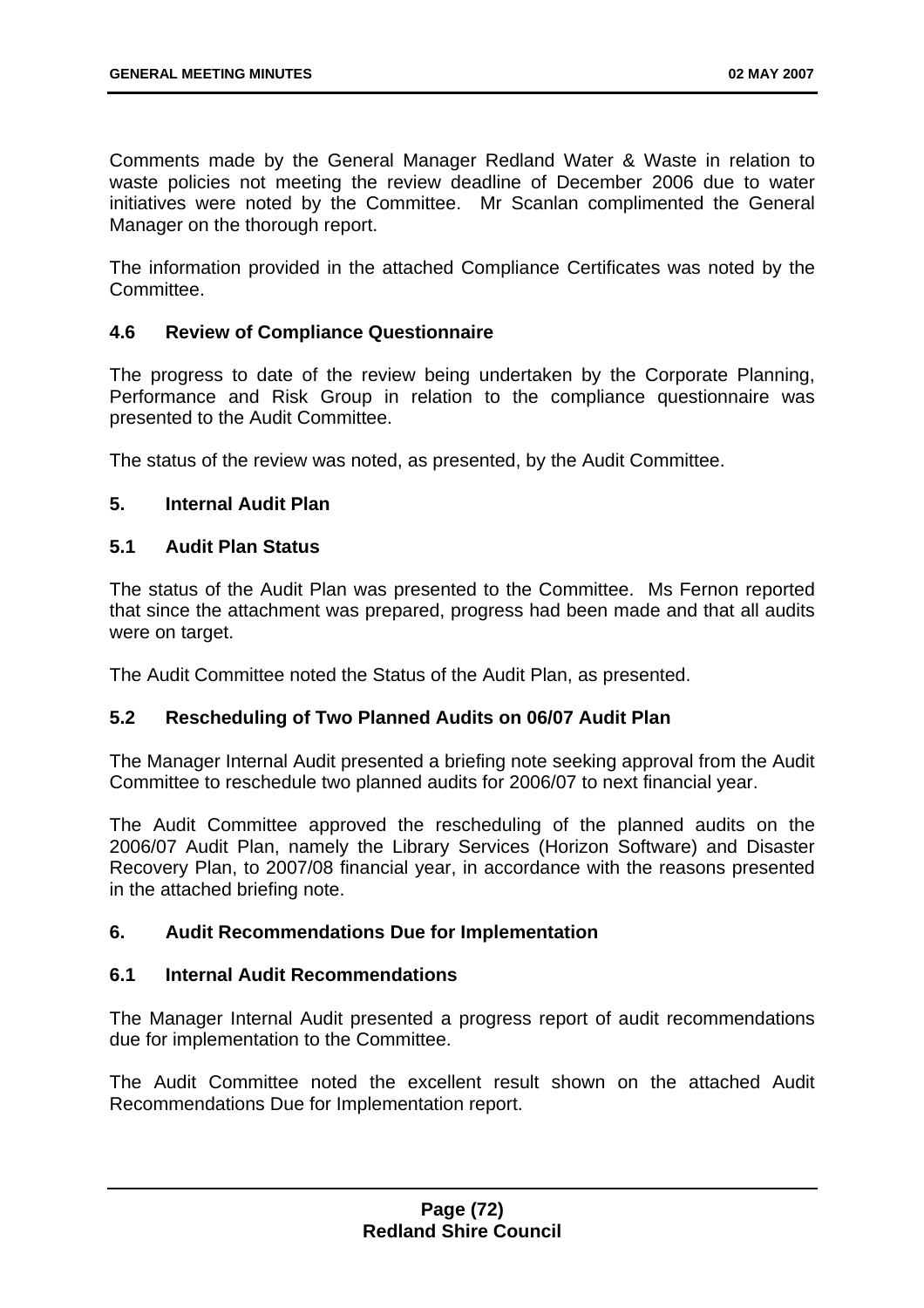Comments made by the General Manager Redland Water & Waste in relation to waste policies not meeting the review deadline of December 2006 due to water initiatives were noted by the Committee. Mr Scanlan complimented the General Manager on the thorough report.

The information provided in the attached Compliance Certificates was noted by the Committee.

### 4.6 Review of Compliance Questionnaire

The progress to date of the review being undertaken by the Corporate Planning, Performance and Risk Group in relation to the compliance questionnaire was presented to the Audit Committee.

The status of the review was noted, as presented, by the Audit Committee.

## 5. Internal Audit Plan

### 5.1 Audit Plan Status

The status of the Audit Plan was presented to the Committee. Ms Fernon reported that since the attachment was prepared, progress had been made and that all audits were on target.

The Audit Committee noted the Status of the Audit Plan, as presented.

### 5.2 Rescheduling of Two Planned Audits on 06/07 Audit Plan

The Manager Internal Audit presented a briefing note seeking approval from the Audit Committee to reschedule two planned audits for 2006/07 to next financial year.

The Audit Committee approved the rescheduling of the planned audits on the 2006/07 Audit Plan, namely the Library Services (Horizon Software) and Disaster Recovery Plan, to 2007/08 financial year, in accordance with the reasons presented in the attached briefing note.

## 6. Audit Recommendations Due for Implementation

### 6.1 Internal Audit Recommendations

The Manager Internal Audit presented a progress report of audit recommendations due for implementation to the Committee.

The Audit Committee noted the excellent result shown on the attached Audit Recommendations Due for Implementation report.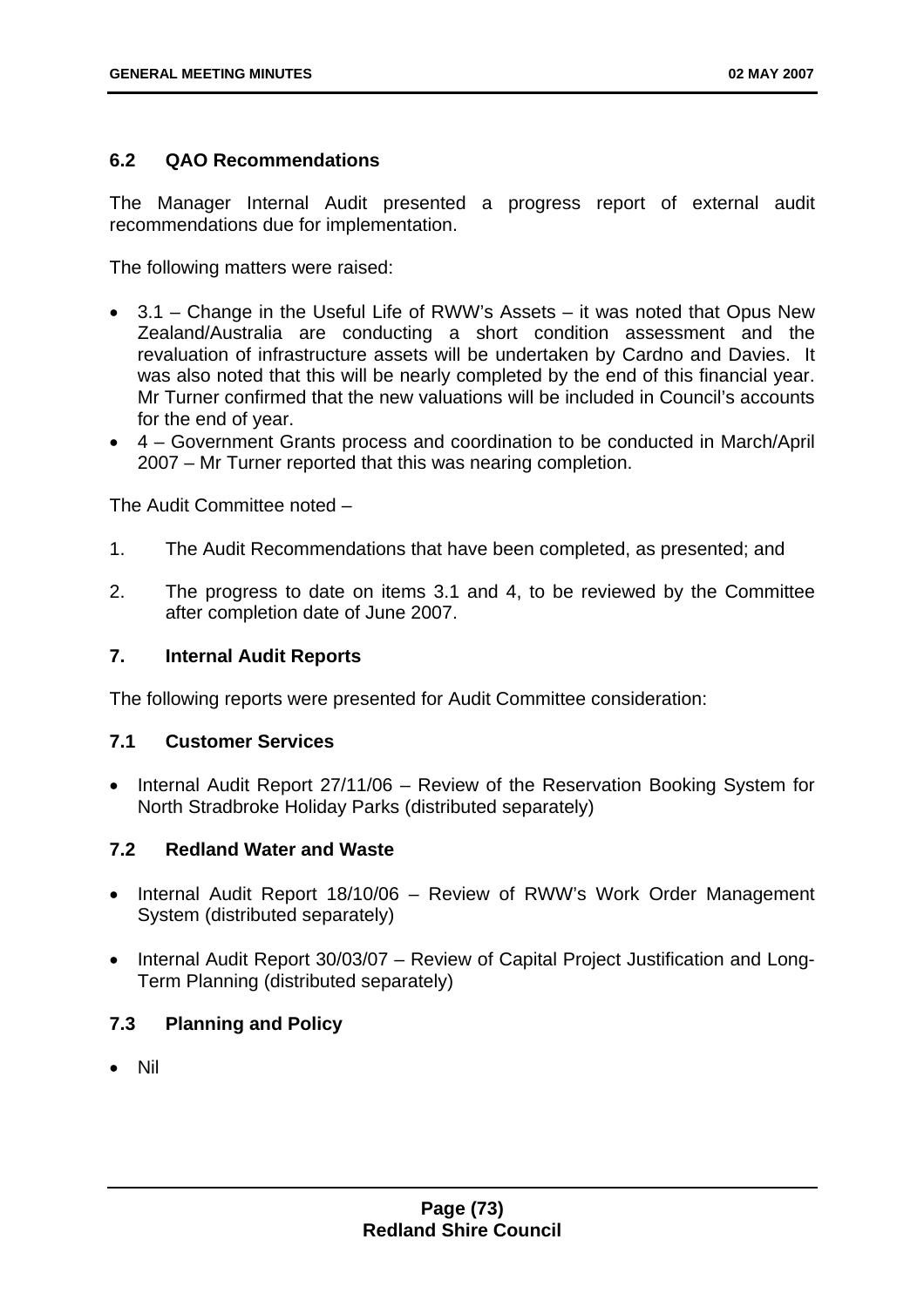### 6.2 QAO Recommendations

The Manager Internal Audit presented a progress report of external audit recommendations due for implementation.

The following matters were raised:

- 3.1 – Change in the Useful Life of RWW's Assets – it was noted that Opus New Zealand/Australia are conducting a short condition assessment and the revaluation of infrastructure assets will be undertaken by Cardno and Davies. It was also noted that this will be nearly completed by the end of this financial year. Mr Turner confirmed that the new valuations will be included in Council's accounts for the end of year.
- 4 – Government Grants process and coordination to be conducted in March/April 2007 – Mr Turner reported that this was nearing completion.

The Audit Committee noted –

1. The Audit Recommendations that have been completed, as presented; and
2. The progress to date on items 3.1 and 4, to be reviewed by the Committee after completion date of June 2007.

### 7. Internal Audit Reports

The following reports were presented for Audit Committee consideration:

### 7.1 Customer Services

- Internal Audit Report 27/11/06 – Review of the Reservation Booking System for North Stradbroke Holiday Parks (distributed separately)

### 7.2 Redland Water and Waste

- Internal Audit Report 18/10/06 – Review of RWW's Work Order Management System (distributed separately)
- Internal Audit Report 30/03/07 – Review of Capital Project Justification and Long-Term Planning (distributed separately)

### 7.3 Planning and Policy

- Nil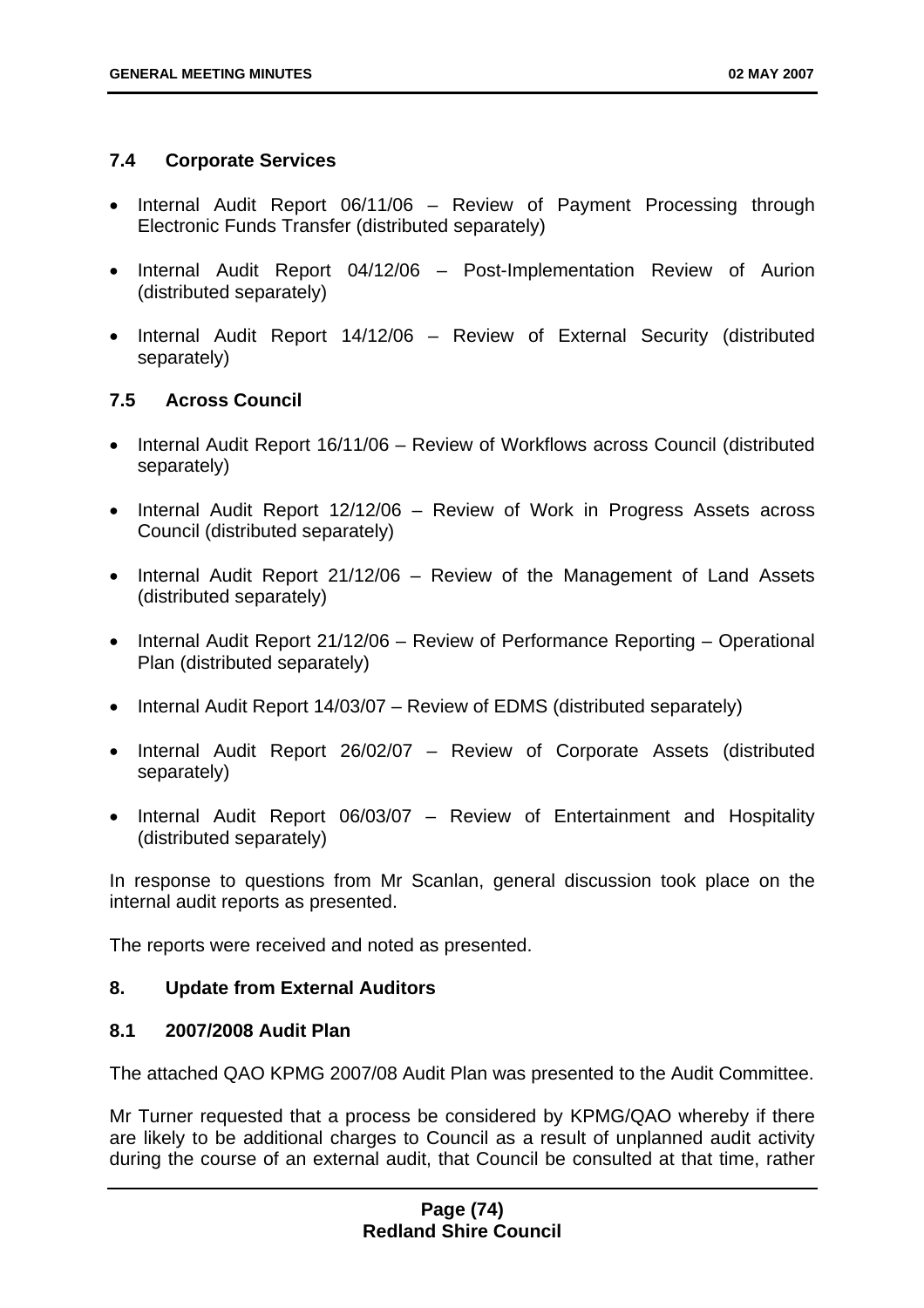### 7.4 Corporate Services

- Internal Audit Report 06/11/06 – Review of Payment Processing through Electronic Funds Transfer (distributed separately)
- Internal Audit Report 04/12/06 – Post-Implementation Review of Aurion (distributed separately)
- Internal Audit Report 14/12/06 – Review of External Security (distributed separately)

### 7.5 Across Council

- Internal Audit Report 16/11/06 – Review of Workflows across Council (distributed separately)
- Internal Audit Report 12/12/06 – Review of Work in Progress Assets across Council (distributed separately)
- Internal Audit Report 21/12/06 – Review of the Management of Land Assets (distributed separately)
- Internal Audit Report 21/12/06 – Review of Performance Reporting – Operational Plan (distributed separately)
- Internal Audit Report 14/03/07 – Review of EDMS (distributed separately)
- Internal Audit Report 26/02/07 – Review of Corporate Assets (distributed separately)
- Internal Audit Report 06/03/07 – Review of Entertainment and Hospitality (distributed separately)

In response to questions from Mr Scanlan, general discussion took place on the internal audit reports as presented.

The reports were received and noted as presented.

## 8. Update from External Auditors

### 8.1 2007/2008 Audit Plan

The attached QAO KPMG 2007/08 Audit Plan was presented to the Audit Committee.

Mr Turner requested that a process be considered by KPMG/QAO whereby if there are likely to be additional charges to Council as a result of unplanned audit activity during the course of an external audit, that Council be consulted at that time, rather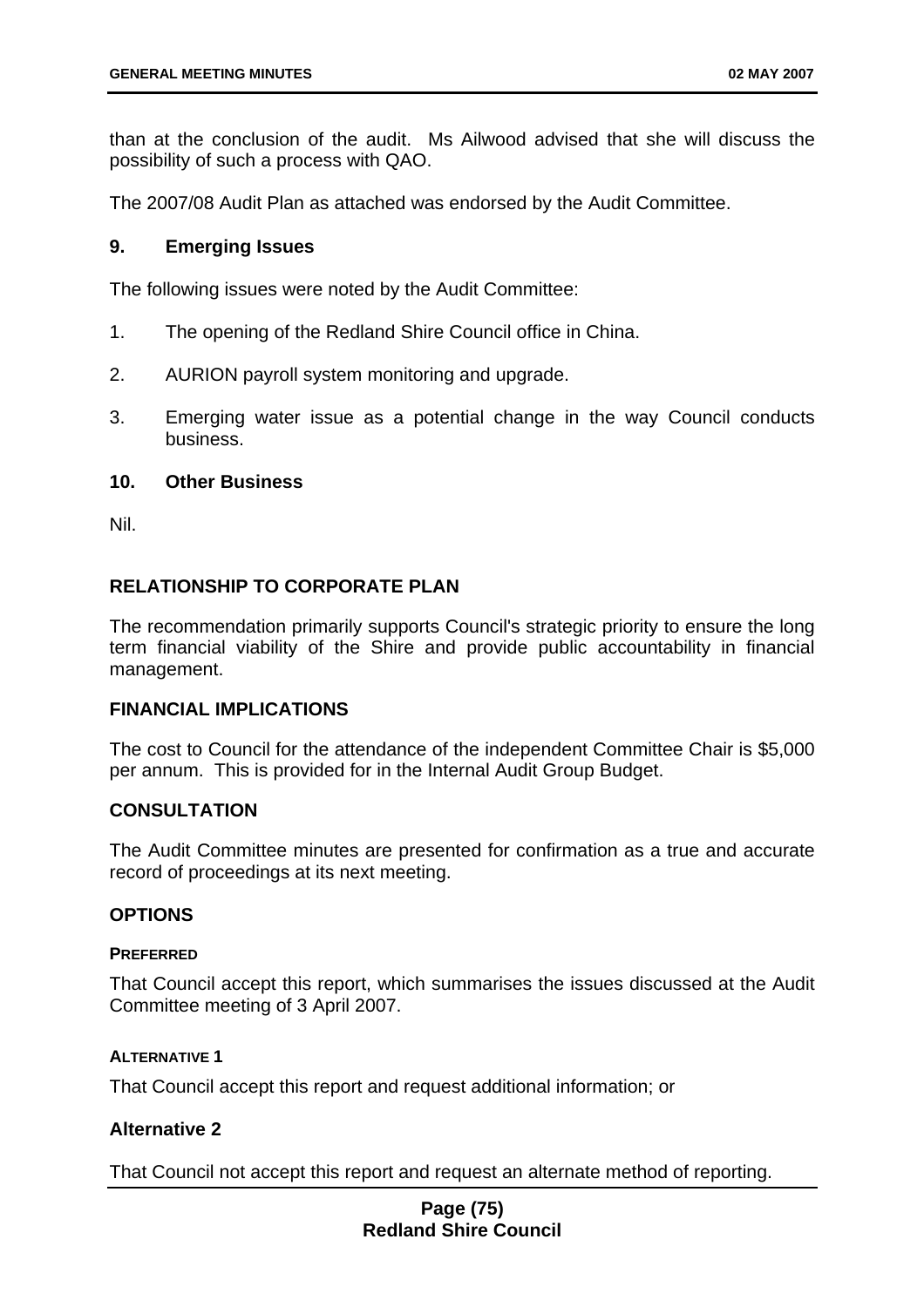than at the conclusion of the audit. Ms Ailwood advised that she will discuss the possibility of such a process with QAO.

The 2007/08 Audit Plan as attached was endorsed by the Audit Committee.

### 9. Emerging Issues

The following issues were noted by the Audit Committee:

1. The opening of the Redland Shire Council office in China.
2. AURION payroll system monitoring and upgrade.
3. Emerging water issue as a potential change in the way Council conducts business.

### 10. Other Business

Nil.

## RELATIONSHIP TO CORPORATE PLAN

The recommendation primarily supports Council's strategic priority to ensure the long term financial viability of the Shire and provide public accountability in financial management.

## FINANCIAL IMPLICATIONS

The cost to Council for the attendance of the independent Committee Chair is $5,000 per annum. This is provided for in the Internal Audit Group Budget.

## CONSULTATION

The Audit Committee minutes are presented for confirmation as a true and accurate record of proceedings at its next meeting.

## OPTIONS

#### PREFERRED

That Council accept this report, which summarises the issues discussed at the Audit Committee meeting of 3 April 2007.

#### ALTERNATIVE 1

That Council accept this report and request additional information; or

#### Alternative 2

That Council not accept this report and request an alternate method of reporting.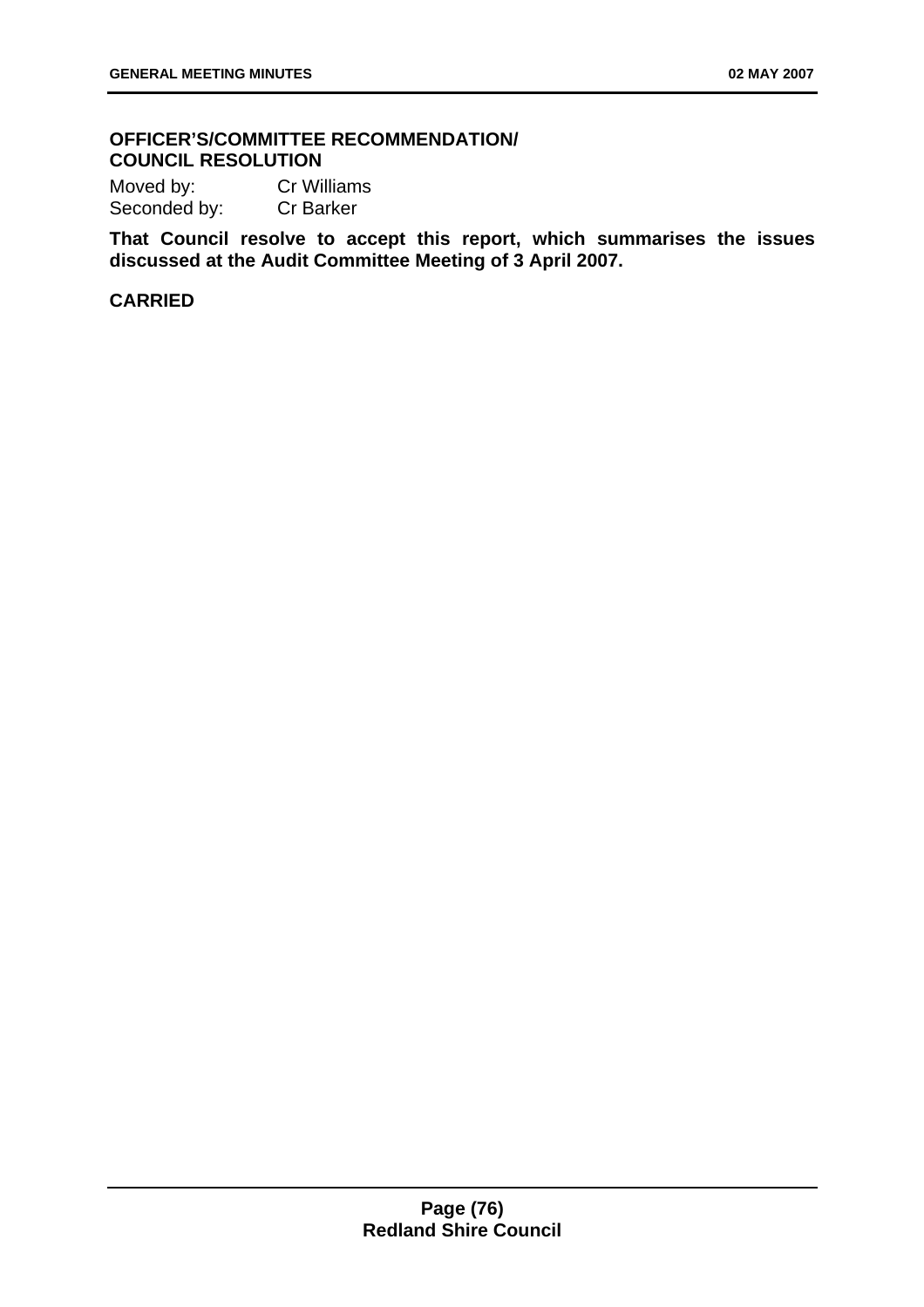**OFFICER'S/COMMITTEE RECOMMENDATION/ COUNCIL RESOLUTION**

Moved by: Cr Williams
Seconded by: Cr Barker

**That Council resolve to accept this report, which summarises the issues discussed at the Audit Committee Meeting of 3 April 2007.**

**CARRIED**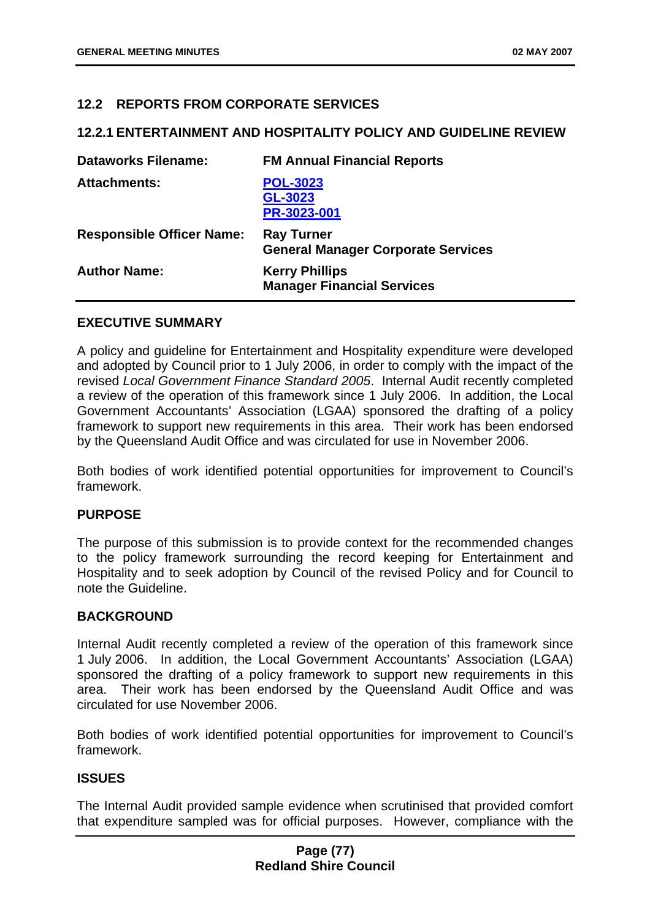## 12.2 REPORTS FROM CORPORATE SERVICES

### 12.2.1 ENTERTAINMENT AND HOSPITALITY POLICY AND GUIDELINE REVIEW

| | |
|---|---|
| **Dataworks Filename:** | **FM Annual Financial Reports** |
| **Attachments:** | **POL-3023**<br>**GL-3023**<br>**PR-3023-001** |
| **Responsible Officer Name:** | **Ray Turner**<br>**General Manager Corporate Services** |
| **Author Name:** | **Kerry Phillips**<br>**Manager Financial Services** |

**EXECUTIVE SUMMARY**

A policy and guideline for Entertainment and Hospitality expenditure were developed and adopted by Council prior to 1 July 2006, in order to comply with the impact of the revised *Local Government Finance Standard 2005*. Internal Audit recently completed a review of the operation of this framework since 1 July 2006. In addition, the Local Government Accountants' Association (LGAA) sponsored the drafting of a policy framework to support new requirements in this area. Their work has been endorsed by the Queensland Audit Office and was circulated for use in November 2006.

Both bodies of work identified potential opportunities for improvement to Council's framework.

**PURPOSE**

The purpose of this submission is to provide context for the recommended changes to the policy framework surrounding the record keeping for Entertainment and Hospitality and to seek adoption by Council of the revised Policy and for Council to note the Guideline.

**BACKGROUND**

Internal Audit recently completed a review of the operation of this framework since 1 July 2006. In addition, the Local Government Accountants' Association (LGAA) sponsored the drafting of a policy framework to support new requirements in this area. Their work has been endorsed by the Queensland Audit Office and was circulated for use November 2006.

Both bodies of work identified potential opportunities for improvement to Council's framework.

**ISSUES**

The Internal Audit provided sample evidence when scrutinised that provided comfort that expenditure sampled was for official purposes. However, compliance with the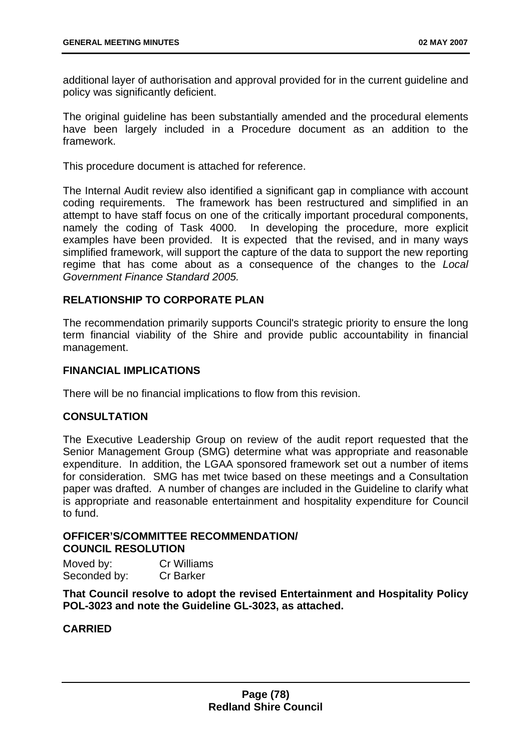additional layer of authorisation and approval provided for in the current guideline and policy was significantly deficient.

The original guideline has been substantially amended and the procedural elements have been largely included in a Procedure document as an addition to the framework.

This procedure document is attached for reference.

The Internal Audit review also identified a significant gap in compliance with account coding requirements. The framework has been restructured and simplified in an attempt to have staff focus on one of the critically important procedural components, namely the coding of Task 4000. In developing the procedure, more explicit examples have been provided. It is expected that the revised, and in many ways simplified framework, will support the capture of the data to support the new reporting regime that has come about as a consequence of the changes to the *Local Government Finance Standard 2005.*

## RELATIONSHIP TO CORPORATE PLAN

The recommendation primarily supports Council's strategic priority to ensure the long term financial viability of the Shire and provide public accountability in financial management.

## FINANCIAL IMPLICATIONS

There will be no financial implications to flow from this revision.

## CONSULTATION

The Executive Leadership Group on review of the audit report requested that the Senior Management Group (SMG) determine what was appropriate and reasonable expenditure. In addition, the LGAA sponsored framework set out a number of items for consideration. SMG has met twice based on these meetings and a Consultation paper was drafted. A number of changes are included in the Guideline to clarify what is appropriate and reasonable entertainment and hospitality expenditure for Council to fund.

## OFFICER'S/COMMITTEE RECOMMENDATION/ COUNCIL RESOLUTION

Moved by: Cr Williams
Seconded by: Cr Barker

**That Council resolve to adopt the revised Entertainment and Hospitality Policy POL-3023 and note the Guideline GL-3023, as attached.**

**CARRIED**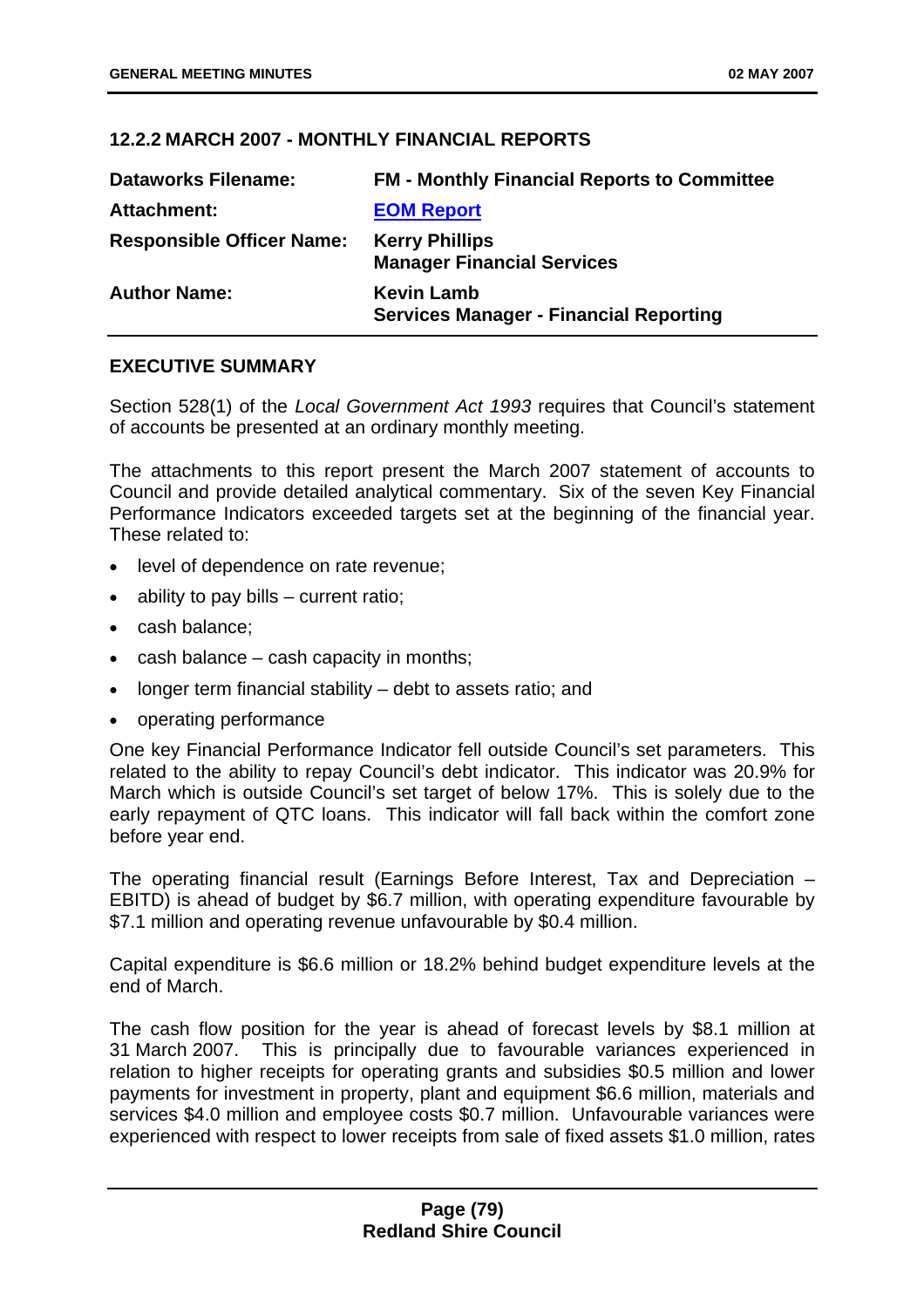## 12.2.2 MARCH 2007 - MONTHLY FINANCIAL REPORTS

| | |
|---|---|
| **Dataworks Filename:** | **FM - Monthly Financial Reports to Committee** |
| **Attachment:** | **EOM Report** |
| **Responsible Officer Name:** | **Kerry Phillips**<br>**Manager Financial Services** |
| **Author Name:** | **Kevin Lamb**<br>**Services Manager - Financial Reporting** |

### EXECUTIVE SUMMARY

Section 528(1) of the *Local Government Act 1993* requires that Council's statement of accounts be presented at an ordinary monthly meeting.

The attachments to this report present the March 2007 statement of accounts to Council and provide detailed analytical commentary. Six of the seven Key Financial Performance Indicators exceeded targets set at the beginning of the financial year. These related to:

- level of dependence on rate revenue;
- ability to pay bills – current ratio;
- cash balance;
- cash balance – cash capacity in months;
- longer term financial stability – debt to assets ratio; and
- operating performance

One key Financial Performance Indicator fell outside Council's set parameters. This related to the ability to repay Council's debt indicator. This indicator was 20.9% for March which is outside Council's set target of below 17%. This is solely due to the early repayment of QTC loans. This indicator will fall back within the comfort zone before year end.

The operating financial result (Earnings Before Interest, Tax and Depreciation – EBITD) is ahead of budget by $6.7 million, with operating expenditure favourable by $7.1 million and operating revenue unfavourable by $0.4 million.

Capital expenditure is $6.6 million or 18.2% behind budget expenditure levels at the end of March.

The cash flow position for the year is ahead of forecast levels by $8.1 million at 31 March 2007. This is principally due to favourable variances experienced in relation to higher receipts for operating grants and subsidies $0.5 million and lower payments for investment in property, plant and equipment $6.6 million, materials and services $4.0 million and employee costs $0.7 million. Unfavourable variances were experienced with respect to lower receipts from sale of fixed assets $1.0 million, rates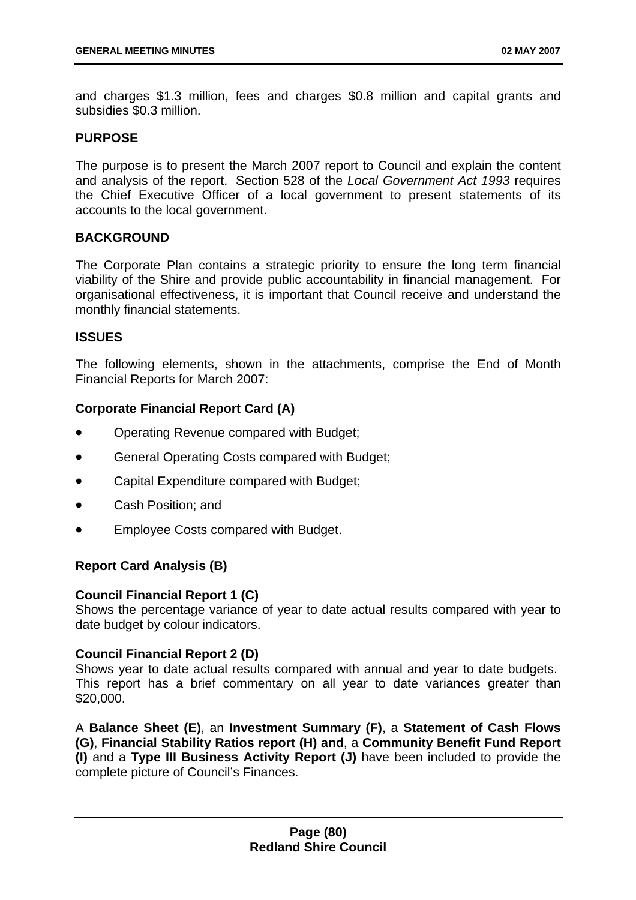and charges $1.3 million, fees and charges $0.8 million and capital grants and subsidies $0.3 million.

**PURPOSE**

The purpose is to present the March 2007 report to Council and explain the content and analysis of the report. Section 528 of the *Local Government Act 1993* requires the Chief Executive Officer of a local government to present statements of its accounts to the local government.

**BACKGROUND**

The Corporate Plan contains a strategic priority to ensure the long term financial viability of the Shire and provide public accountability in financial management. For organisational effectiveness, it is important that Council receive and understand the monthly financial statements.

**ISSUES**

The following elements, shown in the attachments, comprise the End of Month Financial Reports for March 2007:

**Corporate Financial Report Card (A)**

- Operating Revenue compared with Budget;
- General Operating Costs compared with Budget;
- Capital Expenditure compared with Budget;
- Cash Position; and
- Employee Costs compared with Budget.

**Report Card Analysis (B)**

**Council Financial Report 1 (C)**
Shows the percentage variance of year to date actual results compared with year to date budget by colour indicators.

**Council Financial Report 2 (D)**
Shows year to date actual results compared with annual and year to date budgets. This report has a brief commentary on all year to date variances greater than $20,000.

A **Balance Sheet (E)**, an **Investment Summary (F)**, a **Statement of Cash Flows (G)**, **Financial Stability Ratios report (H) and**, a **Community Benefit Fund Report (I)** and a **Type III Business Activity Report (J)** have been included to provide the complete picture of Council's Finances.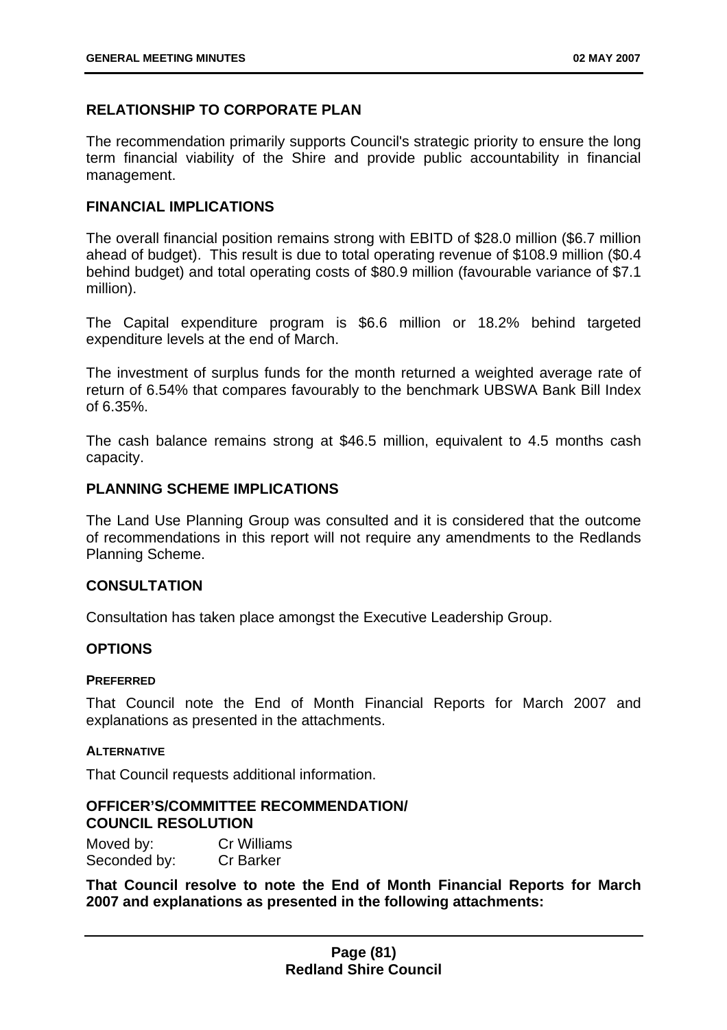## RELATIONSHIP TO CORPORATE PLAN

The recommendation primarily supports Council's strategic priority to ensure the long term financial viability of the Shire and provide public accountability in financial management.

## FINANCIAL IMPLICATIONS

The overall financial position remains strong with EBITD of $28.0 million ($6.7 million ahead of budget). This result is due to total operating revenue of $108.9 million ($0.4 behind budget) and total operating costs of $80.9 million (favourable variance of $7.1 million).

The Capital expenditure program is $6.6 million or 18.2% behind targeted expenditure levels at the end of March.

The investment of surplus funds for the month returned a weighted average rate of return of 6.54% that compares favourably to the benchmark UBSWA Bank Bill Index of 6.35%.

The cash balance remains strong at $46.5 million, equivalent to 4.5 months cash capacity.

## PLANNING SCHEME IMPLICATIONS

The Land Use Planning Group was consulted and it is considered that the outcome of recommendations in this report will not require any amendments to the Redlands Planning Scheme.

## CONSULTATION

Consultation has taken place amongst the Executive Leadership Group.

## OPTIONS

### PREFERRED

That Council note the End of Month Financial Reports for March 2007 and explanations as presented in the attachments.

### ALTERNATIVE

That Council requests additional information.

## OFFICER'S/COMMITTEE RECOMMENDATION/ COUNCIL RESOLUTION

Moved by: Cr Williams
Seconded by: Cr Barker

**That Council resolve to note the End of Month Financial Reports for March 2007 and explanations as presented in the following attachments:**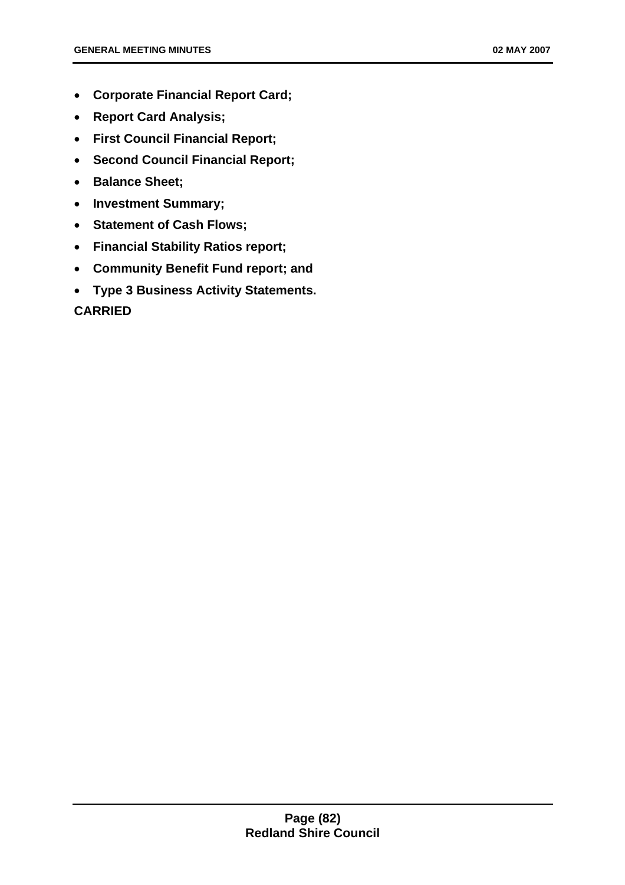- **Corporate Financial Report Card;**
- **Report Card Analysis;**
- **First Council Financial Report;**
- **Second Council Financial Report;**
- **Balance Sheet;**
- **Investment Summary;**
- **Statement of Cash Flows;**
- **Financial Stability Ratios report;**
- **Community Benefit Fund report; and**
- **Type 3 Business Activity Statements.**

**CARRIED**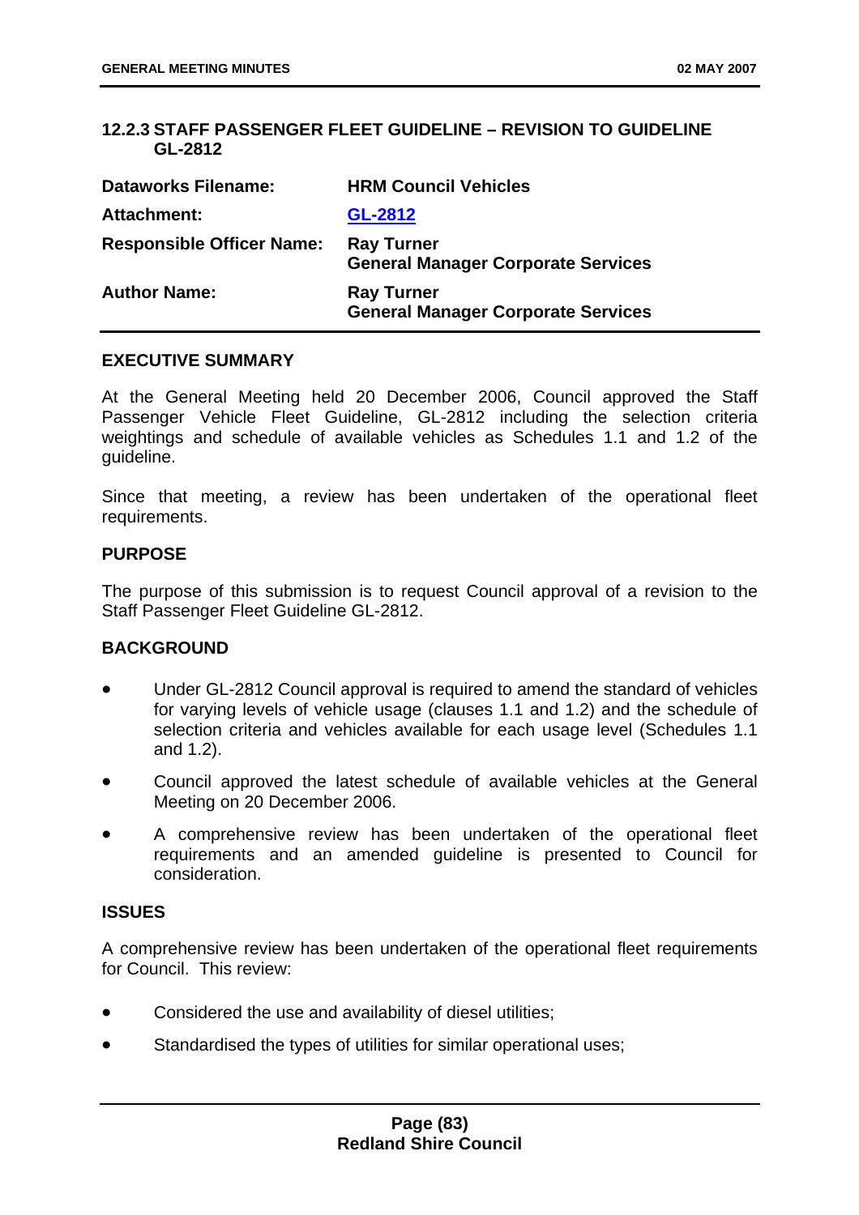### 12.2.3 STAFF PASSENGER FLEET GUIDELINE – REVISION TO GUIDELINE GL-2812

| | |
|---|---|
| **Dataworks Filename:** | **HRM Council Vehicles** |
| **Attachment:** | **GL-2812** |
| **Responsible Officer Name:** | **Ray Turner**<br>**General Manager Corporate Services** |
| **Author Name:** | **Ray Turner**<br>**General Manager Corporate Services** |

**EXECUTIVE SUMMARY**

At the General Meeting held 20 December 2006, Council approved the Staff Passenger Vehicle Fleet Guideline, GL-2812 including the selection criteria weightings and schedule of available vehicles as Schedules 1.1 and 1.2 of the guideline.

Since that meeting, a review has been undertaken of the operational fleet requirements.

**PURPOSE**

The purpose of this submission is to request Council approval of a revision to the Staff Passenger Fleet Guideline GL-2812.

**BACKGROUND**

- Under GL-2812 Council approval is required to amend the standard of vehicles for varying levels of vehicle usage (clauses 1.1 and 1.2) and the schedule of selection criteria and vehicles available for each usage level (Schedules 1.1 and 1.2).
- Council approved the latest schedule of available vehicles at the General Meeting on 20 December 2006.
- A comprehensive review has been undertaken of the operational fleet requirements and an amended guideline is presented to Council for consideration.

**ISSUES**

A comprehensive review has been undertaken of the operational fleet requirements for Council. This review:

- Considered the use and availability of diesel utilities;
- Standardised the types of utilities for similar operational uses;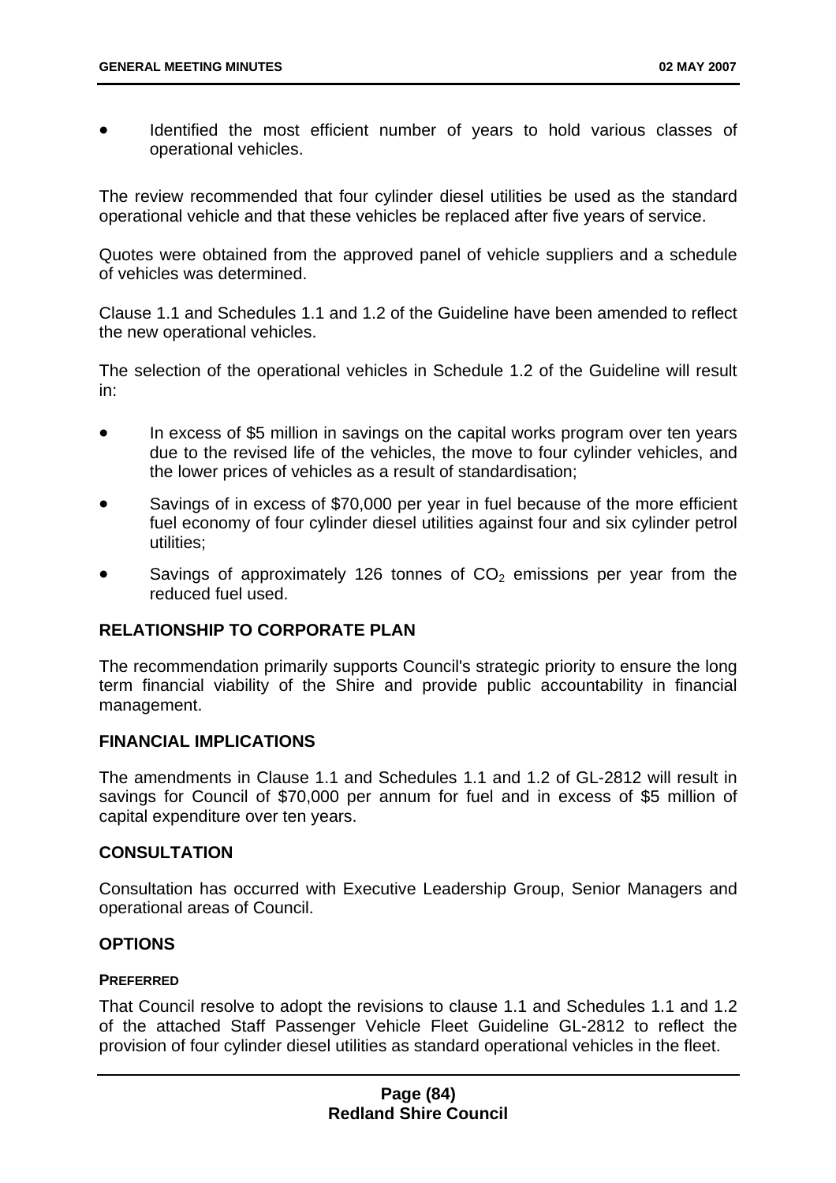- Identified the most efficient number of years to hold various classes of operational vehicles.

The review recommended that four cylinder diesel utilities be used as the standard operational vehicle and that these vehicles be replaced after five years of service.

Quotes were obtained from the approved panel of vehicle suppliers and a schedule of vehicles was determined.

Clause 1.1 and Schedules 1.1 and 1.2 of the Guideline have been amended to reflect the new operational vehicles.

The selection of the operational vehicles in Schedule 1.2 of the Guideline will result in:

- In excess of \$5 million in savings on the capital works program over ten years due to the revised life of the vehicles, the move to four cylinder vehicles, and the lower prices of vehicles as a result of standardisation;
- Savings of in excess of \$70,000 per year in fuel because of the more efficient fuel economy of four cylinder diesel utilities against four and six cylinder petrol utilities;
- Savings of approximately 126 tonnes of $CO_2$ emissions per year from the reduced fuel used.

## RELATIONSHIP TO CORPORATE PLAN

The recommendation primarily supports Council's strategic priority to ensure the long term financial viability of the Shire and provide public accountability in financial management.

## FINANCIAL IMPLICATIONS

The amendments in Clause 1.1 and Schedules 1.1 and 1.2 of GL-2812 will result in savings for Council of \$70,000 per annum for fuel and in excess of \$5 million of capital expenditure over ten years.

## CONSULTATION

Consultation has occurred with Executive Leadership Group, Senior Managers and operational areas of Council.

## OPTIONS

### PREFERRED

That Council resolve to adopt the revisions to clause 1.1 and Schedules 1.1 and 1.2 of the attached Staff Passenger Vehicle Fleet Guideline GL-2812 to reflect the provision of four cylinder diesel utilities as standard operational vehicles in the fleet.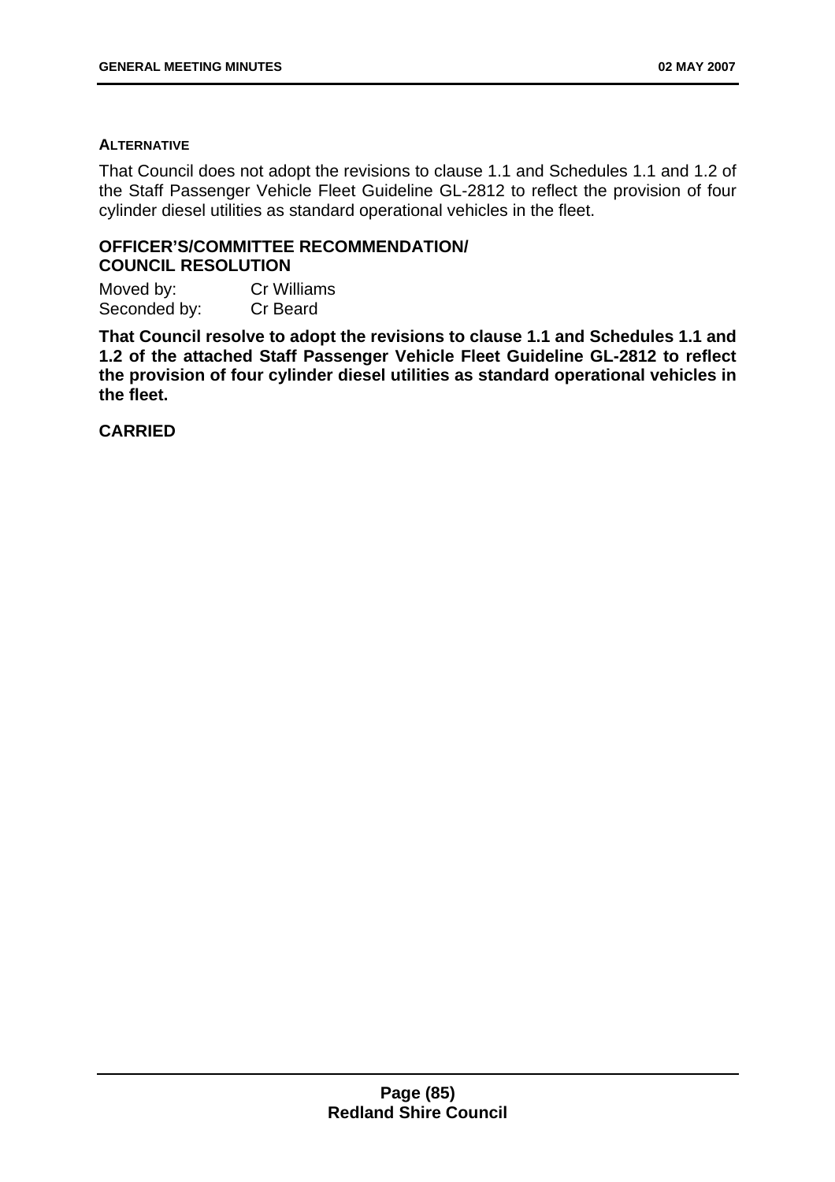**ALTERNATIVE**

That Council does not adopt the revisions to clause 1.1 and Schedules 1.1 and 1.2 of the Staff Passenger Vehicle Fleet Guideline GL-2812 to reflect the provision of four cylinder diesel utilities as standard operational vehicles in the fleet.

**OFFICER'S/COMMITTEE RECOMMENDATION/ COUNCIL RESOLUTION**

Moved by: Cr Williams
Seconded by: Cr Beard

**That Council resolve to adopt the revisions to clause 1.1 and Schedules 1.1 and 1.2 of the attached Staff Passenger Vehicle Fleet Guideline GL-2812 to reflect the provision of four cylinder diesel utilities as standard operational vehicles in the fleet.**

**CARRIED**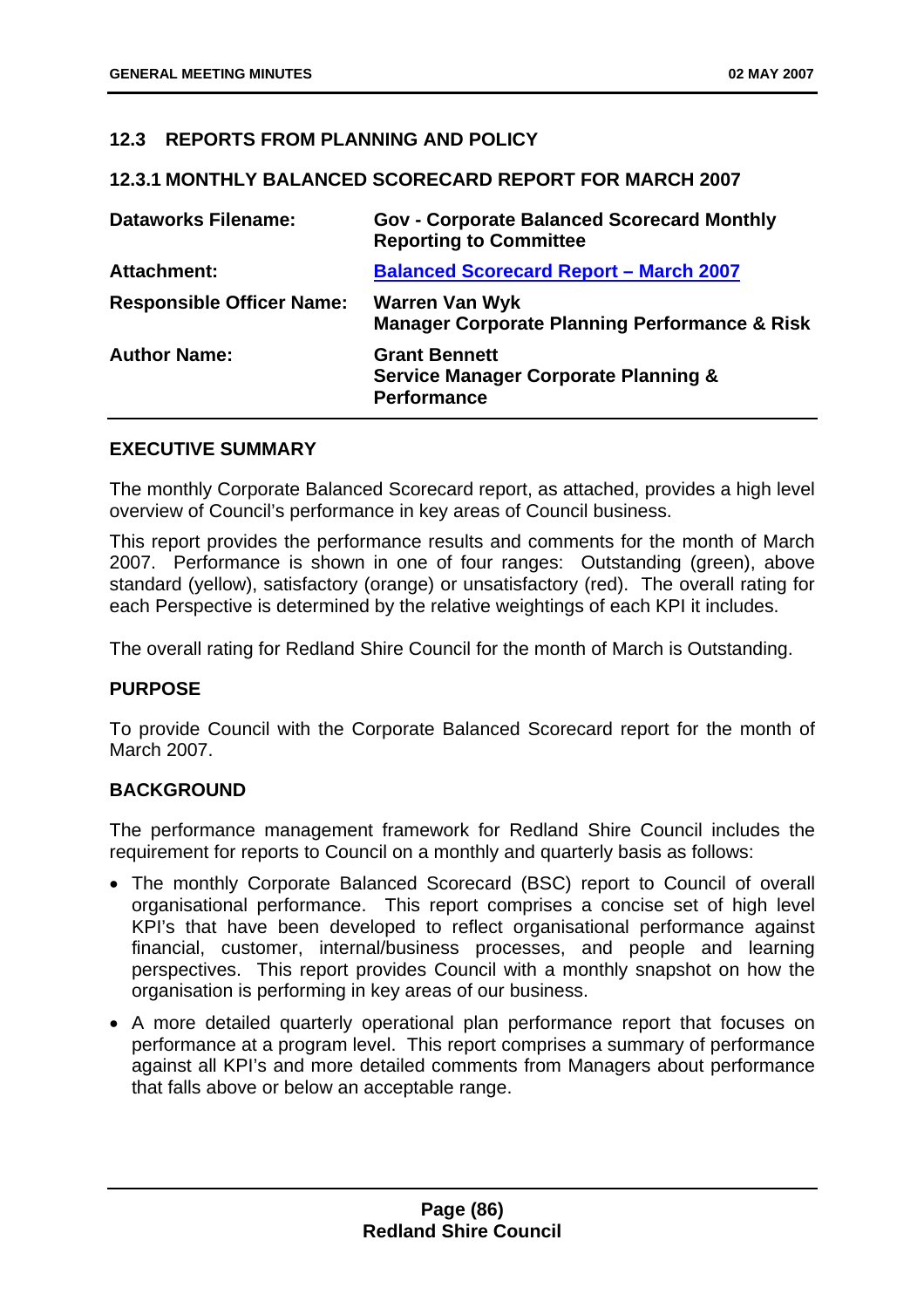## 12.3 REPORTS FROM PLANNING AND POLICY

### 12.3.1 MONTHLY BALANCED SCORECARD REPORT FOR MARCH 2007

| | |
|---|---|
| **Dataworks Filename:** | **Gov - Corporate Balanced Scorecard Monthly Reporting to Committee** |
| **Attachment:** | **Balanced Scorecard Report – March 2007** |
| **Responsible Officer Name:** | **Warren Van Wyk**<br>**Manager Corporate Planning Performance & Risk** |
| **Author Name:** | **Grant Bennett**<br>**Service Manager Corporate Planning & Performance** |

**EXECUTIVE SUMMARY**

The monthly Corporate Balanced Scorecard report, as attached, provides a high level overview of Council's performance in key areas of Council business.

This report provides the performance results and comments for the month of March 2007. Performance is shown in one of four ranges: Outstanding (green), above standard (yellow), satisfactory (orange) or unsatisfactory (red). The overall rating for each Perspective is determined by the relative weightings of each KPI it includes.

The overall rating for Redland Shire Council for the month of March is Outstanding.

**PURPOSE**

To provide Council with the Corporate Balanced Scorecard report for the month of March 2007.

**BACKGROUND**

The performance management framework for Redland Shire Council includes the requirement for reports to Council on a monthly and quarterly basis as follows:

- The monthly Corporate Balanced Scorecard (BSC) report to Council of overall organisational performance. This report comprises a concise set of high level KPI's that have been developed to reflect organisational performance against financial, customer, internal/business processes, and people and learning perspectives. This report provides Council with a monthly snapshot on how the organisation is performing in key areas of our business.
- A more detailed quarterly operational plan performance report that focuses on performance at a program level. This report comprises a summary of performance against all KPI's and more detailed comments from Managers about performance that falls above or below an acceptable range.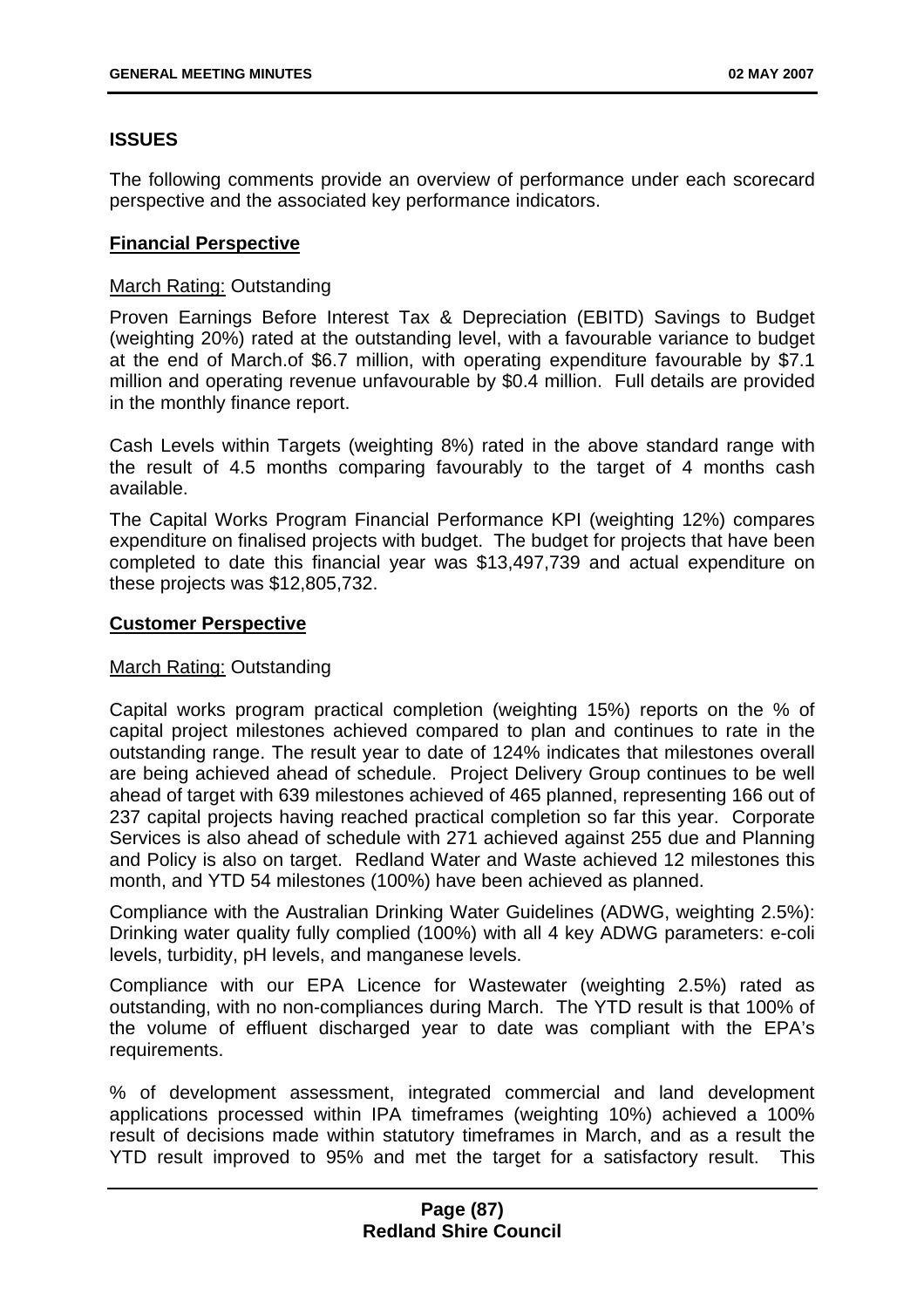## ISSUES

The following comments provide an overview of performance under each scorecard perspective and the associated key performance indicators.

### Financial Perspective

March Rating: Outstanding

Proven Earnings Before Interest Tax & Depreciation (EBITD) Savings to Budget (weighting 20%) rated at the outstanding level, with a favourable variance to budget at the end of March.of $6.7 million, with operating expenditure favourable by $7.1 million and operating revenue unfavourable by $0.4 million. Full details are provided in the monthly finance report.

Cash Levels within Targets (weighting 8%) rated in the above standard range with the result of 4.5 months comparing favourably to the target of 4 months cash available.

The Capital Works Program Financial Performance KPI (weighting 12%) compares expenditure on finalised projects with budget. The budget for projects that have been completed to date this financial year was $13,497,739 and actual expenditure on these projects was $12,805,732.

### Customer Perspective

March Rating: Outstanding

Capital works program practical completion (weighting 15%) reports on the % of capital project milestones achieved compared to plan and continues to rate in the outstanding range. The result year to date of 124% indicates that milestones overall are being achieved ahead of schedule. Project Delivery Group continues to be well ahead of target with 639 milestones achieved of 465 planned, representing 166 out of 237 capital projects having reached practical completion so far this year. Corporate Services is also ahead of schedule with 271 achieved against 255 due and Planning and Policy is also on target. Redland Water and Waste achieved 12 milestones this month, and YTD 54 milestones (100%) have been achieved as planned.

Compliance with the Australian Drinking Water Guidelines (ADWG, weighting 2.5%): Drinking water quality fully complied (100%) with all 4 key ADWG parameters: e-coli levels, turbidity, pH levels, and manganese levels.

Compliance with our EPA Licence for Wastewater (weighting 2.5%) rated as outstanding, with no non-compliances during March. The YTD result is that 100% of the volume of effluent discharged year to date was compliant with the EPA's requirements.

% of development assessment, integrated commercial and land development applications processed within IPA timeframes (weighting 10%) achieved a 100% result of decisions made within statutory timeframes in March, and as a result the YTD result improved to 95% and met the target for a satisfactory result. This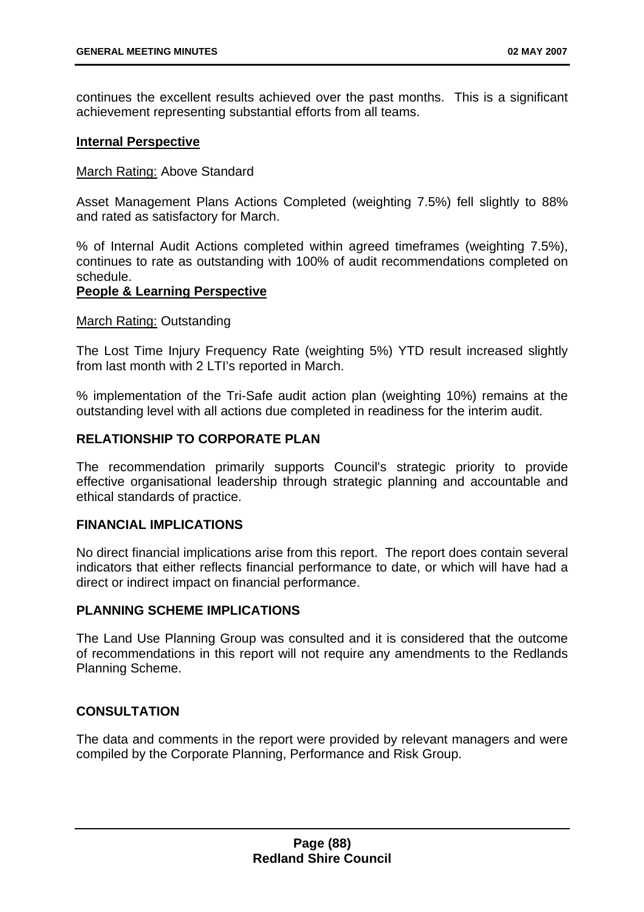continues the excellent results achieved over the past months. This is a significant achievement representing substantial efforts from all teams.

**Internal Perspective**

March Rating: Above Standard

Asset Management Plans Actions Completed (weighting 7.5%) fell slightly to 88% and rated as satisfactory for March.

% of Internal Audit Actions completed within agreed timeframes (weighting 7.5%), continues to rate as outstanding with 100% of audit recommendations completed on schedule.

**People & Learning Perspective**

March Rating: Outstanding

The Lost Time Injury Frequency Rate (weighting 5%) YTD result increased slightly from last month with 2 LTI's reported in March.

% implementation of the Tri-Safe audit action plan (weighting 10%) remains at the outstanding level with all actions due completed in readiness for the interim audit.

## RELATIONSHIP TO CORPORATE PLAN

The recommendation primarily supports Council's strategic priority to provide effective organisational leadership through strategic planning and accountable and ethical standards of practice.

## FINANCIAL IMPLICATIONS

No direct financial implications arise from this report. The report does contain several indicators that either reflects financial performance to date, or which will have had a direct or indirect impact on financial performance.

## PLANNING SCHEME IMPLICATIONS

The Land Use Planning Group was consulted and it is considered that the outcome of recommendations in this report will not require any amendments to the Redlands Planning Scheme.

## CONSULTATION

The data and comments in the report were provided by relevant managers and were compiled by the Corporate Planning, Performance and Risk Group.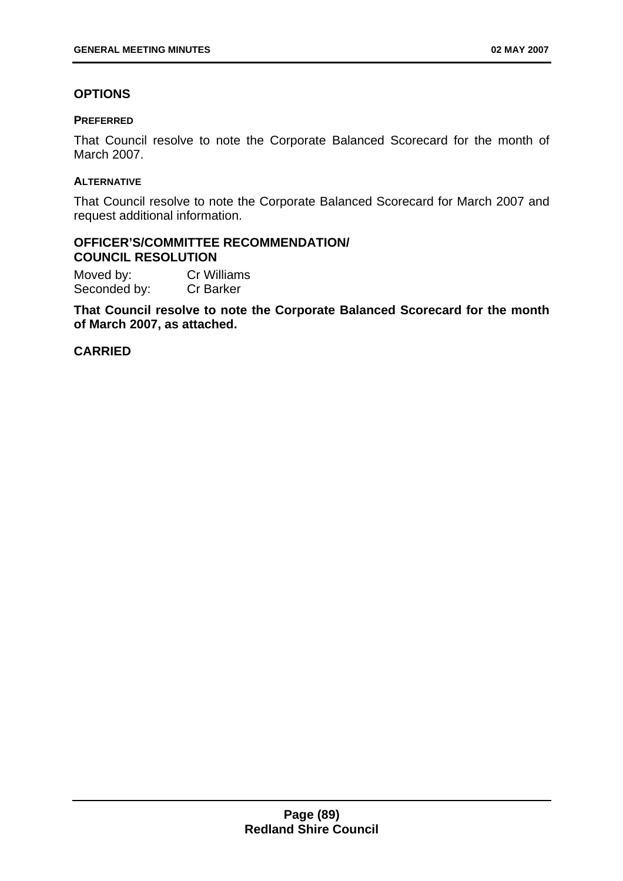## OPTIONS

### PREFERRED

That Council resolve to note the Corporate Balanced Scorecard for the month of March 2007.

### ALTERNATIVE

That Council resolve to note the Corporate Balanced Scorecard for March 2007 and request additional information.

## OFFICER'S/COMMITTEE RECOMMENDATION/ COUNCIL RESOLUTION

Moved by: Cr Williams
Seconded by: Cr Barker

**That Council resolve to note the Corporate Balanced Scorecard for the month of March 2007, as attached.**

**CARRIED**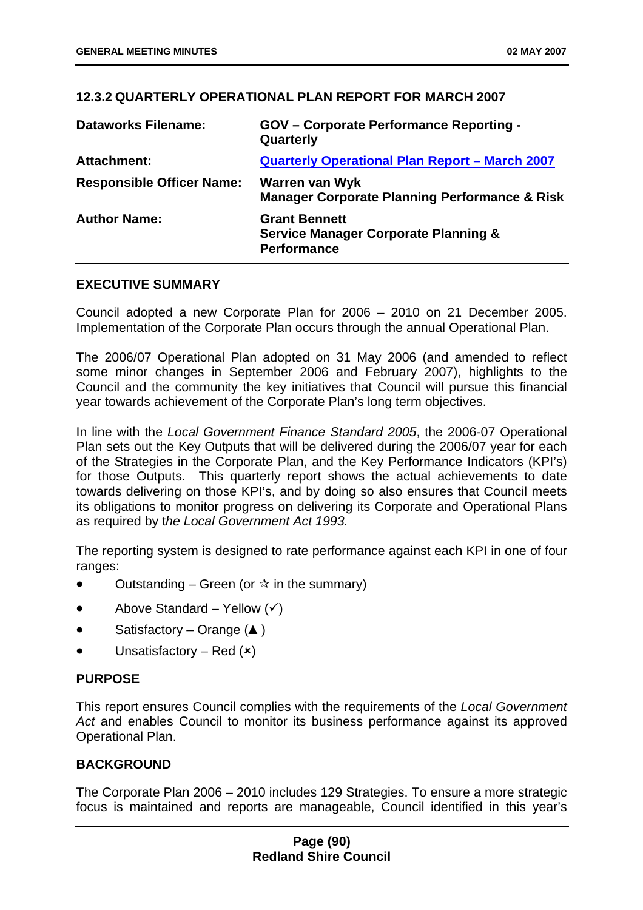## 12.3.2 QUARTERLY OPERATIONAL PLAN REPORT FOR MARCH 2007

| | |
|---|---|
| **Dataworks Filename:** | **GOV – Corporate Performance Reporting - Quarterly** |
| **Attachment:** | **Quarterly Operational Plan Report – March 2007** |
| **Responsible Officer Name:** | **Warren van Wyk**<br>**Manager Corporate Planning Performance & Risk** |
| **Author Name:** | **Grant Bennett**<br>**Service Manager Corporate Planning & Performance** |

### EXECUTIVE SUMMARY

Council adopted a new Corporate Plan for 2006 – 2010 on 21 December 2005. Implementation of the Corporate Plan occurs through the annual Operational Plan.

The 2006/07 Operational Plan adopted on 31 May 2006 (and amended to reflect some minor changes in September 2006 and February 2007), highlights to the Council and the community the key initiatives that Council will pursue this financial year towards achievement of the Corporate Plan's long term objectives.

In line with the *Local Government Finance Standard 2005*, the 2006-07 Operational Plan sets out the Key Outputs that will be delivered during the 2006/07 year for each of the Strategies in the Corporate Plan, and the Key Performance Indicators (KPI's) for those Outputs. This quarterly report shows the actual achievements to date towards delivering on those KPI's, and by doing so also ensures that Council meets its obligations to monitor progress on delivering its Corporate and Operational Plans as required by t*he Local Government Act 1993.*

The reporting system is designed to rate performance against each KPI in one of four ranges:

- Outstanding – Green (or ✫ in the summary)
- Above Standard – Yellow (✓)
- Satisfactory – Orange (▲ )
- Unsatisfactory – Red (✖)

### PURPOSE

This report ensures Council complies with the requirements of the *Local Government Act* and enables Council to monitor its business performance against its approved Operational Plan.

### BACKGROUND

The Corporate Plan 2006 – 2010 includes 129 Strategies. To ensure a more strategic focus is maintained and reports are manageable, Council identified in this year's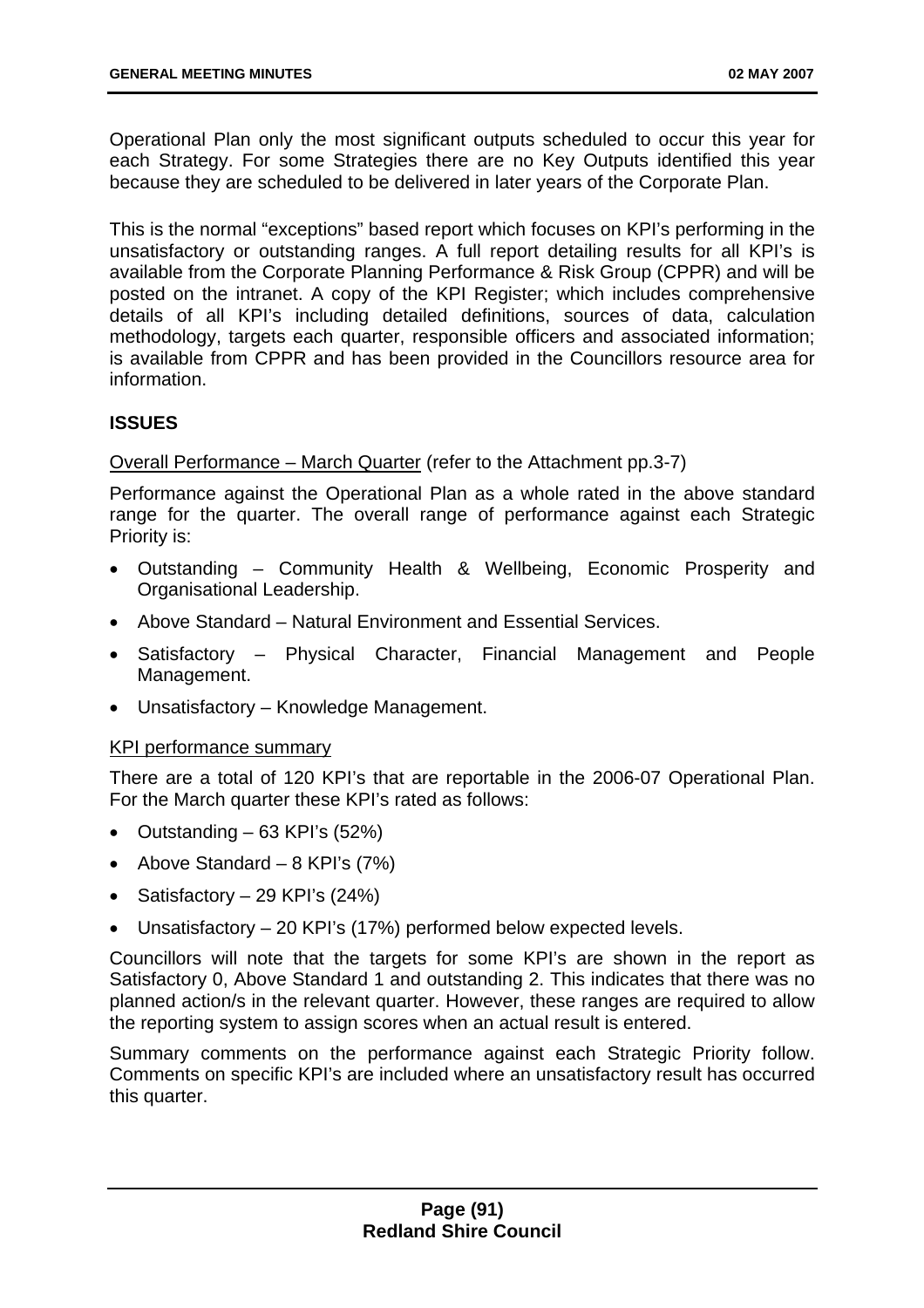Operational Plan only the most significant outputs scheduled to occur this year for each Strategy. For some Strategies there are no Key Outputs identified this year because they are scheduled to be delivered in later years of the Corporate Plan.

This is the normal "exceptions" based report which focuses on KPI's performing in the unsatisfactory or outstanding ranges. A full report detailing results for all KPI's is available from the Corporate Planning Performance & Risk Group (CPPR) and will be posted on the intranet. A copy of the KPI Register; which includes comprehensive details of all KPI's including detailed definitions, sources of data, calculation methodology, targets each quarter, responsible officers and associated information; is available from CPPR and has been provided in the Councillors resource area for information.

**ISSUES**

Overall Performance – March Quarter (refer to the Attachment pp.3-7)

Performance against the Operational Plan as a whole rated in the above standard range for the quarter. The overall range of performance against each Strategic Priority is:

- Outstanding – Community Health & Wellbeing, Economic Prosperity and Organisational Leadership.
- Above Standard – Natural Environment and Essential Services.
- Satisfactory – Physical Character, Financial Management and People Management.
- Unsatisfactory – Knowledge Management.

KPI performance summary

There are a total of 120 KPI's that are reportable in the 2006-07 Operational Plan. For the March quarter these KPI's rated as follows:

- Outstanding – 63 KPI's (52%)
- Above Standard – 8 KPI's (7%)
- Satisfactory – 29 KPI's (24%)
- Unsatisfactory – 20 KPI's (17%) performed below expected levels.

Councillors will note that the targets for some KPI's are shown in the report as Satisfactory 0, Above Standard 1 and outstanding 2. This indicates that there was no planned action/s in the relevant quarter. However, these ranges are required to allow the reporting system to assign scores when an actual result is entered.

Summary comments on the performance against each Strategic Priority follow. Comments on specific KPI's are included where an unsatisfactory result has occurred this quarter.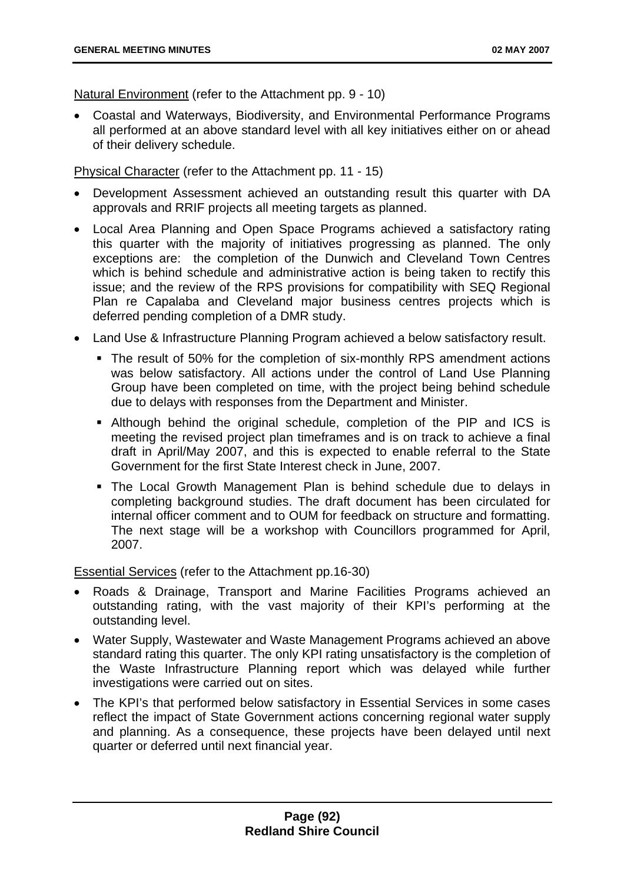<u>Natural Environment</u> (refer to the Attachment pp. 9 - 10)

- Coastal and Waterways, Biodiversity, and Environmental Performance Programs all performed at an above standard level with all key initiatives either on or ahead of their delivery schedule.

<u>Physical Character</u> (refer to the Attachment pp. 11 - 15)

- Development Assessment achieved an outstanding result this quarter with DA approvals and RRIF projects all meeting targets as planned.
- Local Area Planning and Open Space Programs achieved a satisfactory rating this quarter with the majority of initiatives progressing as planned. The only exceptions are: the completion of the Dunwich and Cleveland Town Centres which is behind schedule and administrative action is being taken to rectify this issue; and the review of the RPS provisions for compatibility with SEQ Regional Plan re Capalaba and Cleveland major business centres projects which is deferred pending completion of a DMR study.
- Land Use & Infrastructure Planning Program achieved a below satisfactory result.
  - The result of 50% for the completion of six-monthly RPS amendment actions was below satisfactory. All actions under the control of Land Use Planning Group have been completed on time, with the project being behind schedule due to delays with responses from the Department and Minister.
  - Although behind the original schedule, completion of the PIP and ICS is meeting the revised project plan timeframes and is on track to achieve a final draft in April/May 2007, and this is expected to enable referral to the State Government for the first State Interest check in June, 2007.
  - The Local Growth Management Plan is behind schedule due to delays in completing background studies. The draft document has been circulated for internal officer comment and to OUM for feedback on structure and formatting. The next stage will be a workshop with Councillors programmed for April, 2007.

<u>Essential Services</u> (refer to the Attachment pp.16-30)

- Roads & Drainage, Transport and Marine Facilities Programs achieved an outstanding rating, with the vast majority of their KPI's performing at the outstanding level.
- Water Supply, Wastewater and Waste Management Programs achieved an above standard rating this quarter. The only KPI rating unsatisfactory is the completion of the Waste Infrastructure Planning report which was delayed while further investigations were carried out on sites.
- The KPI's that performed below satisfactory in Essential Services in some cases reflect the impact of State Government actions concerning regional water supply and planning. As a consequence, these projects have been delayed until next quarter or deferred until next financial year.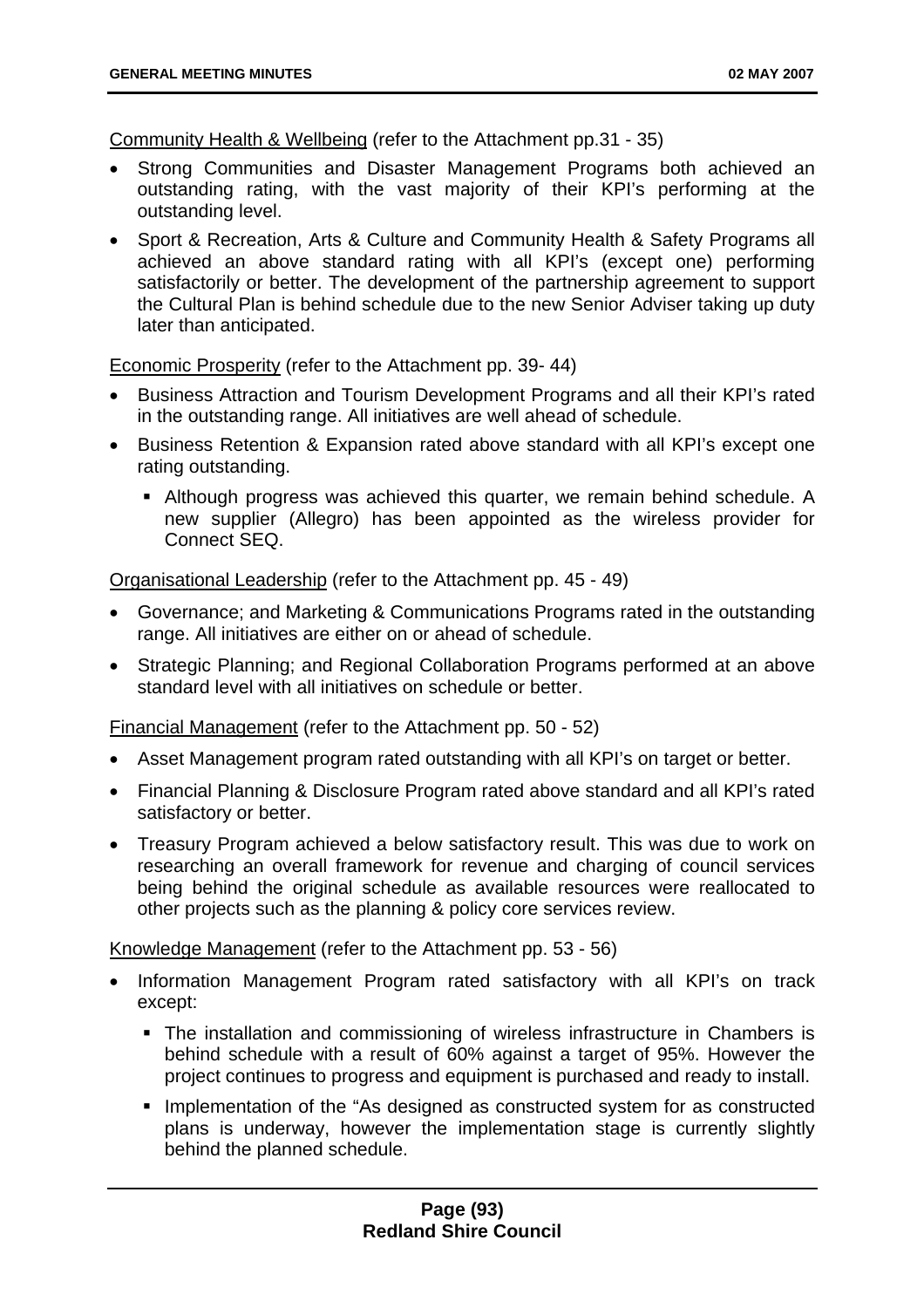Community Health & Wellbeing (refer to the Attachment pp.31 - 35)

- Strong Communities and Disaster Management Programs both achieved an outstanding rating, with the vast majority of their KPI's performing at the outstanding level.
- Sport & Recreation, Arts & Culture and Community Health & Safety Programs all achieved an above standard rating with all KPI's (except one) performing satisfactorily or better. The development of the partnership agreement to support the Cultural Plan is behind schedule due to the new Senior Adviser taking up duty later than anticipated.

Economic Prosperity (refer to the Attachment pp. 39- 44)

- Business Attraction and Tourism Development Programs and all their KPI's rated in the outstanding range. All initiatives are well ahead of schedule.
- Business Retention & Expansion rated above standard with all KPI's except one rating outstanding.
    - Although progress was achieved this quarter, we remain behind schedule. A new supplier (Allegro) has been appointed as the wireless provider for Connect SEQ.

Organisational Leadership (refer to the Attachment pp. 45 - 49)

- Governance; and Marketing & Communications Programs rated in the outstanding range. All initiatives are either on or ahead of schedule.
- Strategic Planning; and Regional Collaboration Programs performed at an above standard level with all initiatives on schedule or better.

Financial Management (refer to the Attachment pp. 50 - 52)

- Asset Management program rated outstanding with all KPI's on target or better.
- Financial Planning & Disclosure Program rated above standard and all KPI's rated satisfactory or better.
- Treasury Program achieved a below satisfactory result. This was due to work on researching an overall framework for revenue and charging of council services being behind the original schedule as available resources were reallocated to other projects such as the planning & policy core services review.

Knowledge Management (refer to the Attachment pp. 53 - 56)

- Information Management Program rated satisfactory with all KPI's on track except:
    - The installation and commissioning of wireless infrastructure in Chambers is behind schedule with a result of 60% against a target of 95%. However the project continues to progress and equipment is purchased and ready to install.
    - Implementation of the "As designed as constructed system for as constructed plans is underway, however the implementation stage is currently slightly behind the planned schedule.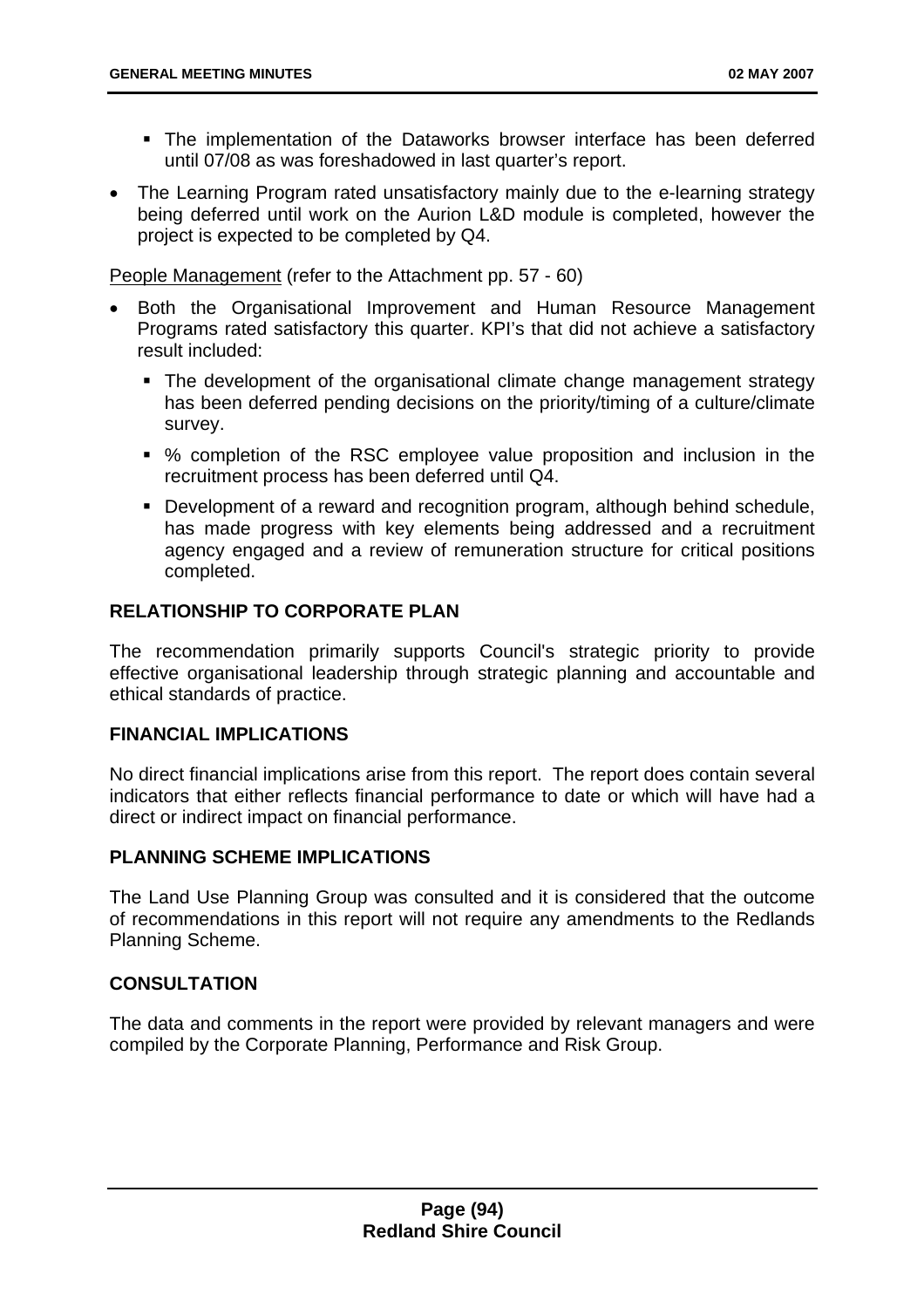- The implementation of the Dataworks browser interface has been deferred until 07/08 as was foreshadowed in last quarter's report.

- The Learning Program rated unsatisfactory mainly due to the e-learning strategy being deferred until work on the Aurion L&D module is completed, however the project is expected to be completed by Q4.

<u>People Management</u> (refer to the Attachment pp. 57 - 60)

- Both the Organisational Improvement and Human Resource Management Programs rated satisfactory this quarter. KPI's that did not achieve a satisfactory result included:
   - The development of the organisational climate change management strategy has been deferred pending decisions on the priority/timing of a culture/climate survey.
   - % completion of the RSC employee value proposition and inclusion in the recruitment process has been deferred until Q4.
   - Development of a reward and recognition program, although behind schedule, has made progress with key elements being addressed and a recruitment agency engaged and a review of remuneration structure for critical positions completed.

## RELATIONSHIP TO CORPORATE PLAN

The recommendation primarily supports Council's strategic priority to provide effective organisational leadership through strategic planning and accountable and ethical standards of practice.

## FINANCIAL IMPLICATIONS

No direct financial implications arise from this report. The report does contain several indicators that either reflects financial performance to date or which will have had a direct or indirect impact on financial performance.

## PLANNING SCHEME IMPLICATIONS

The Land Use Planning Group was consulted and it is considered that the outcome of recommendations in this report will not require any amendments to the Redlands Planning Scheme.

## CONSULTATION

The data and comments in the report were provided by relevant managers and were compiled by the Corporate Planning, Performance and Risk Group.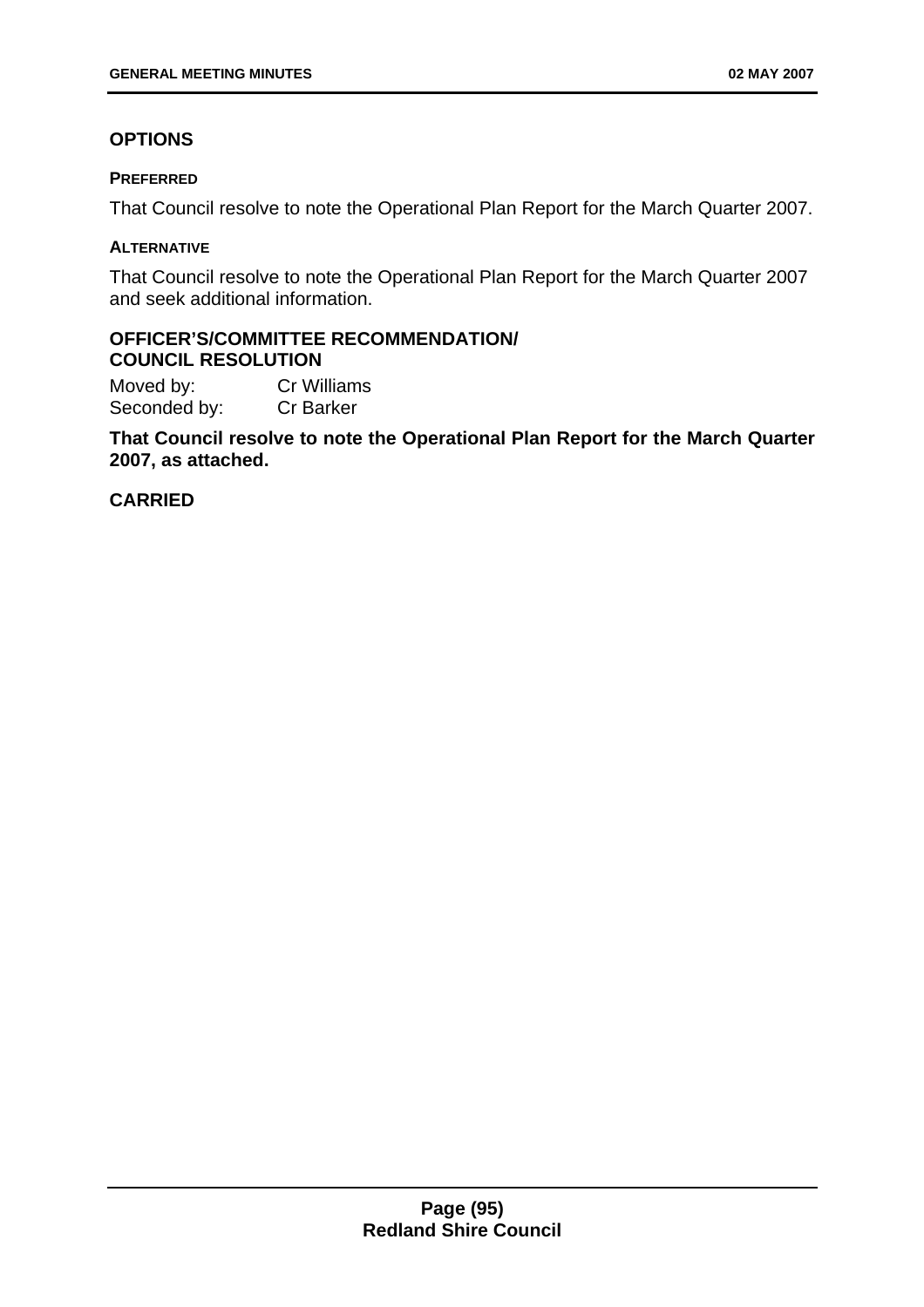## OPTIONS

#### PREFERRED

That Council resolve to note the Operational Plan Report for the March Quarter 2007.

#### ALTERNATIVE

That Council resolve to note the Operational Plan Report for the March Quarter 2007 and seek additional information.

## OFFICER'S/COMMITTEE RECOMMENDATION/ COUNCIL RESOLUTION

Moved by: Cr Williams
Seconded by: Cr Barker

**That Council resolve to note the Operational Plan Report for the March Quarter 2007, as attached.**

**CARRIED**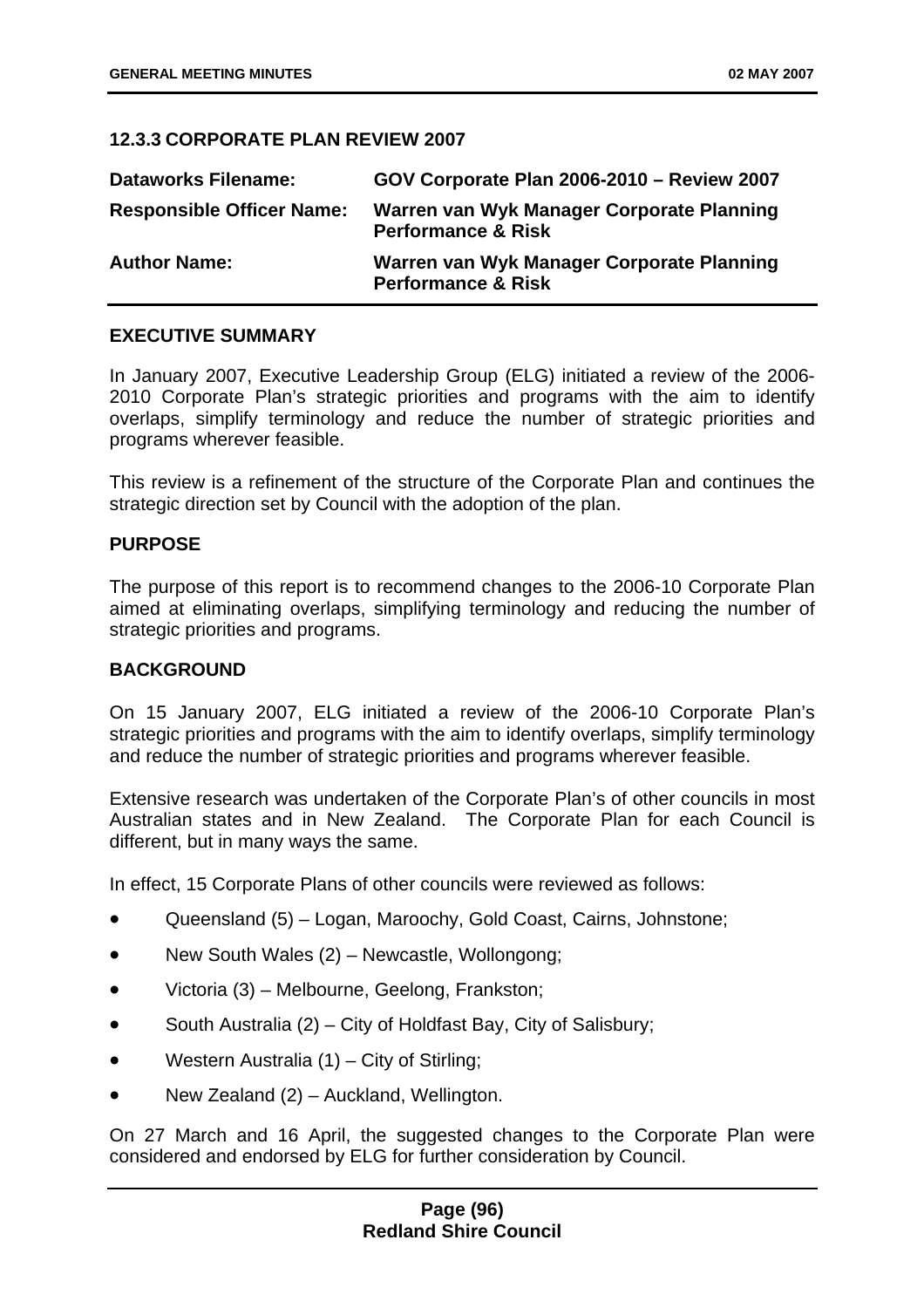### 12.3.3 CORPORATE PLAN REVIEW 2007

| | |
|---|---|
| **Dataworks Filename:** | **GOV Corporate Plan 2006-2010 – Review 2007** |
| **Responsible Officer Name:** | **Warren van Wyk Manager Corporate Planning Performance & Risk** |
| **Author Name:** | **Warren van Wyk Manager Corporate Planning Performance & Risk** |

#### EXECUTIVE SUMMARY

In January 2007, Executive Leadership Group (ELG) initiated a review of the 2006-2010 Corporate Plan's strategic priorities and programs with the aim to identify overlaps, simplify terminology and reduce the number of strategic priorities and programs wherever feasible.

This review is a refinement of the structure of the Corporate Plan and continues the strategic direction set by Council with the adoption of the plan.

#### PURPOSE

The purpose of this report is to recommend changes to the 2006-10 Corporate Plan aimed at eliminating overlaps, simplifying terminology and reducing the number of strategic priorities and programs.

#### BACKGROUND

On 15 January 2007, ELG initiated a review of the 2006-10 Corporate Plan's strategic priorities and programs with the aim to identify overlaps, simplify terminology and reduce the number of strategic priorities and programs wherever feasible.

Extensive research was undertaken of the Corporate Plan's of other councils in most Australian states and in New Zealand. The Corporate Plan for each Council is different, but in many ways the same.

In effect, 15 Corporate Plans of other councils were reviewed as follows:

- Queensland (5) – Logan, Maroochy, Gold Coast, Cairns, Johnstone;
- New South Wales (2) – Newcastle, Wollongong;
- Victoria (3) – Melbourne, Geelong, Frankston;
- South Australia (2) – City of Holdfast Bay, City of Salisbury;
- Western Australia (1) – City of Stirling;
- New Zealand (2) – Auckland, Wellington.

On 27 March and 16 April, the suggested changes to the Corporate Plan were considered and endorsed by ELG for further consideration by Council.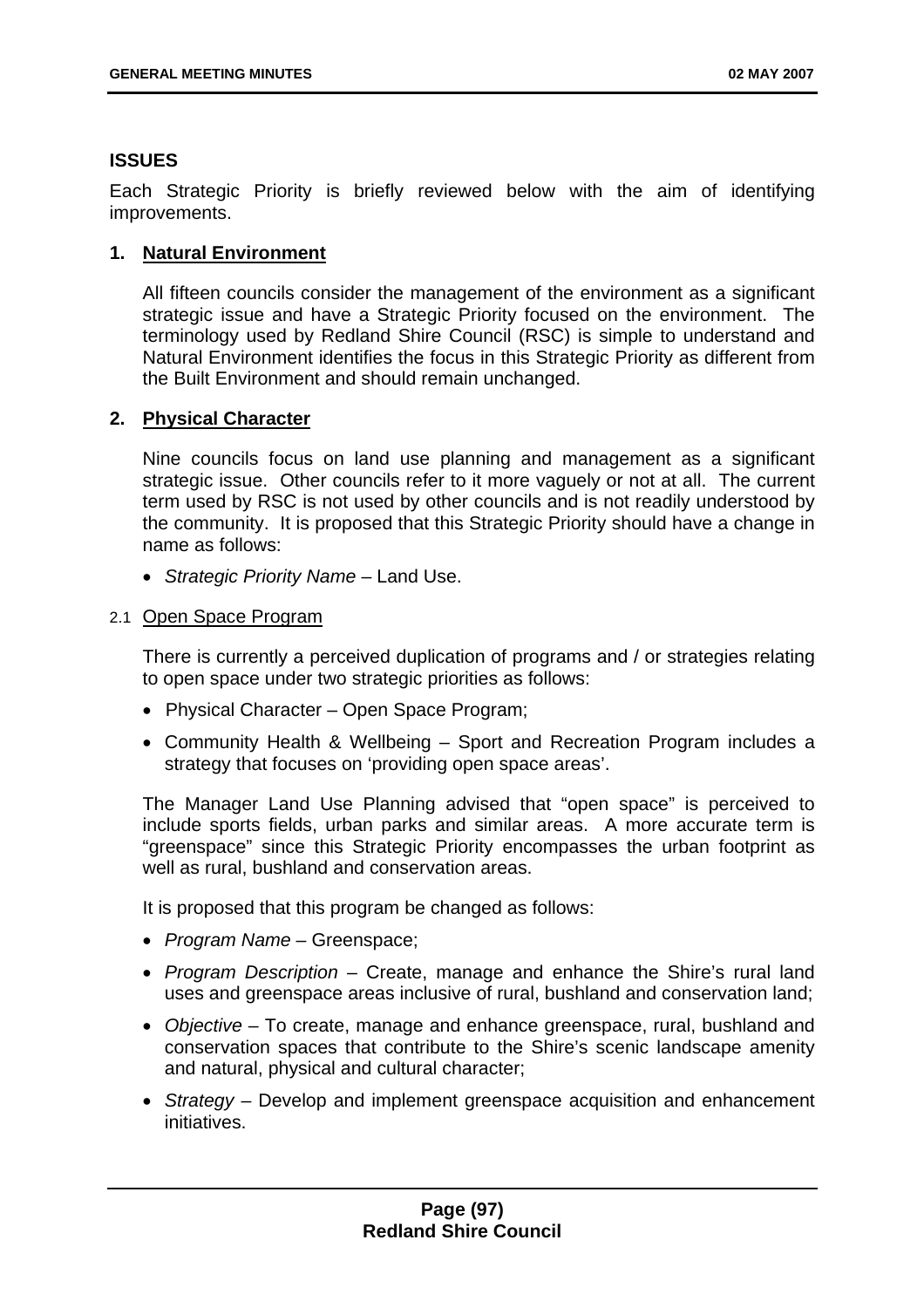## ISSUES

Each Strategic Priority is briefly reviewed below with the aim of identifying improvements.

### 1. Natural Environment

All fifteen councils consider the management of the environment as a significant strategic issue and have a Strategic Priority focused on the environment. The terminology used by Redland Shire Council (RSC) is simple to understand and Natural Environment identifies the focus in this Strategic Priority as different from the Built Environment and should remain unchanged.

### 2. Physical Character

Nine councils focus on land use planning and management as a significant strategic issue. Other councils refer to it more vaguely or not at all. The current term used by RSC is not used by other councils and is not readily understood by the community. It is proposed that this Strategic Priority should have a change in name as follows:

- *Strategic Priority Name* – Land Use.

#### 2.1 Open Space Program

There is currently a perceived duplication of programs and / or strategies relating to open space under two strategic priorities as follows:

- Physical Character – Open Space Program;
- Community Health & Wellbeing – Sport and Recreation Program includes a strategy that focuses on 'providing open space areas'.

The Manager Land Use Planning advised that "open space" is perceived to include sports fields, urban parks and similar areas. A more accurate term is "greenspace" since this Strategic Priority encompasses the urban footprint as well as rural, bushland and conservation areas.

It is proposed that this program be changed as follows:

- *Program Name* – Greenspace;
- *Program Description* – Create, manage and enhance the Shire's rural land uses and greenspace areas inclusive of rural, bushland and conservation land;
- *Objective* – To create, manage and enhance greenspace, rural, bushland and conservation spaces that contribute to the Shire's scenic landscape amenity and natural, physical and cultural character;
- *Strategy* – Develop and implement greenspace acquisition and enhancement initiatives.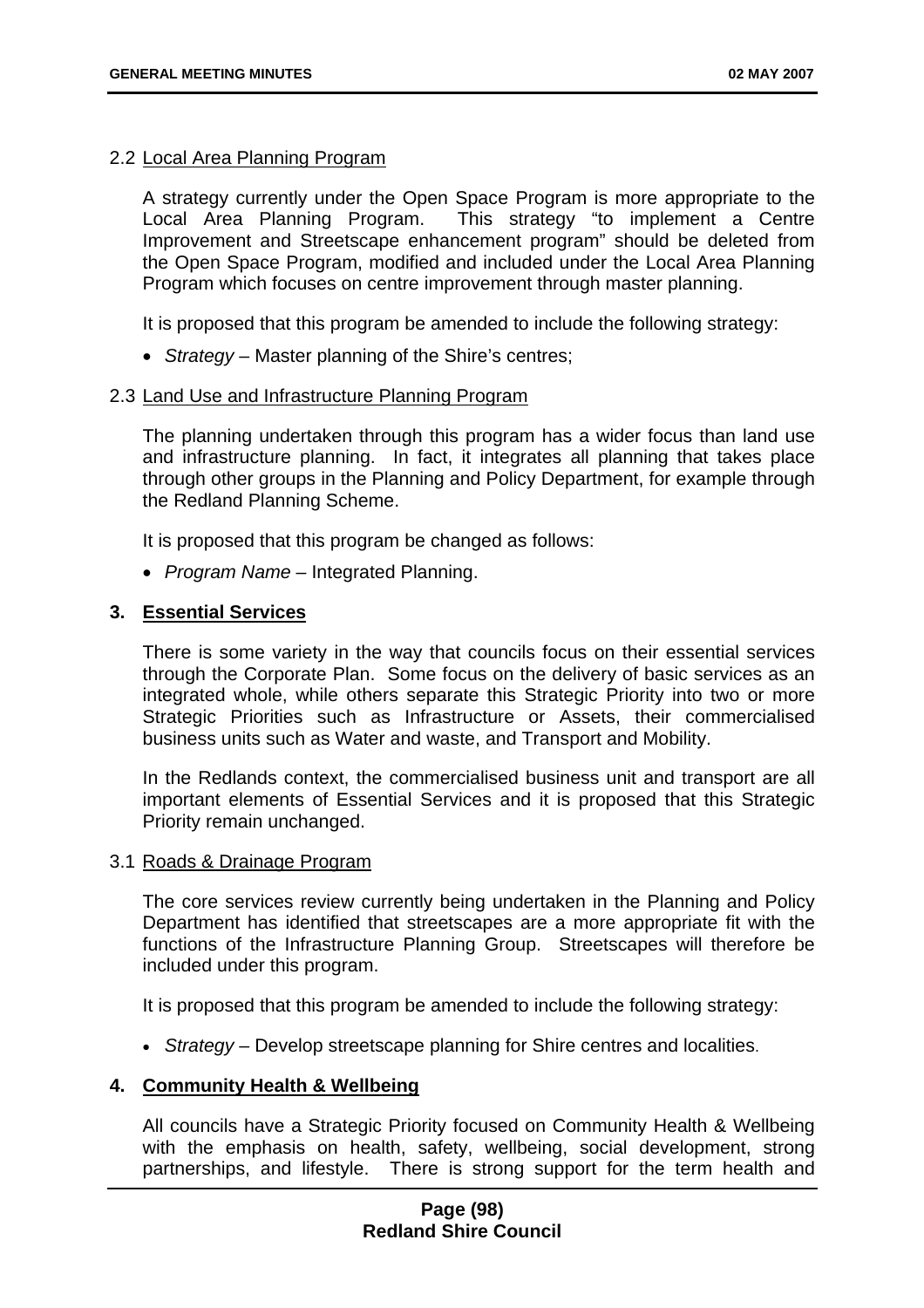2.2 Local Area Planning Program

A strategy currently under the Open Space Program is more appropriate to the Local Area Planning Program. This strategy "to implement a Centre Improvement and Streetscape enhancement program" should be deleted from the Open Space Program, modified and included under the Local Area Planning Program which focuses on centre improvement through master planning.

It is proposed that this program be amended to include the following strategy:

- *Strategy* – Master planning of the Shire's centres;

2.3 Land Use and Infrastructure Planning Program

The planning undertaken through this program has a wider focus than land use and infrastructure planning. In fact, it integrates all planning that takes place through other groups in the Planning and Policy Department, for example through the Redland Planning Scheme.

It is proposed that this program be changed as follows:

- *Program Name* – Integrated Planning.

**3. Essential Services**

There is some variety in the way that councils focus on their essential services through the Corporate Plan. Some focus on the delivery of basic services as an integrated whole, while others separate this Strategic Priority into two or more Strategic Priorities such as Infrastructure or Assets, their commercialised business units such as Water and waste, and Transport and Mobility.

In the Redlands context, the commercialised business unit and transport are all important elements of Essential Services and it is proposed that this Strategic Priority remain unchanged.

3.1 Roads & Drainage Program

The core services review currently being undertaken in the Planning and Policy Department has identified that streetscapes are a more appropriate fit with the functions of the Infrastructure Planning Group. Streetscapes will therefore be included under this program.

It is proposed that this program be amended to include the following strategy:

- *Strategy* – Develop streetscape planning for Shire centres and localities.

**4. Community Health & Wellbeing**

All councils have a Strategic Priority focused on Community Health & Wellbeing with the emphasis on health, safety, wellbeing, social development, strong partnerships, and lifestyle. There is strong support for the term health and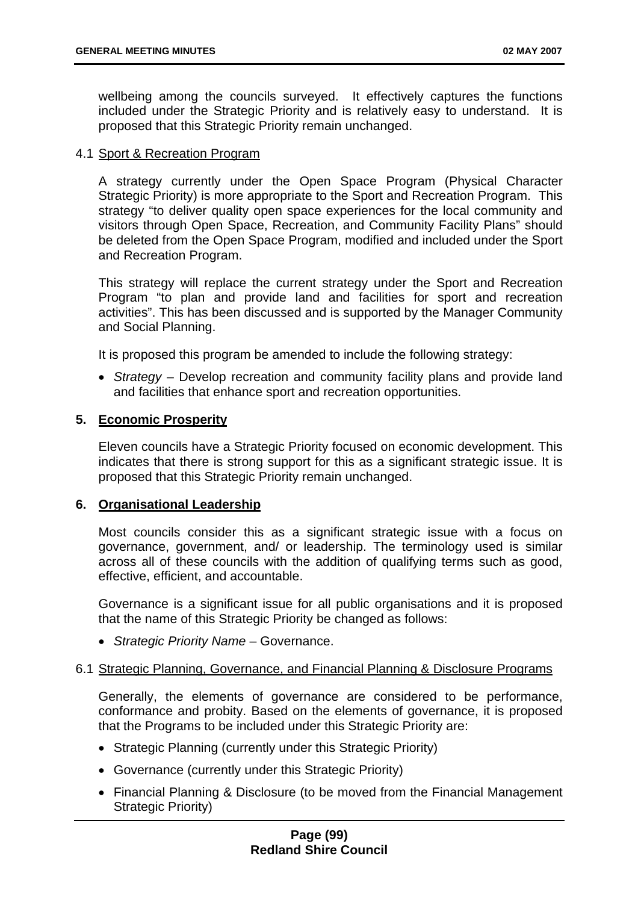wellbeing among the councils surveyed. It effectively captures the functions included under the Strategic Priority and is relatively easy to understand. It is proposed that this Strategic Priority remain unchanged.

4.1 <u>Sport & Recreation Program</u>

A strategy currently under the Open Space Program (Physical Character Strategic Priority) is more appropriate to the Sport and Recreation Program. This strategy "to deliver quality open space experiences for the local community and visitors through Open Space, Recreation, and Community Facility Plans" should be deleted from the Open Space Program, modified and included under the Sport and Recreation Program.

This strategy will replace the current strategy under the Sport and Recreation Program "to plan and provide land and facilities for sport and recreation activities". This has been discussed and is supported by the Manager Community and Social Planning.

It is proposed this program be amended to include the following strategy:

- *Strategy* – Develop recreation and community facility plans and provide land and facilities that enhance sport and recreation opportunities.

**5. <u>Economic Prosperity</u>**

Eleven councils have a Strategic Priority focused on economic development. This indicates that there is strong support for this as a significant strategic issue. It is proposed that this Strategic Priority remain unchanged.

**6. <u>Organisational Leadership</u>**

Most councils consider this as a significant strategic issue with a focus on governance, government, and/ or leadership. The terminology used is similar across all of these councils with the addition of qualifying terms such as good, effective, efficient, and accountable.

Governance is a significant issue for all public organisations and it is proposed that the name of this Strategic Priority be changed as follows:

- *Strategic Priority Name* – Governance.

6.1 <u>Strategic Planning, Governance, and Financial Planning & Disclosure Programs</u>

Generally, the elements of governance are considered to be performance, conformance and probity. Based on the elements of governance, it is proposed that the Programs to be included under this Strategic Priority are:

- Strategic Planning (currently under this Strategic Priority)
- Governance (currently under this Strategic Priority)
- Financial Planning & Disclosure (to be moved from the Financial Management Strategic Priority)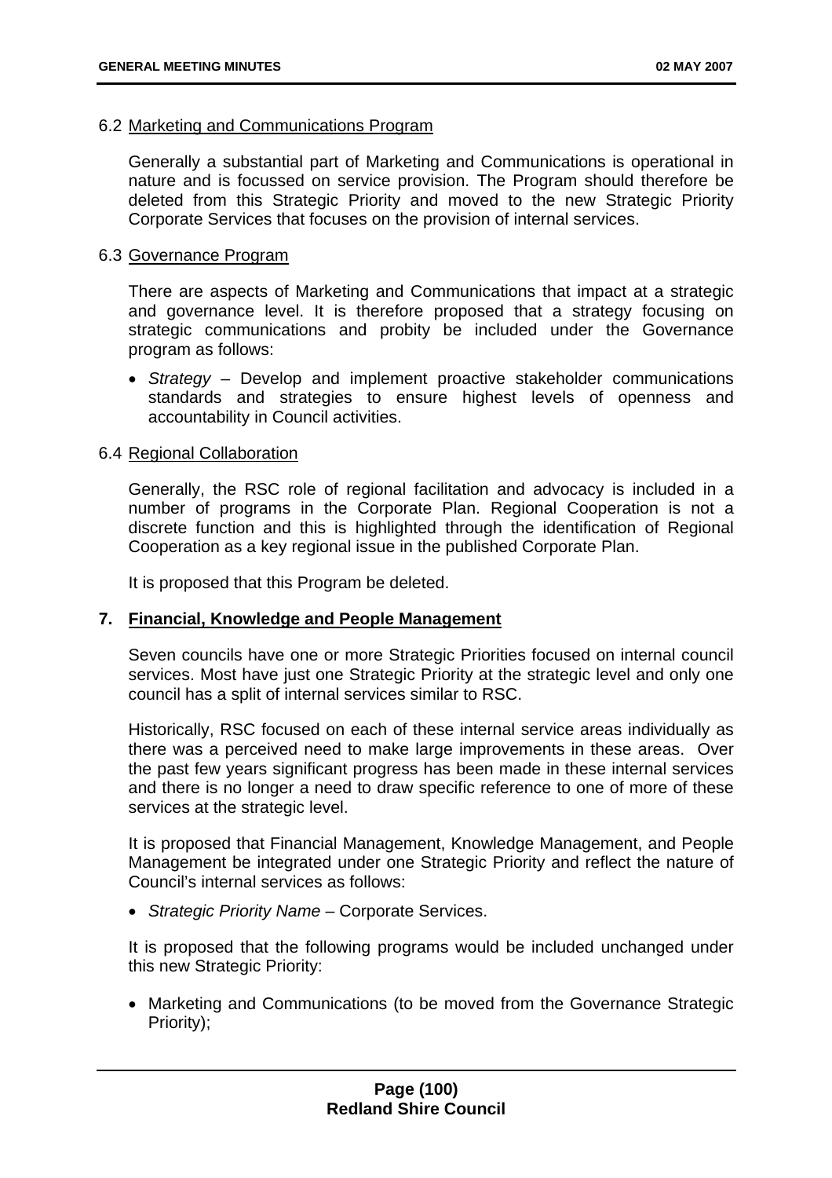6.2 <u>Marketing and Communications Program</u>

Generally a substantial part of Marketing and Communications is operational in nature and is focussed on service provision. The Program should therefore be deleted from this Strategic Priority and moved to the new Strategic Priority Corporate Services that focuses on the provision of internal services.

6.3 <u>Governance Program</u>

There are aspects of Marketing and Communications that impact at a strategic and governance level. It is therefore proposed that a strategy focusing on strategic communications and probity be included under the Governance program as follows:

- *Strategy* – Develop and implement proactive stakeholder communications standards and strategies to ensure highest levels of openness and accountability in Council activities.

6.4 <u>Regional Collaboration</u>

Generally, the RSC role of regional facilitation and advocacy is included in a number of programs in the Corporate Plan. Regional Cooperation is not a discrete function and this is highlighted through the identification of Regional Cooperation as a key regional issue in the published Corporate Plan.

It is proposed that this Program be deleted.

**7. <u>Financial, Knowledge and People Management</u>**

Seven councils have one or more Strategic Priorities focused on internal council services. Most have just one Strategic Priority at the strategic level and only one council has a split of internal services similar to RSC.

Historically, RSC focused on each of these internal service areas individually as there was a perceived need to make large improvements in these areas. Over the past few years significant progress has been made in these internal services and there is no longer a need to draw specific reference to one of more of these services at the strategic level.

It is proposed that Financial Management, Knowledge Management, and People Management be integrated under one Strategic Priority and reflect the nature of Council's internal services as follows:

- *Strategic Priority Name* – Corporate Services.

It is proposed that the following programs would be included unchanged under this new Strategic Priority:

- Marketing and Communications (to be moved from the Governance Strategic Priority);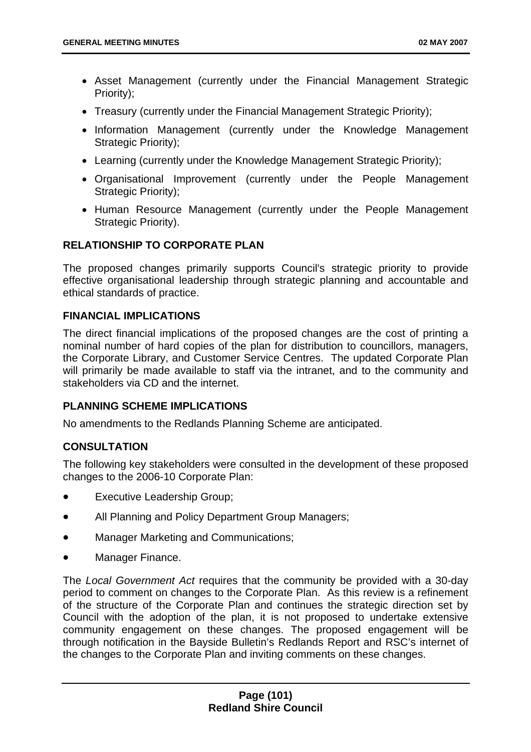- Asset Management (currently under the Financial Management Strategic Priority);
- Treasury (currently under the Financial Management Strategic Priority);
- Information Management (currently under the Knowledge Management Strategic Priority);
- Learning (currently under the Knowledge Management Strategic Priority);
- Organisational Improvement (currently under the People Management Strategic Priority);
- Human Resource Management (currently under the People Management Strategic Priority).

**RELATIONSHIP TO CORPORATE PLAN**

The proposed changes primarily supports Council's strategic priority to provide effective organisational leadership through strategic planning and accountable and ethical standards of practice.

**FINANCIAL IMPLICATIONS**

The direct financial implications of the proposed changes are the cost of printing a nominal number of hard copies of the plan for distribution to councillors, managers, the Corporate Library, and Customer Service Centres. The updated Corporate Plan will primarily be made available to staff via the intranet, and to the community and stakeholders via CD and the internet.

**PLANNING SCHEME IMPLICATIONS**

No amendments to the Redlands Planning Scheme are anticipated.

**CONSULTATION**

The following key stakeholders were consulted in the development of these proposed changes to the 2006-10 Corporate Plan:

- Executive Leadership Group;
- All Planning and Policy Department Group Managers;
- Manager Marketing and Communications;
- Manager Finance.

The *Local Government Act* requires that the community be provided with a 30-day period to comment on changes to the Corporate Plan. As this review is a refinement of the structure of the Corporate Plan and continues the strategic direction set by Council with the adoption of the plan, it is not proposed to undertake extensive community engagement on these changes. The proposed engagement will be through notification in the Bayside Bulletin's Redlands Report and RSC's internet of the changes to the Corporate Plan and inviting comments on these changes.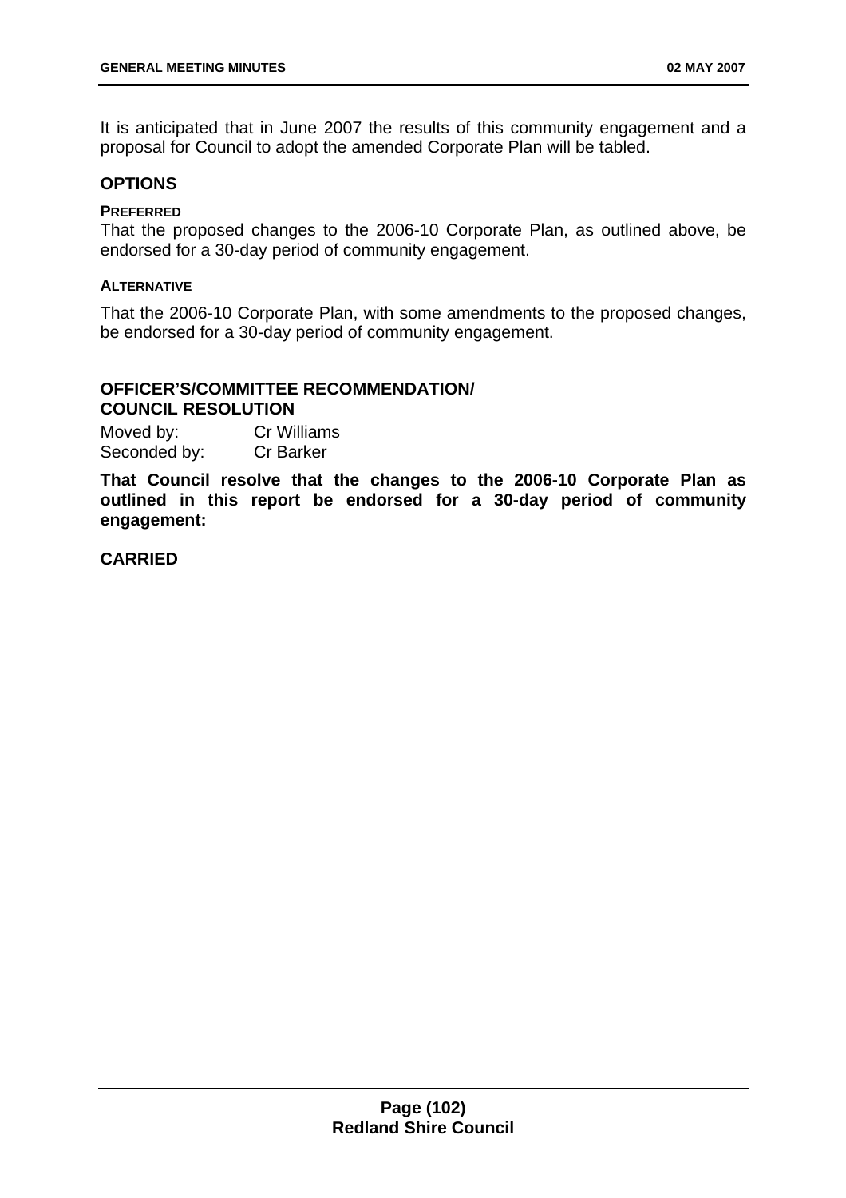It is anticipated that in June 2007 the results of this community engagement and a proposal for Council to adopt the amended Corporate Plan will be tabled.

## OPTIONS

#### PREFERRED

That the proposed changes to the 2006-10 Corporate Plan, as outlined above, be endorsed for a 30-day period of community engagement.

#### ALTERNATIVE

That the 2006-10 Corporate Plan, with some amendments to the proposed changes, be endorsed for a 30-day period of community engagement.

## OFFICER'S/COMMITTEE RECOMMENDATION/ COUNCIL RESOLUTION

Moved by: Cr Williams
Seconded by: Cr Barker

**That Council resolve that the changes to the 2006-10 Corporate Plan as outlined in this report be endorsed for a 30-day period of community engagement:**

**CARRIED**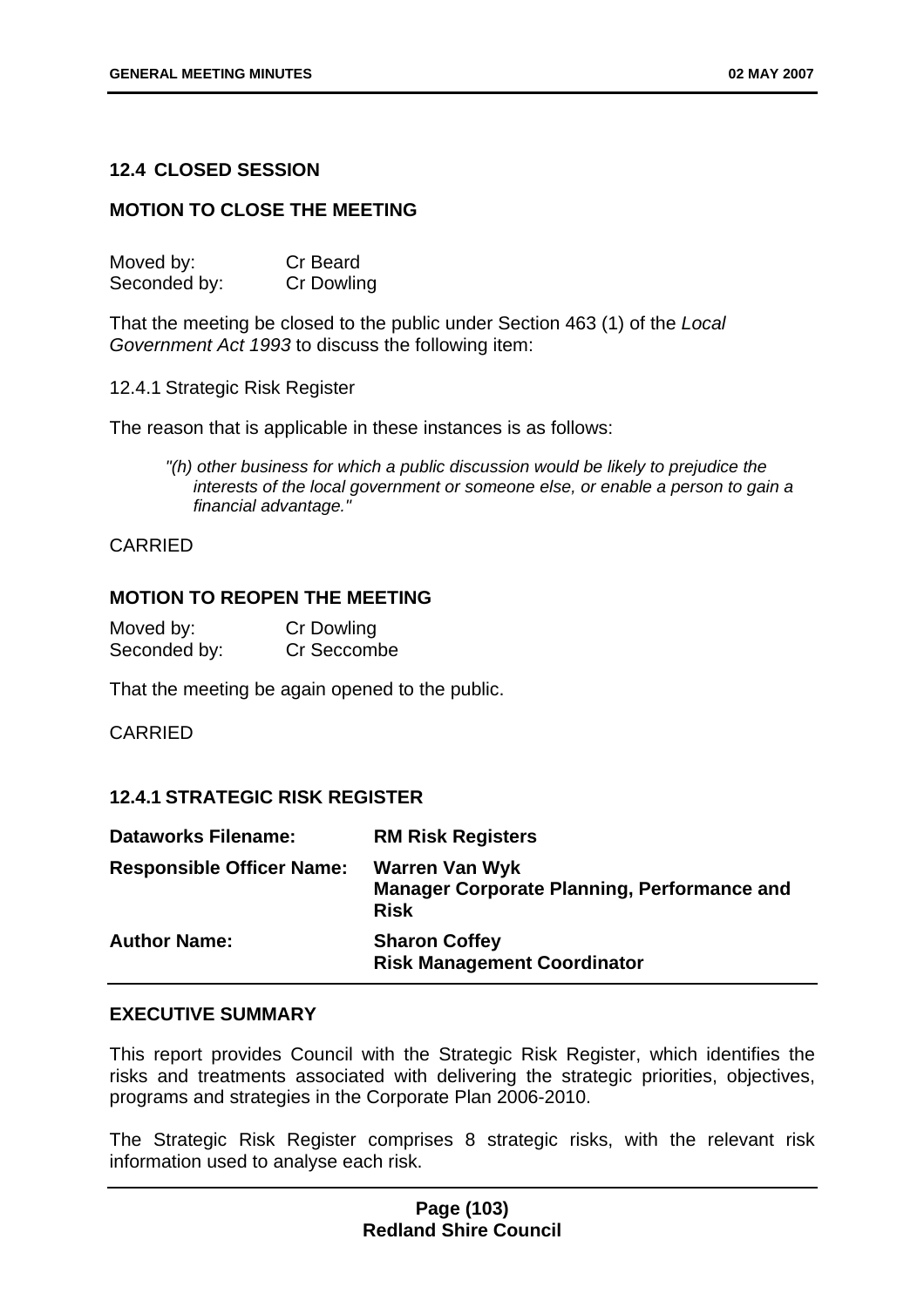### 12.4 CLOSED SESSION

#### MOTION TO CLOSE THE MEETING

Moved by: Cr Beard
Seconded by: Cr Dowling

That the meeting be closed to the public under Section 463 (1) of the *Local Government Act 1993* to discuss the following item:

12.4.1 Strategic Risk Register

The reason that is applicable in these instances is as follows:

> *"(h) other business for which a public discussion would be likely to prejudice the interests of the local government or someone else, or enable a person to gain a financial advantage."*

CARRIED

#### MOTION TO REOPEN THE MEETING

Moved by: Cr Dowling
Seconded by: Cr Seccombe

That the meeting be again opened to the public.

CARRIED

### 12.4.1 STRATEGIC RISK REGISTER

| | |
|---|---|
| **Dataworks Filename:** | **RM Risk Registers** |
| **Responsible Officer Name:** | **Warren Van Wyk**<br>**Manager Corporate Planning, Performance and Risk** |
| **Author Name:** | **Sharon Coffey**<br>**Risk Management Coordinator** |

#### EXECUTIVE SUMMARY

This report provides Council with the Strategic Risk Register, which identifies the risks and treatments associated with delivering the strategic priorities, objectives, programs and strategies in the Corporate Plan 2006-2010.

The Strategic Risk Register comprises 8 strategic risks, with the relevant risk information used to analyse each risk.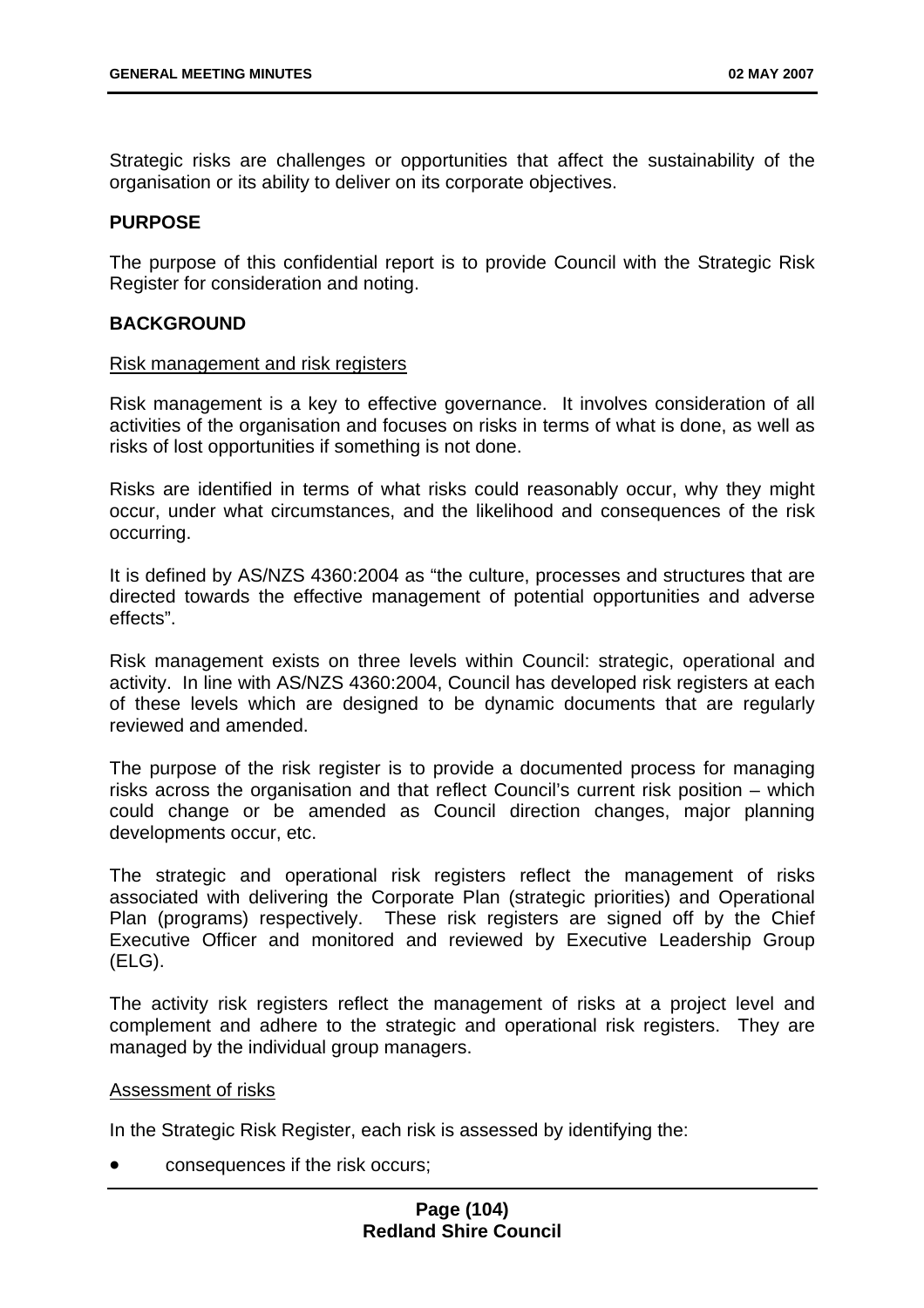Strategic risks are challenges or opportunities that affect the sustainability of the organisation or its ability to deliver on its corporate objectives.

**PURPOSE**

The purpose of this confidential report is to provide Council with the Strategic Risk Register for consideration and noting.

**BACKGROUND**

Risk management and risk registers

Risk management is a key to effective governance. It involves consideration of all activities of the organisation and focuses on risks in terms of what is done, as well as risks of lost opportunities if something is not done.

Risks are identified in terms of what risks could reasonably occur, why they might occur, under what circumstances, and the likelihood and consequences of the risk occurring.

It is defined by AS/NZS 4360:2004 as "the culture, processes and structures that are directed towards the effective management of potential opportunities and adverse effects".

Risk management exists on three levels within Council: strategic, operational and activity. In line with AS/NZS 4360:2004, Council has developed risk registers at each of these levels which are designed to be dynamic documents that are regularly reviewed and amended.

The purpose of the risk register is to provide a documented process for managing risks across the organisation and that reflect Council's current risk position – which could change or be amended as Council direction changes, major planning developments occur, etc.

The strategic and operational risk registers reflect the management of risks associated with delivering the Corporate Plan (strategic priorities) and Operational Plan (programs) respectively. These risk registers are signed off by the Chief Executive Officer and monitored and reviewed by Executive Leadership Group (ELG).

The activity risk registers reflect the management of risks at a project level and complement and adhere to the strategic and operational risk registers. They are managed by the individual group managers.

Assessment of risks

In the Strategic Risk Register, each risk is assessed by identifying the:

- consequences if the risk occurs;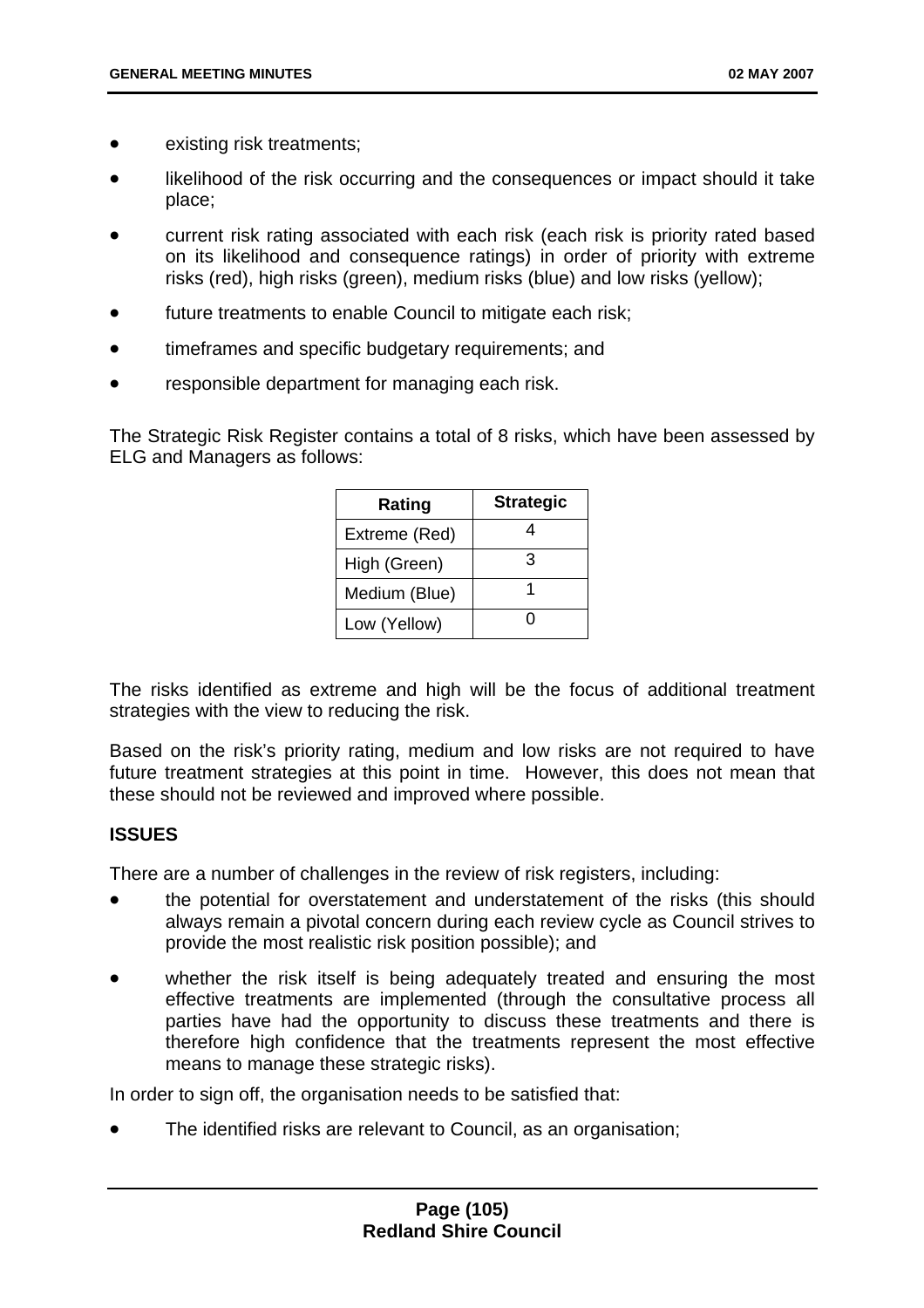- existing risk treatments;
- likelihood of the risk occurring and the consequences or impact should it take place;
- current risk rating associated with each risk (each risk is priority rated based on its likelihood and consequence ratings) in order of priority with extreme risks (red), high risks (green), medium risks (blue) and low risks (yellow);
- future treatments to enable Council to mitigate each risk;
- timeframes and specific budgetary requirements; and
- responsible department for managing each risk.

The Strategic Risk Register contains a total of 8 risks, which have been assessed by ELG and Managers as follows:

| Rating | Strategic |
|---|---|
| Extreme (Red) | 4 |
| High (Green) | 3 |
| Medium (Blue) | 1 |
| Low (Yellow) | 0 |

The risks identified as extreme and high will be the focus of additional treatment strategies with the view to reducing the risk.

Based on the risk's priority rating, medium and low risks are not required to have future treatment strategies at this point in time. However, this does not mean that these should not be reviewed and improved where possible.

**ISSUES**

There are a number of challenges in the review of risk registers, including:

- the potential for overstatement and understatement of the risks (this should always remain a pivotal concern during each review cycle as Council strives to provide the most realistic risk position possible); and
- whether the risk itself is being adequately treated and ensuring the most effective treatments are implemented (through the consultative process all parties have had the opportunity to discuss these treatments and there is therefore high confidence that the treatments represent the most effective means to manage these strategic risks).

In order to sign off, the organisation needs to be satisfied that:

- The identified risks are relevant to Council, as an organisation;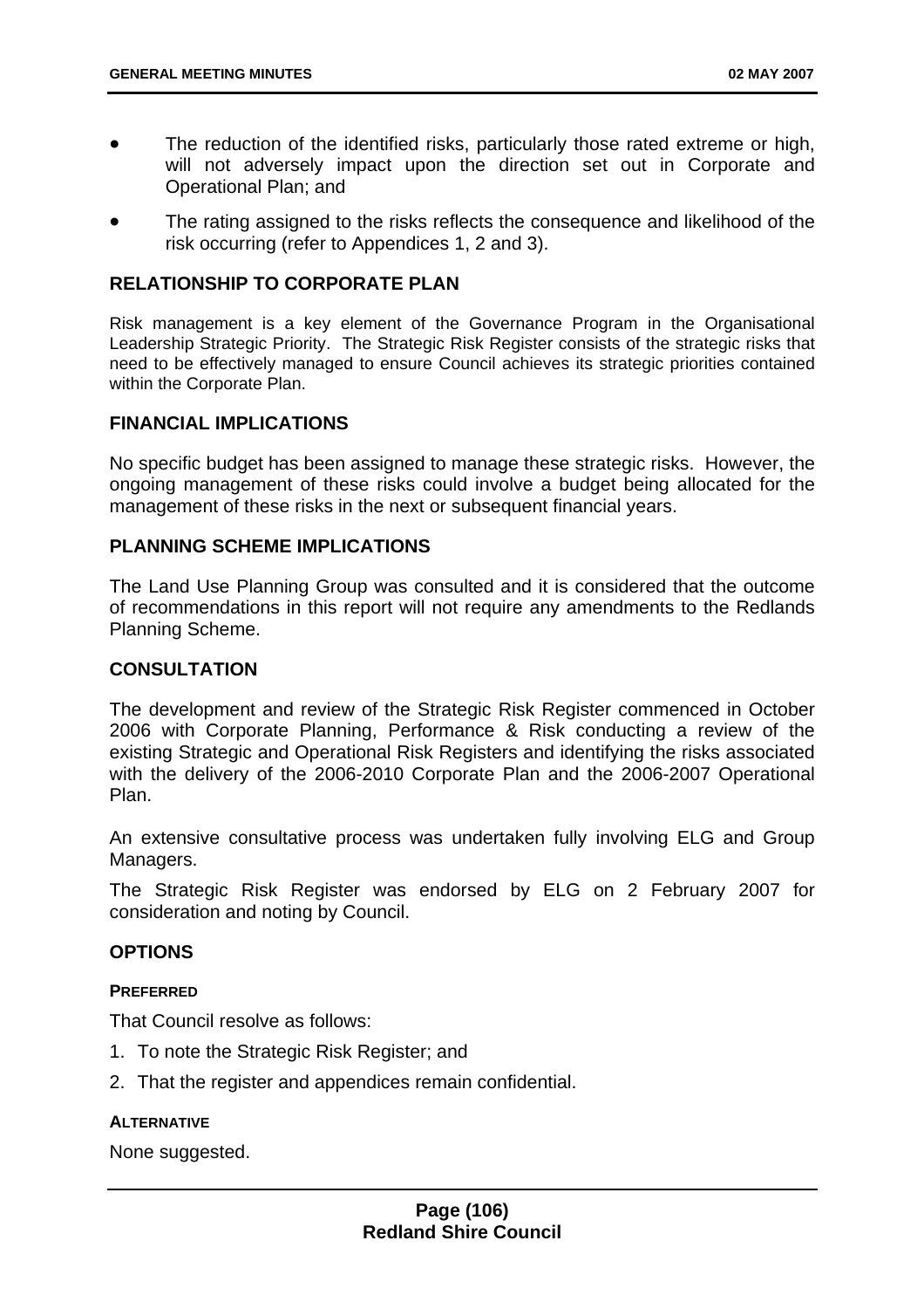- The reduction of the identified risks, particularly those rated extreme or high, will not adversely impact upon the direction set out in Corporate and Operational Plan; and
- The rating assigned to the risks reflects the consequence and likelihood of the risk occurring (refer to Appendices 1, 2 and 3).

## RELATIONSHIP TO CORPORATE PLAN

Risk management is a key element of the Governance Program in the Organisational Leadership Strategic Priority. The Strategic Risk Register consists of the strategic risks that need to be effectively managed to ensure Council achieves its strategic priorities contained within the Corporate Plan.

## FINANCIAL IMPLICATIONS

No specific budget has been assigned to manage these strategic risks. However, the ongoing management of these risks could involve a budget being allocated for the management of these risks in the next or subsequent financial years.

## PLANNING SCHEME IMPLICATIONS

The Land Use Planning Group was consulted and it is considered that the outcome of recommendations in this report will not require any amendments to the Redlands Planning Scheme.

## CONSULTATION

The development and review of the Strategic Risk Register commenced in October 2006 with Corporate Planning, Performance & Risk conducting a review of the existing Strategic and Operational Risk Registers and identifying the risks associated with the delivery of the 2006-2010 Corporate Plan and the 2006-2007 Operational Plan.

An extensive consultative process was undertaken fully involving ELG and Group Managers.

The Strategic Risk Register was endorsed by ELG on 2 February 2007 for consideration and noting by Council.

## OPTIONS

### PREFERRED

That Council resolve as follows:

1. To note the Strategic Risk Register; and
2. That the register and appendices remain confidential.

### ALTERNATIVE

None suggested.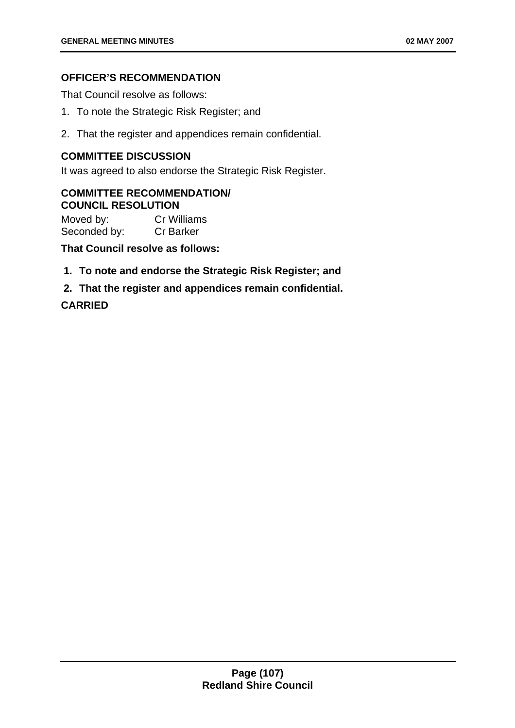### OFFICER'S RECOMMENDATION

That Council resolve as follows:

1. To note the Strategic Risk Register; and
2. That the register and appendices remain confidential.

### COMMITTEE DISCUSSION

It was agreed to also endorse the Strategic Risk Register.

### COMMITTEE RECOMMENDATION/ COUNCIL RESOLUTION

Moved by: Cr Williams
Seconded by: Cr Barker

**That Council resolve as follows:**

1. **To note and endorse the Strategic Risk Register; and**
2. **That the register and appendices remain confidential.**

**CARRIED**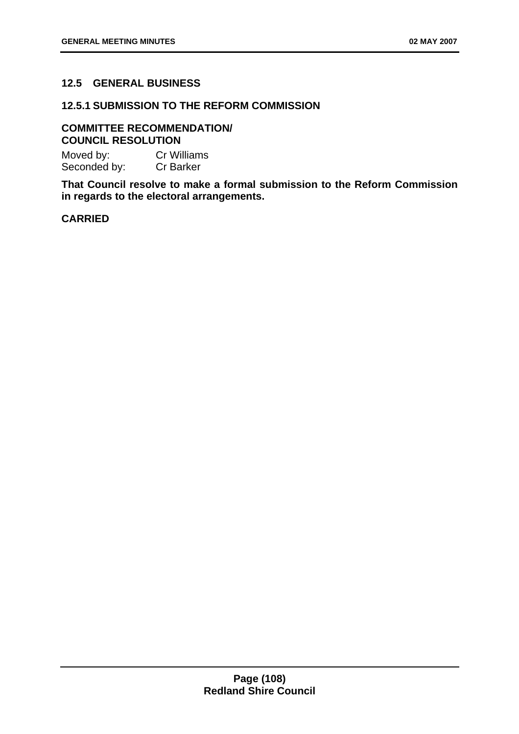## 12.5 GENERAL BUSINESS

### 12.5.1 SUBMISSION TO THE REFORM COMMISSION

**COMMITTEE RECOMMENDATION/
COUNCIL RESOLUTION**

Moved by: Cr Williams
Seconded by: Cr Barker

**That Council resolve to make a formal submission to the Reform Commission in regards to the electoral arrangements.**

**CARRIED**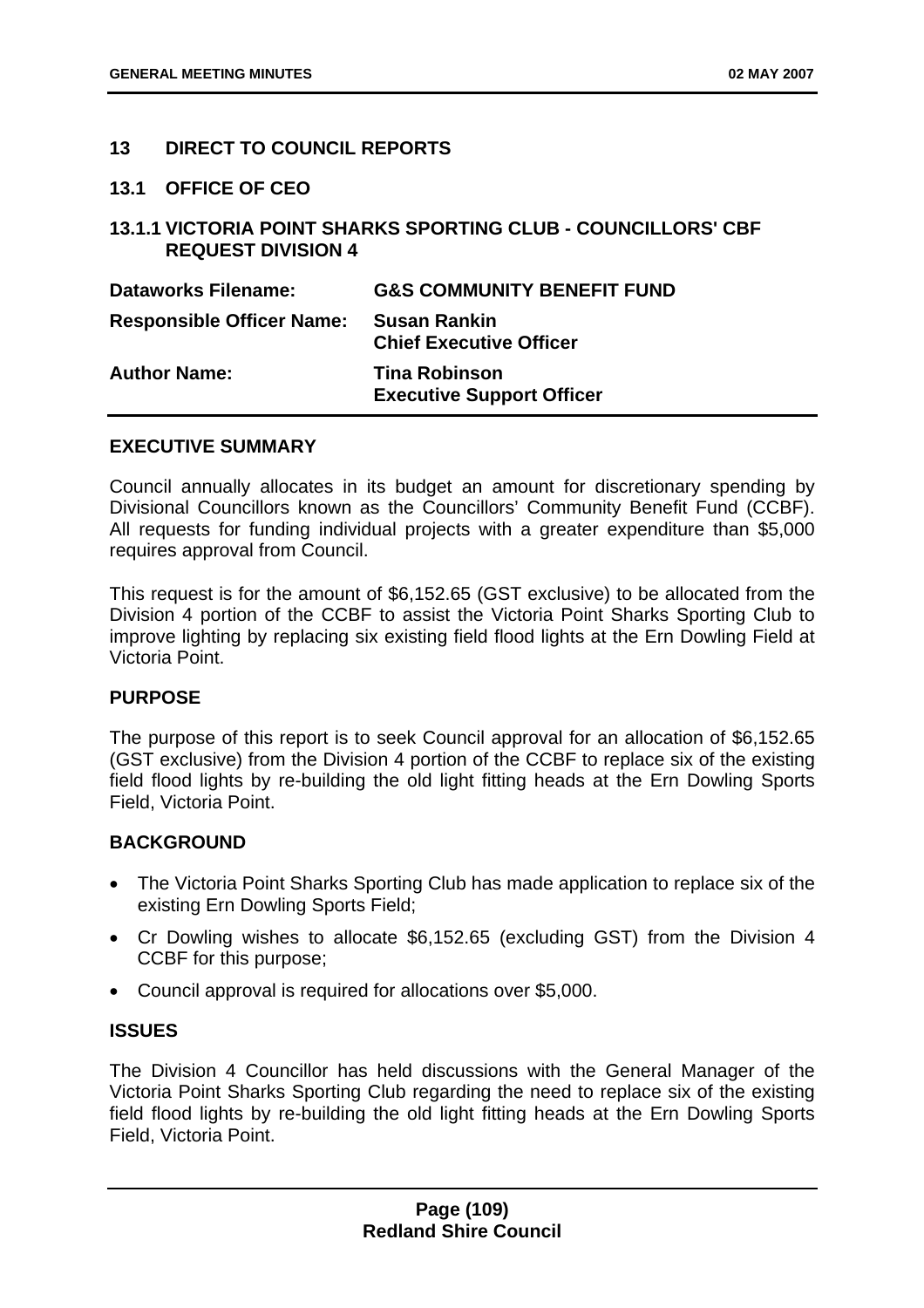## 13 DIRECT TO COUNCIL REPORTS

### 13.1 OFFICE OF CEO

### 13.1.1 VICTORIA POINT SHARKS SPORTING CLUB - COUNCILLORS' CBF REQUEST DIVISION 4

| | |
|---|---|
| **Dataworks Filename:** | **G&S COMMUNITY BENEFIT FUND** |
| **Responsible Officer Name:** | **Susan Rankin**<br>**Chief Executive Officer** |
| **Author Name:** | **Tina Robinson**<br>**Executive Support Officer** |

**EXECUTIVE SUMMARY**

Council annually allocates in its budget an amount for discretionary spending by Divisional Councillors known as the Councillors' Community Benefit Fund (CCBF). All requests for funding individual projects with a greater expenditure than $5,000 requires approval from Council.

This request is for the amount of $6,152.65 (GST exclusive) to be allocated from the Division 4 portion of the CCBF to assist the Victoria Point Sharks Sporting Club to improve lighting by replacing six existing field flood lights at the Ern Dowling Field at Victoria Point.

**PURPOSE**

The purpose of this report is to seek Council approval for an allocation of $6,152.65 (GST exclusive) from the Division 4 portion of the CCBF to replace six of the existing field flood lights by re-building the old light fitting heads at the Ern Dowling Sports Field, Victoria Point.

**BACKGROUND**

- The Victoria Point Sharks Sporting Club has made application to replace six of the existing Ern Dowling Sports Field;
- Cr Dowling wishes to allocate $6,152.65 (excluding GST) from the Division 4 CCBF for this purpose;
- Council approval is required for allocations over $5,000.

**ISSUES**

The Division 4 Councillor has held discussions with the General Manager of the Victoria Point Sharks Sporting Club regarding the need to replace six of the existing field flood lights by re-building the old light fitting heads at the Ern Dowling Sports Field, Victoria Point.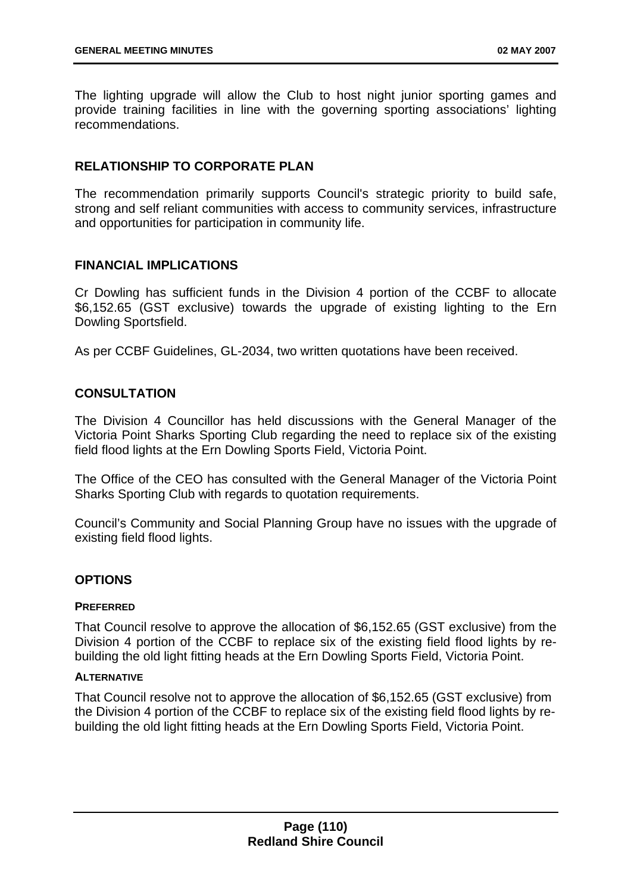The lighting upgrade will allow the Club to host night junior sporting games and provide training facilities in line with the governing sporting associations' lighting recommendations.

## RELATIONSHIP TO CORPORATE PLAN

The recommendation primarily supports Council's strategic priority to build safe, strong and self reliant communities with access to community services, infrastructure and opportunities for participation in community life.

## FINANCIAL IMPLICATIONS

Cr Dowling has sufficient funds in the Division 4 portion of the CCBF to allocate $6,152.65 (GST exclusive) towards the upgrade of existing lighting to the Ern Dowling Sportsfield.

As per CCBF Guidelines, GL-2034, two written quotations have been received.

## CONSULTATION

The Division 4 Councillor has held discussions with the General Manager of the Victoria Point Sharks Sporting Club regarding the need to replace six of the existing field flood lights at the Ern Dowling Sports Field, Victoria Point.

The Office of the CEO has consulted with the General Manager of the Victoria Point Sharks Sporting Club with regards to quotation requirements.

Council's Community and Social Planning Group have no issues with the upgrade of existing field flood lights.

## OPTIONS

### PREFERRED

That Council resolve to approve the allocation of $6,152.65 (GST exclusive) from the Division 4 portion of the CCBF to replace six of the existing field flood lights by re-building the old light fitting heads at the Ern Dowling Sports Field, Victoria Point.

### ALTERNATIVE

That Council resolve not to approve the allocation of $6,152.65 (GST exclusive) from the Division 4 portion of the CCBF to replace six of the existing field flood lights by re-building the old light fitting heads at the Ern Dowling Sports Field, Victoria Point.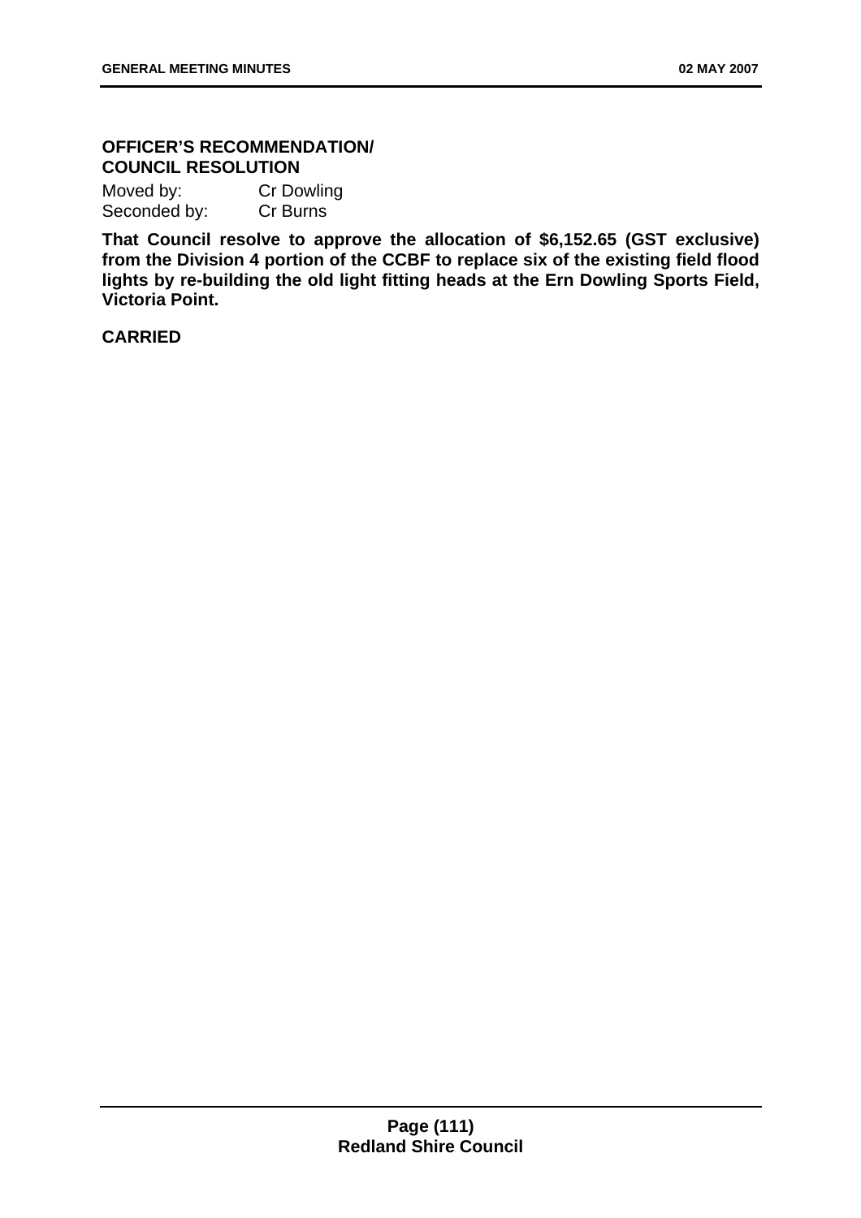**OFFICER'S RECOMMENDATION/ COUNCIL RESOLUTION**

Moved by: Cr Dowling
Seconded by: Cr Burns

**That Council resolve to approve the allocation of $6,152.65 (GST exclusive) from the Division 4 portion of the CCBF to replace six of the existing field flood lights by re-building the old light fitting heads at the Ern Dowling Sports Field, Victoria Point.**

**CARRIED**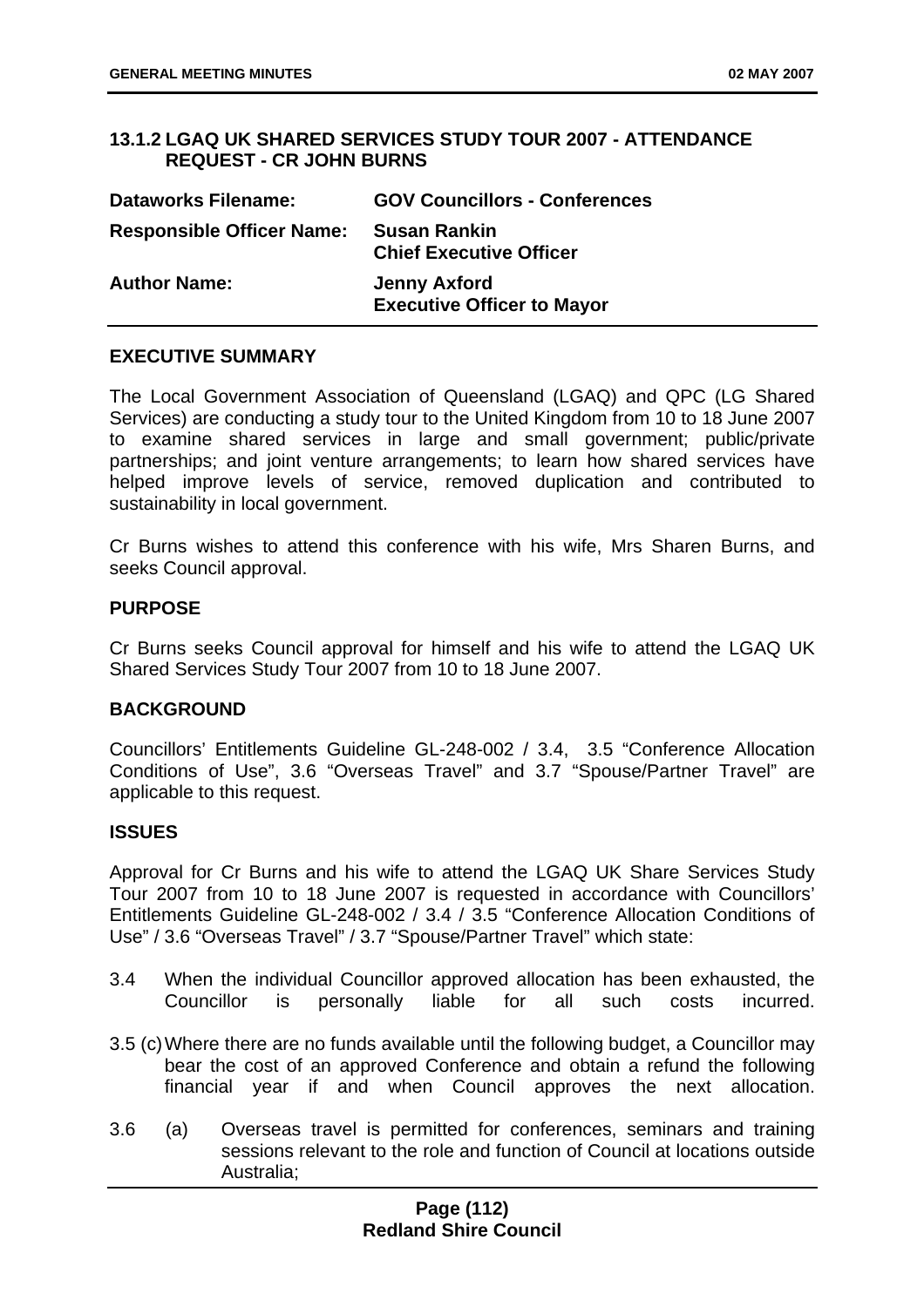### 13.1.2 LGAQ UK SHARED SERVICES STUDY TOUR 2007 - ATTENDANCE REQUEST - CR JOHN BURNS

| | |
|---|---|
| **Dataworks Filename:** | **GOV Councillors - Conferences** |
| **Responsible Officer Name:** | **Susan Rankin**<br>**Chief Executive Officer** |
| **Author Name:** | **Jenny Axford**<br>**Executive Officer to Mayor** |

#### EXECUTIVE SUMMARY

The Local Government Association of Queensland (LGAQ) and QPC (LG Shared Services) are conducting a study tour to the United Kingdom from 10 to 18 June 2007 to examine shared services in large and small government; public/private partnerships; and joint venture arrangements; to learn how shared services have helped improve levels of service, removed duplication and contributed to sustainability in local government.

Cr Burns wishes to attend this conference with his wife, Mrs Sharen Burns, and seeks Council approval.

#### PURPOSE

Cr Burns seeks Council approval for himself and his wife to attend the LGAQ UK Shared Services Study Tour 2007 from 10 to 18 June 2007.

#### BACKGROUND

Councillors' Entitlements Guideline GL-248-002 / 3.4, 3.5 "Conference Allocation Conditions of Use", 3.6 "Overseas Travel" and 3.7 "Spouse/Partner Travel" are applicable to this request.

#### ISSUES

Approval for Cr Burns and his wife to attend the LGAQ UK Share Services Study Tour 2007 from 10 to 18 June 2007 is requested in accordance with Councillors' Entitlements Guideline GL-248-002 / 3.4 / 3.5 "Conference Allocation Conditions of Use" / 3.6 "Overseas Travel" / 3.7 "Spouse/Partner Travel" which state:

3.4 When the individual Councillor approved allocation has been exhausted, the Councillor is personally liable for all such costs incurred.

3.5 (c) Where there are no funds available until the following budget, a Councillor may bear the cost of an approved Conference and obtain a refund the following financial year if and when Council approves the next allocation.

3.6 (a) Overseas travel is permitted for conferences, seminars and training sessions relevant to the role and function of Council at locations outside Australia;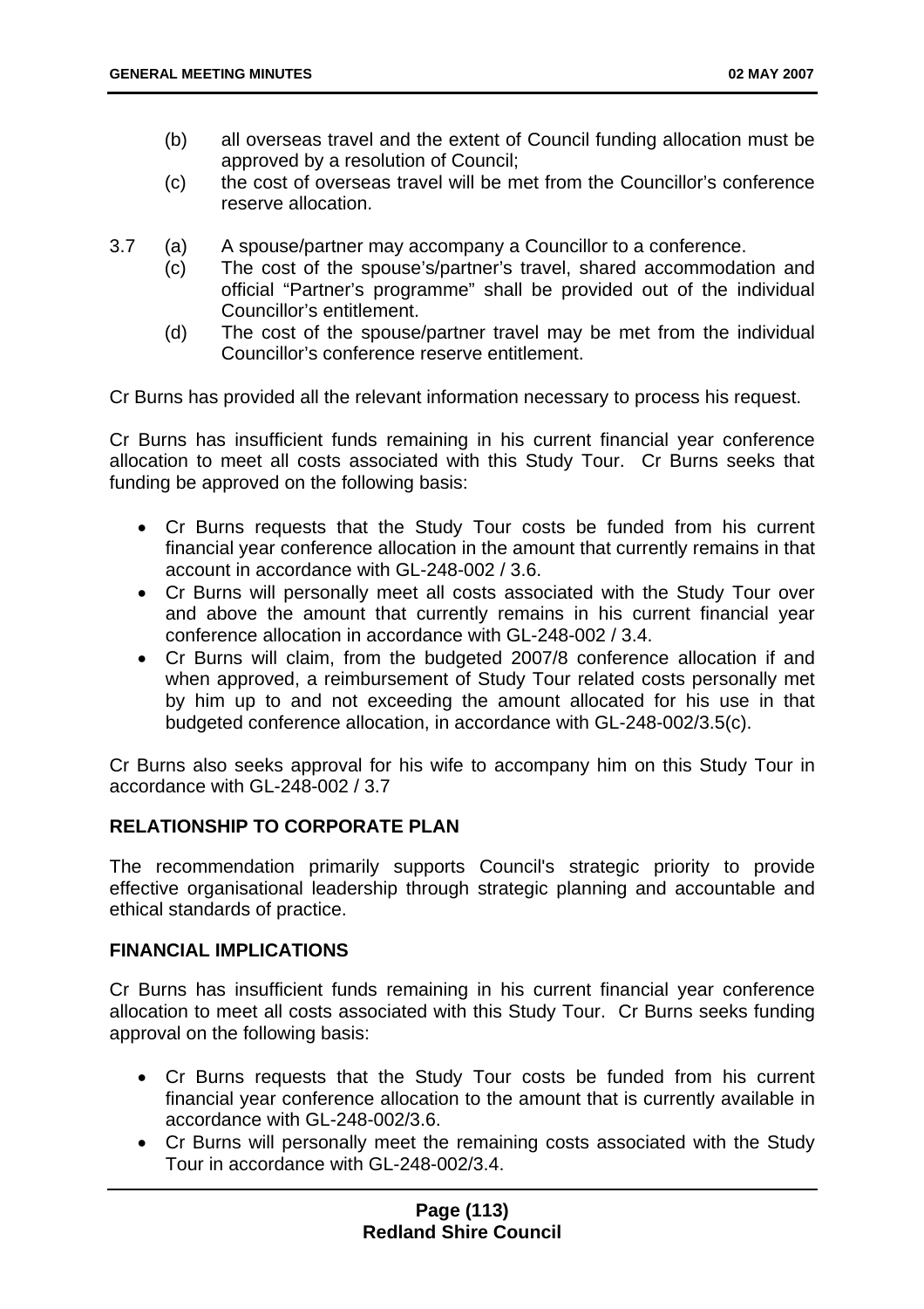(b) all overseas travel and the extent of Council funding allocation must be approved by a resolution of Council;

(c) the cost of overseas travel will be met from the Councillor's conference reserve allocation.

3.7 (a) A spouse/partner may accompany a Councillor to a conference.

(c) The cost of the spouse's/partner's travel, shared accommodation and official "Partner's programme" shall be provided out of the individual Councillor's entitlement.

(d) The cost of the spouse/partner travel may be met from the individual Councillor's conference reserve entitlement.

Cr Burns has provided all the relevant information necessary to process his request.

Cr Burns has insufficient funds remaining in his current financial year conference allocation to meet all costs associated with this Study Tour. Cr Burns seeks that funding be approved on the following basis:

- Cr Burns requests that the Study Tour costs be funded from his current financial year conference allocation in the amount that currently remains in that account in accordance with GL-248-002 / 3.6.
- Cr Burns will personally meet all costs associated with the Study Tour over and above the amount that currently remains in his current financial year conference allocation in accordance with GL-248-002 / 3.4.
- Cr Burns will claim, from the budgeted 2007/8 conference allocation if and when approved, a reimbursement of Study Tour related costs personally met by him up to and not exceeding the amount allocated for his use in that budgeted conference allocation, in accordance with GL-248-002/3.5(c).

Cr Burns also seeks approval for his wife to accompany him on this Study Tour in accordance with GL-248-002 / 3.7

## RELATIONSHIP TO CORPORATE PLAN

The recommendation primarily supports Council's strategic priority to provide effective organisational leadership through strategic planning and accountable and ethical standards of practice.

## FINANCIAL IMPLICATIONS

Cr Burns has insufficient funds remaining in his current financial year conference allocation to meet all costs associated with this Study Tour. Cr Burns seeks funding approval on the following basis:

- Cr Burns requests that the Study Tour costs be funded from his current financial year conference allocation to the amount that is currently available in accordance with GL-248-002/3.6.
- Cr Burns will personally meet the remaining costs associated with the Study Tour in accordance with GL-248-002/3.4.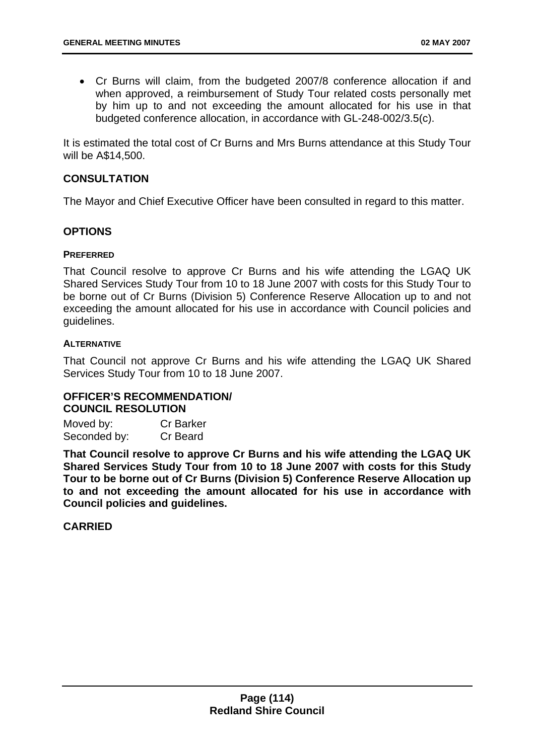- Cr Burns will claim, from the budgeted 2007/8 conference allocation if and when approved, a reimbursement of Study Tour related costs personally met by him up to and not exceeding the amount allocated for his use in that budgeted conference allocation, in accordance with GL-248-002/3.5(c).

It is estimated the total cost of Cr Burns and Mrs Burns attendance at this Study Tour will be A$14,500.

## CONSULTATION

The Mayor and Chief Executive Officer have been consulted in regard to this matter.

## OPTIONS

#### PREFERRED

That Council resolve to approve Cr Burns and his wife attending the LGAQ UK Shared Services Study Tour from 10 to 18 June 2007 with costs for this Study Tour to be borne out of Cr Burns (Division 5) Conference Reserve Allocation up to and not exceeding the amount allocated for his use in accordance with Council policies and guidelines.

#### ALTERNATIVE

That Council not approve Cr Burns and his wife attending the LGAQ UK Shared Services Study Tour from 10 to 18 June 2007.

## OFFICER'S RECOMMENDATION/ COUNCIL RESOLUTION

Moved by: Cr Barker
Seconded by: Cr Beard

**That Council resolve to approve Cr Burns and his wife attending the LGAQ UK Shared Services Study Tour from 10 to 18 June 2007 with costs for this Study Tour to be borne out of Cr Burns (Division 5) Conference Reserve Allocation up to and not exceeding the amount allocated for his use in accordance with Council policies and guidelines.**

**CARRIED**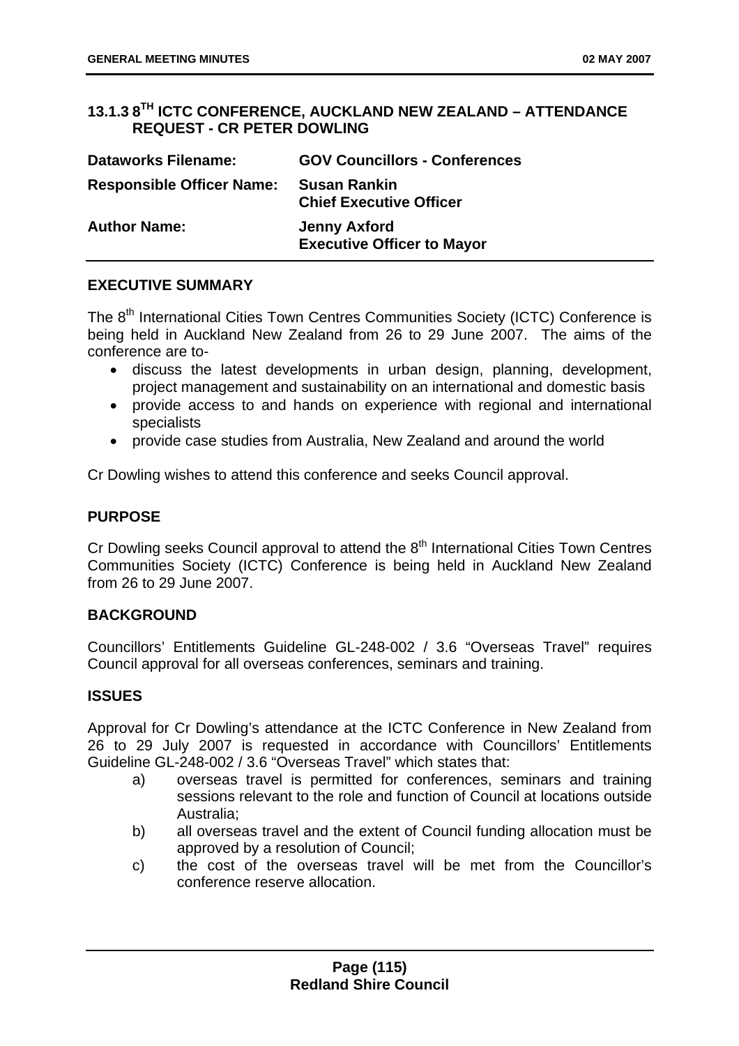## 13.1.3 8TH ICTC CONFERENCE, AUCKLAND NEW ZEALAND – ATTENDANCE REQUEST - CR PETER DOWLING

| | |
|---|---|
| **Dataworks Filename:** | **GOV Councillors - Conferences** |
| **Responsible Officer Name:** | **Susan Rankin**<br>**Chief Executive Officer** |
| **Author Name:** | **Jenny Axford**<br>**Executive Officer to Mayor** |

### EXECUTIVE SUMMARY

The 8th International Cities Town Centres Communities Society (ICTC) Conference is being held in Auckland New Zealand from 26 to 29 June 2007. The aims of the conference are to-

- discuss the latest developments in urban design, planning, development, project management and sustainability on an international and domestic basis
- provide access to and hands on experience with regional and international specialists
- provide case studies from Australia, New Zealand and around the world

Cr Dowling wishes to attend this conference and seeks Council approval.

### PURPOSE

Cr Dowling seeks Council approval to attend the 8th International Cities Town Centres Communities Society (ICTC) Conference is being held in Auckland New Zealand from 26 to 29 June 2007.

### BACKGROUND

Councillors' Entitlements Guideline GL-248-002 / 3.6 "Overseas Travel" requires Council approval for all overseas conferences, seminars and training.

### ISSUES

Approval for Cr Dowling's attendance at the ICTC Conference in New Zealand from 26 to 29 July 2007 is requested in accordance with Councillors' Entitlements Guideline GL-248-002 / 3.6 "Overseas Travel" which states that:

a) overseas travel is permitted for conferences, seminars and training sessions relevant to the role and function of Council at locations outside Australia;

b) all overseas travel and the extent of Council funding allocation must be approved by a resolution of Council;

c) the cost of the overseas travel will be met from the Councillor's conference reserve allocation.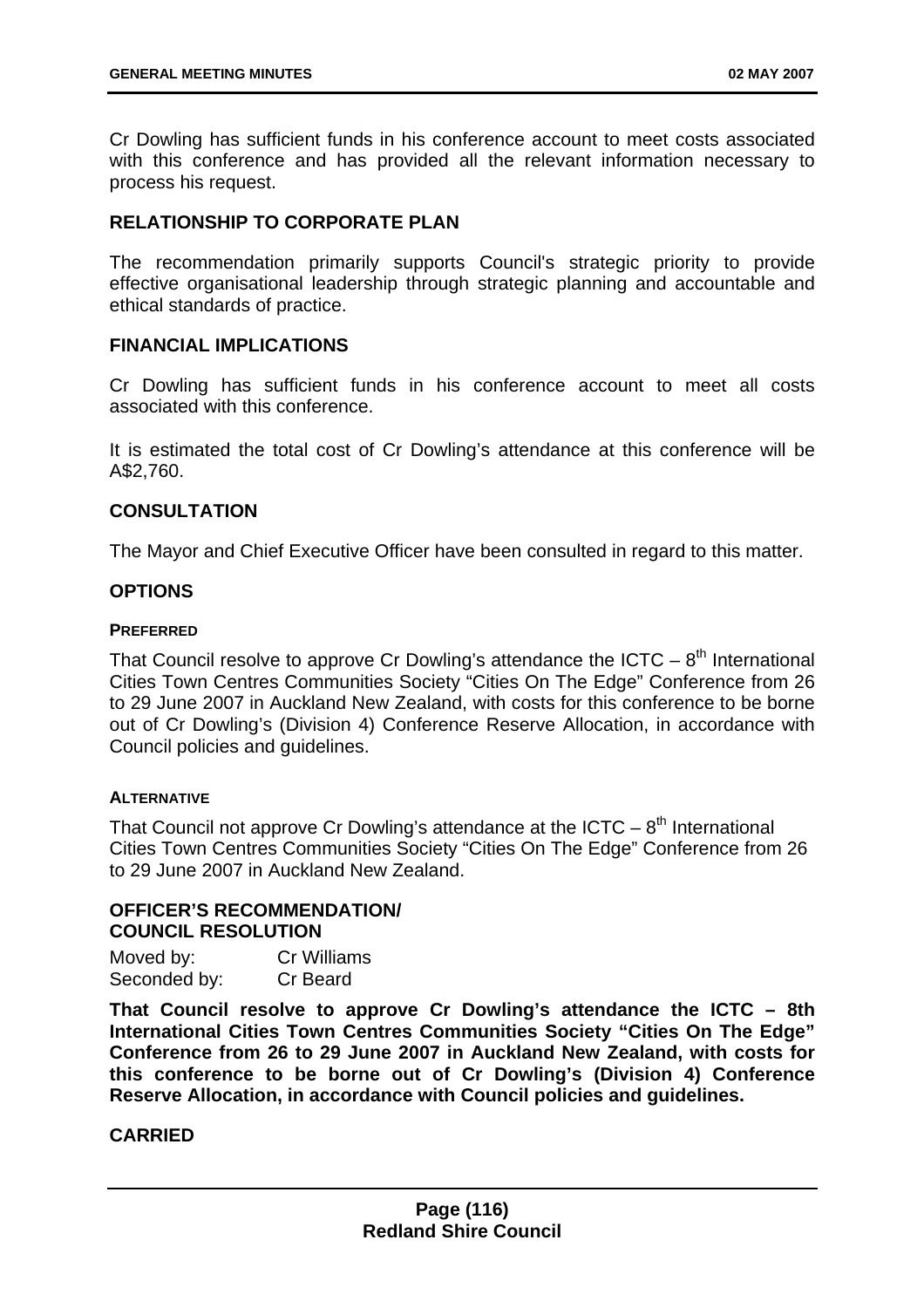Cr Dowling has sufficient funds in his conference account to meet costs associated with this conference and has provided all the relevant information necessary to process his request.

## RELATIONSHIP TO CORPORATE PLAN

The recommendation primarily supports Council's strategic priority to provide effective organisational leadership through strategic planning and accountable and ethical standards of practice.

## FINANCIAL IMPLICATIONS

Cr Dowling has sufficient funds in his conference account to meet all costs associated with this conference.

It is estimated the total cost of Cr Dowling's attendance at this conference will be A$2,760.

## CONSULTATION

The Mayor and Chief Executive Officer have been consulted in regard to this matter.

## OPTIONS

### PREFERRED

That Council resolve to approve Cr Dowling's attendance the ICTC – 8th International Cities Town Centres Communities Society "Cities On The Edge" Conference from 26 to 29 June 2007 in Auckland New Zealand, with costs for this conference to be borne out of Cr Dowling's (Division 4) Conference Reserve Allocation, in accordance with Council policies and guidelines.

### ALTERNATIVE

That Council not approve Cr Dowling's attendance at the ICTC – 8th International Cities Town Centres Communities Society "Cities On The Edge" Conference from 26 to 29 June 2007 in Auckland New Zealand.

## OFFICER'S RECOMMENDATION/ COUNCIL RESOLUTION

Moved by: Cr Williams
Seconded by: Cr Beard

**That Council resolve to approve Cr Dowling's attendance the ICTC – 8th International Cities Town Centres Communities Society "Cities On The Edge" Conference from 26 to 29 June 2007 in Auckland New Zealand, with costs for this conference to be borne out of Cr Dowling's (Division 4) Conference Reserve Allocation, in accordance with Council policies and guidelines.**

**CARRIED**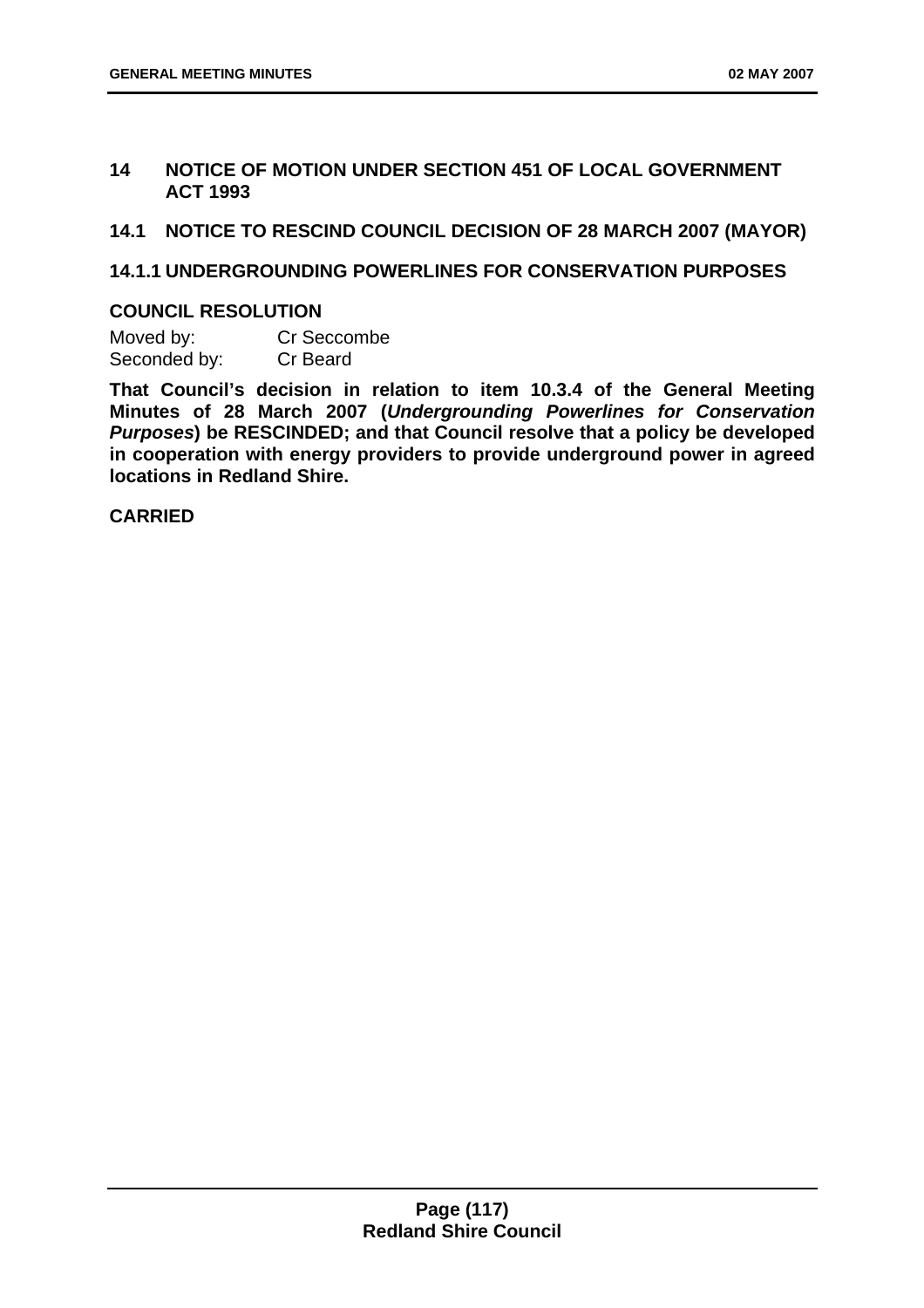## 14 NOTICE OF MOTION UNDER SECTION 451 OF LOCAL GOVERNMENT ACT 1993

## 14.1 NOTICE TO RESCIND COUNCIL DECISION OF 28 MARCH 2007 (MAYOR)

### 14.1.1 UNDERGROUNDING POWERLINES FOR CONSERVATION PURPOSES

**COUNCIL RESOLUTION**

Moved by: Cr Seccombe
Seconded by: Cr Beard

**That Council's decision in relation to item 10.3.4 of the General Meeting Minutes of 28 March 2007 (*Undergrounding Powerlines for Conservation Purposes*) be RESCINDED; and that Council resolve that a policy be developed in cooperation with energy providers to provide underground power in agreed locations in Redland Shire.**

**CARRIED**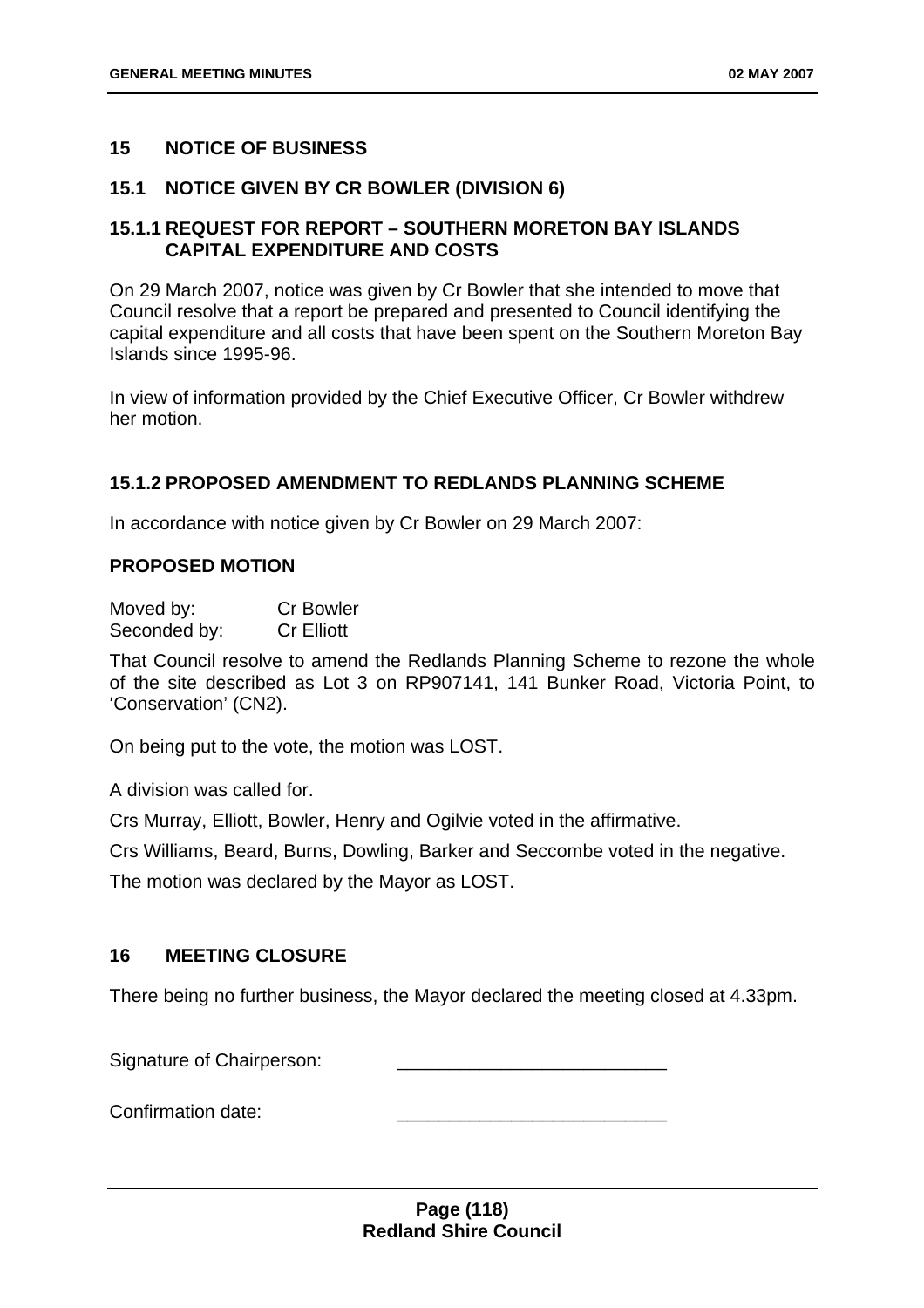## 15 NOTICE OF BUSINESS

### 15.1 NOTICE GIVEN BY CR BOWLER (DIVISION 6)

#### 15.1.1 REQUEST FOR REPORT – SOUTHERN MORETON BAY ISLANDS CAPITAL EXPENDITURE AND COSTS

On 29 March 2007, notice was given by Cr Bowler that she intended to move that Council resolve that a report be prepared and presented to Council identifying the capital expenditure and all costs that have been spent on the Southern Moreton Bay Islands since 1995-96.

In view of information provided by the Chief Executive Officer, Cr Bowler withdrew her motion.

#### 15.1.2 PROPOSED AMENDMENT TO REDLANDS PLANNING SCHEME

In accordance with notice given by Cr Bowler on 29 March 2007:

**PROPOSED MOTION**

Moved by: Cr Bowler
Seconded by: Cr Elliott

That Council resolve to amend the Redlands Planning Scheme to rezone the whole of the site described as Lot 3 on RP907141, 141 Bunker Road, Victoria Point, to 'Conservation' (CN2).

On being put to the vote, the motion was LOST.

A division was called for.

Crs Murray, Elliott, Bowler, Henry and Ogilvie voted in the affirmative.

Crs Williams, Beard, Burns, Dowling, Barker and Seccombe voted in the negative.

The motion was declared by the Mayor as LOST.

## 16 MEETING CLOSURE

There being no further business, the Mayor declared the meeting closed at 4.33pm.

Signature of Chairperson: ___________________________

Confirmation date: ___________________________